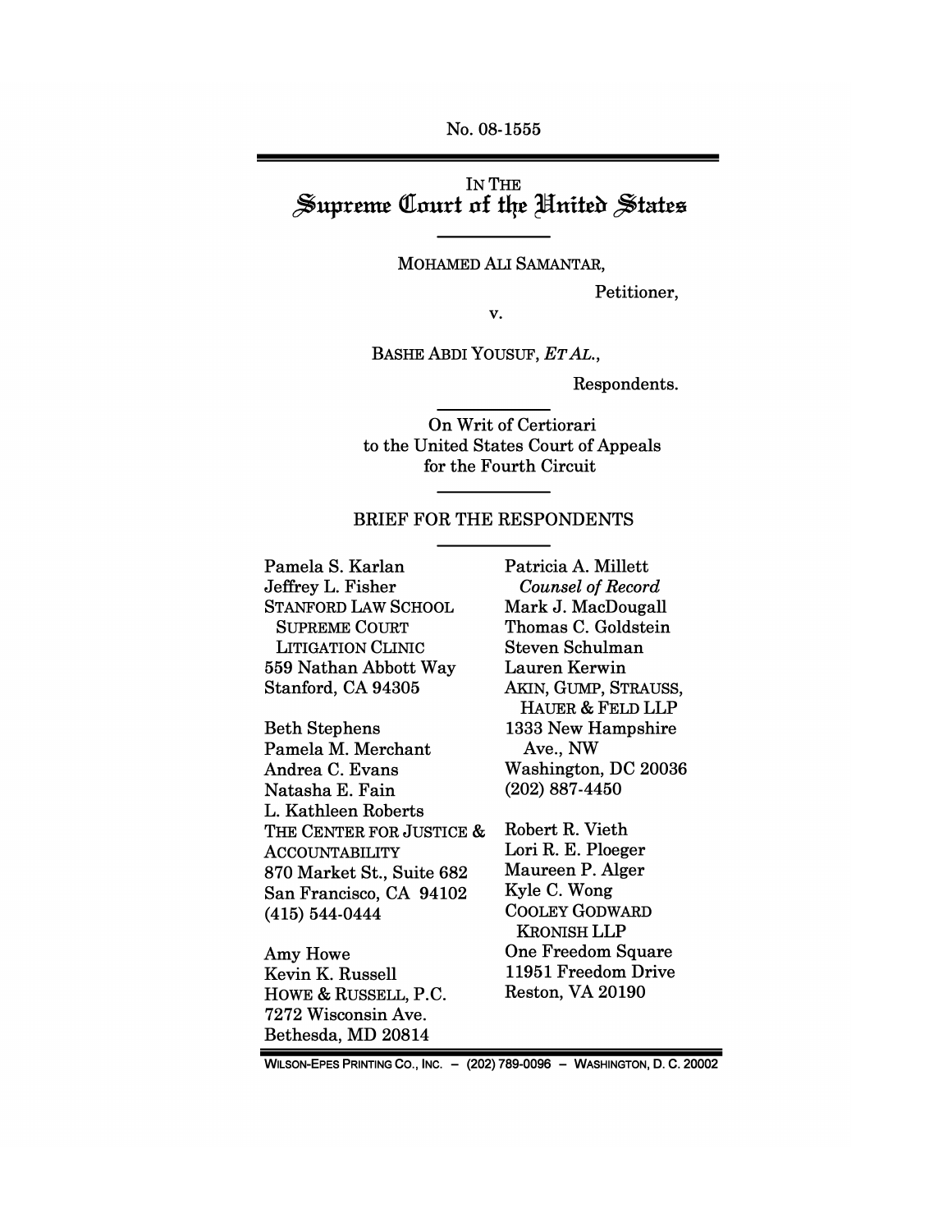No. 08-1555

IN THE
# Supreme Court of the United States

MOHAMED ALI SAMANTAR,

Petitioner,

v.

BASHE ABDI YOUSUF, *ET AL.*,

Respondents.

On Writ of Certiorari
to the United States Court of Appeals
for the Fourth Circuit

## BRIEF FOR THE RESPONDENTS

Pamela S. Karlan
Jeffrey L. Fisher
STANFORD LAW SCHOOL
SUPREME COURT
LITIGATION CLINIC
559 Nathan Abbott Way
Stanford, CA 94305

Beth Stephens
Pamela M. Merchant
Andrea C. Evans
Natasha E. Fain
L. Kathleen Roberts
THE CENTER FOR JUSTICE & ACCOUNTABILITY
870 Market St., Suite 682
San Francisco, CA 94102
(415) 544-0444

Amy Howe
Kevin K. Russell
HOWE & RUSSELL, P.C.
7272 Wisconsin Ave.
Bethesda, MD 20814

Patricia A. Millett
*Counsel of Record*
Mark J. MacDougall
Thomas C. Goldstein
Steven Schulman
Lauren Kerwin
AKIN, GUMP, STRAUSS, HAUER & FELD LLP
1333 New Hampshire Ave., NW
Washington, DC 20036
(202) 887-4450

Robert R. Vieth
Lori R. E. Ploeger
Maureen P. Alger
Kyle C. Wong
COOLEY GODWARD KRONISH LLP
One Freedom Square
11951 Freedom Drive
Reston, VA 20190

WILSON-EPES PRINTING CO., INC. – (202) 789-0096 – WASHINGTON, D. C. 20002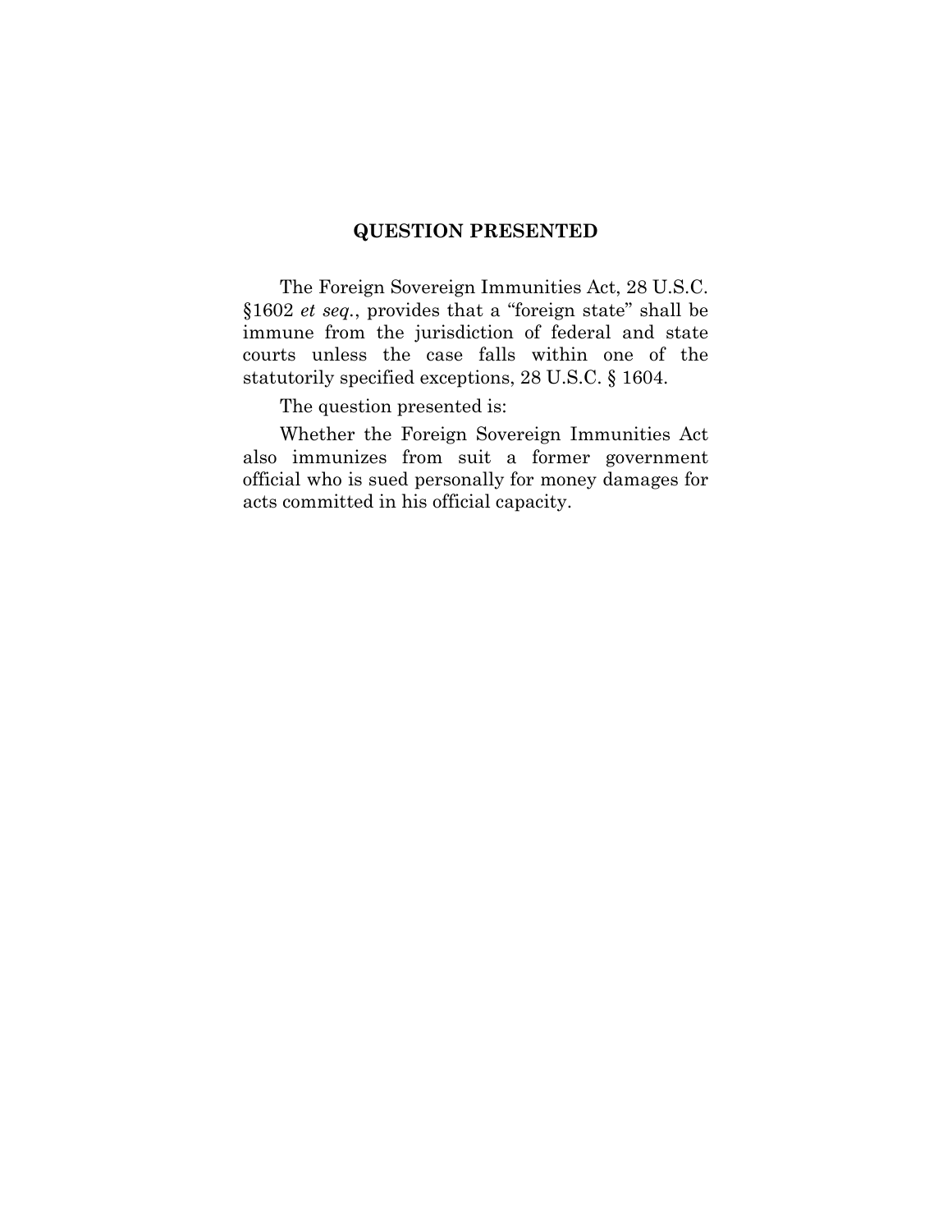## QUESTION PRESENTED

The Foreign Sovereign Immunities Act, 28 U.S.C. §1602 *et seq.*, provides that a "foreign state" shall be immune from the jurisdiction of federal and state courts unless the case falls within one of the statutorily specified exceptions, 28 U.S.C. § 1604.

The question presented is:

Whether the Foreign Sovereign Immunities Act also immunizes from suit a former government official who is sued personally for money damages for acts committed in his official capacity.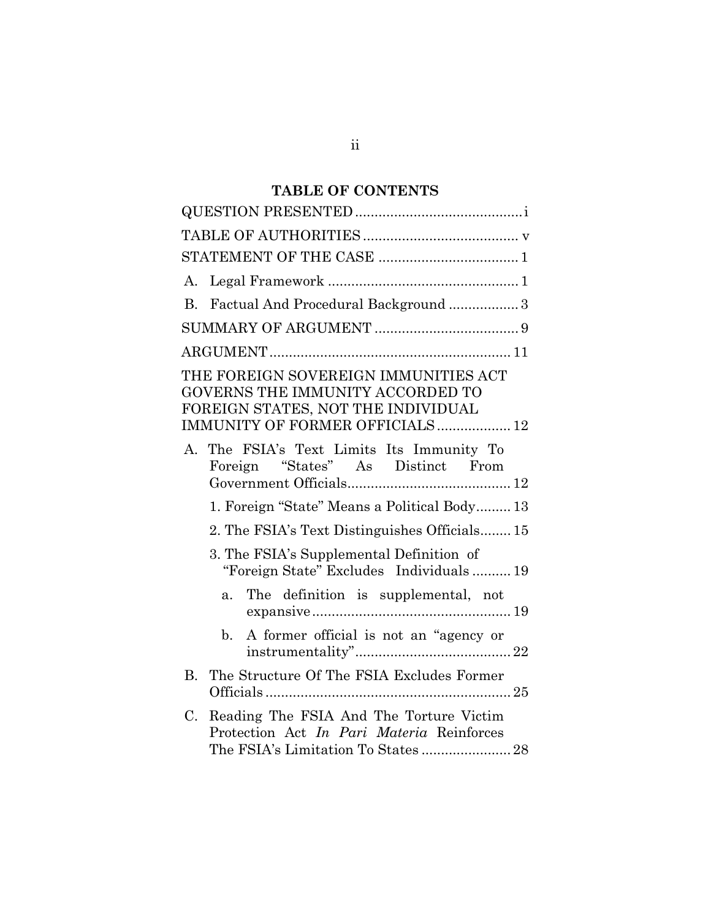## TABLE OF CONTENTS

QUESTION PRESENTED .......................................... i

TABLE OF AUTHORITIES ....................................... v

STATEMENT OF THE CASE ................................... 1

A. Legal Framework ................................................ 1

B. Factual And Procedural Background ................. 3

SUMMARY OF ARGUMENT .................................... 9

ARGUMENT ............................................................ 11

THE FOREIGN SOVEREIGN IMMUNITIES ACT GOVERNS THE IMMUNITY ACCORDED TO FOREIGN STATES, NOT THE INDIVIDUAL IMMUNITY OF FORMER OFFICIALS .................. 12

A. The FSIA's Text Limits Its Immunity To Foreign "States" As Distinct From Government Officials ......................................... 12

   1. Foreign "State" Means a Political Body ......... 13

   2. The FSIA's Text Distinguishes Officials ........ 15

   3. The FSIA's Supplemental Definition of "Foreign State" Excludes Individuals .......... 19

      a. The definition is supplemental, not expansive .................................................. 19

      b. A former official is not an "agency or instrumentality" ....................................... 22

B. The Structure Of The FSIA Excludes Former Officials .............................................................. 25

C. Reading The FSIA And The Torture Victim Protection Act *In Pari Materia* Reinforces The FSIA's Limitation To States ...................... 28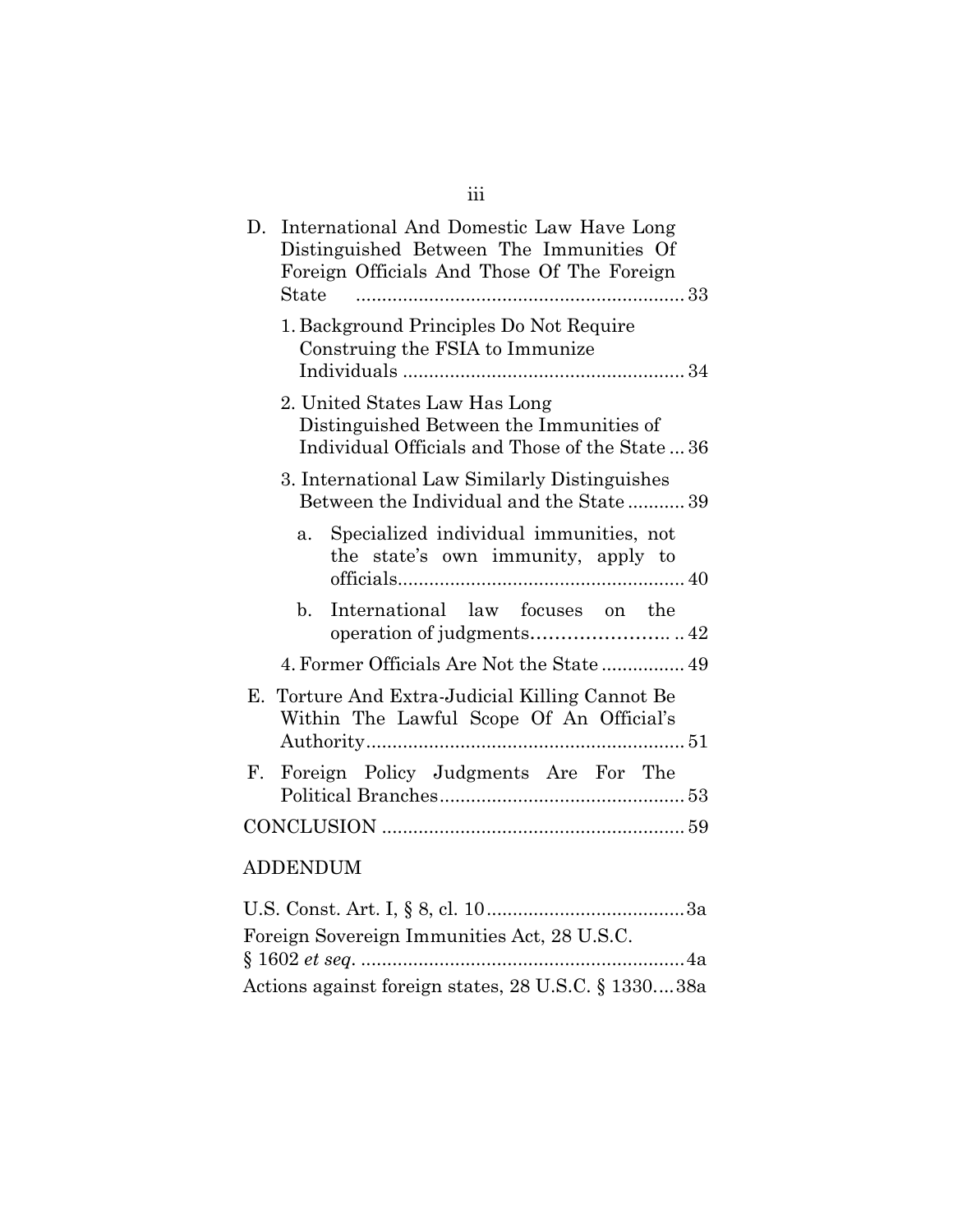D. International And Domestic Law Have Long Distinguished Between The Immunities Of Foreign Officials And Those Of The Foreign State ............................................................... 33

1. Background Principles Do Not Require Construing the FSIA to Immunize Individuals ...................................................... 34

2. United States Law Has Long Distinguished Between the Immunities of Individual Officials and Those of the State ... 36

3. International Law Similarly Distinguishes Between the Individual and the State ........... 39

a. Specialized individual immunities, not the state's own immunity, apply to officials...................................................... 40

b. International law focuses on the operation of judgments………………….. .. 42

4. Former Officials Are Not the State ................ 49

E. Torture And Extra-Judicial Killing Cannot Be Within The Lawful Scope Of An Official's Authority............................................................. 51

F. Foreign Policy Judgments Are For The Political Branches............................................... 53

CONCLUSION .......................................................... 59

ADDENDUM

U.S. Const. Art. I, § 8, cl. 10......................................3a

Foreign Sovereign Immunities Act, 28 U.S.C. § 1602 *et seq*. ..............................................................4a

Actions against foreign states, 28 U.S.C. § 1330....38a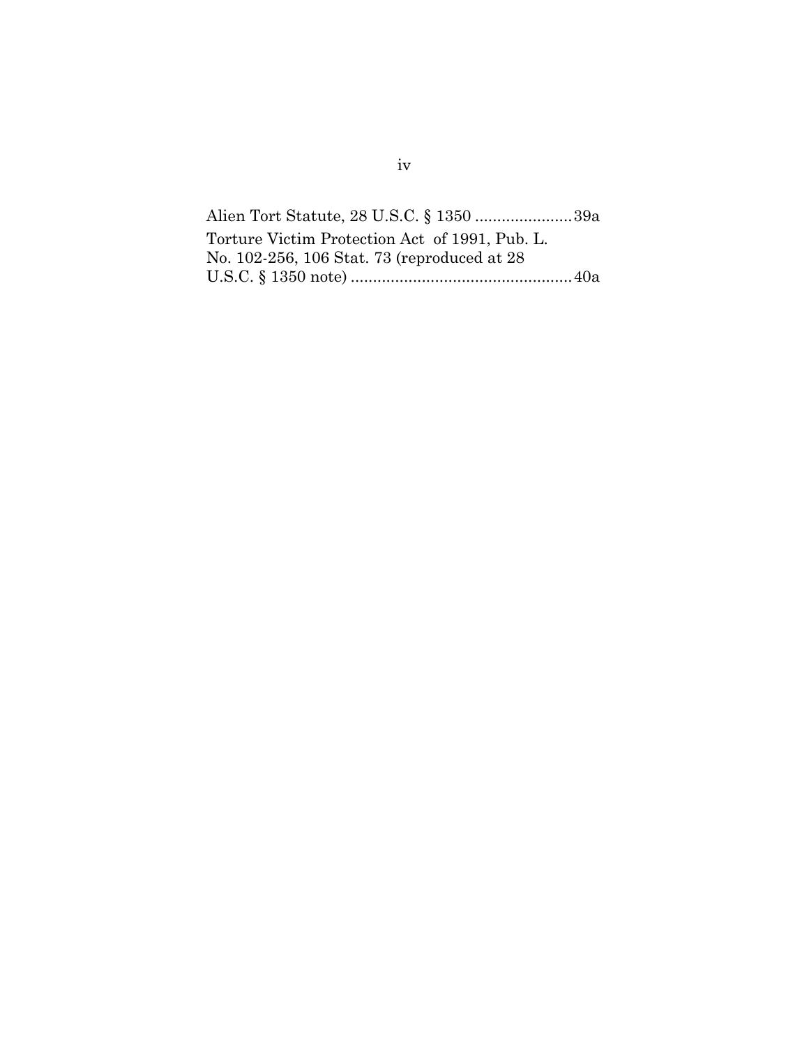Alien Tort Statute, 28 U.S.C. § 1350 ......................39a

Torture Victim Protection Act of 1991, Pub. L. No. 102-256, 106 Stat. 73 (reproduced at 28 U.S.C. § 1350 note) ..................................................40a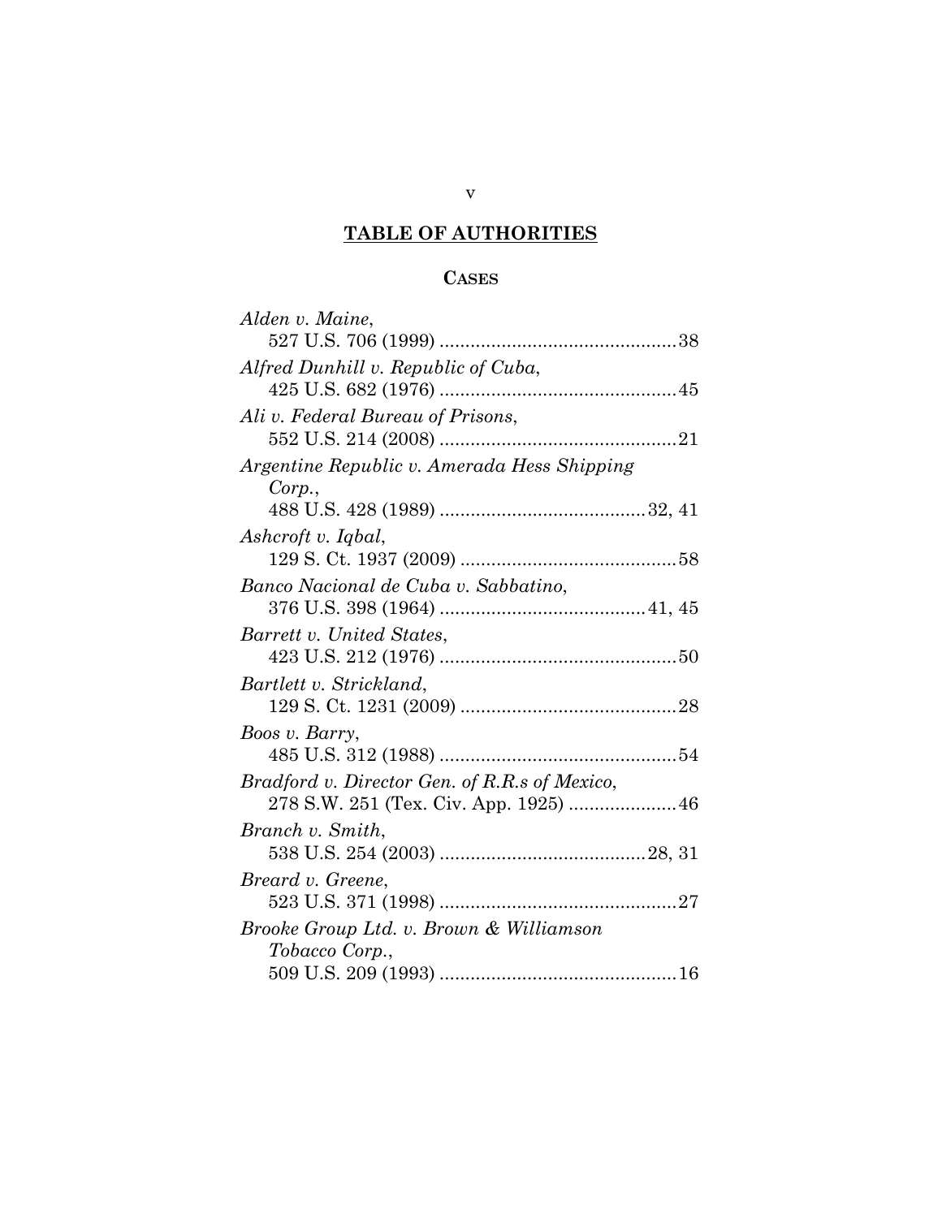## TABLE OF AUTHORITIES

### CASES

*Alden v. Maine*,
527 U.S. 706 (1999) .............................................38

*Alfred Dunhill v. Republic of Cuba*,
425 U.S. 682 (1976) .............................................45

*Ali v. Federal Bureau of Prisons*,
552 U.S. 214 (2008) .............................................21

*Argentine Republic v. Amerada Hess Shipping Corp.*,
488 U.S. 428 (1989) .......................................32, 41

*Ashcroft v. Iqbal*,
129 S. Ct. 1937 (2009) ..........................................58

*Banco Nacional de Cuba v. Sabbatino*,
376 U.S. 398 (1964) .......................................41, 45

*Barrett v. United States*,
423 U.S. 212 (1976) .............................................50

*Bartlett v. Strickland*,
129 S. Ct. 1231 (2009) ..........................................28

*Boos v. Barry*,
485 U.S. 312 (1988) .............................................54

*Bradford v. Director Gen. of R.R.s of Mexico*,
278 S.W. 251 (Tex. Civ. App. 1925) .....................46

*Branch v. Smith*,
538 U.S. 254 (2003) .......................................28, 31

*Breard v. Greene*,
523 U.S. 371 (1998) .............................................27

*Brooke Group Ltd. v. Brown & Williamson Tobacco Corp.*,
509 U.S. 209 (1993) .............................................16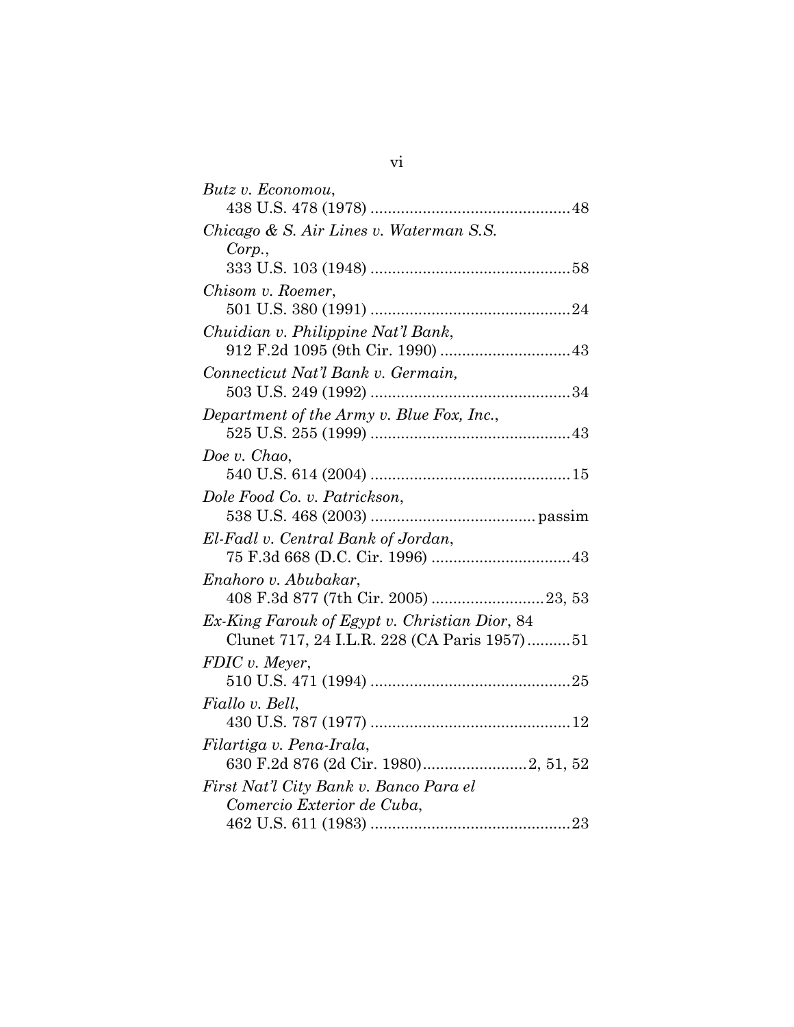*Butz v. Economou*,
438 U.S. 478 (1978) ............................................. 48

*Chicago & S. Air Lines v. Waterman S.S. Corp.*,
333 U.S. 103 (1948) ............................................. 58

*Chisom v. Roemer*,
501 U.S. 380 (1991) ............................................. 24

*Chuidian v. Philippine Nat'l Bank*,
912 F.2d 1095 (9th Cir. 1990) .............................. 43

*Connecticut Nat'l Bank v. Germain,*
503 U.S. 249 (1992) ............................................. 34

*Department of the Army v. Blue Fox, Inc.*,
525 U.S. 255 (1999) ............................................. 43

*Doe v. Chao*,
540 U.S. 614 (2004) ............................................. 15

*Dole Food Co. v. Patrickson*,
538 U.S. 468 (2003) ..................................... passim

*El-Fadl v. Central Bank of Jordan*,
75 F.3d 668 (D.C. Cir. 1996) ............................... 43

*Enahoro v. Abubakar*,
408 F.3d 877 (7th Cir. 2005) .......................... 23, 53

*Ex-King Farouk of Egypt v. Christian Dior*, 84
Clunet 717, 24 I.L.R. 228 (CA Paris 1957) .......... 51

*FDIC v. Meyer*,
510 U.S. 471 (1994) ............................................. 25

*Fiallo v. Bell*,
430 U.S. 787 (1977) ............................................. 12

*Filartiga v. Pena-Irala*,
630 F.2d 876 (2d Cir. 1980) ........................ 2, 51, 52

*First Nat'l City Bank v. Banco Para el Comercio Exterior de Cuba*,
462 U.S. 611 (1983) ............................................. 23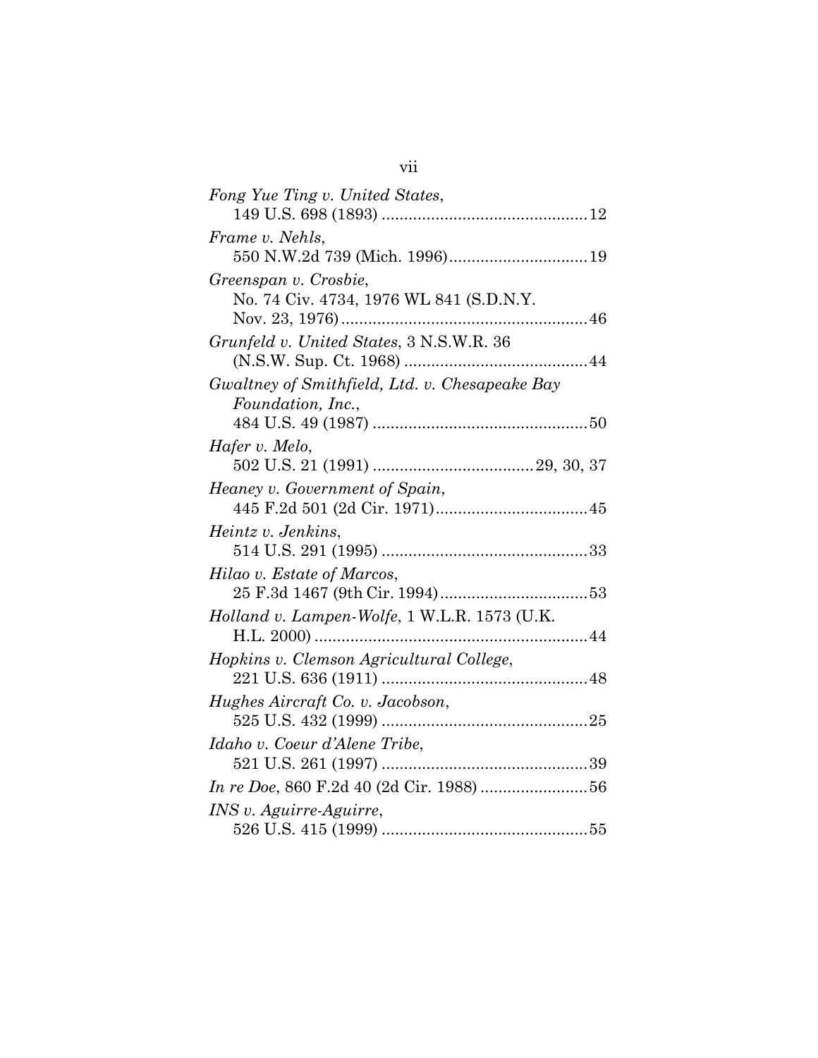*Fong Yue Ting v. United States*,
149 U.S. 698 (1893) ............................................. 12

*Frame v. Nehls*,
550 N.W.2d 739 (Mich. 1996)............................... 19

*Greenspan v. Crosbie*,
No. 74 Civ. 4734, 1976 WL 841 (S.D.N.Y. Nov. 23, 1976)....................................................... 46

*Grunfeld v. United States*, 3 N.S.W.R. 36
(N.S.W. Sup. Ct. 1968) ......................................... 44

*Gwaltney of Smithfield, Ltd. v. Chesapeake Bay Foundation, Inc.*,
484 U.S. 49 (1987) ................................................ 50

*Hafer v. Melo*,
502 U.S. 21 (1991) .................................... 29, 30, 37

*Heaney v. Government of Spain*,
445 F.2d 501 (2d Cir. 1971).................................. 45

*Heintz v. Jenkins*,
514 U.S. 291 (1995) .............................................. 33

*Hilao v. Estate of Marcos*,
25 F.3d 1467 (9th Cir. 1994)................................. 53

*Holland v. Lampen-Wolfe*, 1 W.L.R. 1573 (U.K. H.L. 2000) ............................................................ 44

*Hopkins v. Clemson Agricultural College*,
221 U.S. 636 (1911) .............................................. 48

*Hughes Aircraft Co. v. Jacobson*,
525 U.S. 432 (1999) .............................................. 25

*Idaho v. Coeur d'Alene Tribe*,
521 U.S. 261 (1997) .............................................. 39

*In re Doe*, 860 F.2d 40 (2d Cir. 1988) ........................ 56

*INS v. Aguirre-Aguirre*,
526 U.S. 415 (1999) .............................................. 55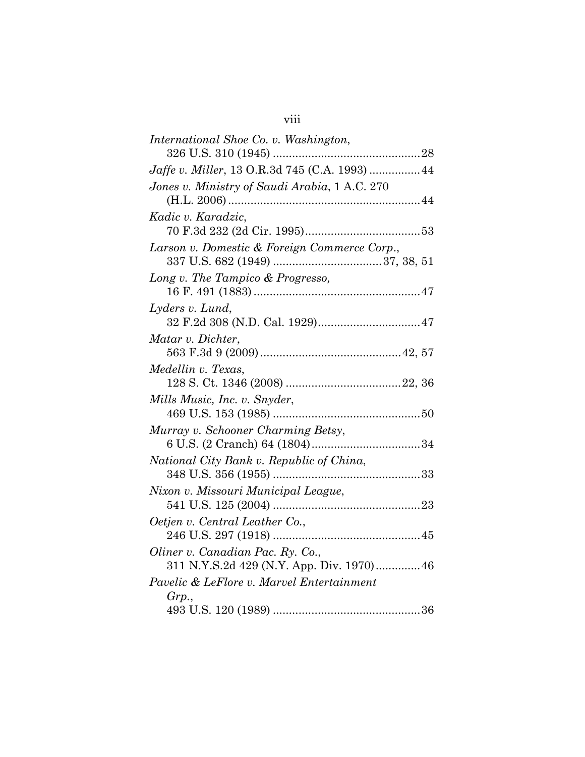*International Shoe Co. v. Washington*,
326 U.S. 310 (1945) .............................................28

*Jaffe v. Miller*, 13 O.R.3d 745 (C.A. 1993) ................44

*Jones v. Ministry of Saudi Arabia*, 1 A.C. 270
(H.L. 2006)...........................................................44

*Kadic v. Karadzic*,
70 F.3d 232 (2d Cir. 1995)....................................53

*Larson v. Domestic & Foreign Commerce Corp.*,
337 U.S. 682 (1949) .................................37, 38, 51

*Long v. The Tampico & Progresso,*
16 F. 491 (1883)....................................................47

*Lyders v. Lund*,
32 F.2d 308 (N.D. Cal. 1929)................................47

*Matar v. Dichter*,
563 F.3d 9 (2009)............................................42, 57

*Medellin v. Texas*,
128 S. Ct. 1346 (2008) ....................................22, 36

*Mills Music, Inc. v. Snyder*,
469 U.S. 153 (1985) .............................................50

*Murray v. Schooner Charming Betsy*,
6 U.S. (2 Cranch) 64 (1804)..................................34

*National City Bank v. Republic of China*,
348 U.S. 356 (1955) .............................................33

*Nixon v. Missouri Municipal League*,
541 U.S. 125 (2004) .............................................23

*Oetjen v. Central Leather Co.*,
246 U.S. 297 (1918) .............................................45

*Oliner v. Canadian Pac. Ry. Co.*,
311 N.Y.S.2d 429 (N.Y. App. Div. 1970).............46

*Pavelic & LeFlore v. Marvel Entertainment Grp.*,
493 U.S. 120 (1989) .............................................36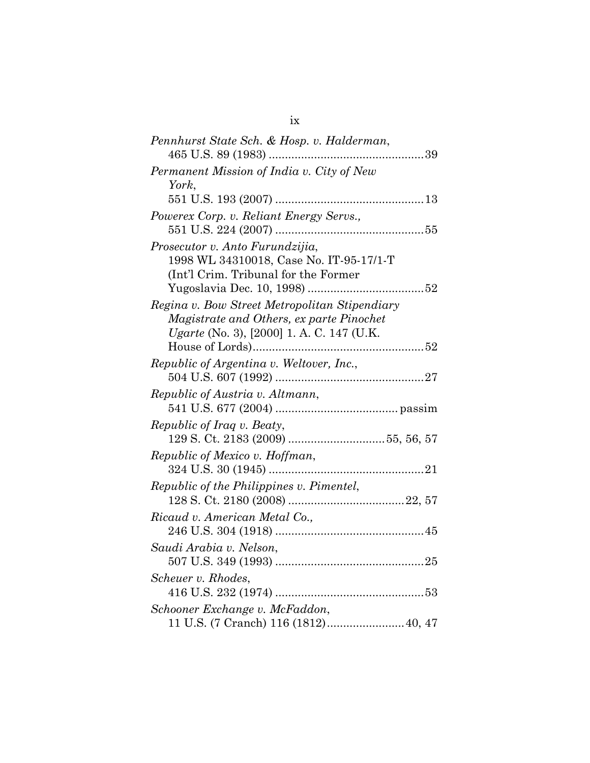*Pennhurst State Sch. & Hosp. v. Halderman*,
465 U.S. 89 (1983) ................................................39

*Permanent Mission of India v. City of New York*,
551 U.S. 193 (2007) .............................................13

*Powerex Corp. v. Reliant Energy Servs.,*
551 U.S. 224 (2007) .............................................55

*Prosecutor v. Anto Furundzijia*,
1998 WL 34310018, Case No. IT-95-17/1-T (Int'l Crim. Tribunal for the Former Yugoslavia Dec. 10, 1998) ....................................52

*Regina v. Bow Street Metropolitan Stipendiary Magistrate and Others, ex parte Pinochet Ugarte* (No. 3), [2000] 1. A. C. 147 (U.K. House of Lords).....................................................52

*Republic of Argentina v. Weltover, Inc.*,
504 U.S. 607 (1992) .............................................27

*Republic of Austria v. Altmann*,
541 U.S. 677 (2004) ..................................... passim

*Republic of Iraq v. Beaty*,
129 S. Ct. 2183 (2009) .............................55, 56, 57

*Republic of Mexico v. Hoffman*,
324 U.S. 30 (1945) ................................................21

*Republic of the Philippines v. Pimentel*,
128 S. Ct. 2180 (2008) ....................................22, 57

*Ricaud v. American Metal Co.,*
246 U.S. 304 (1918) .............................................45

*Saudi Arabia v. Nelson*,
507 U.S. 349 (1993) .............................................25

*Scheuer v. Rhodes*,
416 U.S. 232 (1974) .............................................53

*Schooner Exchange v. McFaddon*,
11 U.S. (7 Cranch) 116 (1812)........................40, 47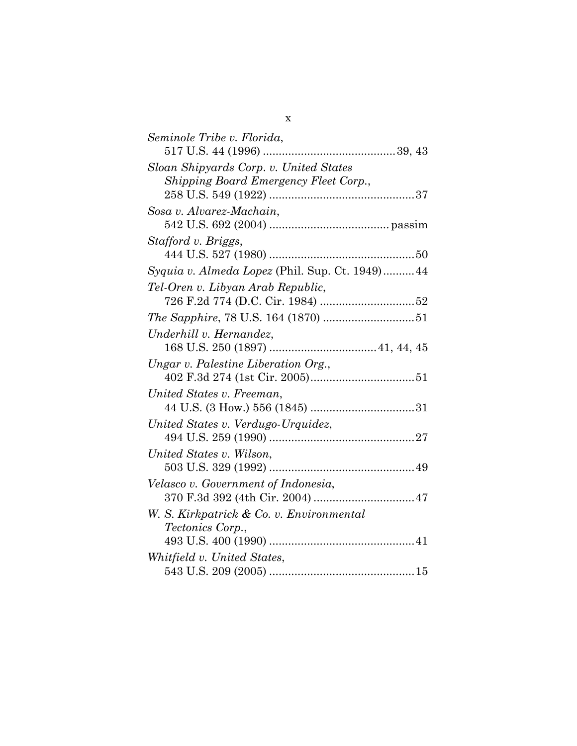*Seminole Tribe v. Florida*,
517 U.S. 44 (1996) .........................................39, 43

*Sloan Shipyards Corp. v. United States Shipping Board Emergency Fleet Corp.*,
258 U.S. 549 (1922) .............................................37

*Sosa v. Alvarez-Machain*,
542 U.S. 692 (2004) ..................................... passim

*Stafford v. Briggs*,
444 U.S. 527 (1980) .............................................50

*Syquia v. Almeda Lopez* (Phil. Sup. Ct. 1949)..........44

*Tel-Oren v. Libyan Arab Republic*,
726 F.2d 774 (D.C. Cir. 1984) ..............................52

*The Sapphire*, 78 U.S. 164 (1870) .............................51

*Underhill v. Hernandez*,
168 U.S. 250 (1897) .................................41, 44, 45

*Ungar v. Palestine Liberation Org.*,
402 F.3d 274 (1st Cir. 2005).................................51

*United States v. Freeman*,
44 U.S. (3 How.) 556 (1845) .................................31

*United States v. Verdugo-Urquidez*,
494 U.S. 259 (1990) .............................................27

*United States v. Wilson*,
503 U.S. 329 (1992) .............................................49

*Velasco v. Government of Indonesia*,
370 F.3d 392 (4th Cir. 2004) ................................47

*W. S. Kirkpatrick & Co. v. Environmental Tectonics Corp.*,
493 U.S. 400 (1990) .............................................41

*Whitfield v. United States*,
543 U.S. 209 (2005) .............................................15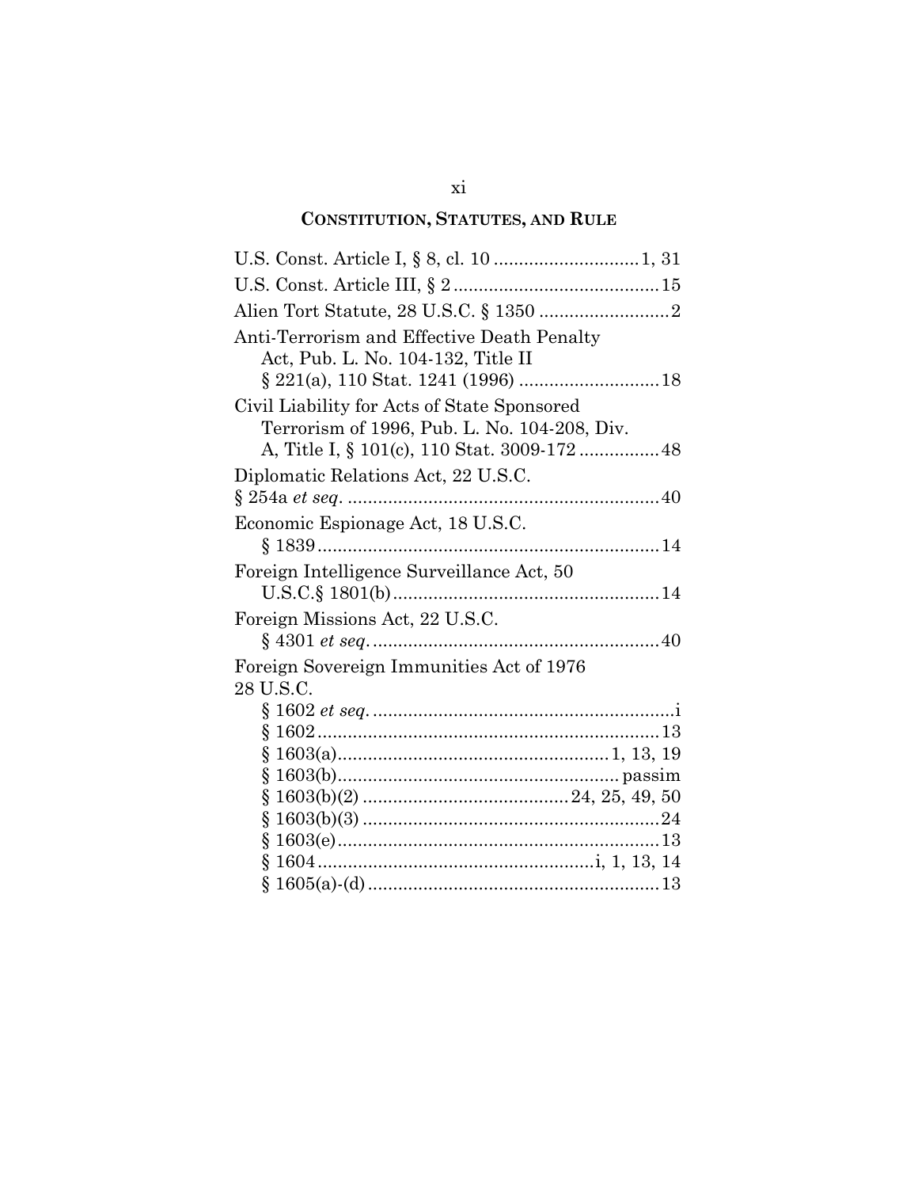## CONSTITUTION, STATUTES, AND RULE

U.S. Const. Article I, § 8, cl. 10 ............................ 1, 31

U.S. Const. Article III, § 2 ........................................ 15

Alien Tort Statute, 28 U.S.C. § 1350 .......................... 2

Anti-Terrorism and Effective Death Penalty Act, Pub. L. No. 104-132, Title II § 221(a), 110 Stat. 1241 (1996) ........................... 18

Civil Liability for Acts of State Sponsored Terrorism of 1996, Pub. L. No. 104-208, Div. A, Title I, § 101(c), 110 Stat. 3009-172 ................ 48

Diplomatic Relations Act, 22 U.S.C. § 254a *et seq.* .............................................................. 40

Economic Espionage Act, 18 U.S.C. § 1839 .................................................................... 14

Foreign Intelligence Surveillance Act, 50 U.S.C.§ 1801(b) ..................................................... 14

Foreign Missions Act, 22 U.S.C. § 4301 *et seq.* ......................................................... 40

Foreign Sovereign Immunities Act of 1976
28 U.S.C.

- § 1602 *et seq.* ........................................................... i
- § 1602 .................................................................... 13
- § 1603(a) .................................................... 1, 13, 19
- § 1603(b) ...................................................... passim
- § 1603(b)(2) ........................................ 24, 25, 49, 50
- § 1603(b)(3) ........................................................... 24
- § 1603(e) ................................................................ 13
- § 1604 ....................................................... i, 1, 13, 14
- § 1605(a)-(d) .......................................................... 13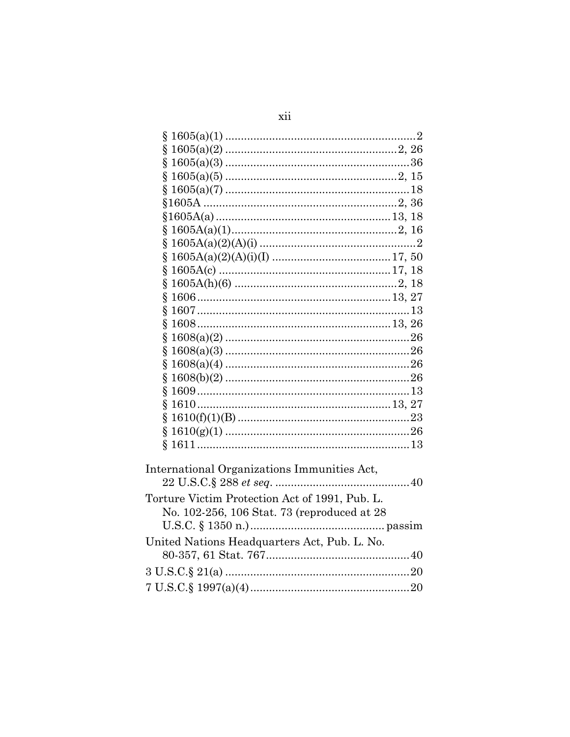§ 1605(a)(1) ............................................................2
§ 1605(a)(2) ......................................................2, 26
§ 1605(a)(3) ..........................................................36
§ 1605(a)(5) ......................................................2, 15
§ 1605(a)(7) ..........................................................18
§1605A ..............................................................2, 36
§1605A(a) ........................................................13, 18
§ 1605A(a)(1).....................................................2, 16
§ 1605A(a)(2)(A)(i) .................................................2
§ 1605A(a)(2)(A)(i)(I) .....................................17, 50
§ 1605A(c) .......................................................17, 18
§ 1605A(h)(6) ....................................................2, 18
§ 1606.............................................................13, 27
§ 1607..................................................................13
§ 1608.............................................................13, 26
§ 1608(a)(2) ..........................................................26
§ 1608(a)(3) ..........................................................26
§ 1608(a)(4) ..........................................................26
§ 1608(b)(2) ..........................................................26
§ 1609..................................................................13
§ 1610.............................................................13, 27
§ 1610(f)(1)(B) .......................................................23
§ 1610(g)(1) ..........................................................26
§ 1611..................................................................13

International Organizations Immunities Act, 22 U.S.C.§ 288 *et seq*. ..........................................40

Torture Victim Protection Act of 1991, Pub. L. No. 102-256, 106 Stat. 73 (reproduced at 28 U.S.C. § 1350 n.).......................................... passim

United Nations Headquarters Act, Pub. L. No. 80-357, 61 Stat. 767.............................................40

3 U.S.C.§ 21(a) ..........................................................20

7 U.S.C.§ 1997(a)(4)..................................................20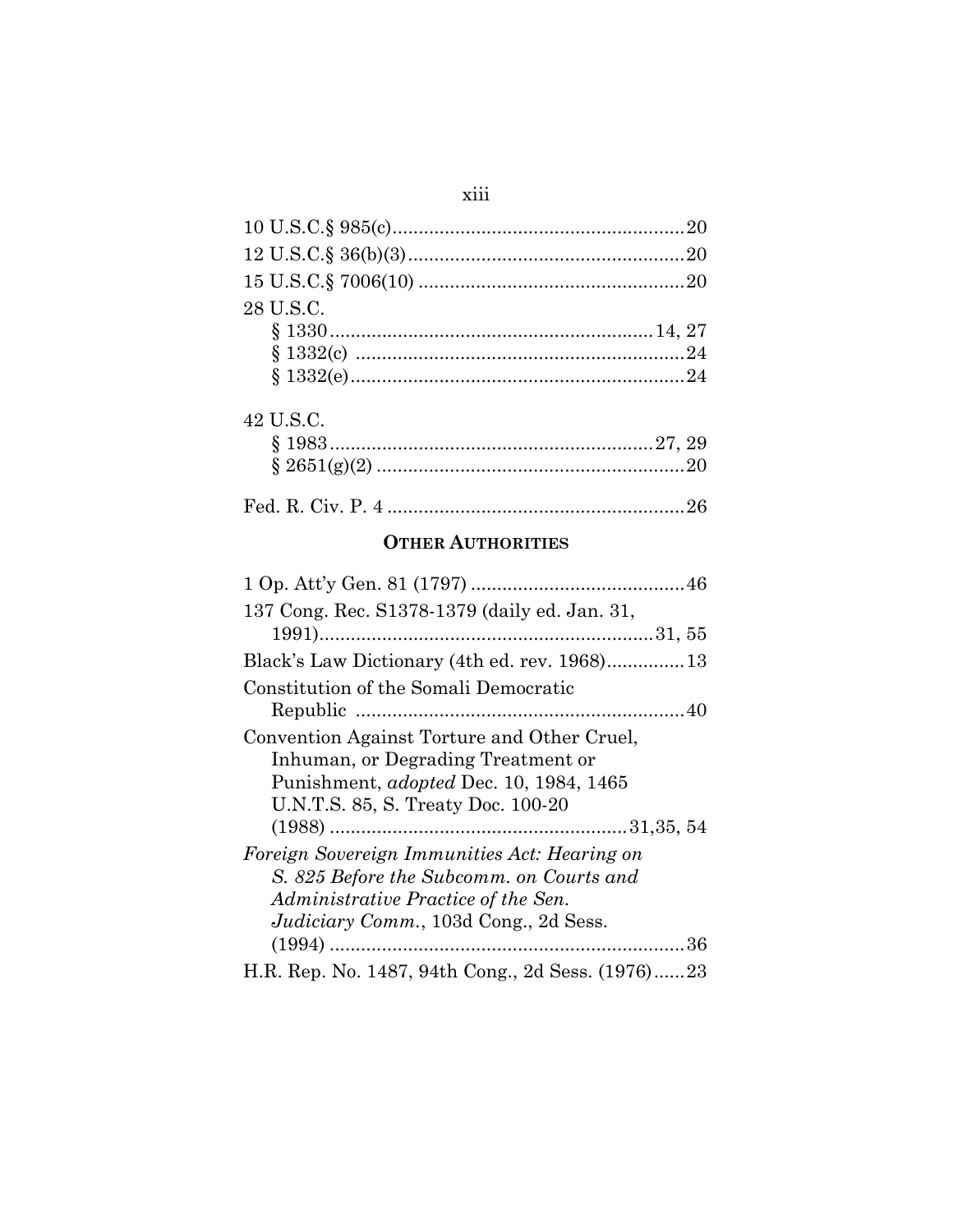10 U.S.C.§ 985(c) ....................................................... 20

12 U.S.C.§ 36(b)(3) ..................................................... 20

15 U.S.C.§ 7006(10) ................................................... 20

28 U.S.C.
- § 1330 ............................................................. 14, 27
- § 1332(c) .............................................................. 24
- § 1332(e) .............................................................. 24

42 U.S.C.
- § 1983 ............................................................. 27, 29
- § 2651(g)(2) .......................................................... 20

Fed. R. Civ. P. 4 ........................................................ 26

## **OTHER AUTHORITIES**

1 Op. Att'y Gen. 81 (1797) ........................................ 46

137 Cong. Rec. S1378-1379 (daily ed. Jan. 31, 1991) ............................................................... 31, 55

Black's Law Dictionary (4th ed. rev. 1968) .............. 13

Constitution of the Somali Democratic Republic .............................................................. 40

Convention Against Torture and Other Cruel, Inhuman, or Degrading Treatment or Punishment, *adopted* Dec. 10, 1984, 1465 U.N.T.S. 85, S. Treaty Doc. 100-20 (1988) ....................................................... 31,35, 54

*Foreign Sovereign Immunities Act: Hearing on S. 825 Before the Subcomm. on Courts and Administrative Practice of the Sen. Judiciary Comm.*, 103d Cong., 2d Sess. (1994) ................................................................... 36

H.R. Rep. No. 1487, 94th Cong., 2d Sess. (1976) ...... 23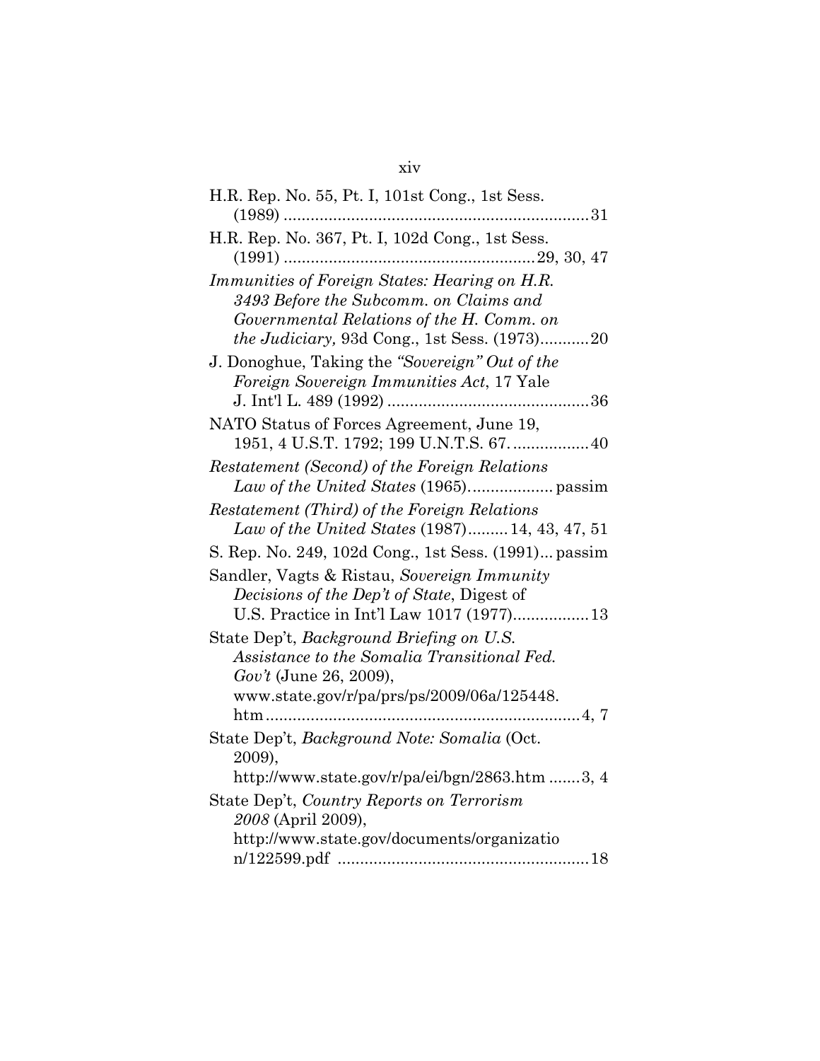H.R. Rep. No. 55, Pt. I, 101st Cong., 1st Sess. (1989) .................................................................... 31

H.R. Rep. No. 367, Pt. I, 102d Cong., 1st Sess. (1991) ........................................................ 29, 30, 47

*Immunities of Foreign States: Hearing on H.R. 3493 Before the Subcomm. on Claims and Governmental Relations of the H. Comm. on the Judiciary,* 93d Cong., 1st Sess. (1973)........... 20

J. Donoghue, Taking the *"Sovereign" Out of the Foreign Sovereign Immunities Act*, 17 Yale J. Int'l L. 489 (1992) ............................................. 36

NATO Status of Forces Agreement, June 19, 1951, 4 U.S.T. 1792; 199 U.N.T.S. 67. ................. 40

*Restatement (Second) of the Foreign Relations Law of the United States* (1965)................... passim

*Restatement (Third) of the Foreign Relations Law of the United States* (1987)......... 14, 43, 47, 51

S. Rep. No. 249, 102d Cong., 1st Sess. (1991)... passim

Sandler, Vagts & Ristau, *Sovereign Immunity Decisions of the Dep't of State*, Digest of U.S. Practice in Int'l Law 1017 (1977)................. 13

State Dep't, *Background Briefing on U.S. Assistance to the Somalia Transitional Fed. Gov't* (June 26, 2009), www.state.gov/r/pa/prs/ps/2009/06a/125448.htm ...................................................................... 4, 7

State Dep't, *Background Note: Somalia* (Oct. 2009), http://www.state.gov/r/pa/ei/bgn/2863.htm ....... 3, 4

State Dep't, *Country Reports on Terrorism 2008* (April 2009), http://www.state.gov/documents/organization/122599.pdf ....................................................... 18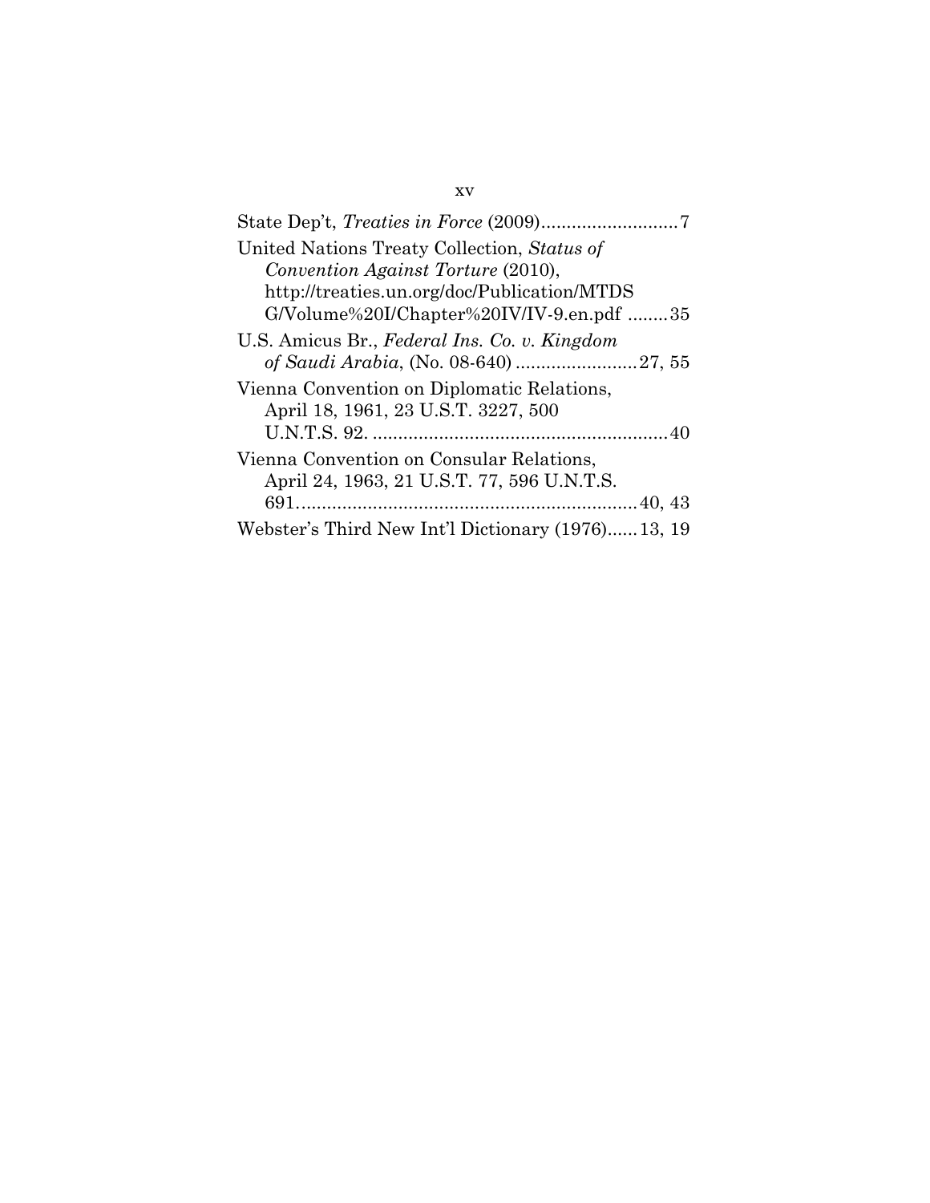State Dep't, *Treaties in Force* (2009)...........................7

United Nations Treaty Collection, *Status of Convention Against Torture* (2010), http://treaties.un.org/doc/Publication/MTDSG/Volume%20I/Chapter%20IV/IV-9.en.pdf ........35

U.S. Amicus Br., *Federal Ins. Co. v. Kingdom of Saudi Arabia*, (No. 08-640) ........................27, 55

Vienna Convention on Diplomatic Relations, April 18, 1961, 23 U.S.T. 3227, 500 U.N.T.S. 92. ..........................................................40

Vienna Convention on Consular Relations, April 24, 1963, 21 U.S.T. 77, 596 U.N.T.S. 691...................................................................40, 43

Webster's Third New Int'l Dictionary (1976)......13, 19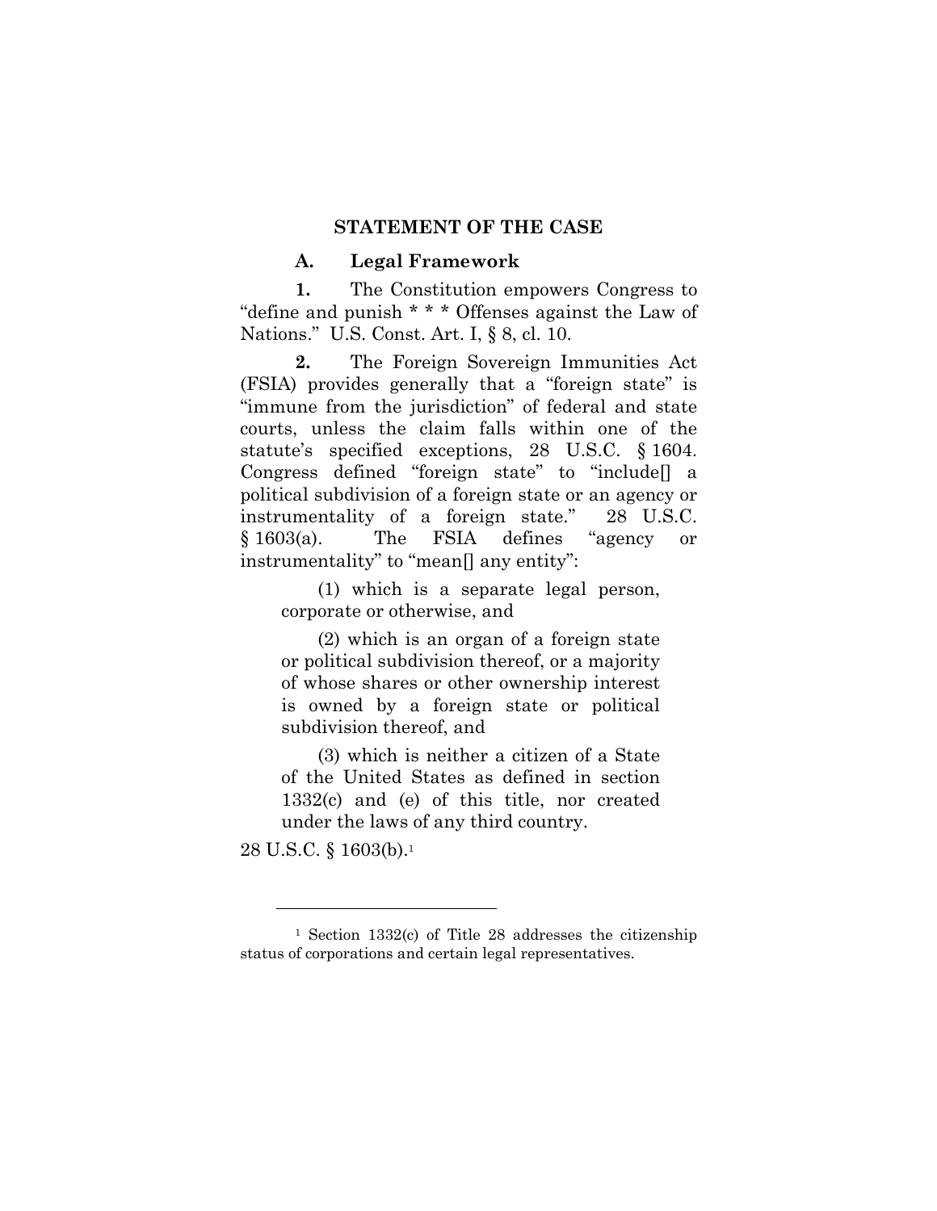## STATEMENT OF THE CASE

### A. Legal Framework

**1.** The Constitution empowers Congress to "define and punish * * * Offenses against the Law of Nations." U.S. Const. Art. I, § 8, cl. 10.

**2.** The Foreign Sovereign Immunities Act (FSIA) provides generally that a "foreign state" is "immune from the jurisdiction" of federal and state courts, unless the claim falls within one of the statute's specified exceptions, 28 U.S.C. § 1604. Congress defined "foreign state" to "include[] a political subdivision of a foreign state or an agency or instrumentality of a foreign state." 28 U.S.C. § 1603(a). The FSIA defines "agency or instrumentality" to "mean[] any entity":

> (1) which is a separate legal person, corporate or otherwise, and
>
> (2) which is an organ of a foreign state or political subdivision thereof, or a majority of whose shares or other ownership interest is owned by a foreign state or political subdivision thereof, and
>
> (3) which is neither a citizen of a State of the United States as defined in section 1332(c) and (e) of this title, nor created under the laws of any third country.

28 U.S.C. § 1603(b).[1]

---

[1] Section 1332(c) of Title 28 addresses the citizenship status of corporations and certain legal representatives.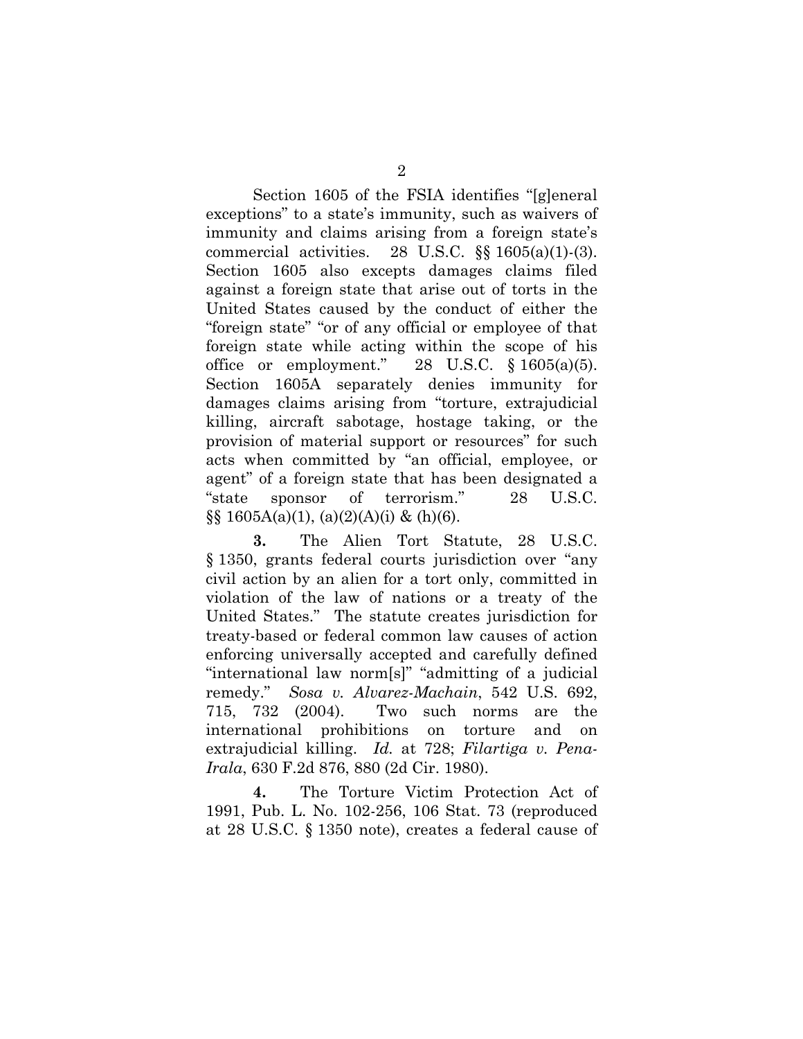Section 1605 of the FSIA identifies "[g]eneral exceptions" to a state's immunity, such as waivers of immunity and claims arising from a foreign state's commercial activities. 28 U.S.C. §§ 1605(a)(1)-(3). Section 1605 also excepts damages claims filed against a foreign state that arise out of torts in the United States caused by the conduct of either the "foreign state" "or of any official or employee of that foreign state while acting within the scope of his office or employment." 28 U.S.C. § 1605(a)(5). Section 1605A separately denies immunity for damages claims arising from "torture, extrajudicial killing, aircraft sabotage, hostage taking, or the provision of material support or resources" for such acts when committed by "an official, employee, or agent" of a foreign state that has been designated a "state sponsor of terrorism." 28 U.S.C. §§ 1605A(a)(1), (a)(2)(A)(i) & (h)(6).

**3.** The Alien Tort Statute, 28 U.S.C. § 1350, grants federal courts jurisdiction over "any civil action by an alien for a tort only, committed in violation of the law of nations or a treaty of the United States." The statute creates jurisdiction for treaty-based or federal common law causes of action enforcing universally accepted and carefully defined "international law norm[s]" "admitting of a judicial remedy." *Sosa v. Alvarez-Machain*, 542 U.S. 692, 715, 732 (2004). Two such norms are the international prohibitions on torture and on extrajudicial killing. *Id.* at 728; *Filartiga v. Pena-Irala*, 630 F.2d 876, 880 (2d Cir. 1980).

**4.** The Torture Victim Protection Act of 1991, Pub. L. No. 102-256, 106 Stat. 73 (reproduced at 28 U.S.C. § 1350 note), creates a federal cause of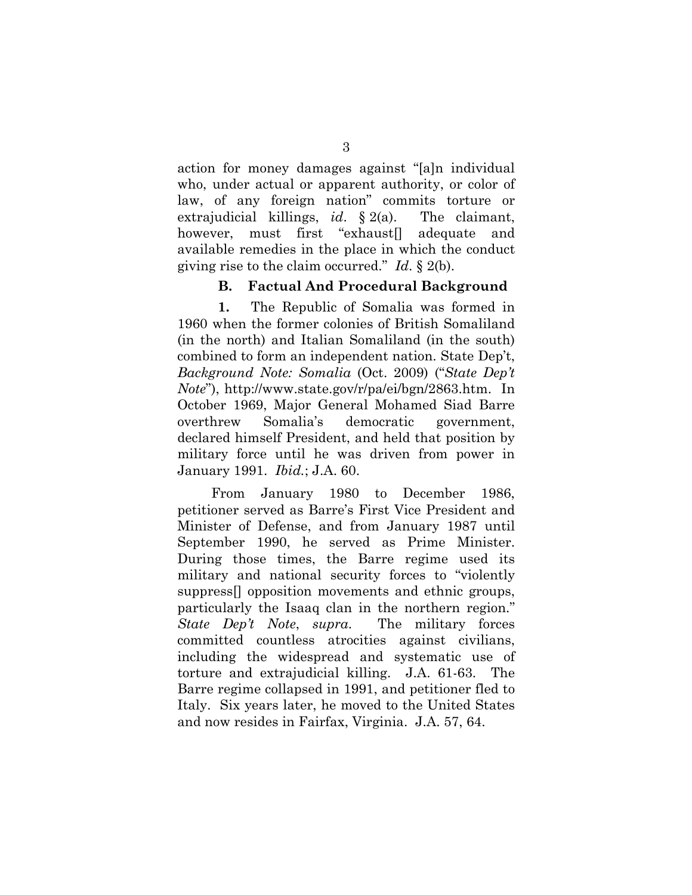action for money damages against "[a]n individual who, under actual or apparent authority, or color of law, of any foreign nation" commits torture or extrajudicial killings, *id*. § 2(a). The claimant, however, must first "exhaust[] adequate and available remedies in the place in which the conduct giving rise to the claim occurred." *Id*. § 2(b).

### B. Factual And Procedural Background

**1.** The Republic of Somalia was formed in 1960 when the former colonies of British Somaliland (in the north) and Italian Somaliland (in the south) combined to form an independent nation. State Dep't, *Background Note: Somalia* (Oct. 2009) ("*State Dep't Note*"), http://www.state.gov/r/pa/ei/bgn/2863.htm. In October 1969, Major General Mohamed Siad Barre overthrew Somalia's democratic government, declared himself President, and held that position by military force until he was driven from power in January 1991. *Ibid.*; J.A. 60.

From January 1980 to December 1986, petitioner served as Barre's First Vice President and Minister of Defense, and from January 1987 until September 1990, he served as Prime Minister. During those times, the Barre regime used its military and national security forces to "violently suppress[] opposition movements and ethnic groups, particularly the Isaaq clan in the northern region." *State Dep't Note*, *supra*. The military forces committed countless atrocities against civilians, including the widespread and systematic use of torture and extrajudicial killing. J.A. 61-63. The Barre regime collapsed in 1991, and petitioner fled to Italy. Six years later, he moved to the United States and now resides in Fairfax, Virginia. J.A. 57, 64.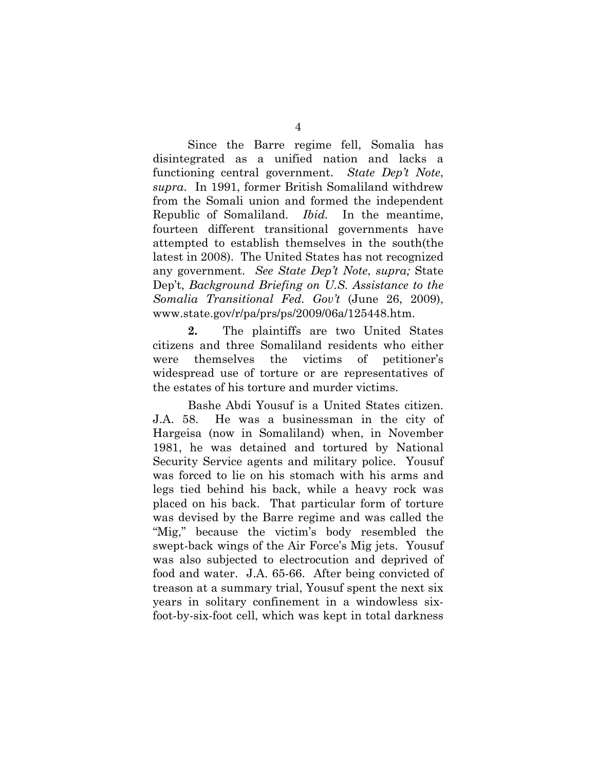Since the Barre regime fell, Somalia has disintegrated as a unified nation and lacks a functioning central government. *State Dep't Note*, *supra*. In 1991, former British Somaliland withdrew from the Somali union and formed the independent Republic of Somaliland. *Ibid.* In the meantime, fourteen different transitional governments have attempted to establish themselves in the south(the latest in 2008). The United States has not recognized any government. *See State Dep't Note*, *supra;* State Dep't, *Background Briefing on U.S. Assistance to the Somalia Transitional Fed. Gov't* (June 26, 2009), www.state.gov/r/pa/prs/ps/2009/06a/125448.htm.

**2.** The plaintiffs are two United States citizens and three Somaliland residents who either were themselves the victims of petitioner's widespread use of torture or are representatives of the estates of his torture and murder victims.

Bashe Abdi Yousuf is a United States citizen. J.A. 58. He was a businessman in the city of Hargeisa (now in Somaliland) when, in November 1981, he was detained and tortured by National Security Service agents and military police. Yousuf was forced to lie on his stomach with his arms and legs tied behind his back, while a heavy rock was placed on his back. That particular form of torture was devised by the Barre regime and was called the "Mig," because the victim's body resembled the swept-back wings of the Air Force's Mig jets. Yousuf was also subjected to electrocution and deprived of food and water. J.A. 65-66. After being convicted of treason at a summary trial, Yousuf spent the next six years in solitary confinement in a windowless six-foot-by-six-foot cell, which was kept in total darkness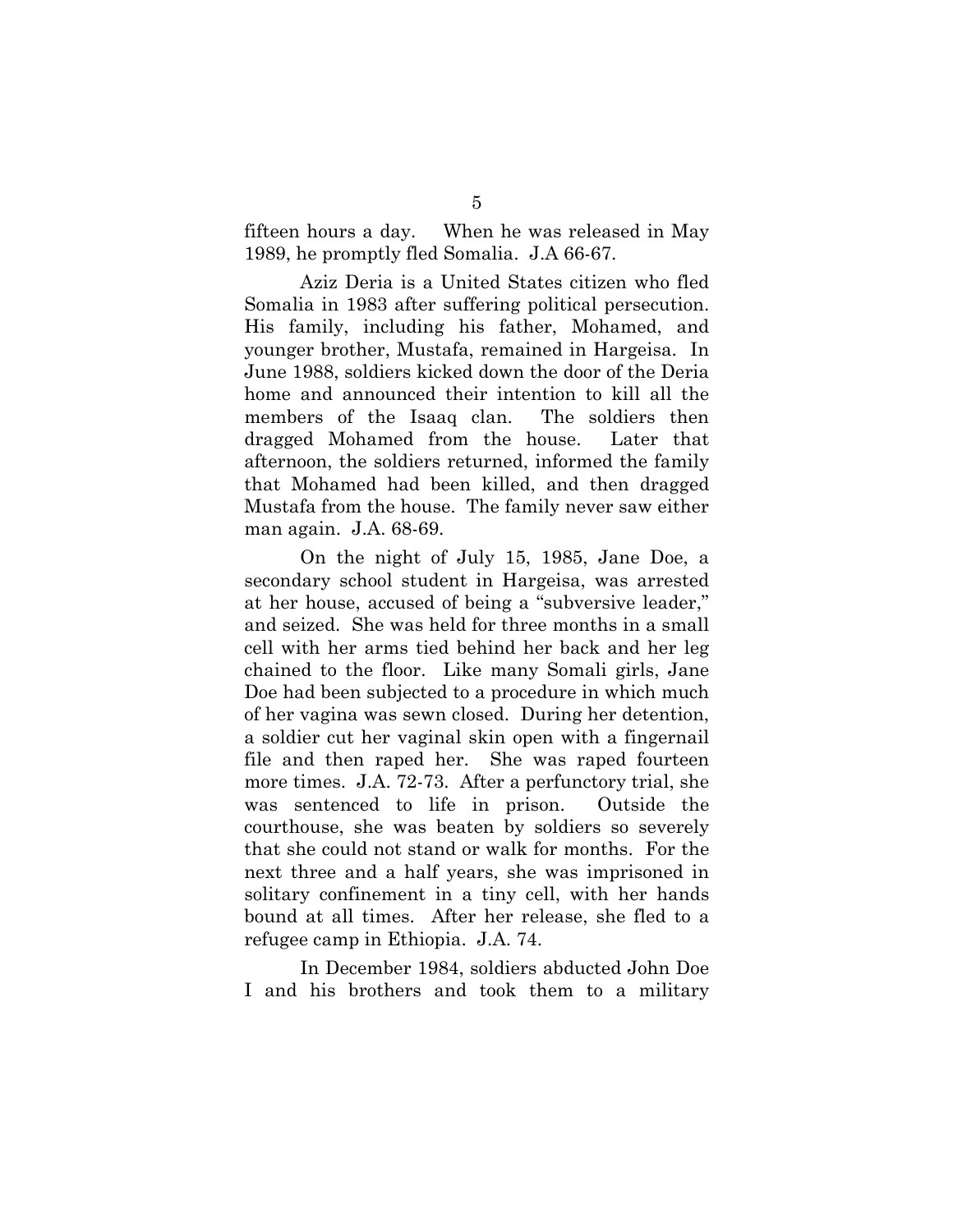fifteen hours a day. When he was released in May 1989, he promptly fled Somalia. J.A 66-67.

Aziz Deria is a United States citizen who fled Somalia in 1983 after suffering political persecution. His family, including his father, Mohamed, and younger brother, Mustafa, remained in Hargeisa. In June 1988, soldiers kicked down the door of the Deria home and announced their intention to kill all the members of the Isaaq clan. The soldiers then dragged Mohamed from the house. Later that afternoon, the soldiers returned, informed the family that Mohamed had been killed, and then dragged Mustafa from the house. The family never saw either man again. J.A. 68-69.

On the night of July 15, 1985, Jane Doe, a secondary school student in Hargeisa, was arrested at her house, accused of being a "subversive leader," and seized. She was held for three months in a small cell with her arms tied behind her back and her leg chained to the floor. Like many Somali girls, Jane Doe had been subjected to a procedure in which much of her vagina was sewn closed. During her detention, a soldier cut her vaginal skin open with a fingernail file and then raped her. She was raped fourteen more times. J.A. 72-73. After a perfunctory trial, she was sentenced to life in prison. Outside the courthouse, she was beaten by soldiers so severely that she could not stand or walk for months. For the next three and a half years, she was imprisoned in solitary confinement in a tiny cell, with her hands bound at all times. After her release, she fled to a refugee camp in Ethiopia. J.A. 74.

In December 1984, soldiers abducted John Doe I and his brothers and took them to a military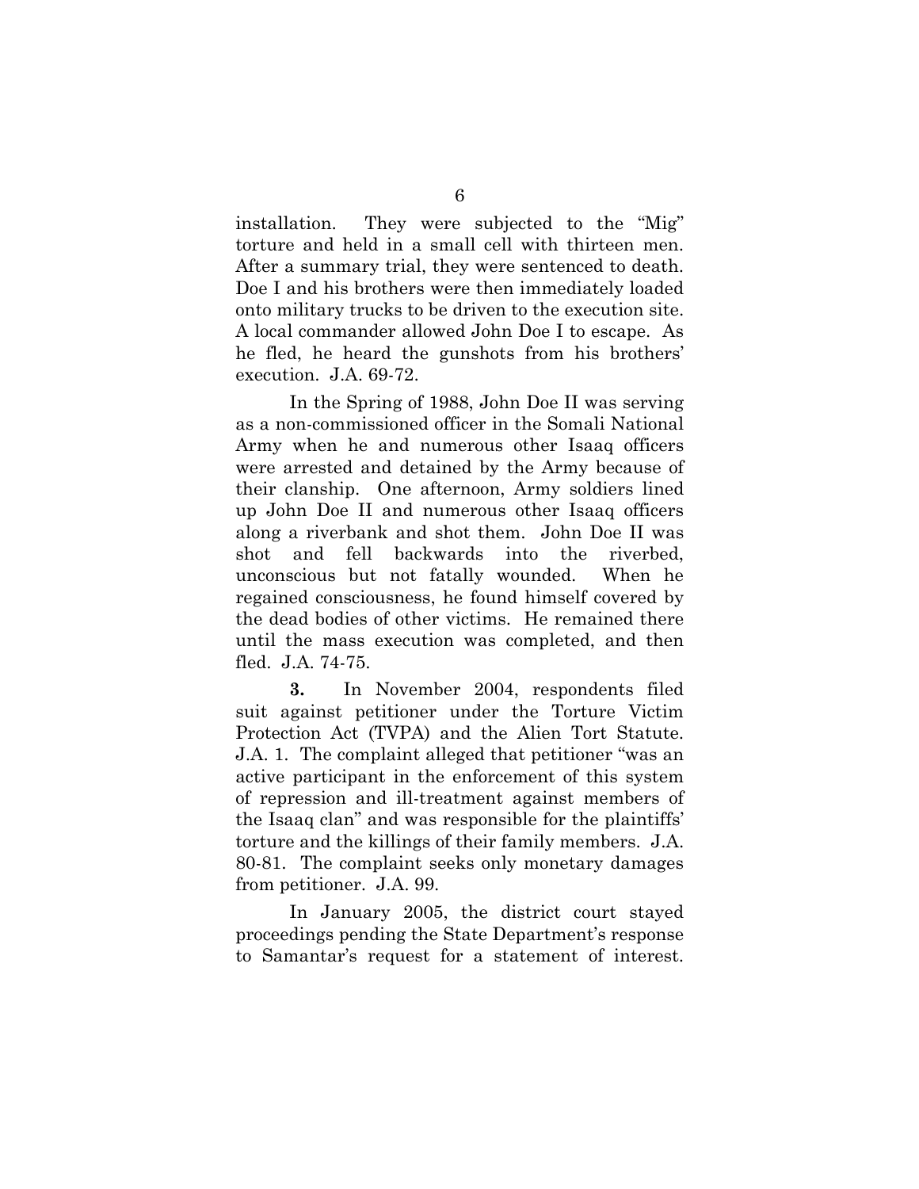installation. They were subjected to the "Mig" torture and held in a small cell with thirteen men. After a summary trial, they were sentenced to death. Doe I and his brothers were then immediately loaded onto military trucks to be driven to the execution site. A local commander allowed John Doe I to escape. As he fled, he heard the gunshots from his brothers' execution. J.A. 69-72.

In the Spring of 1988, John Doe II was serving as a non-commissioned officer in the Somali National Army when he and numerous other Isaaq officers were arrested and detained by the Army because of their clanship. One afternoon, Army soldiers lined up John Doe II and numerous other Isaaq officers along a riverbank and shot them. John Doe II was shot and fell backwards into the riverbed, unconscious but not fatally wounded. When he regained consciousness, he found himself covered by the dead bodies of other victims. He remained there until the mass execution was completed, and then fled. J.A. 74-75.

**3.** In November 2004, respondents filed suit against petitioner under the Torture Victim Protection Act (TVPA) and the Alien Tort Statute. J.A. 1. The complaint alleged that petitioner "was an active participant in the enforcement of this system of repression and ill-treatment against members of the Isaaq clan" and was responsible for the plaintiffs' torture and the killings of their family members. J.A. 80-81. The complaint seeks only monetary damages from petitioner. J.A. 99.

In January 2005, the district court stayed proceedings pending the State Department's response to Samantar's request for a statement of interest.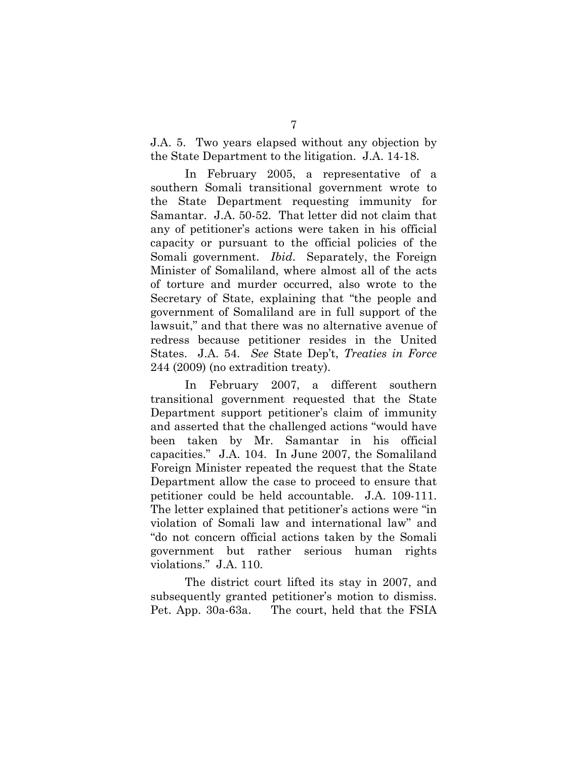J.A. 5. Two years elapsed without any objection by the State Department to the litigation. J.A. 14-18.

In February 2005, a representative of a southern Somali transitional government wrote to the State Department requesting immunity for Samantar. J.A. 50-52. That letter did not claim that any of petitioner's actions were taken in his official capacity or pursuant to the official policies of the Somali government. *Ibid*. Separately, the Foreign Minister of Somaliland, where almost all of the acts of torture and murder occurred, also wrote to the Secretary of State, explaining that "the people and government of Somaliland are in full support of the lawsuit," and that there was no alternative avenue of redress because petitioner resides in the United States. J.A. 54. *See* State Dep't, *Treaties in Force* 244 (2009) (no extradition treaty).

In February 2007, a different southern transitional government requested that the State Department support petitioner's claim of immunity and asserted that the challenged actions "would have been taken by Mr. Samantar in his official capacities." J.A. 104. In June 2007, the Somaliland Foreign Minister repeated the request that the State Department allow the case to proceed to ensure that petitioner could be held accountable. J.A. 109-111. The letter explained that petitioner's actions were "in violation of Somali law and international law" and "do not concern official actions taken by the Somali government but rather serious human rights violations." J.A. 110.

The district court lifted its stay in 2007, and subsequently granted petitioner's motion to dismiss. Pet. App. 30a-63a. The court, held that the FSIA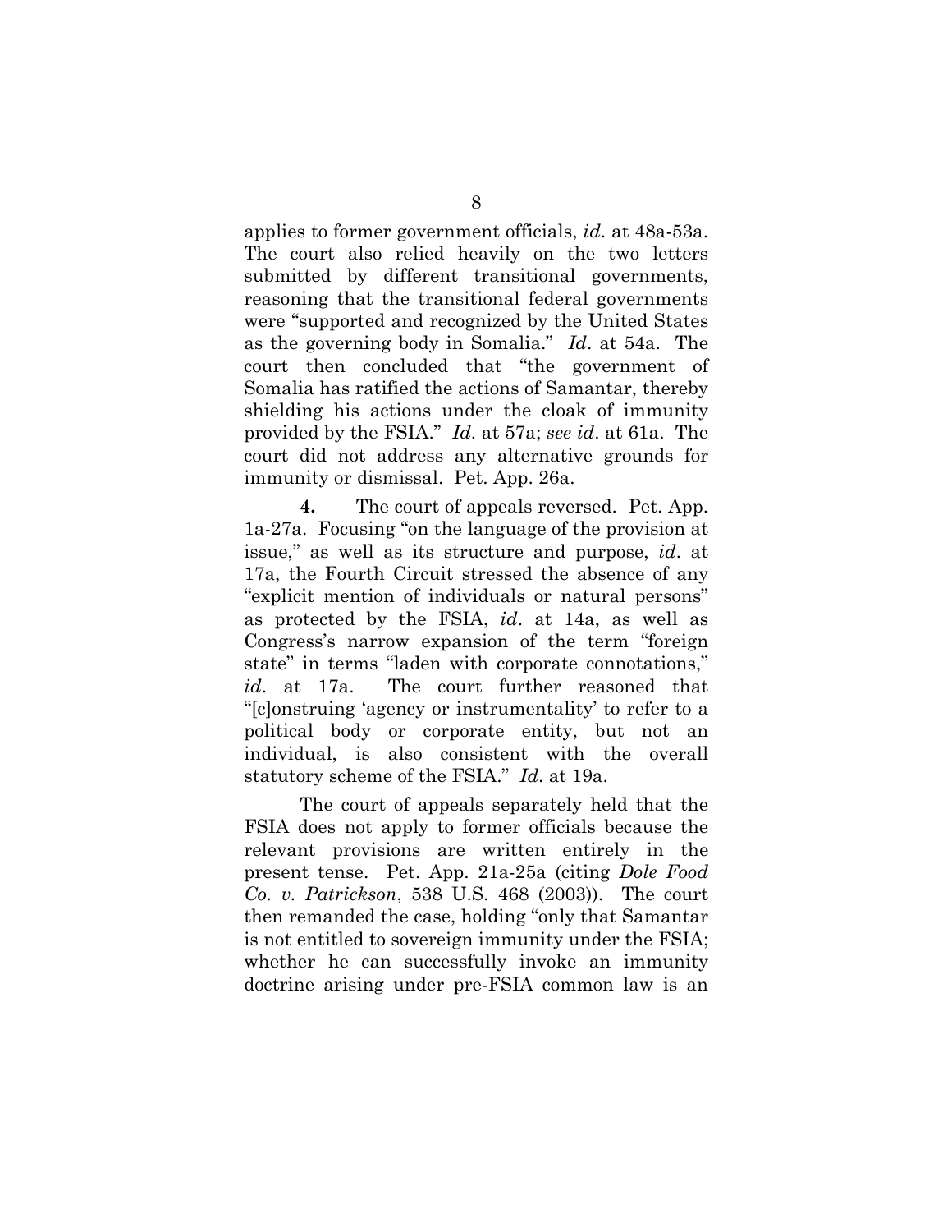applies to former government officials, *id*. at 48a-53a. The court also relied heavily on the two letters submitted by different transitional governments, reasoning that the transitional federal governments were "supported and recognized by the United States as the governing body in Somalia." *Id*. at 54a. The court then concluded that "the government of Somalia has ratified the actions of Samantar, thereby shielding his actions under the cloak of immunity provided by the FSIA." *Id*. at 57a; *see id*. at 61a. The court did not address any alternative grounds for immunity or dismissal. Pet. App. 26a.

**4.** The court of appeals reversed. Pet. App. 1a-27a. Focusing "on the language of the provision at issue," as well as its structure and purpose, *id*. at 17a, the Fourth Circuit stressed the absence of any "explicit mention of individuals or natural persons" as protected by the FSIA, *id*. at 14a, as well as Congress's narrow expansion of the term "foreign state" in terms "laden with corporate connotations," *id*. at 17a. The court further reasoned that "[c]onstruing 'agency or instrumentality' to refer to a political body or corporate entity, but not an individual, is also consistent with the overall statutory scheme of the FSIA." *Id*. at 19a.

The court of appeals separately held that the FSIA does not apply to former officials because the relevant provisions are written entirely in the present tense. Pet. App. 21a-25a (citing *Dole Food Co. v. Patrickson*, 538 U.S. 468 (2003)). The court then remanded the case, holding "only that Samantar is not entitled to sovereign immunity under the FSIA; whether he can successfully invoke an immunity doctrine arising under pre-FSIA common law is an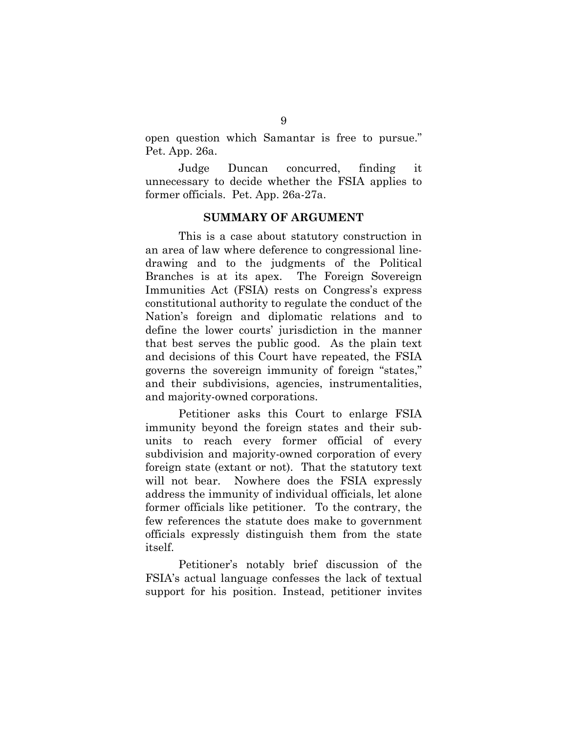open question which Samantar is free to pursue." Pet. App. 26a.

Judge Duncan concurred, finding it unnecessary to decide whether the FSIA applies to former officials. Pet. App. 26a-27a.

## SUMMARY OF ARGUMENT

This is a case about statutory construction in an area of law where deference to congressional line-drawing and to the judgments of the Political Branches is at its apex. The Foreign Sovereign Immunities Act (FSIA) rests on Congress's express constitutional authority to regulate the conduct of the Nation's foreign and diplomatic relations and to define the lower courts' jurisdiction in the manner that best serves the public good. As the plain text and decisions of this Court have repeated, the FSIA governs the sovereign immunity of foreign "states," and their subdivisions, agencies, instrumentalities, and majority-owned corporations.

Petitioner asks this Court to enlarge FSIA immunity beyond the foreign states and their sub-units to reach every former official of every subdivision and majority-owned corporation of every foreign state (extant or not). That the statutory text will not bear. Nowhere does the FSIA expressly address the immunity of individual officials, let alone former officials like petitioner. To the contrary, the few references the statute does make to government officials expressly distinguish them from the state itself.

Petitioner's notably brief discussion of the FSIA's actual language confesses the lack of textual support for his position. Instead, petitioner invites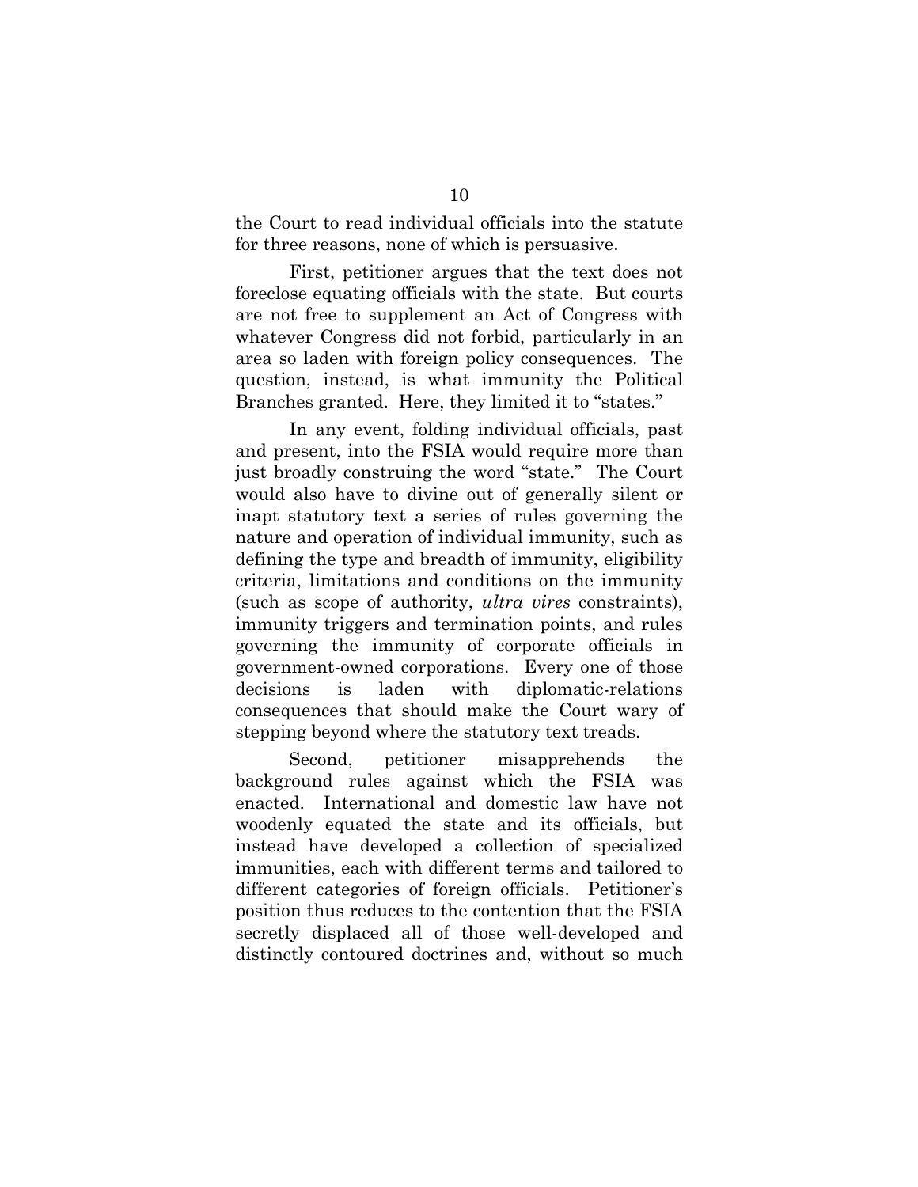the Court to read individual officials into the statute for three reasons, none of which is persuasive.

First, petitioner argues that the text does not foreclose equating officials with the state. But courts are not free to supplement an Act of Congress with whatever Congress did not forbid, particularly in an area so laden with foreign policy consequences. The question, instead, is what immunity the Political Branches granted. Here, they limited it to "states."

In any event, folding individual officials, past and present, into the FSIA would require more than just broadly construing the word "state." The Court would also have to divine out of generally silent or inapt statutory text a series of rules governing the nature and operation of individual immunity, such as defining the type and breadth of immunity, eligibility criteria, limitations and conditions on the immunity (such as scope of authority, *ultra vires* constraints), immunity triggers and termination points, and rules governing the immunity of corporate officials in government-owned corporations. Every one of those decisions is laden with diplomatic-relations consequences that should make the Court wary of stepping beyond where the statutory text treads.

Second, petitioner misapprehends the background rules against which the FSIA was enacted. International and domestic law have not woodenly equated the state and its officials, but instead have developed a collection of specialized immunities, each with different terms and tailored to different categories of foreign officials. Petitioner's position thus reduces to the contention that the FSIA secretly displaced all of those well-developed and distinctly contoured doctrines and, without so much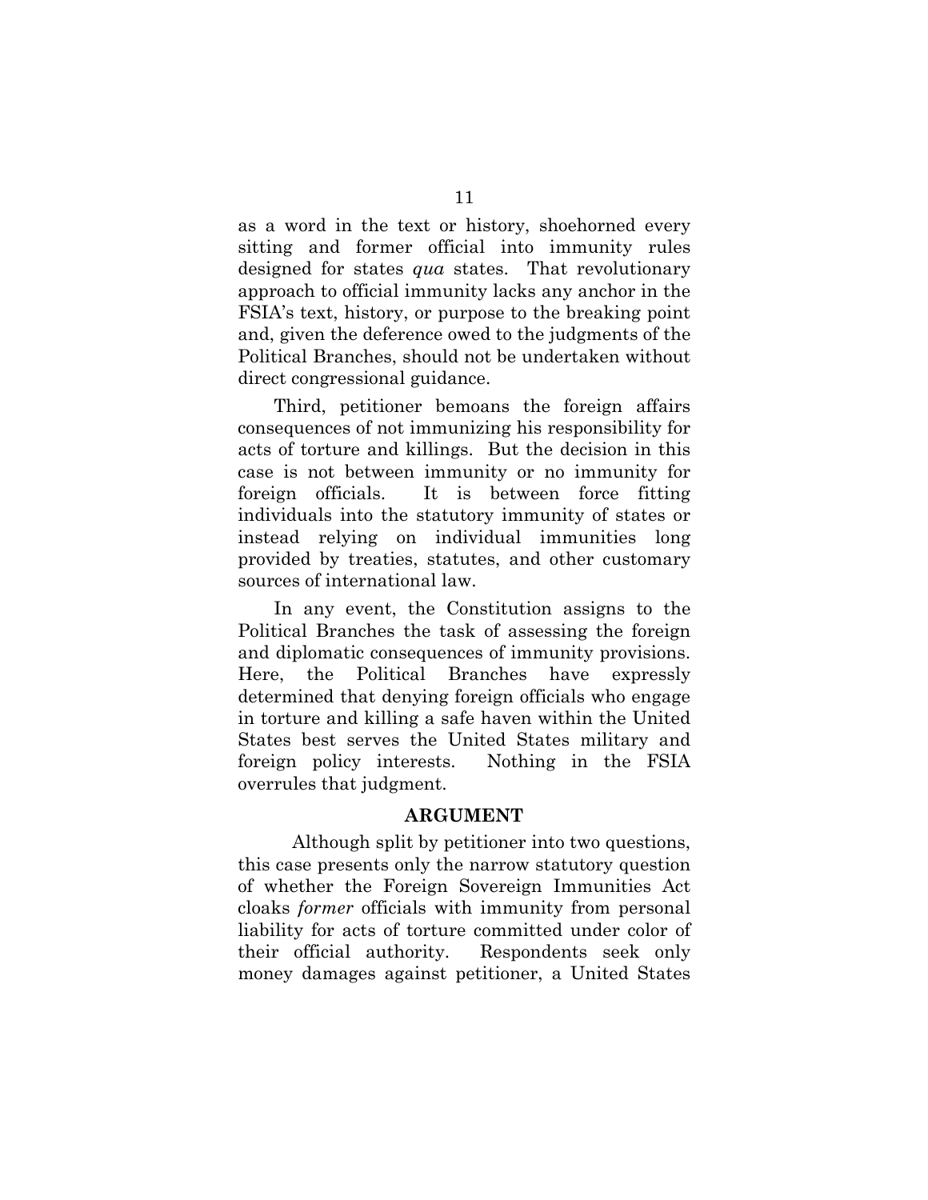as a word in the text or history, shoehorned every sitting and former official into immunity rules designed for states *qua* states. That revolutionary approach to official immunity lacks any anchor in the FSIA's text, history, or purpose to the breaking point and, given the deference owed to the judgments of the Political Branches, should not be undertaken without direct congressional guidance.

Third, petitioner bemoans the foreign affairs consequences of not immunizing his responsibility for acts of torture and killings. But the decision in this case is not between immunity or no immunity for foreign officials. It is between force fitting individuals into the statutory immunity of states or instead relying on individual immunities long provided by treaties, statutes, and other customary sources of international law.

In any event, the Constitution assigns to the Political Branches the task of assessing the foreign and diplomatic consequences of immunity provisions. Here, the Political Branches have expressly determined that denying foreign officials who engage in torture and killing a safe haven within the United States best serves the United States military and foreign policy interests. Nothing in the FSIA overrules that judgment.

## ARGUMENT

Although split by petitioner into two questions, this case presents only the narrow statutory question of whether the Foreign Sovereign Immunities Act cloaks *former* officials with immunity from personal liability for acts of torture committed under color of their official authority. Respondents seek only money damages against petitioner, a United States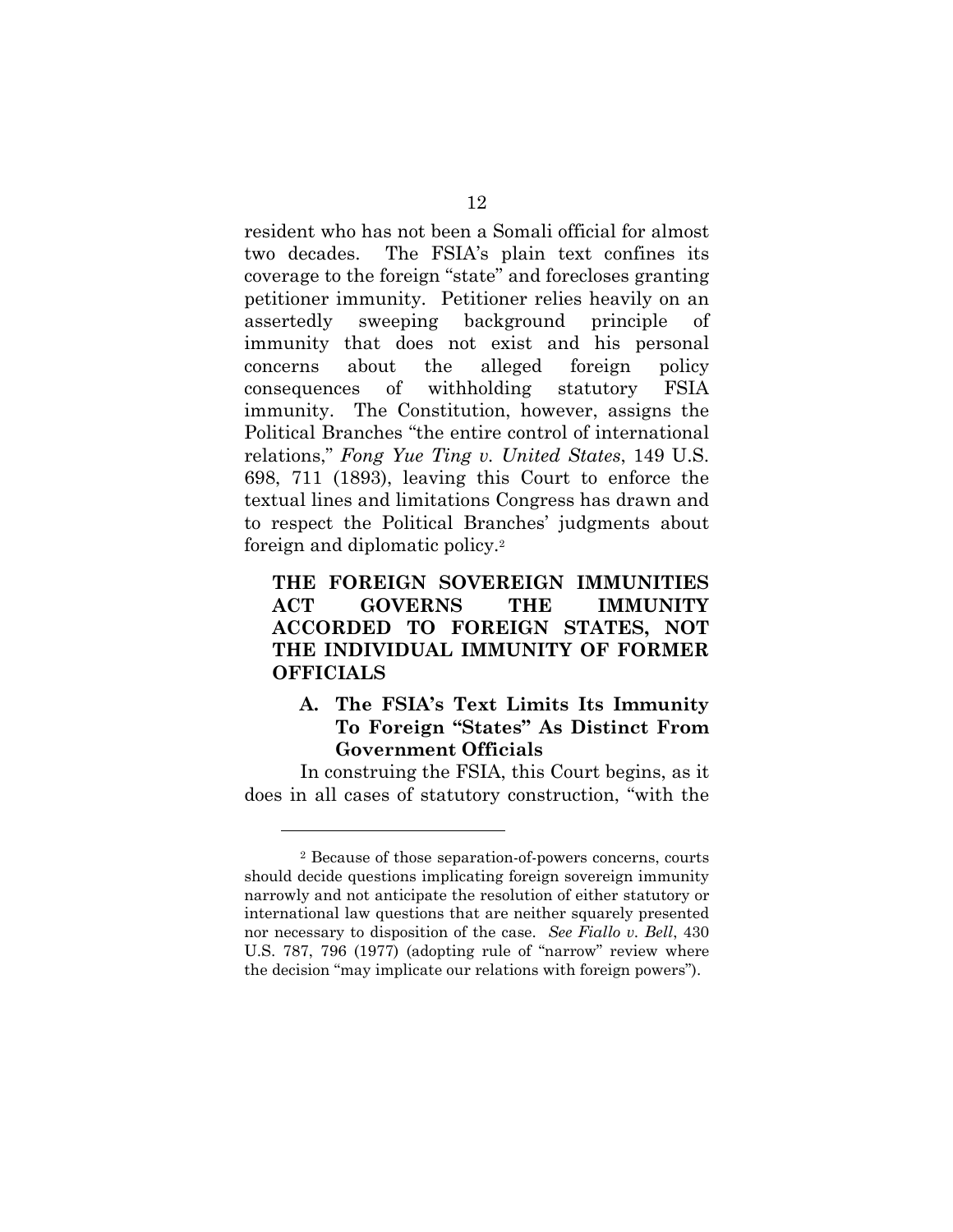resident who has not been a Somali official for almost two decades. The FSIA's plain text confines its coverage to the foreign "state" and forecloses granting petitioner immunity. Petitioner relies heavily on an assertedly sweeping background principle of immunity that does not exist and his personal concerns about the alleged foreign policy consequences of withholding statutory FSIA immunity. The Constitution, however, assigns the Political Branches "the entire control of international relations," *Fong Yue Ting v. United States*, 149 U.S. 698, 711 (1893), leaving this Court to enforce the textual lines and limitations Congress has drawn and to respect the Political Branches' judgments about foreign and diplomatic policy.[2]

## THE FOREIGN SOVEREIGN IMMUNITIES ACT GOVERNS THE IMMUNITY ACCORDED TO FOREIGN STATES, NOT THE INDIVIDUAL IMMUNITY OF FORMER OFFICIALS

### A. The FSIA's Text Limits Its Immunity To Foreign "States" As Distinct From Government Officials

In construing the FSIA, this Court begins, as it does in all cases of statutory construction, "with the

---

[2] Because of those separation-of-powers concerns, courts should decide questions implicating foreign sovereign immunity narrowly and not anticipate the resolution of either statutory or international law questions that are neither squarely presented nor necessary to disposition of the case. *See Fiallo v. Bell*, 430 U.S. 787, 796 (1977) (adopting rule of "narrow" review where the decision "may implicate our relations with foreign powers").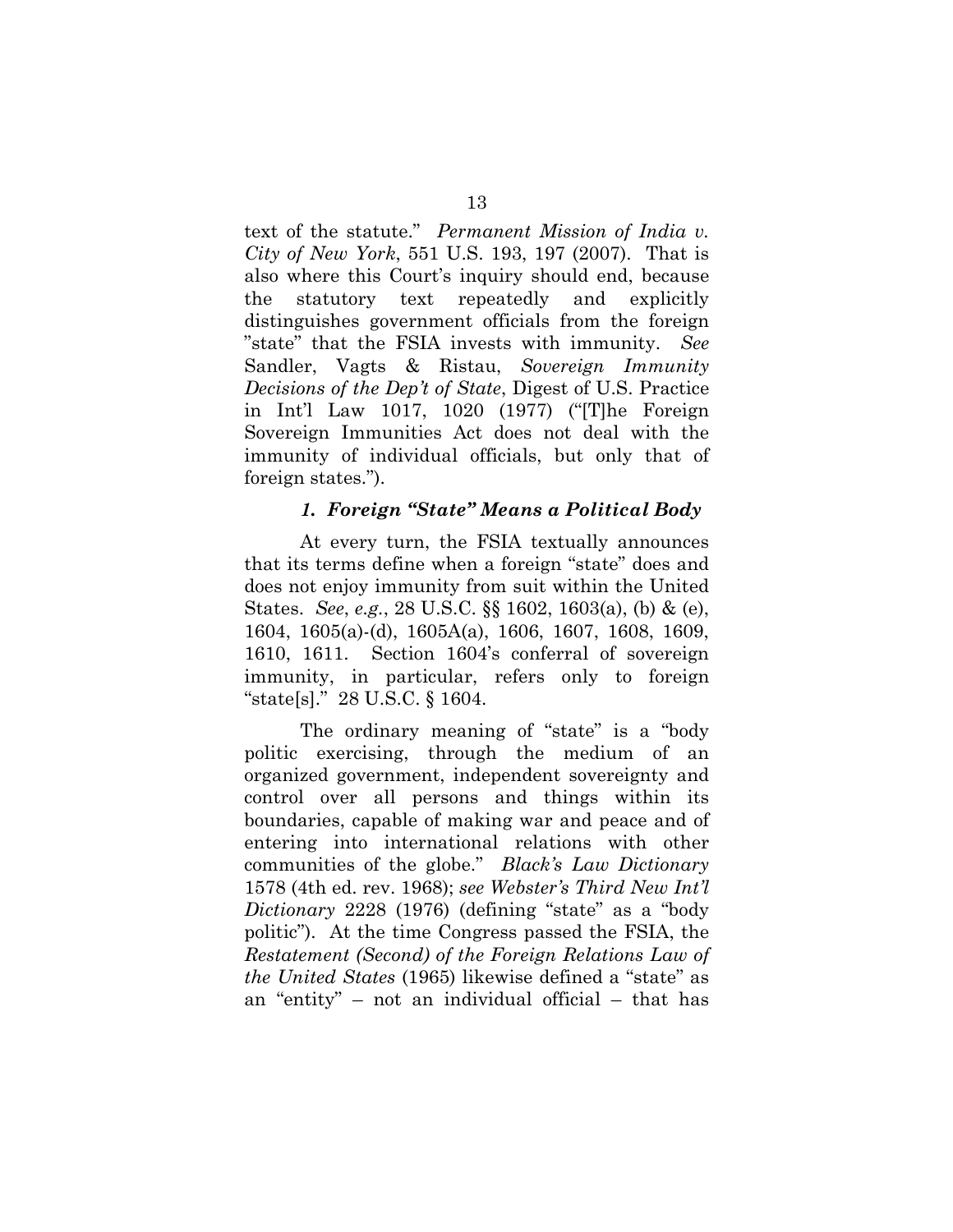text of the statute." *Permanent Mission of India v. City of New York*, 551 U.S. 193, 197 (2007). That is also where this Court's inquiry should end, because the statutory text repeatedly and explicitly distinguishes government officials from the foreign "state" that the FSIA invests with immunity. *See* Sandler, Vagts & Ristau, *Sovereign Immunity Decisions of the Dep't of State*, Digest of U.S. Practice in Int'l Law 1017, 1020 (1977) ("[T]he Foreign Sovereign Immunities Act does not deal with the immunity of individual officials, but only that of foreign states.").

### *1. Foreign "State" Means a Political Body*

At every turn, the FSIA textually announces that its terms define when a foreign "state" does and does not enjoy immunity from suit within the United States. *See*, *e.g.*, 28 U.S.C. §§ 1602, 1603(a), (b) & (e), 1604, 1605(a)-(d), 1605A(a), 1606, 1607, 1608, 1609, 1610, 1611. Section 1604's conferral of sovereign immunity, in particular, refers only to foreign "state[s]." 28 U.S.C. § 1604.

The ordinary meaning of "state" is a "body politic exercising, through the medium of an organized government, independent sovereignty and control over all persons and things within its boundaries, capable of making war and peace and of entering into international relations with other communities of the globe." *Black's Law Dictionary* 1578 (4th ed. rev. 1968); *see Webster's Third New Int'l Dictionary* 2228 (1976) (defining "state" as a "body politic"). At the time Congress passed the FSIA, the *Restatement (Second) of the Foreign Relations Law of the United States* (1965) likewise defined a "state" as an "entity" – not an individual official – that has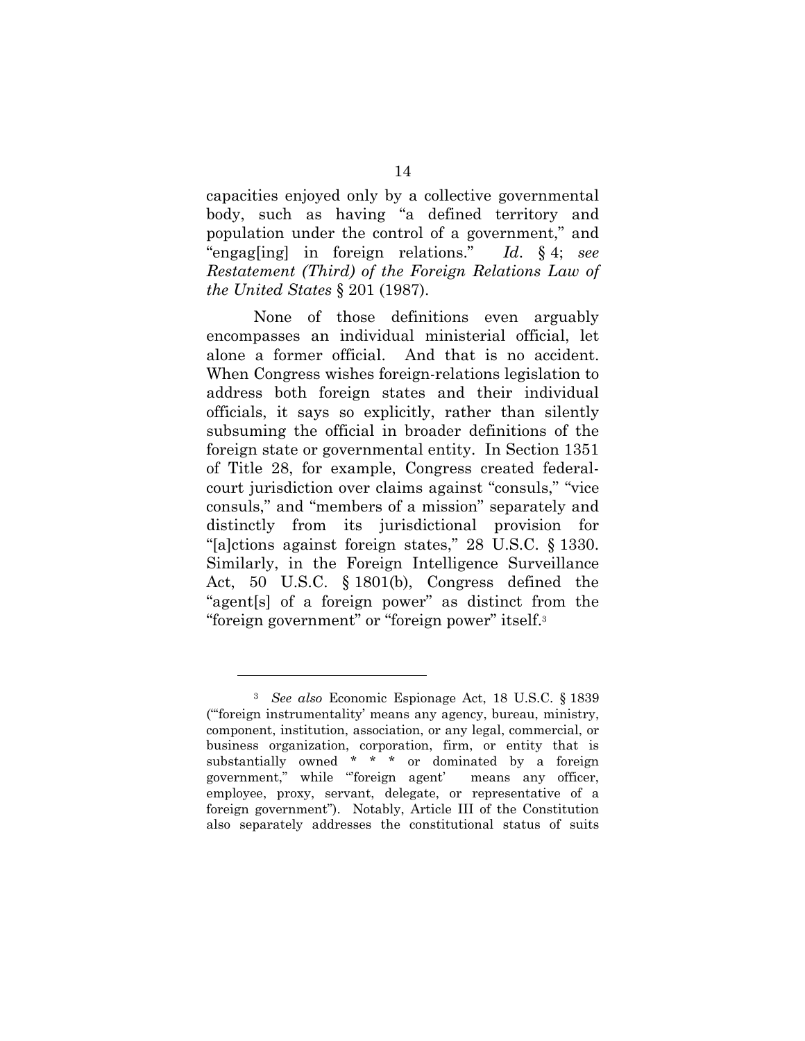capacities enjoyed only by a collective governmental body, such as having "a defined territory and population under the control of a government," and "engag[ing] in foreign relations." *Id*. § 4; *see Restatement (Third) of the Foreign Relations Law of the United States* § 201 (1987).

None of those definitions even arguably encompasses an individual ministerial official, let alone a former official. And that is no accident. When Congress wishes foreign-relations legislation to address both foreign states and their individual officials, it says so explicitly, rather than silently subsuming the official in broader definitions of the foreign state or governmental entity. In Section 1351 of Title 28, for example, Congress created federal-court jurisdiction over claims against "consuls," "vice consuls," and "members of a mission" separately and distinctly from its jurisdictional provision for "[a]ctions against foreign states," 28 U.S.C. § 1330. Similarly, in the Foreign Intelligence Surveillance Act, 50 U.S.C. § 1801(b), Congress defined the "agent[s] of a foreign power" as distinct from the "foreign government" or "foreign power" itself.[3]

---

[3] *See also* Economic Espionage Act, 18 U.S.C. § 1839 ("'foreign instrumentality' means any agency, bureau, ministry, component, institution, association, or any legal, commercial, or business organization, corporation, firm, or entity that is substantially owned * * * or dominated by a foreign government," while "'foreign agent' means any officer, employee, proxy, servant, delegate, or representative of a foreign government"). Notably, Article III of the Constitution also separately addresses the constitutional status of suits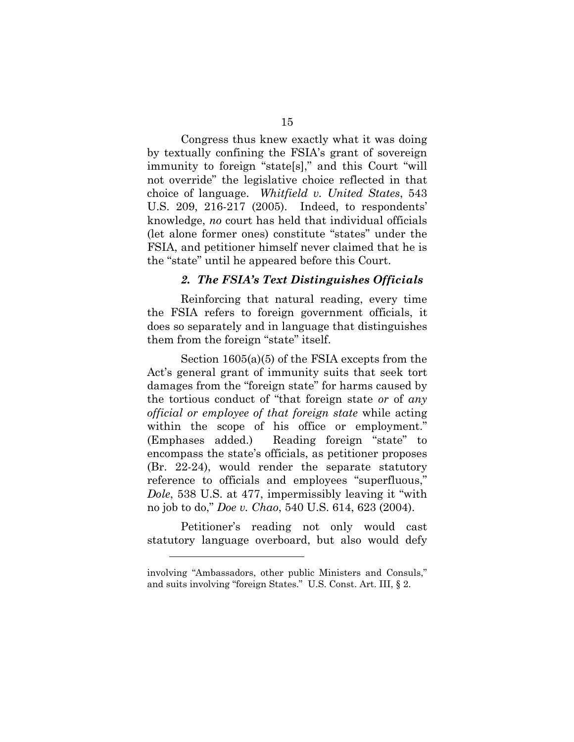Congress thus knew exactly what it was doing by textually confining the FSIA's grant of sovereign immunity to foreign "state[s]," and this Court "will not override" the legislative choice reflected in that choice of language. *Whitfield v. United States*, 543 U.S. 209, 216-217 (2005). Indeed, to respondents' knowledge, *no* court has held that individual officials (let alone former ones) constitute "states" under the FSIA, and petitioner himself never claimed that he is the "state" until he appeared before this Court.

### *2. The FSIA's Text Distinguishes Officials*

Reinforcing that natural reading, every time the FSIA refers to foreign government officials, it does so separately and in language that distinguishes them from the foreign "state" itself.

Section 1605(a)(5) of the FSIA excepts from the Act's general grant of immunity suits that seek tort damages from the "foreign state" for harms caused by the tortious conduct of "that foreign state *or* of *any official or employee of that foreign state* while acting within the scope of his office or employment." (Emphases added.) Reading foreign "state" to encompass the state's officials, as petitioner proposes (Br. 22-24), would render the separate statutory reference to officials and employees "superfluous," *Dole*, 538 U.S. at 477, impermissibly leaving it "with no job to do," *Doe v. Chao*, 540 U.S. 614, 623 (2004).

Petitioner's reading not only would cast statutory language overboard, but also would defy

---

involving "Ambassadors, other public Ministers and Consuls," and suits involving "foreign States." U.S. Const. Art. III, § 2.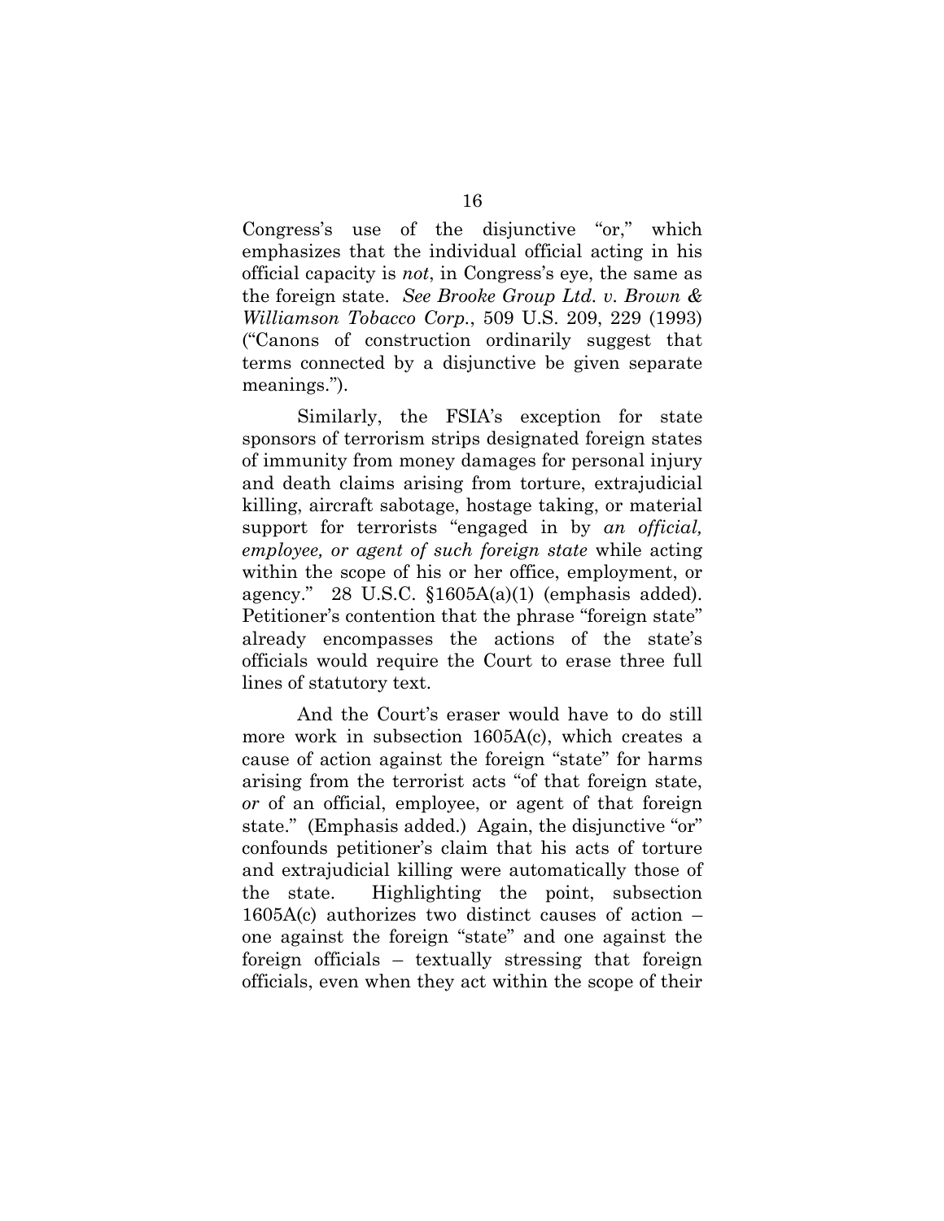Congress's use of the disjunctive "or," which emphasizes that the individual official acting in his official capacity is *not*, in Congress's eye, the same as the foreign state. *See Brooke Group Ltd. v. Brown & Williamson Tobacco Corp.*, 509 U.S. 209, 229 (1993) ("Canons of construction ordinarily suggest that terms connected by a disjunctive be given separate meanings.").

Similarly, the FSIA's exception for state sponsors of terrorism strips designated foreign states of immunity from money damages for personal injury and death claims arising from torture, extrajudicial killing, aircraft sabotage, hostage taking, or material support for terrorists "engaged in by *an official, employee, or agent of such foreign state* while acting within the scope of his or her office, employment, or agency." 28 U.S.C. §1605A(a)(1) (emphasis added). Petitioner's contention that the phrase "foreign state" already encompasses the actions of the state's officials would require the Court to erase three full lines of statutory text.

And the Court's eraser would have to do still more work in subsection 1605A(c), which creates a cause of action against the foreign "state" for harms arising from the terrorist acts "of that foreign state, *or* of an official, employee, or agent of that foreign state." (Emphasis added.) Again, the disjunctive "or" confounds petitioner's claim that his acts of torture and extrajudicial killing were automatically those of the state. Highlighting the point, subsection 1605A(c) authorizes two distinct causes of action – one against the foreign "state" and one against the foreign officials – textually stressing that foreign officials, even when they act within the scope of their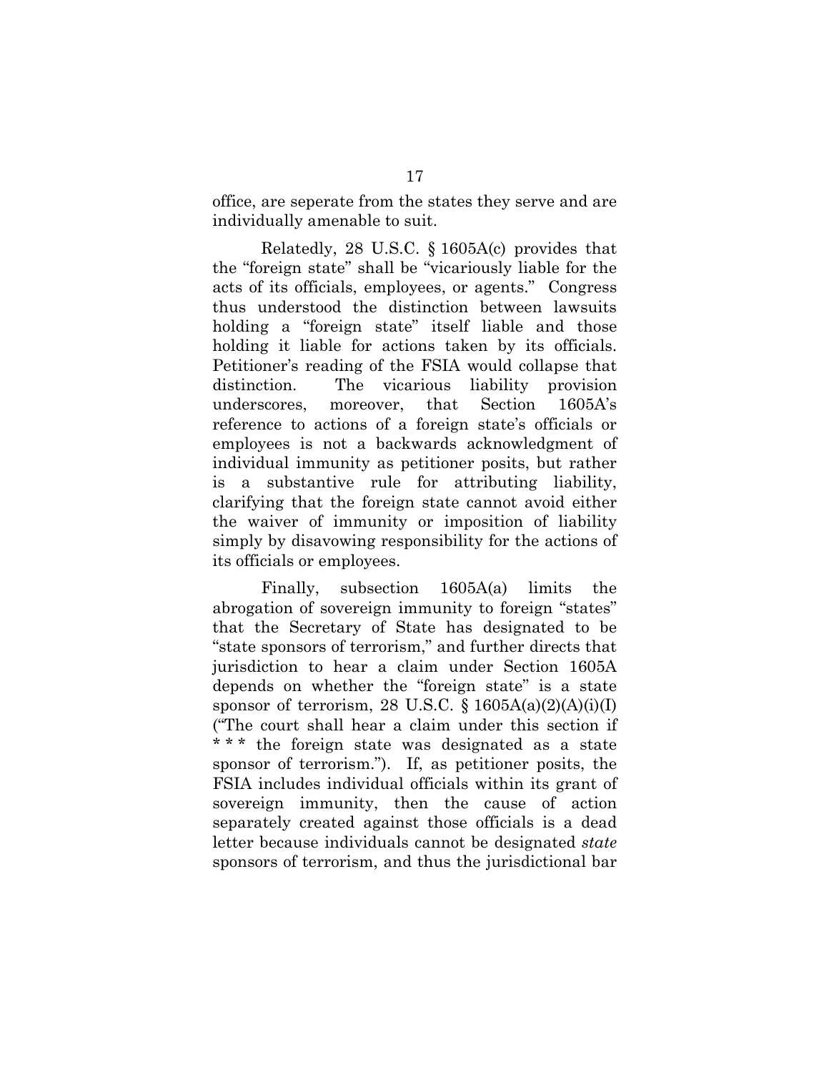office, are seperate from the states they serve and are individually amenable to suit.

Relatedly, 28 U.S.C. § 1605A(c) provides that the "foreign state" shall be "vicariously liable for the acts of its officials, employees, or agents." Congress thus understood the distinction between lawsuits holding a "foreign state" itself liable and those holding it liable for actions taken by its officials. Petitioner's reading of the FSIA would collapse that distinction. The vicarious liability provision underscores, moreover, that Section 1605A's reference to actions of a foreign state's officials or employees is not a backwards acknowledgment of individual immunity as petitioner posits, but rather is a substantive rule for attributing liability, clarifying that the foreign state cannot avoid either the waiver of immunity or imposition of liability simply by disavowing responsibility for the actions of its officials or employees.

Finally, subsection 1605A(a) limits the abrogation of sovereign immunity to foreign "states" that the Secretary of State has designated to be "state sponsors of terrorism," and further directs that jurisdiction to hear a claim under Section 1605A depends on whether the "foreign state" is a state sponsor of terrorism, 28 U.S.C. § 1605A(a)(2)(A)(i)(I) ("The court shall hear a claim under this section if * * * the foreign state was designated as a state sponsor of terrorism."). If, as petitioner posits, the FSIA includes individual officials within its grant of sovereign immunity, then the cause of action separately created against those officials is a dead letter because individuals cannot be designated *state* sponsors of terrorism, and thus the jurisdictional bar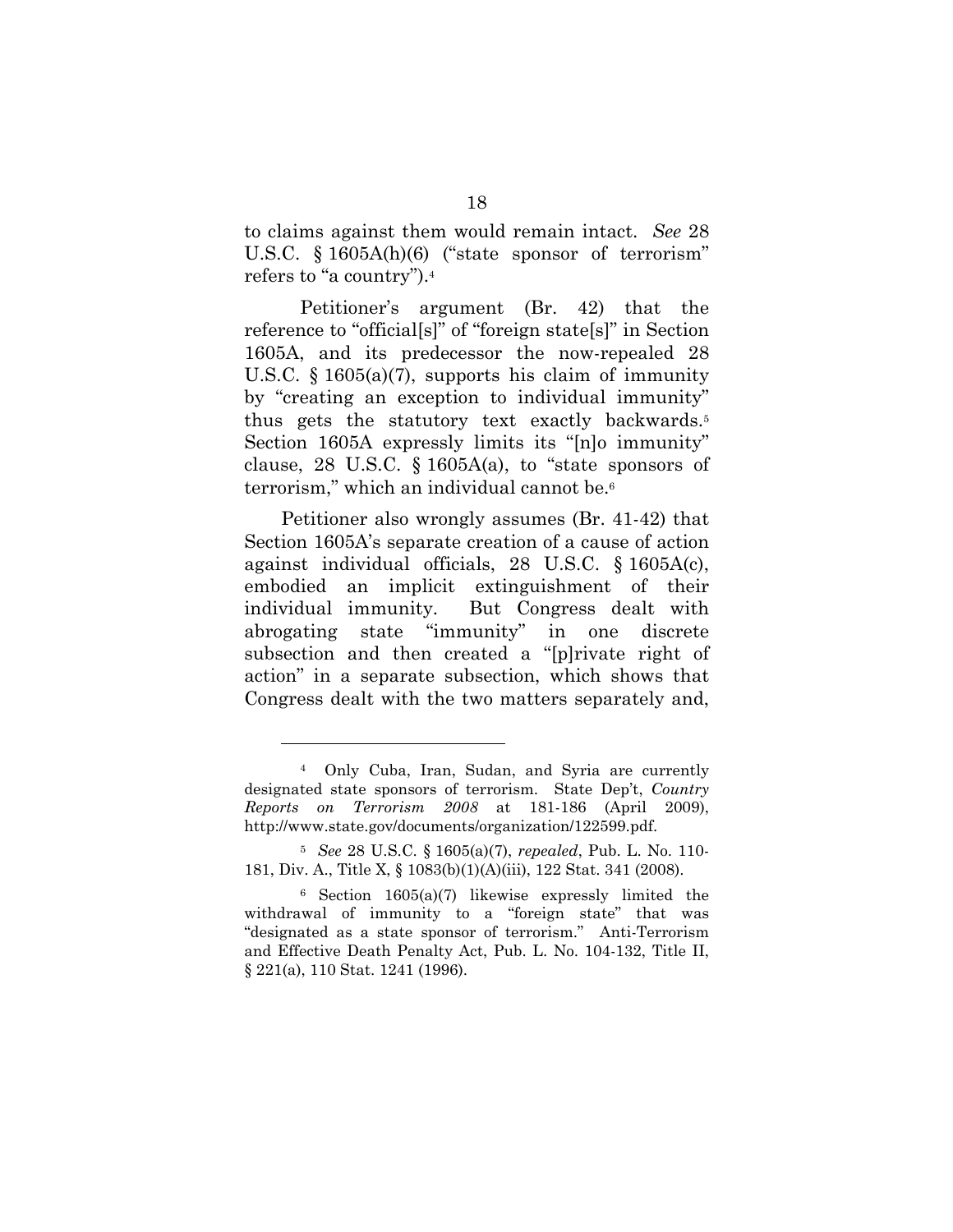to claims against them would remain intact. *See* 28 U.S.C. § 1605A(h)(6) ("state sponsor of terrorism" refers to "a country").[4]

Petitioner's argument (Br. 42) that the reference to "official[s]" of "foreign state[s]" in Section 1605A, and its predecessor the now-repealed 28 U.S.C. § 1605(a)(7), supports his claim of immunity by "creating an exception to individual immunity" thus gets the statutory text exactly backwards.[5] Section 1605A expressly limits its "[n]o immunity" clause, 28 U.S.C. § 1605A(a), to "state sponsors of terrorism," which an individual cannot be.[6]

Petitioner also wrongly assumes (Br. 41-42) that Section 1605A's separate creation of a cause of action against individual officials, 28 U.S.C. § 1605A(c), embodied an implicit extinguishment of their individual immunity. But Congress dealt with abrogating state "immunity" in one discrete subsection and then created a "[p]rivate right of action" in a separate subsection, which shows that Congress dealt with the two matters separately and,

---

[4] Only Cuba, Iran, Sudan, and Syria are currently designated state sponsors of terrorism. State Dep't, *Country Reports on Terrorism 2008* at 181-186 (April 2009), http://www.state.gov/documents/organization/122599.pdf.

[5] *See* 28 U.S.C. § 1605(a)(7), *repealed*, Pub. L. No. 110-181, Div. A., Title X, § 1083(b)(1)(A)(iii), 122 Stat. 341 (2008).

[6] Section 1605(a)(7) likewise expressly limited the withdrawal of immunity to a "foreign state" that was "designated as a state sponsor of terrorism." Anti-Terrorism and Effective Death Penalty Act, Pub. L. No. 104-132, Title II, § 221(a), 110 Stat. 1241 (1996).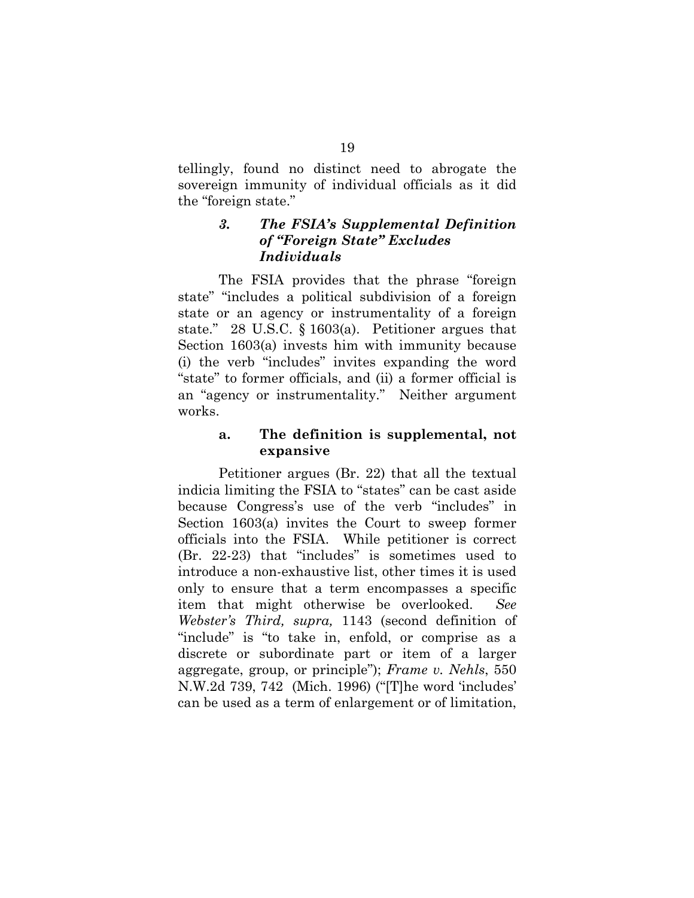tellingly, found no distinct need to abrogate the sovereign immunity of individual officials as it did the "foreign state."

### *3. The FSIA's Supplemental Definition of "Foreign State" Excludes Individuals*

The FSIA provides that the phrase "foreign state" "includes a political subdivision of a foreign state or an agency or instrumentality of a foreign state." 28 U.S.C. § 1603(a). Petitioner argues that Section 1603(a) invests him with immunity because (i) the verb "includes" invites expanding the word "state" to former officials, and (ii) a former official is an "agency or instrumentality." Neither argument works.

#### a. The definition is supplemental, not expansive

Petitioner argues (Br. 22) that all the textual indicia limiting the FSIA to "states" can be cast aside because Congress's use of the verb "includes" in Section 1603(a) invites the Court to sweep former officials into the FSIA. While petitioner is correct (Br. 22-23) that "includes" is sometimes used to introduce a non-exhaustive list, other times it is used only to ensure that a term encompasses a specific item that might otherwise be overlooked. *See Webster's Third, supra,* 1143 (second definition of "include" is "to take in, enfold, or comprise as a discrete or subordinate part or item of a larger aggregate, group, or principle"); *Frame v. Nehls*, 550 N.W.2d 739, 742 (Mich. 1996) ("[T]he word 'includes' can be used as a term of enlargement or of limitation,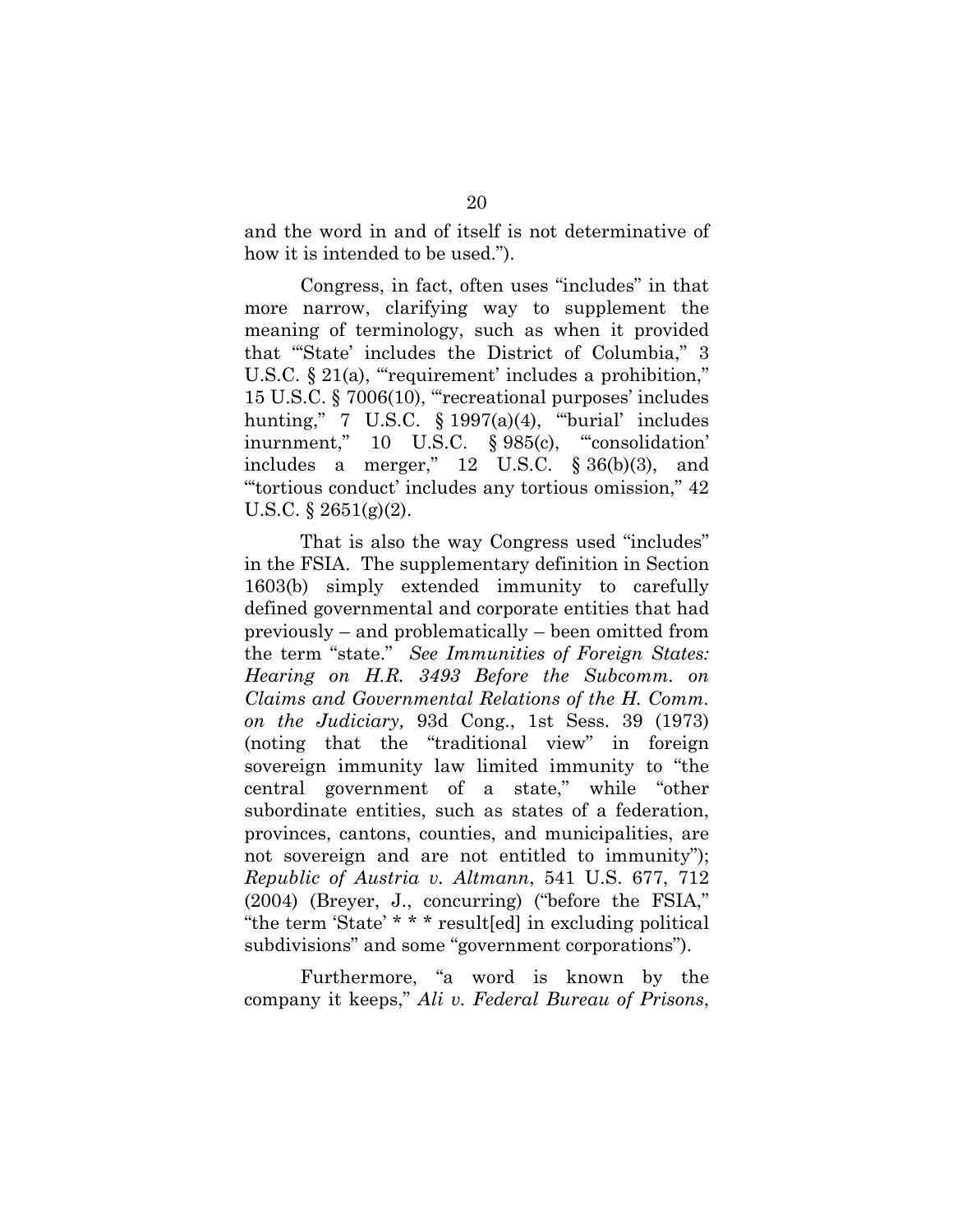and the word in and of itself is not determinative of how it is intended to be used.").

Congress, in fact, often uses "includes" in that more narrow, clarifying way to supplement the meaning of terminology, such as when it provided that "'State' includes the District of Columbia," 3 U.S.C. § 21(a), "'requirement' includes a prohibition," 15 U.S.C. § 7006(10), "'recreational purposes' includes hunting," 7 U.S.C. § 1997(a)(4), "'burial' includes inurnment," 10 U.S.C. § 985(c), "'consolidation' includes a merger," 12 U.S.C. § 36(b)(3), and "'tortious conduct' includes any tortious omission," 42 U.S.C. § 2651(g)(2).

That is also the way Congress used "includes" in the FSIA. The supplementary definition in Section 1603(b) simply extended immunity to carefully defined governmental and corporate entities that had previously – and problematically – been omitted from the term "state." *See Immunities of Foreign States: Hearing on H.R. 3493 Before the Subcomm. on Claims and Governmental Relations of the H. Comm. on the Judiciary,* 93d Cong., 1st Sess. 39 (1973) (noting that the "traditional view" in foreign sovereign immunity law limited immunity to "the central government of a state," while "other subordinate entities, such as states of a federation, provinces, cantons, counties, and municipalities, are not sovereign and are not entitled to immunity"); *Republic of Austria v. Altmann*, 541 U.S. 677, 712 (2004) (Breyer, J., concurring) ("before the FSIA," "the term 'State' * * * result[ed] in excluding political subdivisions" and some "government corporations").

Furthermore, "a word is known by the company it keeps," *Ali v. Federal Bureau of Prisons*,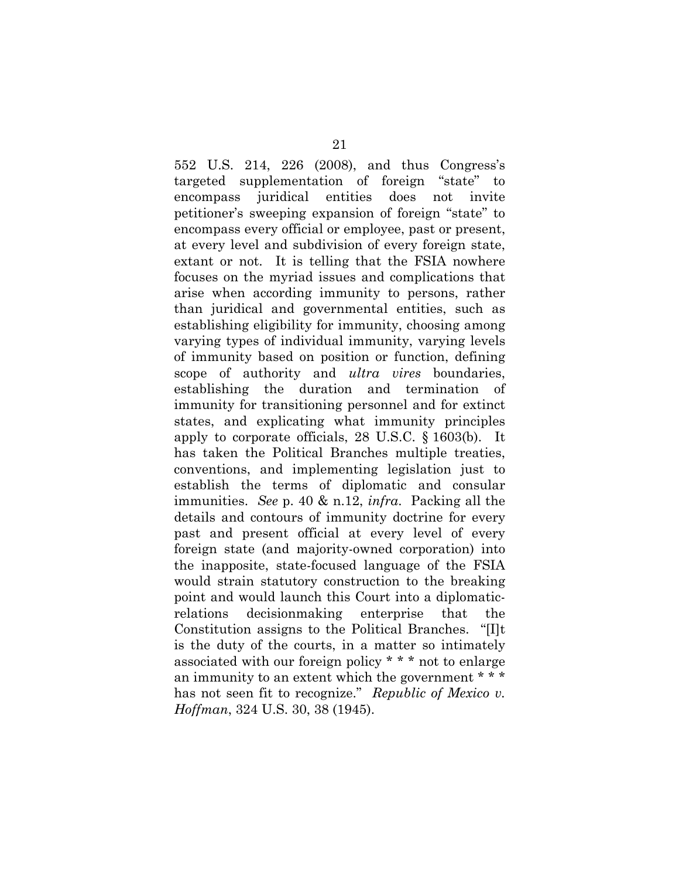552 U.S. 214, 226 (2008), and thus Congress's targeted supplementation of foreign "state" to encompass juridical entities does not invite petitioner's sweeping expansion of foreign "state" to encompass every official or employee, past or present, at every level and subdivision of every foreign state, extant or not. It is telling that the FSIA nowhere focuses on the myriad issues and complications that arise when according immunity to persons, rather than juridical and governmental entities, such as establishing eligibility for immunity, choosing among varying types of individual immunity, varying levels of immunity based on position or function, defining scope of authority and *ultra vires* boundaries, establishing the duration and termination of immunity for transitioning personnel and for extinct states, and explicating what immunity principles apply to corporate officials, 28 U.S.C. § 1603(b). It has taken the Political Branches multiple treaties, conventions, and implementing legislation just to establish the terms of diplomatic and consular immunities. *See* p. 40 & n.12, *infra*. Packing all the details and contours of immunity doctrine for every past and present official at every level of every foreign state (and majority-owned corporation) into the inapposite, state-focused language of the FSIA would strain statutory construction to the breaking point and would launch this Court into a diplomatic-relations decisionmaking enterprise that the Constitution assigns to the Political Branches. "[I]t is the duty of the courts, in a matter so intimately associated with our foreign policy * * * not to enlarge an immunity to an extent which the government * * * has not seen fit to recognize." *Republic of Mexico v. Hoffman*, 324 U.S. 30, 38 (1945).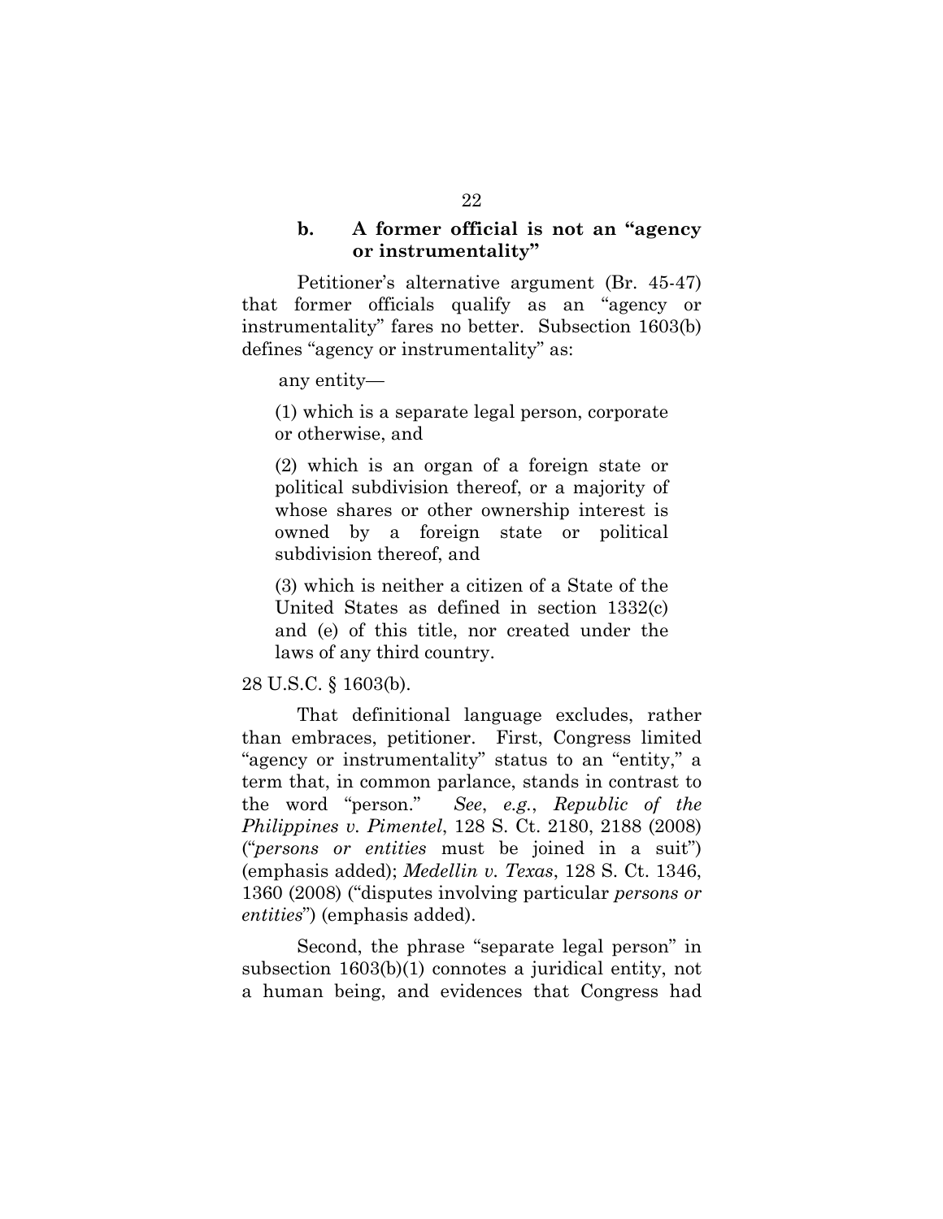### b. A former official is not an "agency or instrumentality"

Petitioner's alternative argument (Br. 45-47) that former officials qualify as an "agency or instrumentality" fares no better. Subsection 1603(b) defines "agency or instrumentality" as:

> any entity—
>
> (1) which is a separate legal person, corporate or otherwise, and
>
> (2) which is an organ of a foreign state or political subdivision thereof, or a majority of whose shares or other ownership interest is owned by a foreign state or political subdivision thereof, and
>
> (3) which is neither a citizen of a State of the United States as defined in section 1332(c) and (e) of this title, nor created under the laws of any third country.

28 U.S.C. § 1603(b).

That definitional language excludes, rather than embraces, petitioner. First, Congress limited "agency or instrumentality" status to an "entity," a term that, in common parlance, stands in contrast to the word "person." *See*, *e.g.*, *Republic of the Philippines v. Pimentel*, 128 S. Ct. 2180, 2188 (2008) ("*persons or entities* must be joined in a suit") (emphasis added); *Medellin v. Texas*, 128 S. Ct. 1346, 1360 (2008) ("disputes involving particular *persons or entities*") (emphasis added).

Second, the phrase "separate legal person" in subsection 1603(b)(1) connotes a juridical entity, not a human being, and evidences that Congress had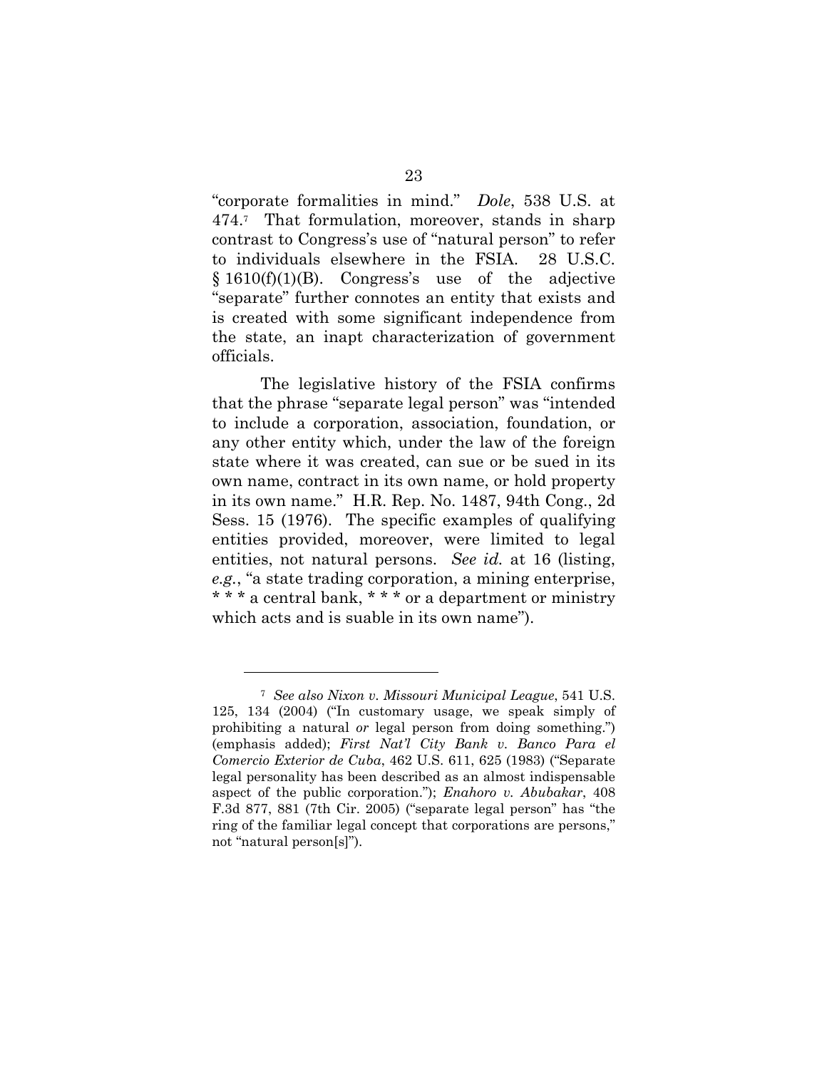"corporate formalities in mind." *Dole*, 538 U.S. at 474.[7] That formulation, moreover, stands in sharp contrast to Congress's use of "natural person" to refer to individuals elsewhere in the FSIA. 28 U.S.C. § 1610(f)(1)(B). Congress's use of the adjective "separate" further connotes an entity that exists and is created with some significant independence from the state, an inapt characterization of government officials.

The legislative history of the FSIA confirms that the phrase "separate legal person" was "intended to include a corporation, association, foundation, or any other entity which, under the law of the foreign state where it was created, can sue or be sued in its own name, contract in its own name, or hold property in its own name." H.R. Rep. No. 1487, 94th Cong., 2d Sess. 15 (1976). The specific examples of qualifying entities provided, moreover, were limited to legal entities, not natural persons. *See id.* at 16 (listing, *e.g.*, "a state trading corporation, a mining enterprise, * * * a central bank, * * * or a department or ministry which acts and is suable in its own name").

---

[7] *See also Nixon v. Missouri Municipal League*, 541 U.S. 125, 134 (2004) ("In customary usage, we speak simply of prohibiting a natural *or* legal person from doing something.") (emphasis added); *First Nat'l City Bank v. Banco Para el Comercio Exterior de Cuba*, 462 U.S. 611, 625 (1983) ("Separate legal personality has been described as an almost indispensable aspect of the public corporation."); *Enahoro v. Abubakar*, 408 F.3d 877, 881 (7th Cir. 2005) ("separate legal person" has "the ring of the familiar legal concept that corporations are persons," not "natural person[s]").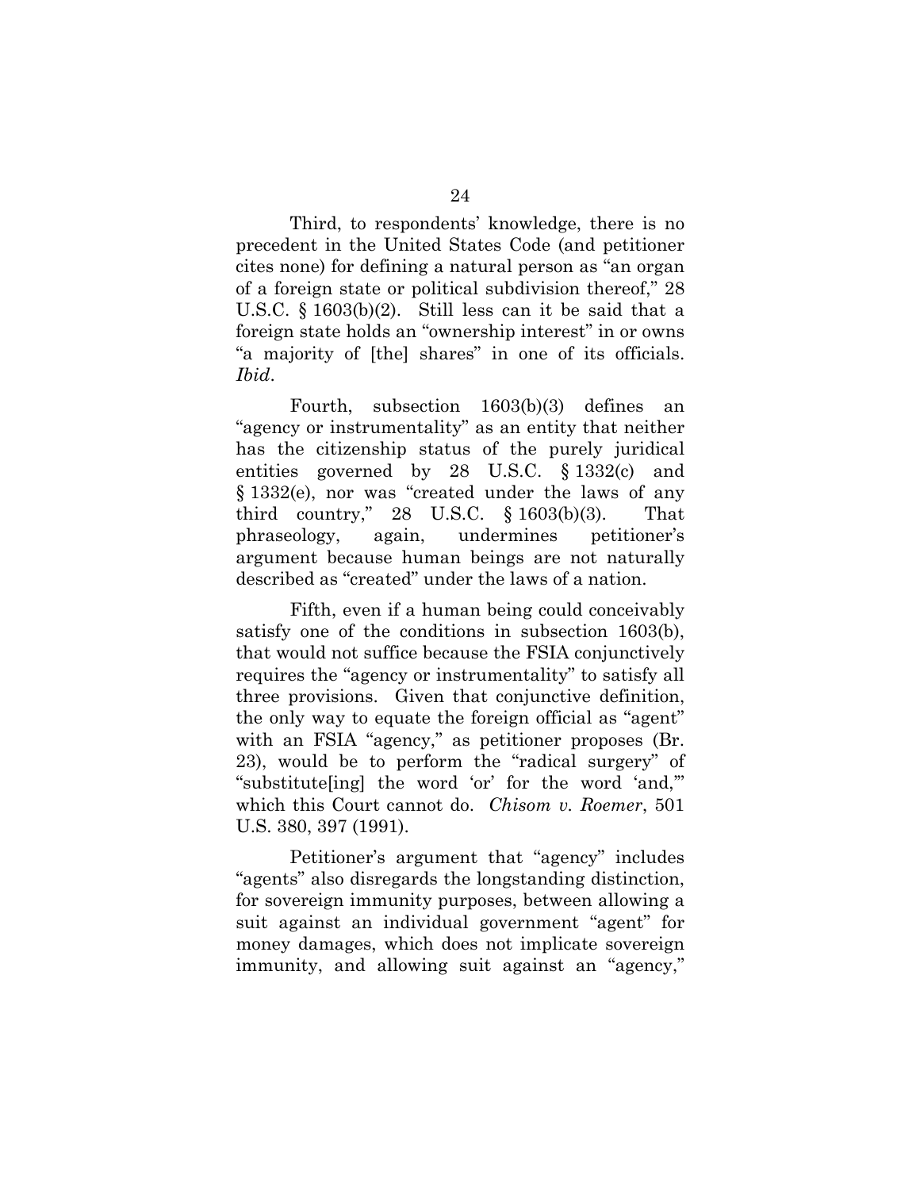Third, to respondents' knowledge, there is no precedent in the United States Code (and petitioner cites none) for defining a natural person as "an organ of a foreign state or political subdivision thereof," 28 U.S.C. § 1603(b)(2). Still less can it be said that a foreign state holds an "ownership interest" in or owns "a majority of [the] shares" in one of its officials. *Ibid*.

Fourth, subsection 1603(b)(3) defines an "agency or instrumentality" as an entity that neither has the citizenship status of the purely juridical entities governed by 28 U.S.C. § 1332(c) and § 1332(e), nor was "created under the laws of any third country," 28 U.S.C. § 1603(b)(3). That phraseology, again, undermines petitioner's argument because human beings are not naturally described as "created" under the laws of a nation.

Fifth, even if a human being could conceivably satisfy one of the conditions in subsection 1603(b), that would not suffice because the FSIA conjunctively requires the "agency or instrumentality" to satisfy all three provisions. Given that conjunctive definition, the only way to equate the foreign official as "agent" with an FSIA "agency," as petitioner proposes (Br. 23), would be to perform the "radical surgery" of "substitute[ing] the word 'or' for the word 'and,'" which this Court cannot do. *Chisom v. Roemer*, 501 U.S. 380, 397 (1991).

Petitioner's argument that "agency" includes "agents" also disregards the longstanding distinction, for sovereign immunity purposes, between allowing a suit against an individual government "agent" for money damages, which does not implicate sovereign immunity, and allowing suit against an "agency,"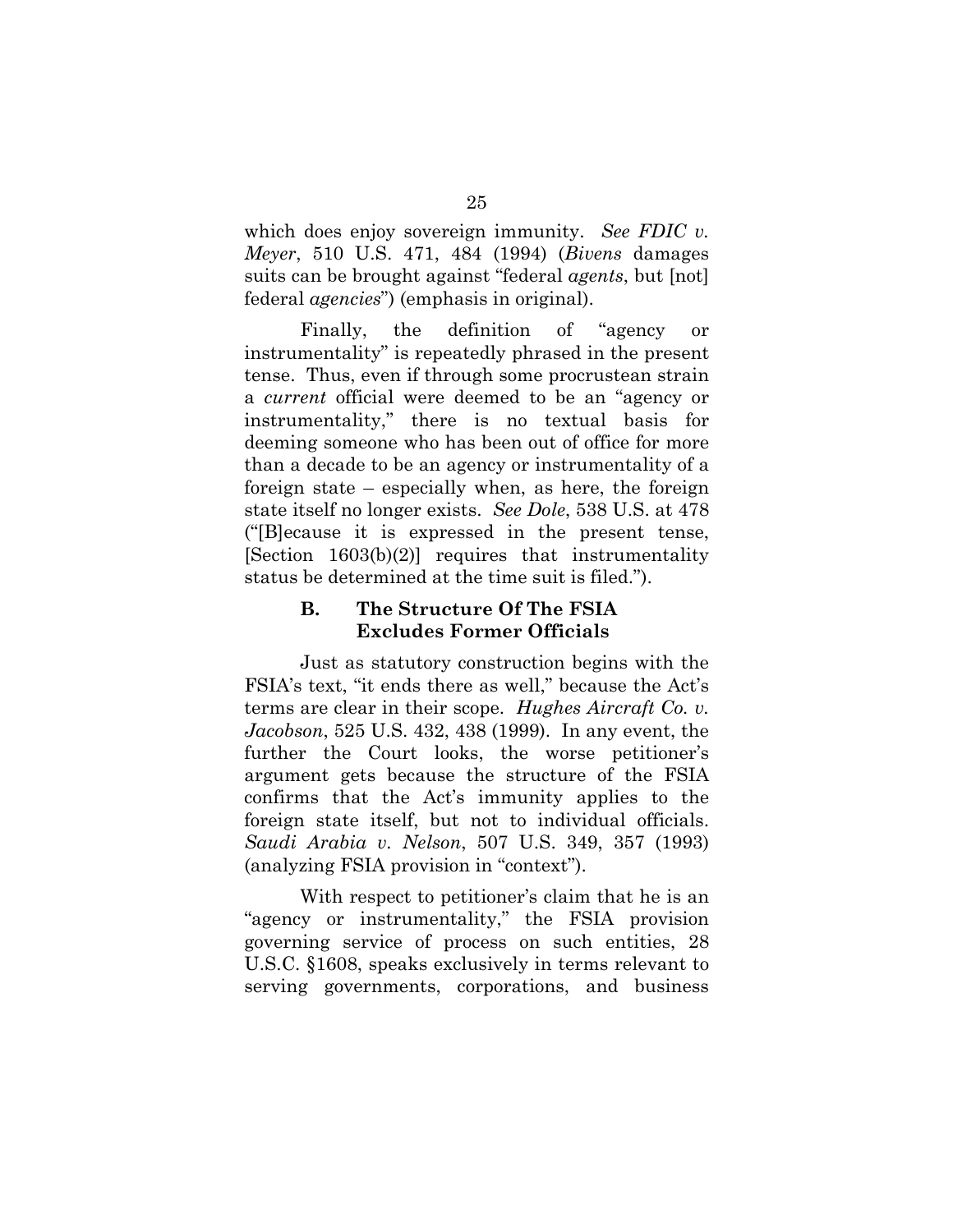which does enjoy sovereign immunity. *See FDIC v. Meyer*, 510 U.S. 471, 484 (1994) (*Bivens* damages suits can be brought against "federal *agents*, but [not] federal *agencies*") (emphasis in original).

Finally, the definition of "agency or instrumentality" is repeatedly phrased in the present tense. Thus, even if through some procrustean strain a *current* official were deemed to be an "agency or instrumentality," there is no textual basis for deeming someone who has been out of office for more than a decade to be an agency or instrumentality of a foreign state – especially when, as here, the foreign state itself no longer exists. *See Dole*, 538 U.S. at 478 ("[B]ecause it is expressed in the present tense, [Section 1603(b)(2)] requires that instrumentality status be determined at the time suit is filed.").

### B. The Structure Of The FSIA Excludes Former Officials

Just as statutory construction begins with the FSIA's text, "it ends there as well," because the Act's terms are clear in their scope. *Hughes Aircraft Co. v. Jacobson*, 525 U.S. 432, 438 (1999). In any event, the further the Court looks, the worse petitioner's argument gets because the structure of the FSIA confirms that the Act's immunity applies to the foreign state itself, but not to individual officials. *Saudi Arabia v. Nelson*, 507 U.S. 349, 357 (1993) (analyzing FSIA provision in "context").

With respect to petitioner's claim that he is an "agency or instrumentality," the FSIA provision governing service of process on such entities, 28 U.S.C. §1608, speaks exclusively in terms relevant to serving governments, corporations, and business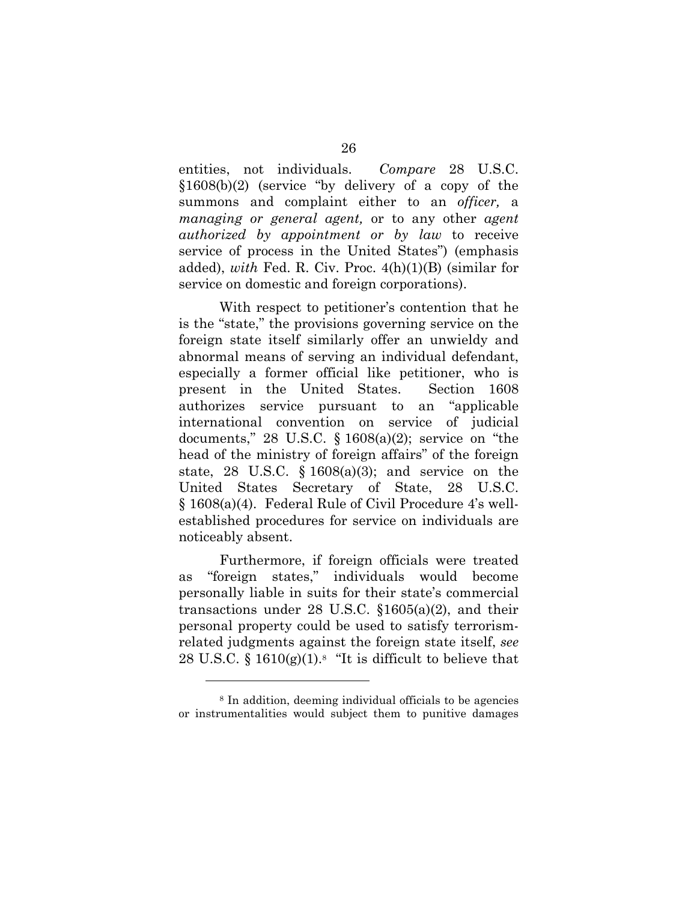entities, not individuals. *Compare* 28 U.S.C. §1608(b)(2) (service "by delivery of a copy of the summons and complaint either to an *officer,* a *managing or general agent,* or to any other *agent authorized by appointment or by law* to receive service of process in the United States") (emphasis added), *with* Fed. R. Civ. Proc. 4(h)(1)(B) (similar for service on domestic and foreign corporations).

With respect to petitioner's contention that he is the "state," the provisions governing service on the foreign state itself similarly offer an unwieldy and abnormal means of serving an individual defendant, especially a former official like petitioner, who is present in the United States. Section 1608 authorizes service pursuant to an "applicable international convention on service of judicial documents," 28 U.S.C. § 1608(a)(2); service on "the head of the ministry of foreign affairs" of the foreign state, 28 U.S.C. § 1608(a)(3); and service on the United States Secretary of State, 28 U.S.C. § 1608(a)(4). Federal Rule of Civil Procedure 4's well-established procedures for service on individuals are noticeably absent.

Furthermore, if foreign officials were treated as "foreign states," individuals would become personally liable in suits for their state's commercial transactions under 28 U.S.C. §1605(a)(2), and their personal property could be used to satisfy terrorism-related judgments against the foreign state itself, *see* 28 U.S.C. § 1610(g)(1).[8] "It is difficult to believe that

---

[8] In addition, deeming individual officials to be agencies or instrumentalities would subject them to punitive damages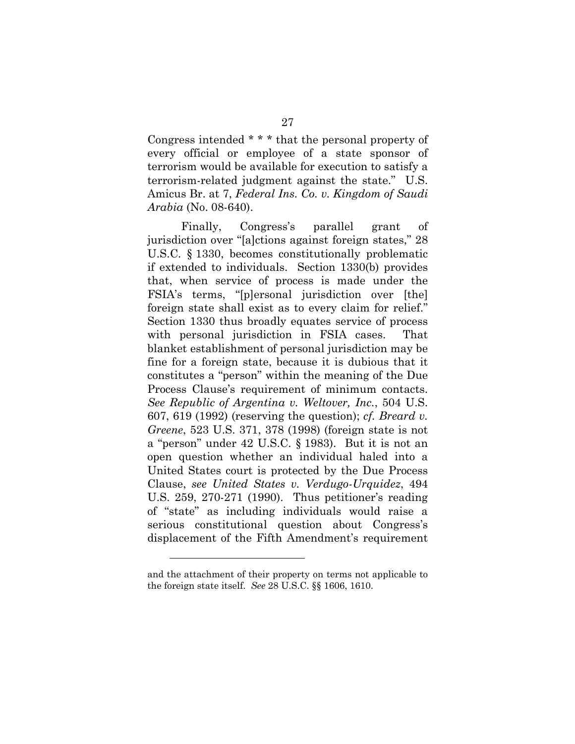Congress intended * * * that the personal property of every official or employee of a state sponsor of terrorism would be available for execution to satisfy a terrorism-related judgment against the state." U.S. Amicus Br. at 7, *Federal Ins. Co. v. Kingdom of Saudi Arabia* (No. 08-640).

Finally, Congress's parallel grant of jurisdiction over "[a]ctions against foreign states," 28 U.S.C. § 1330, becomes constitutionally problematic if extended to individuals. Section 1330(b) provides that, when service of process is made under the FSIA's terms, "[p]ersonal jurisdiction over [the] foreign state shall exist as to every claim for relief." Section 1330 thus broadly equates service of process with personal jurisdiction in FSIA cases. That blanket establishment of personal jurisdiction may be fine for a foreign state, because it is dubious that it constitutes a "person" within the meaning of the Due Process Clause's requirement of minimum contacts. *See Republic of Argentina v. Weltover, Inc.*, 504 U.S. 607, 619 (1992) (reserving the question); *cf. Breard v. Greene*, 523 U.S. 371, 378 (1998) (foreign state is not a "person" under 42 U.S.C. § 1983). But it is not an open question whether an individual haled into a United States court is protected by the Due Process Clause, *see United States v. Verdugo-Urquidez*, 494 U.S. 259, 270-271 (1990). Thus petitioner's reading of "state" as including individuals would raise a serious constitutional question about Congress's displacement of the Fifth Amendment's requirement

---

and the attachment of their property on terms not applicable to the foreign state itself. *See* 28 U.S.C. §§ 1606, 1610.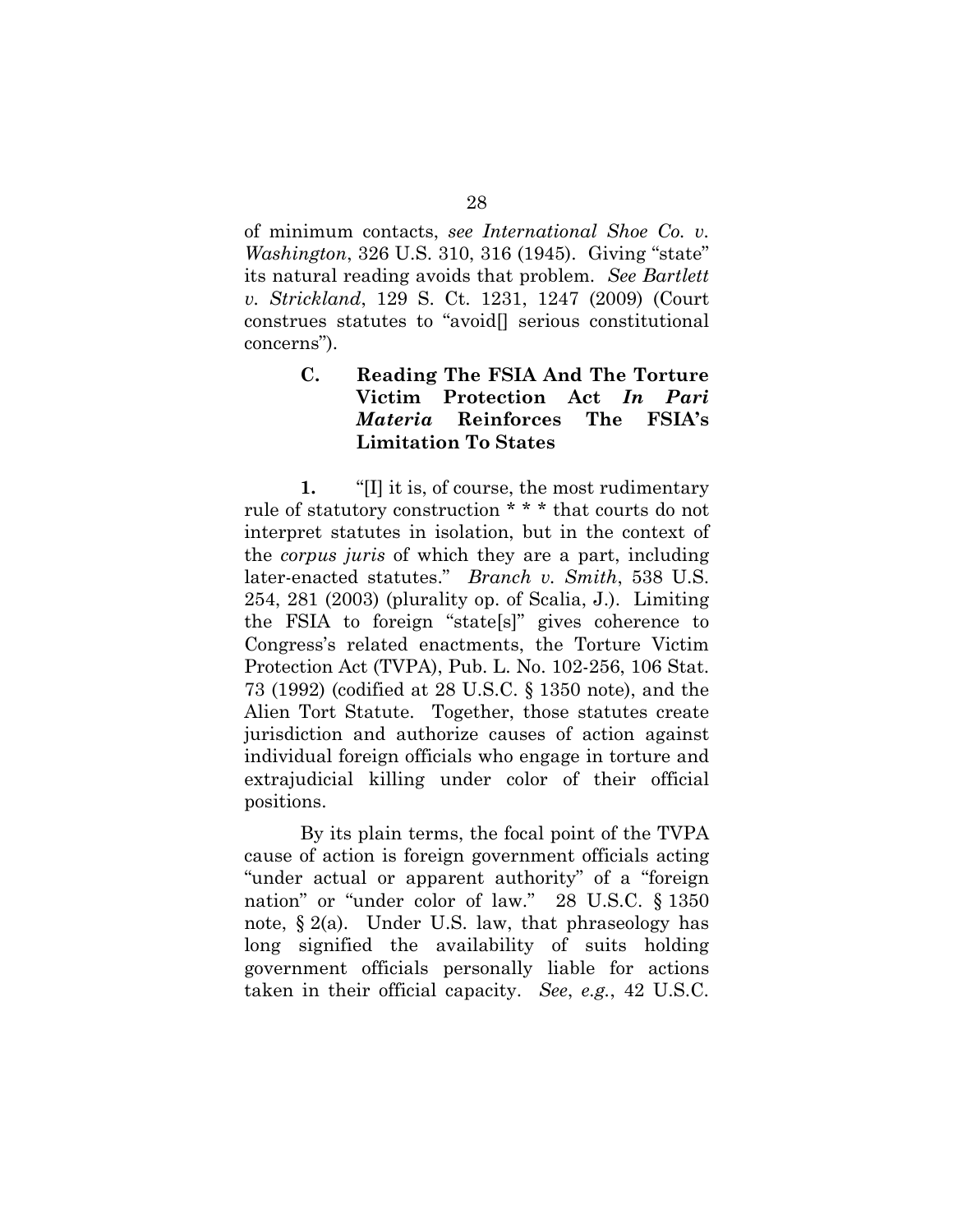of minimum contacts, *see International Shoe Co. v. Washington*, 326 U.S. 310, 316 (1945). Giving "state" its natural reading avoids that problem. *See Bartlett v. Strickland*, 129 S. Ct. 1231, 1247 (2009) (Court construes statutes to "avoid[] serious constitutional concerns").

### C. Reading The FSIA And The Torture Victim Protection Act *In Pari Materia* Reinforces The FSIA's Limitation To States

**1.** "[I] it is, of course, the most rudimentary rule of statutory construction * * * that courts do not interpret statutes in isolation, but in the context of the *corpus juris* of which they are a part, including later-enacted statutes." *Branch v. Smith*, 538 U.S. 254, 281 (2003) (plurality op. of Scalia, J.). Limiting the FSIA to foreign "state[s]" gives coherence to Congress's related enactments, the Torture Victim Protection Act (TVPA), Pub. L. No. 102-256, 106 Stat. 73 (1992) (codified at 28 U.S.C. § 1350 note), and the Alien Tort Statute. Together, those statutes create jurisdiction and authorize causes of action against individual foreign officials who engage in torture and extrajudicial killing under color of their official positions.

By its plain terms, the focal point of the TVPA cause of action is foreign government officials acting "under actual or apparent authority" of a "foreign nation" or "under color of law." 28 U.S.C. § 1350 note, § 2(a). Under U.S. law, that phraseology has long signified the availability of suits holding government officials personally liable for actions taken in their official capacity. *See*, *e.g.*, 42 U.S.C.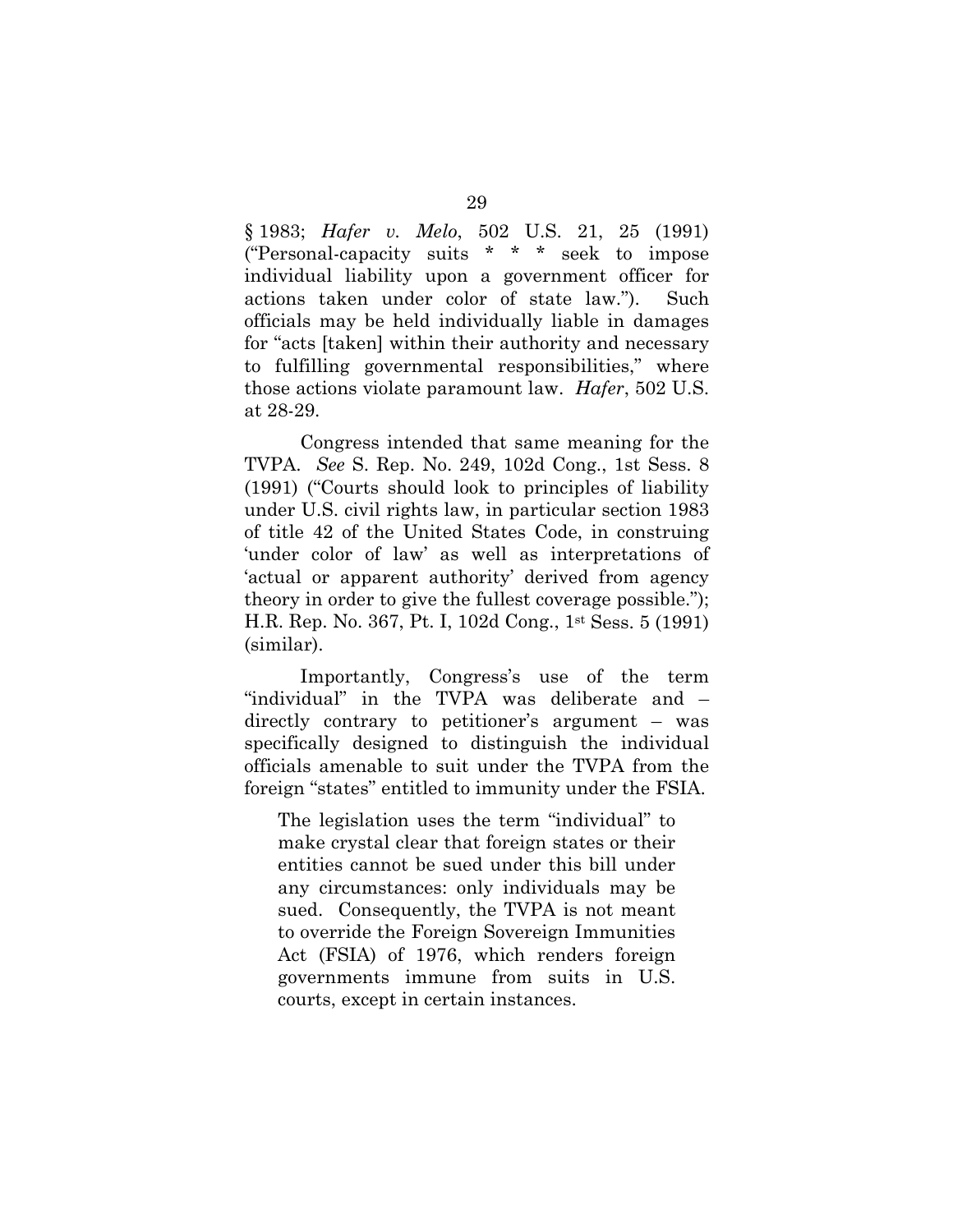§ 1983; *Hafer v. Melo*, 502 U.S. 21, 25 (1991) ("Personal-capacity suits * * * seek to impose individual liability upon a government officer for actions taken under color of state law."). Such officials may be held individually liable in damages for "acts [taken] within their authority and necessary to fulfilling governmental responsibilities," where those actions violate paramount law. *Hafer*, 502 U.S. at 28-29.

Congress intended that same meaning for the TVPA. *See* S. Rep. No. 249, 102d Cong., 1st Sess. 8 (1991) ("Courts should look to principles of liability under U.S. civil rights law, in particular section 1983 of title 42 of the United States Code, in construing 'under color of law' as well as interpretations of 'actual or apparent authority' derived from agency theory in order to give the fullest coverage possible."); H.R. Rep. No. 367, Pt. I, 102d Cong., 1st Sess. 5 (1991) (similar).

Importantly, Congress's use of the term "individual" in the TVPA was deliberate and – directly contrary to petitioner's argument – was specifically designed to distinguish the individual officials amenable to suit under the TVPA from the foreign "states" entitled to immunity under the FSIA.

> The legislation uses the term "individual" to make crystal clear that foreign states or their entities cannot be sued under this bill under any circumstances: only individuals may be sued. Consequently, the TVPA is not meant to override the Foreign Sovereign Immunities Act (FSIA) of 1976, which renders foreign governments immune from suits in U.S. courts, except in certain instances.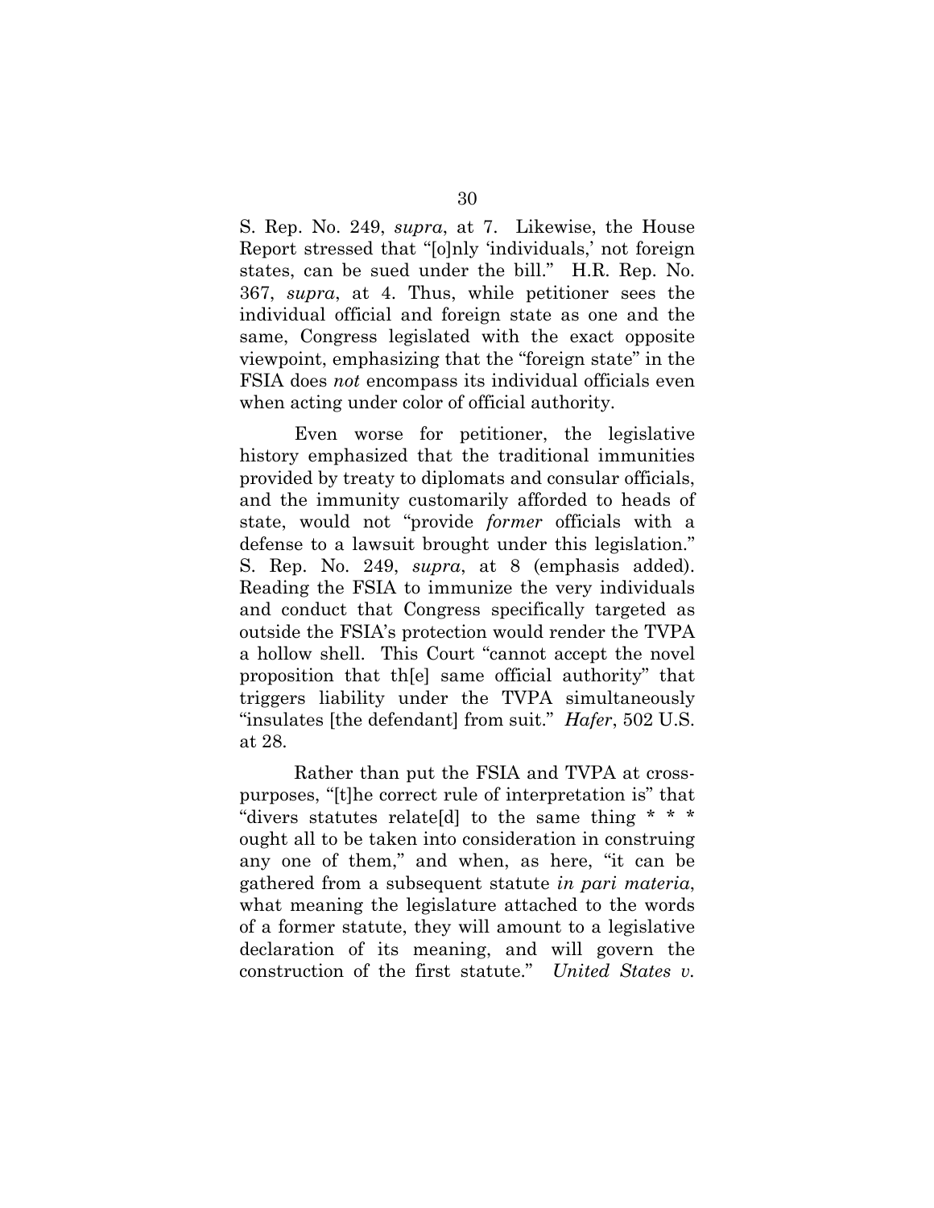S. Rep. No. 249, *supra*, at 7. Likewise, the House Report stressed that "[o]nly 'individuals,' not foreign states, can be sued under the bill." H.R. Rep. No. 367, *supra*, at 4. Thus, while petitioner sees the individual official and foreign state as one and the same, Congress legislated with the exact opposite viewpoint, emphasizing that the "foreign state" in the FSIA does *not* encompass its individual officials even when acting under color of official authority.

Even worse for petitioner, the legislative history emphasized that the traditional immunities provided by treaty to diplomats and consular officials, and the immunity customarily afforded to heads of state, would not "provide *former* officials with a defense to a lawsuit brought under this legislation." S. Rep. No. 249, *supra*, at 8 (emphasis added). Reading the FSIA to immunize the very individuals and conduct that Congress specifically targeted as outside the FSIA's protection would render the TVPA a hollow shell. This Court "cannot accept the novel proposition that th[e] same official authority" that triggers liability under the TVPA simultaneously "insulates [the defendant] from suit." *Hafer*, 502 U.S. at 28.

Rather than put the FSIA and TVPA at cross-purposes, "[t]he correct rule of interpretation is" that "divers statutes relate[d] to the same thing * * * ought all to be taken into consideration in construing any one of them," and when, as here, "it can be gathered from a subsequent statute *in pari materia*, what meaning the legislature attached to the words of a former statute, they will amount to a legislative declaration of its meaning, and will govern the construction of the first statute." *United States v.*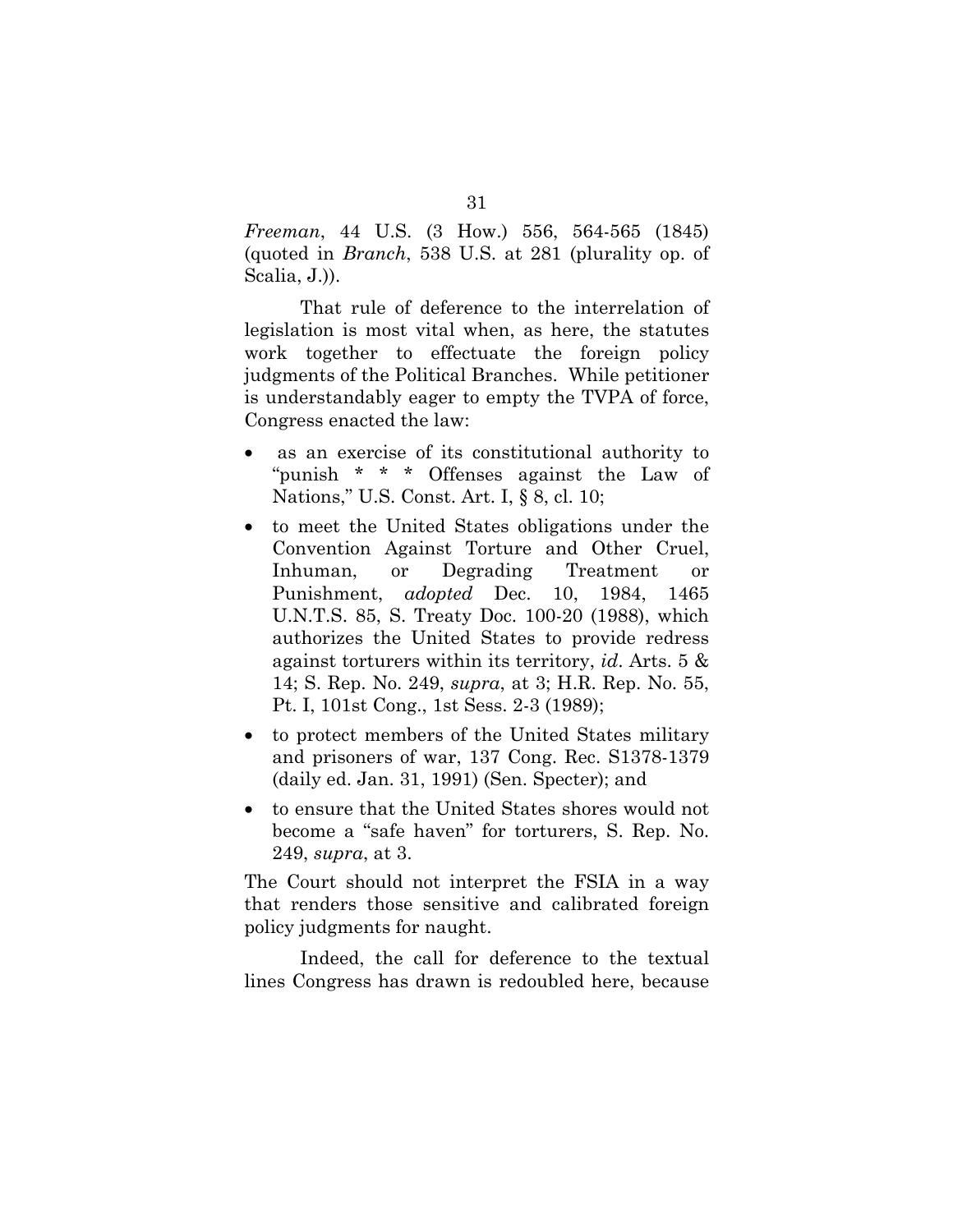*Freeman*, 44 U.S. (3 How.) 556, 564-565 (1845) (quoted in *Branch*, 538 U.S. at 281 (plurality op. of Scalia, J.)).

That rule of deference to the interrelation of legislation is most vital when, as here, the statutes work together to effectuate the foreign policy judgments of the Political Branches. While petitioner is understandably eager to empty the TVPA of force, Congress enacted the law:

- as an exercise of its constitutional authority to "punish * * * Offenses against the Law of Nations," U.S. Const. Art. I, § 8, cl. 10;
- to meet the United States obligations under the Convention Against Torture and Other Cruel, Inhuman, or Degrading Treatment or Punishment, *adopted* Dec. 10, 1984, 1465 U.N.T.S. 85, S. Treaty Doc. 100-20 (1988), which authorizes the United States to provide redress against torturers within its territory, *id*. Arts. 5 & 14; S. Rep. No. 249, *supra*, at 3; H.R. Rep. No. 55, Pt. I, 101st Cong., 1st Sess. 2-3 (1989);
- to protect members of the United States military and prisoners of war, 137 Cong. Rec. S1378-1379 (daily ed. Jan. 31, 1991) (Sen. Specter); and
- to ensure that the United States shores would not become a "safe haven" for torturers, S. Rep. No. 249, *supra*, at 3.

The Court should not interpret the FSIA in a way that renders those sensitive and calibrated foreign policy judgments for naught.

Indeed, the call for deference to the textual lines Congress has drawn is redoubled here, because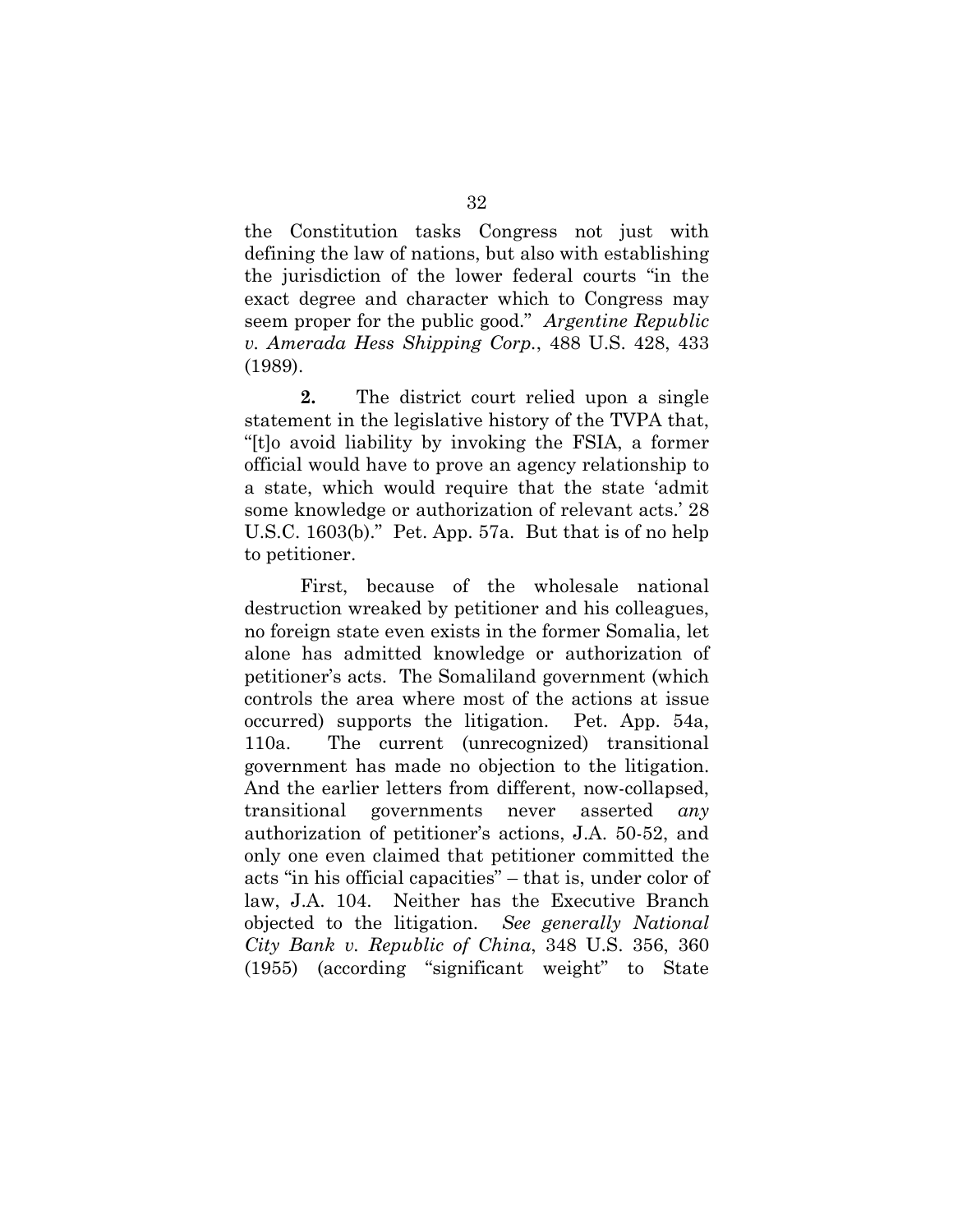the Constitution tasks Congress not just with defining the law of nations, but also with establishing the jurisdiction of the lower federal courts "in the exact degree and character which to Congress may seem proper for the public good." *Argentine Republic v. Amerada Hess Shipping Corp.*, 488 U.S. 428, 433 (1989).

**2.** The district court relied upon a single statement in the legislative history of the TVPA that, "[t]o avoid liability by invoking the FSIA, a former official would have to prove an agency relationship to a state, which would require that the state 'admit some knowledge or authorization of relevant acts.' 28 U.S.C. 1603(b)." Pet. App. 57a. But that is of no help to petitioner.

First, because of the wholesale national destruction wreaked by petitioner and his colleagues, no foreign state even exists in the former Somalia, let alone has admitted knowledge or authorization of petitioner's acts. The Somaliland government (which controls the area where most of the actions at issue occurred) supports the litigation. Pet. App. 54a, 110a. The current (unrecognized) transitional government has made no objection to the litigation. And the earlier letters from different, now-collapsed, transitional governments never asserted *any* authorization of petitioner's actions, J.A. 50-52, and only one even claimed that petitioner committed the acts "in his official capacities" – that is, under color of law, J.A. 104. Neither has the Executive Branch objected to the litigation. *See generally National City Bank v. Republic of China*, 348 U.S. 356, 360 (1955) (according "significant weight" to State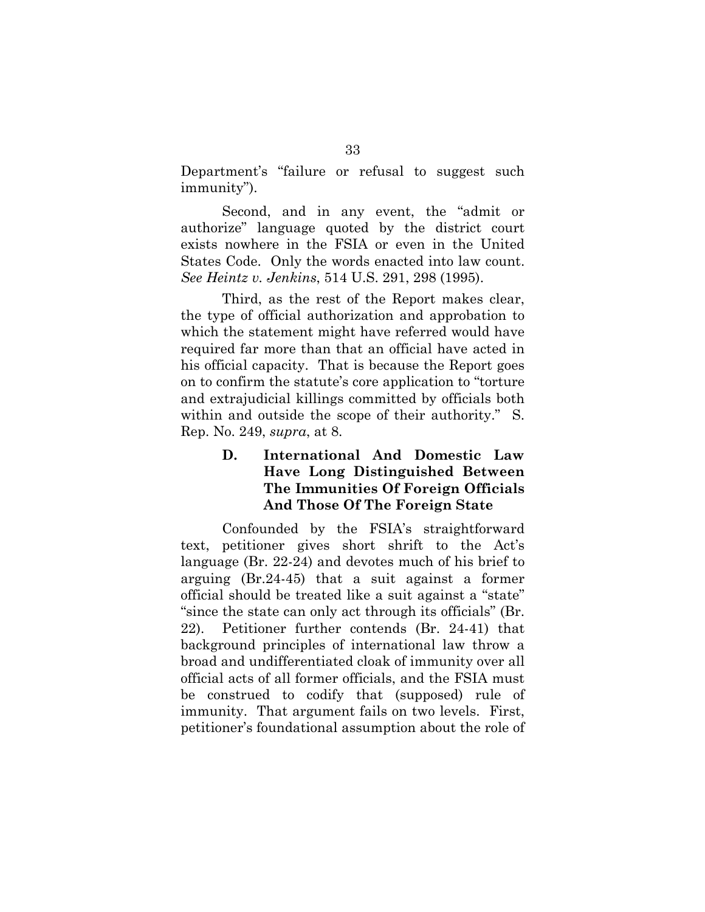Department's "failure or refusal to suggest such immunity").

Second, and in any event, the "admit or authorize" language quoted by the district court exists nowhere in the FSIA or even in the United States Code. Only the words enacted into law count. *See Heintz v. Jenkins*, 514 U.S. 291, 298 (1995).

Third, as the rest of the Report makes clear, the type of official authorization and approbation to which the statement might have referred would have required far more than that an official have acted in his official capacity. That is because the Report goes on to confirm the statute's core application to "torture and extrajudicial killings committed by officials both within and outside the scope of their authority." S. Rep. No. 249, *supra*, at 8.

### D. International And Domestic Law Have Long Distinguished Between The Immunities Of Foreign Officials And Those Of The Foreign State

Confounded by the FSIA's straightforward text, petitioner gives short shrift to the Act's language (Br. 22-24) and devotes much of his brief to arguing (Br.24-45) that a suit against a former official should be treated like a suit against a "state" "since the state can only act through its officials" (Br. 22). Petitioner further contends (Br. 24-41) that background principles of international law throw a broad and undifferentiated cloak of immunity over all official acts of all former officials, and the FSIA must be construed to codify that (supposed) rule of immunity. That argument fails on two levels. First, petitioner's foundational assumption about the role of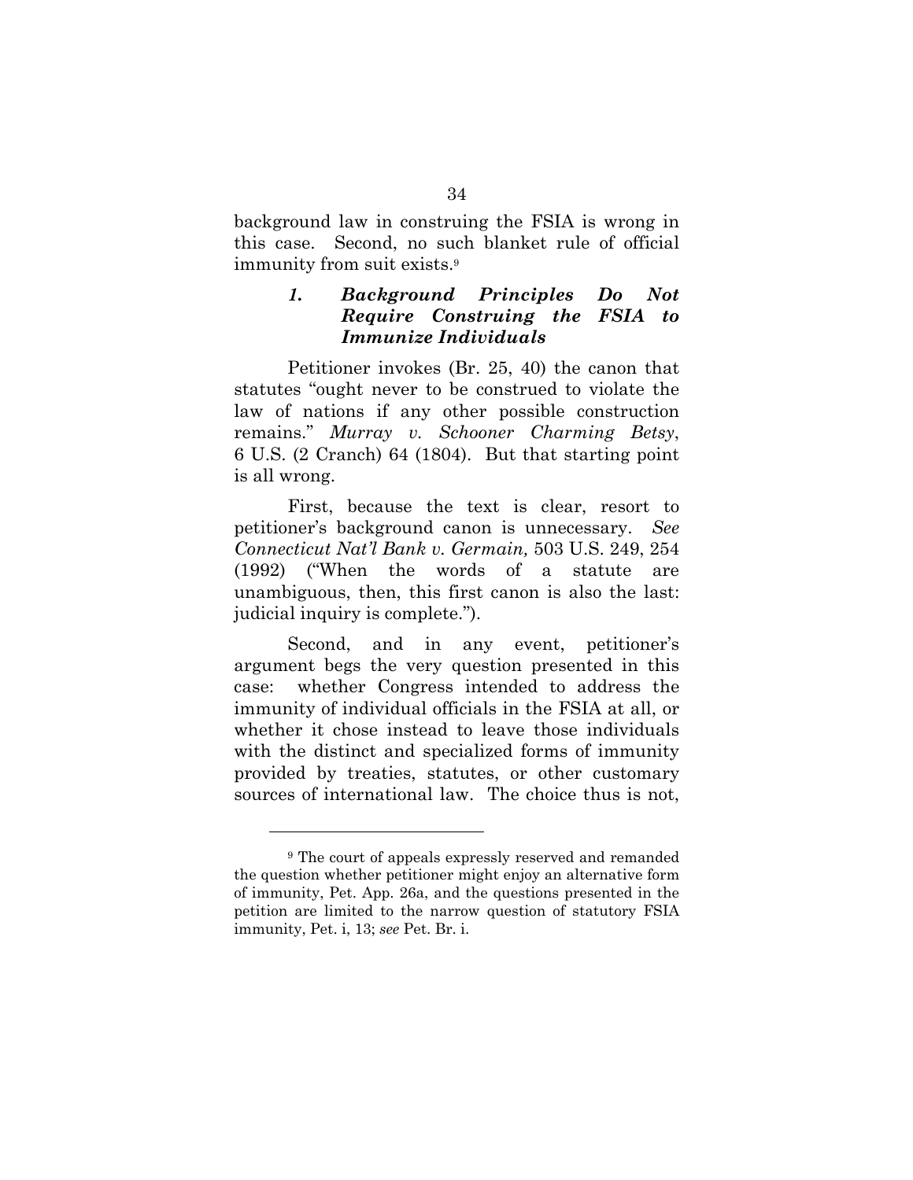background law in construing the FSIA is wrong in this case. Second, no such blanket rule of official immunity from suit exists.[9]

### *1. Background Principles Do Not Require Construing the FSIA to Immunize Individuals*

Petitioner invokes (Br. 25, 40) the canon that statutes "ought never to be construed to violate the law of nations if any other possible construction remains." *Murray v. Schooner Charming Betsy*, 6 U.S. (2 Cranch) 64 (1804). But that starting point is all wrong.

First, because the text is clear, resort to petitioner's background canon is unnecessary. *See Connecticut Nat'l Bank v. Germain,* 503 U.S. 249, 254 (1992) ("When the words of a statute are unambiguous, then, this first canon is also the last: judicial inquiry is complete.").

Second, and in any event, petitioner's argument begs the very question presented in this case: whether Congress intended to address the immunity of individual officials in the FSIA at all, or whether it chose instead to leave those individuals with the distinct and specialized forms of immunity provided by treaties, statutes, or other customary sources of international law. The choice thus is not,

---

[9] The court of appeals expressly reserved and remanded the question whether petitioner might enjoy an alternative form of immunity, Pet. App. 26a, and the questions presented in the petition are limited to the narrow question of statutory FSIA immunity, Pet. i, 13; *see* Pet. Br. i.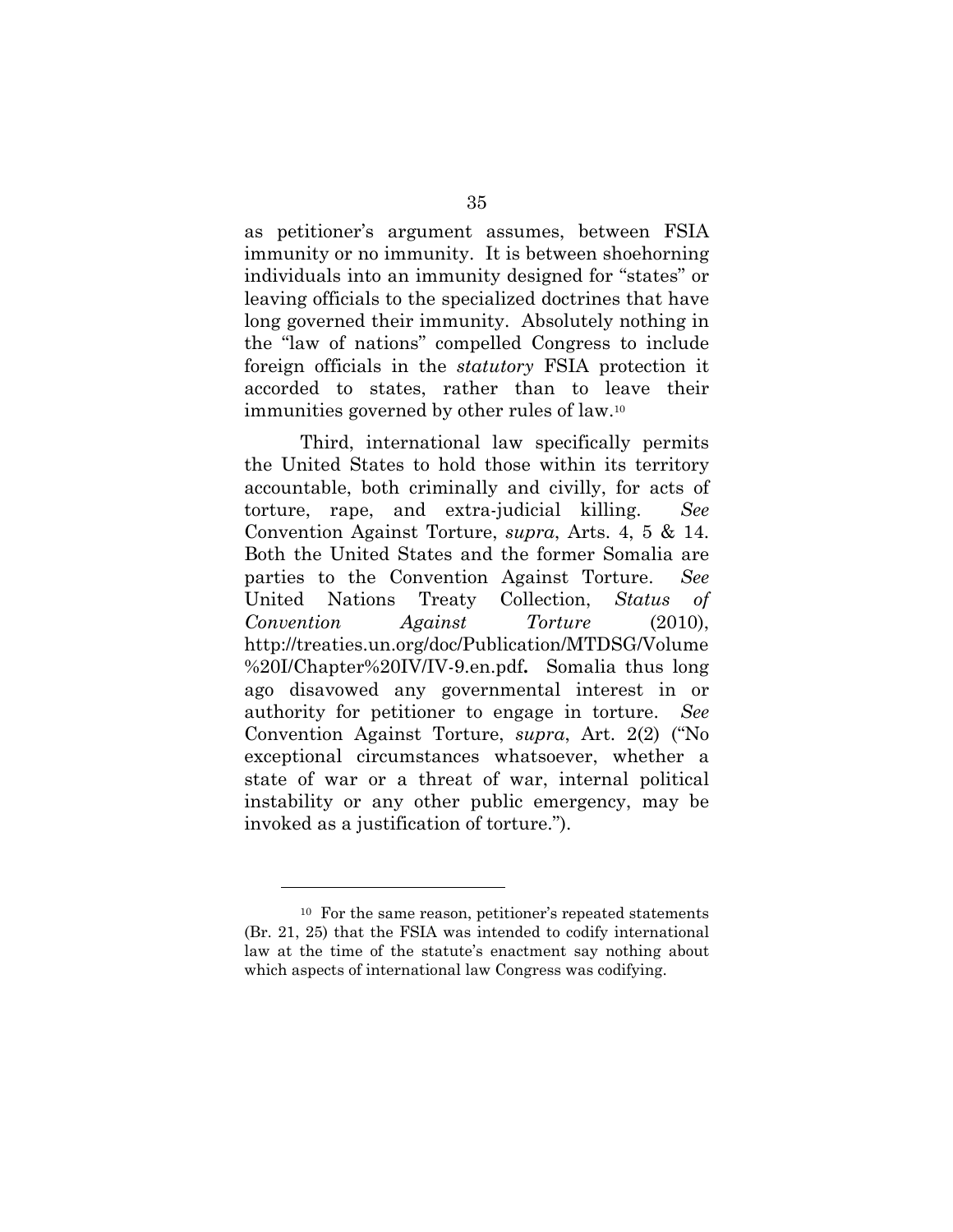as petitioner's argument assumes, between FSIA immunity or no immunity. It is between shoehorning individuals into an immunity designed for "states" or leaving officials to the specialized doctrines that have long governed their immunity. Absolutely nothing in the "law of nations" compelled Congress to include foreign officials in the *statutory* FSIA protection it accorded to states, rather than to leave their immunities governed by other rules of law.[10]

Third, international law specifically permits the United States to hold those within its territory accountable, both criminally and civilly, for acts of torture, rape, and extra-judicial killing. *See* Convention Against Torture, *supra*, Arts. 4, 5 & 14. Both the United States and the former Somalia are parties to the Convention Against Torture. *See* United Nations Treaty Collection, *Status of Convention Against Torture* (2010), http://treaties.un.org/doc/Publication/MTDSG/Volume%20I/Chapter%20IV/IV-9.en.pdf**.** Somalia thus long ago disavowed any governmental interest in or authority for petitioner to engage in torture. *See* Convention Against Torture, *supra*, Art. 2(2) ("No exceptional circumstances whatsoever, whether a state of war or a threat of war, internal political instability or any other public emergency, may be invoked as a justification of torture.").

---

[10] For the same reason, petitioner's repeated statements (Br. 21, 25) that the FSIA was intended to codify international law at the time of the statute's enactment say nothing about which aspects of international law Congress was codifying.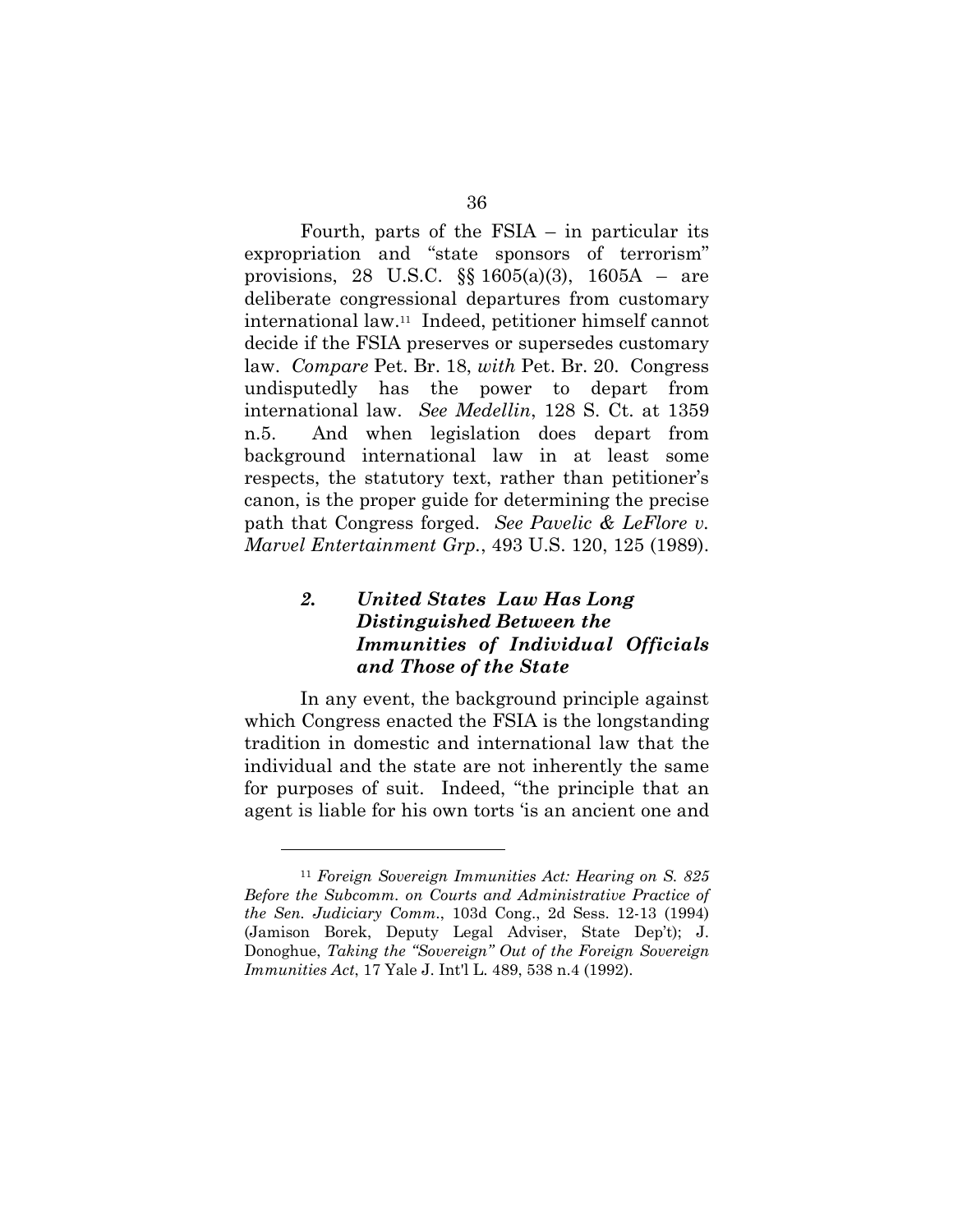Fourth, parts of the FSIA – in particular its expropriation and "state sponsors of terrorism" provisions, 28 U.S.C. §§ 1605(a)(3), 1605A – are deliberate congressional departures from customary international law.[11] Indeed, petitioner himself cannot decide if the FSIA preserves or supersedes customary law. *Compare* Pet. Br. 18, *with* Pet. Br. 20. Congress undisputedly has the power to depart from international law. *See Medellin*, 128 S. Ct. at 1359 n.5. And when legislation does depart from background international law in at least some respects, the statutory text, rather than petitioner's canon, is the proper guide for determining the precise path that Congress forged. *See Pavelic & LeFlore v. Marvel Entertainment Grp.*, 493 U.S. 120, 125 (1989).

### *2. United States Law Has Long Distinguished Between the Immunities of Individual Officials and Those of the State*

In any event, the background principle against which Congress enacted the FSIA is the longstanding tradition in domestic and international law that the individual and the state are not inherently the same for purposes of suit. Indeed, "the principle that an agent is liable for his own torts 'is an ancient one and

---

[11] *Foreign Sovereign Immunities Act: Hearing on S. 825 Before the Subcomm. on Courts and Administrative Practice of the Sen. Judiciary Comm.*, 103d Cong., 2d Sess. 12-13 (1994) (Jamison Borek, Deputy Legal Adviser, State Dep't); J. Donoghue, *Taking the "Sovereign" Out of the Foreign Sovereign Immunities Act*, 17 Yale J. Int'l L. 489, 538 n.4 (1992).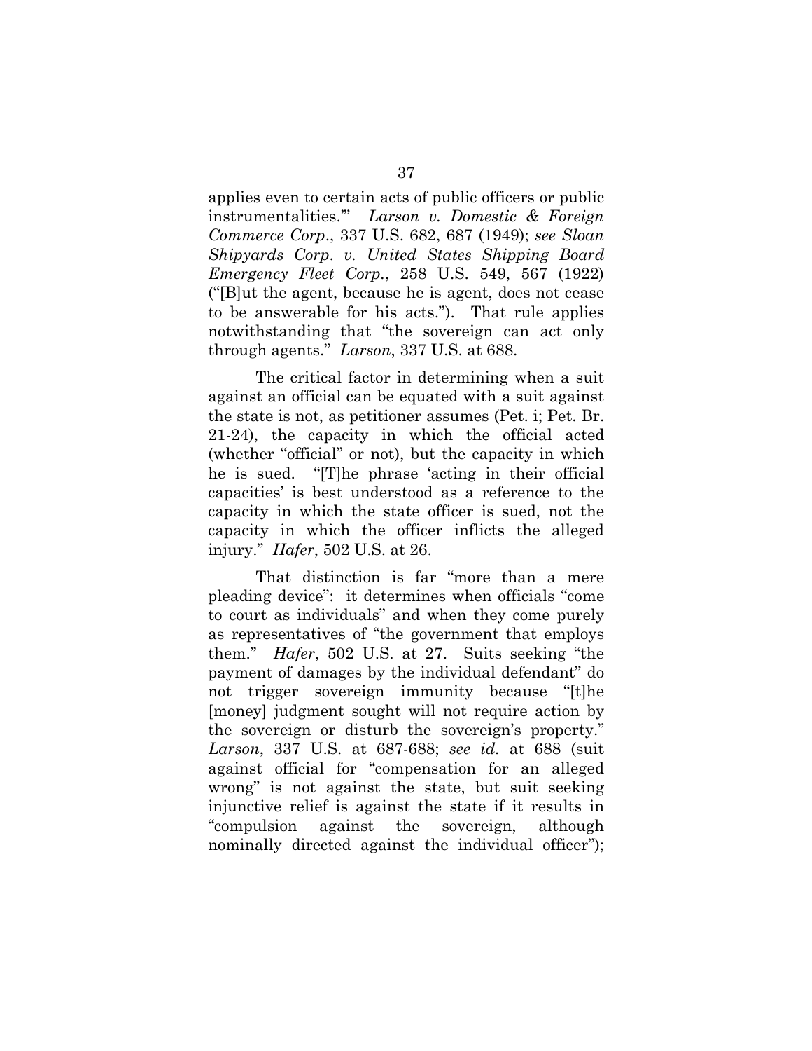applies even to certain acts of public officers or public instrumentalities.'" *Larson v. Domestic & Foreign Commerce Corp.*, 337 U.S. 682, 687 (1949); *see Sloan Shipyards Corp. v. United States Shipping Board Emergency Fleet Corp.*, 258 U.S. 549, 567 (1922) ("[B]ut the agent, because he is agent, does not cease to be answerable for his acts."). That rule applies notwithstanding that "the sovereign can act only through agents." *Larson*, 337 U.S. at 688.

The critical factor in determining when a suit against an official can be equated with a suit against the state is not, as petitioner assumes (Pet. i; Pet. Br. 21-24), the capacity in which the official acted (whether "official" or not), but the capacity in which he is sued. "[T]he phrase 'acting in their official capacities' is best understood as a reference to the capacity in which the state officer is sued, not the capacity in which the officer inflicts the alleged injury." *Hafer*, 502 U.S. at 26.

That distinction is far "more than a mere pleading device": it determines when officials "come to court as individuals" and when they come purely as representatives of "the government that employs them." *Hafer*, 502 U.S. at 27. Suits seeking "the payment of damages by the individual defendant" do not trigger sovereign immunity because "[t]he [money] judgment sought will not require action by the sovereign or disturb the sovereign's property." *Larson*, 337 U.S. at 687-688; *see id.* at 688 (suit against official for "compensation for an alleged wrong" is not against the state, but suit seeking injunctive relief is against the state if it results in "compulsion against the sovereign, although nominally directed against the individual officer");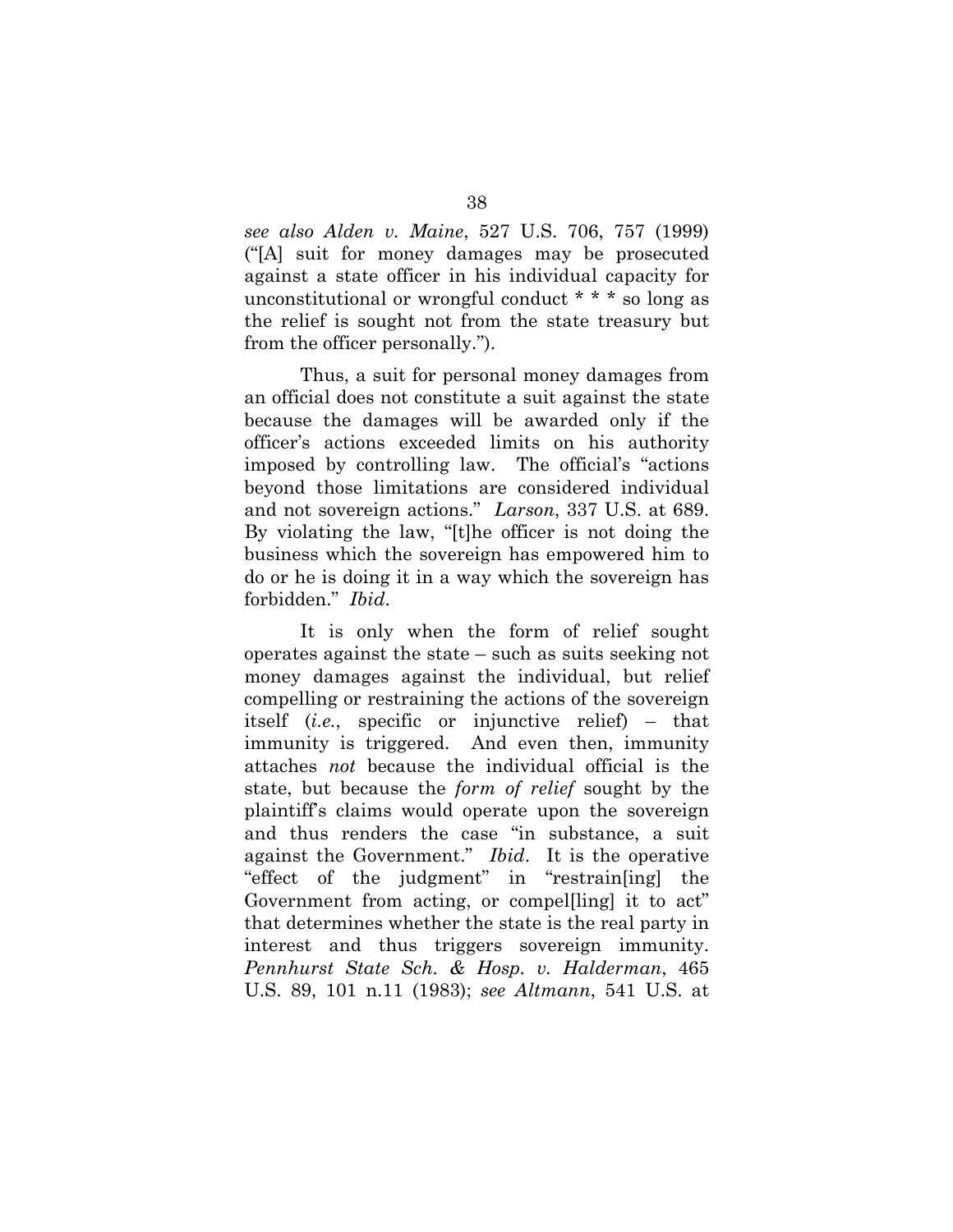*see also Alden v. Maine*, 527 U.S. 706, 757 (1999) ("[A] suit for money damages may be prosecuted against a state officer in his individual capacity for unconstitutional or wrongful conduct * * * so long as the relief is sought not from the state treasury but from the officer personally.").

Thus, a suit for personal money damages from an official does not constitute a suit against the state because the damages will be awarded only if the officer's actions exceeded limits on his authority imposed by controlling law. The official's "actions beyond those limitations are considered individual and not sovereign actions." *Larson*, 337 U.S. at 689. By violating the law, "[t]he officer is not doing the business which the sovereign has empowered him to do or he is doing it in a way which the sovereign has forbidden." *Ibid*.

It is only when the form of relief sought operates against the state – such as suits seeking not money damages against the individual, but relief compelling or restraining the actions of the sovereign itself (*i.e.*, specific or injunctive relief) – that immunity is triggered. And even then, immunity attaches *not* because the individual official is the state, but because the *form of relief* sought by the plaintiff's claims would operate upon the sovereign and thus renders the case "in substance, a suit against the Government." *Ibid*. It is the operative "effect of the judgment" in "restrain[ing] the Government from acting, or compel[ling] it to act" that determines whether the state is the real party in interest and thus triggers sovereign immunity. *Pennhurst State Sch. & Hosp. v. Halderman*, 465 U.S. 89, 101 n.11 (1983); *see Altmann*, 541 U.S. at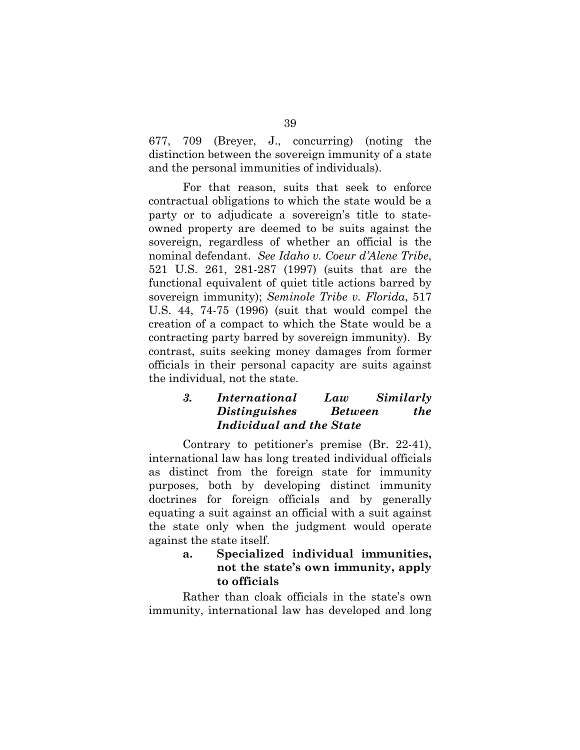677, 709 (Breyer, J., concurring) (noting the distinction between the sovereign immunity of a state and the personal immunities of individuals).

For that reason, suits that seek to enforce contractual obligations to which the state would be a party or to adjudicate a sovereign's title to state-owned property are deemed to be suits against the sovereign, regardless of whether an official is the nominal defendant. *See Idaho v. Coeur d'Alene Tribe*, 521 U.S. 261, 281-287 (1997) (suits that are the functional equivalent of quiet title actions barred by sovereign immunity); *Seminole Tribe v. Florida*, 517 U.S. 44, 74-75 (1996) (suit that would compel the creation of a compact to which the State would be a contracting party barred by sovereign immunity). By contrast, suits seeking money damages from former officials in their personal capacity are suits against the individual, not the state.

### *3. International Law Similarly Distinguishes Between the Individual and the State*

Contrary to petitioner's premise (Br. 22-41), international law has long treated individual officials as distinct from the foreign state for immunity purposes, both by developing distinct immunity doctrines for foreign officials and by generally equating a suit against an official with a suit against the state only when the judgment would operate against the state itself.

#### **a. Specialized individual immunities, not the state's own immunity, apply to officials**

Rather than cloak officials in the state's own immunity, international law has developed and long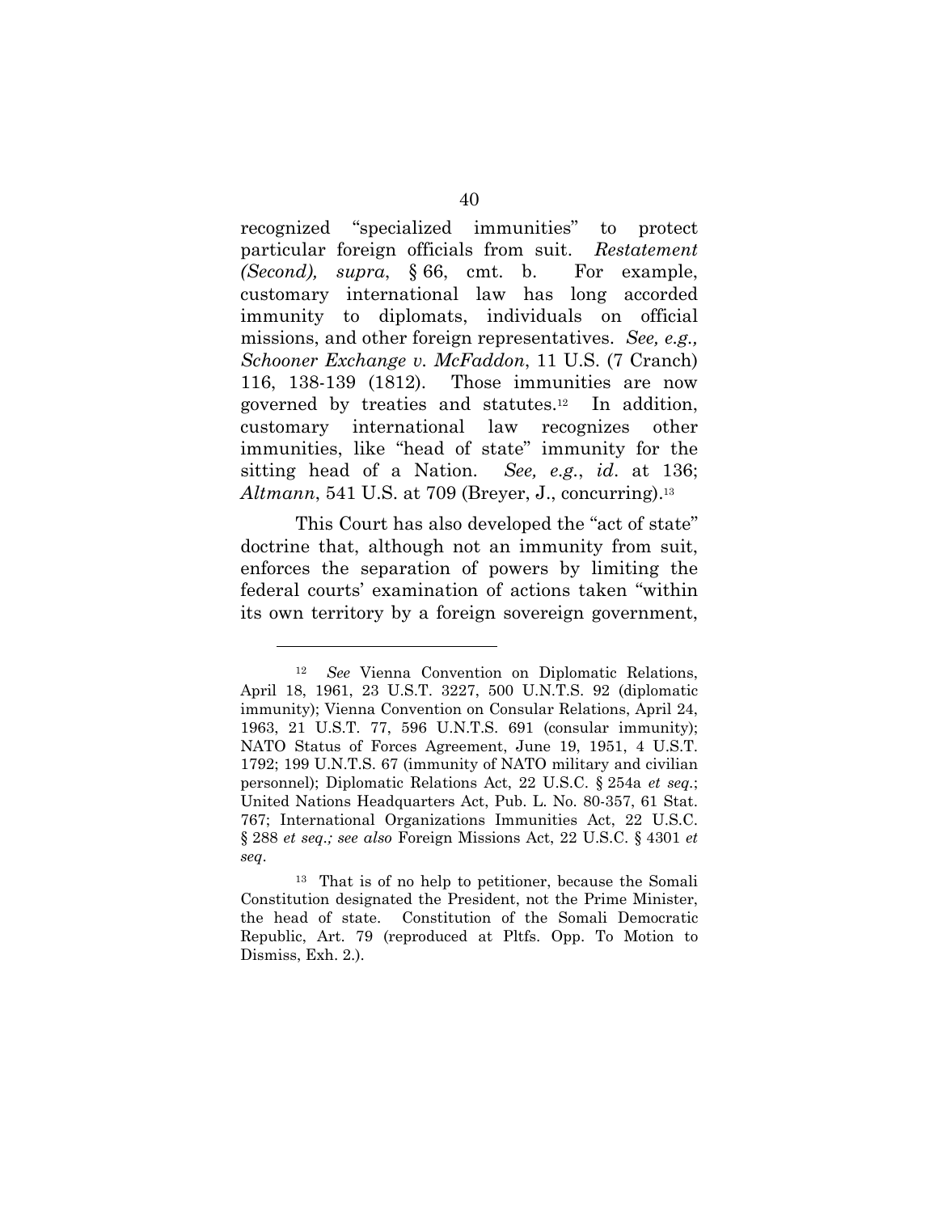recognized "specialized immunities" to protect particular foreign officials from suit. *Restatement (Second), supra*, § 66, cmt. b. For example, customary international law has long accorded immunity to diplomats, individuals on official missions, and other foreign representatives. *See, e.g., Schooner Exchange v. McFaddon*, 11 U.S. (7 Cranch) 116, 138-139 (1812). Those immunities are now governed by treaties and statutes.[12] In addition, customary international law recognizes other immunities, like "head of state" immunity for the sitting head of a Nation. *See, e.g.*, *id*. at 136; *Altmann*, 541 U.S. at 709 (Breyer, J., concurring).[13]

This Court has also developed the "act of state" doctrine that, although not an immunity from suit, enforces the separation of powers by limiting the federal courts' examination of actions taken "within its own territory by a foreign sovereign government,

---

[12] *See* Vienna Convention on Diplomatic Relations, April 18, 1961, 23 U.S.T. 3227, 500 U.N.T.S. 92 (diplomatic immunity); Vienna Convention on Consular Relations, April 24, 1963, 21 U.S.T. 77, 596 U.N.T.S. 691 (consular immunity); NATO Status of Forces Agreement, June 19, 1951, 4 U.S.T. 1792; 199 U.N.T.S. 67 (immunity of NATO military and civilian personnel); Diplomatic Relations Act, 22 U.S.C. § 254a *et seq.*; United Nations Headquarters Act, Pub. L. No. 80-357, 61 Stat. 767; International Organizations Immunities Act, 22 U.S.C. § 288 *et seq.; see also* Foreign Missions Act, 22 U.S.C. § 4301 *et seq*.

[13] That is of no help to petitioner, because the Somali Constitution designated the President, not the Prime Minister, the head of state. Constitution of the Somali Democratic Republic, Art. 79 (reproduced at Pltfs. Opp. To Motion to Dismiss, Exh. 2.).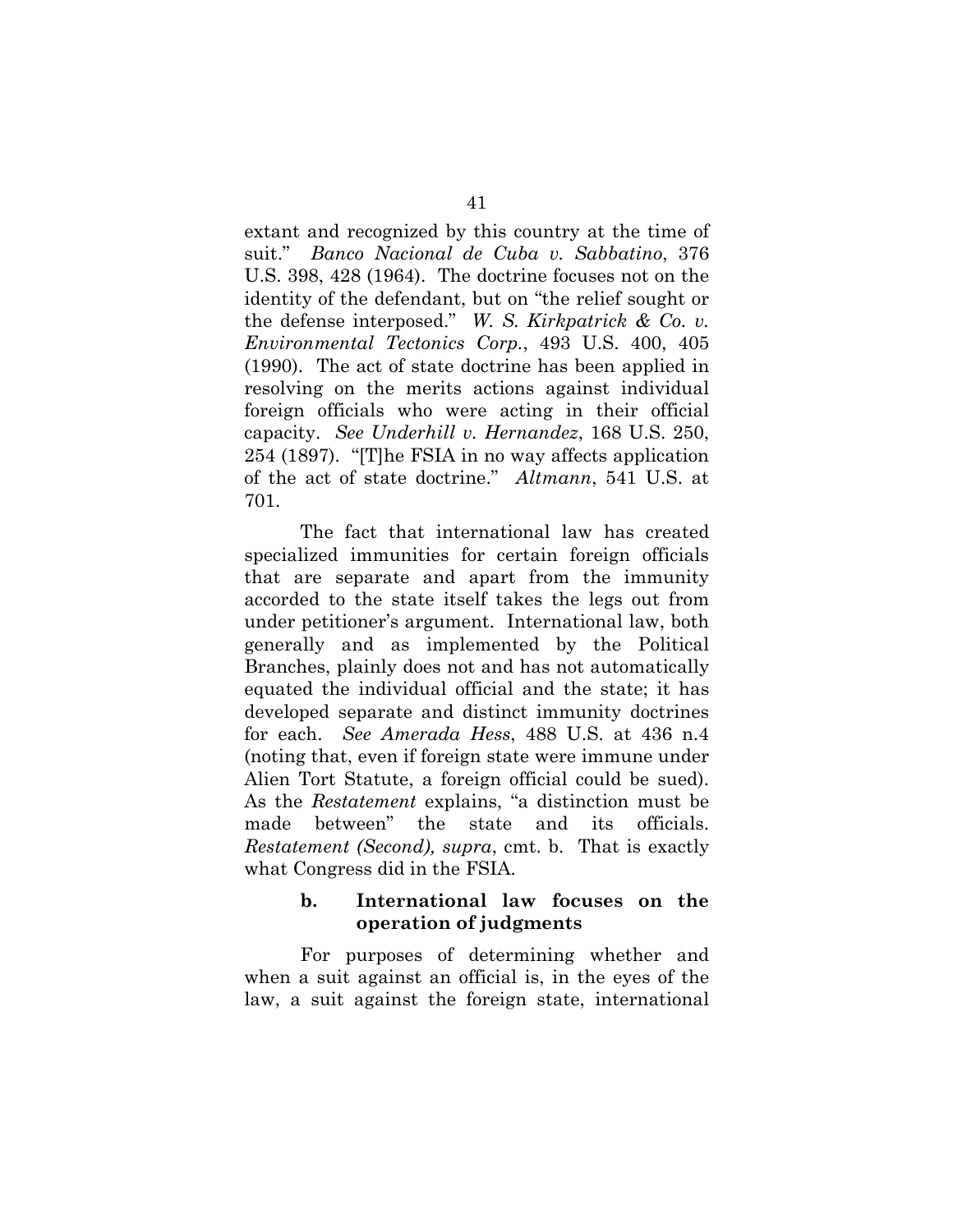extant and recognized by this country at the time of suit." *Banco Nacional de Cuba v. Sabbatino*, 376 U.S. 398, 428 (1964). The doctrine focuses not on the identity of the defendant, but on "the relief sought or the defense interposed." *W. S. Kirkpatrick & Co. v. Environmental Tectonics Corp.*, 493 U.S. 400, 405 (1990). The act of state doctrine has been applied in resolving on the merits actions against individual foreign officials who were acting in their official capacity. *See Underhill v. Hernandez*, 168 U.S. 250, 254 (1897). "[T]he FSIA in no way affects application of the act of state doctrine." *Altmann*, 541 U.S. at 701.

The fact that international law has created specialized immunities for certain foreign officials that are separate and apart from the immunity accorded to the state itself takes the legs out from under petitioner's argument. International law, both generally and as implemented by the Political Branches, plainly does not and has not automatically equated the individual official and the state; it has developed separate and distinct immunity doctrines for each. *See Amerada Hess*, 488 U.S. at 436 n.4 (noting that, even if foreign state were immune under Alien Tort Statute, a foreign official could be sued). As the *Restatement* explains, "a distinction must be made between" the state and its officials. *Restatement (Second), supra*, cmt. b. That is exactly what Congress did in the FSIA.

#### b. International law focuses on the operation of judgments

For purposes of determining whether and when a suit against an official is, in the eyes of the law, a suit against the foreign state, international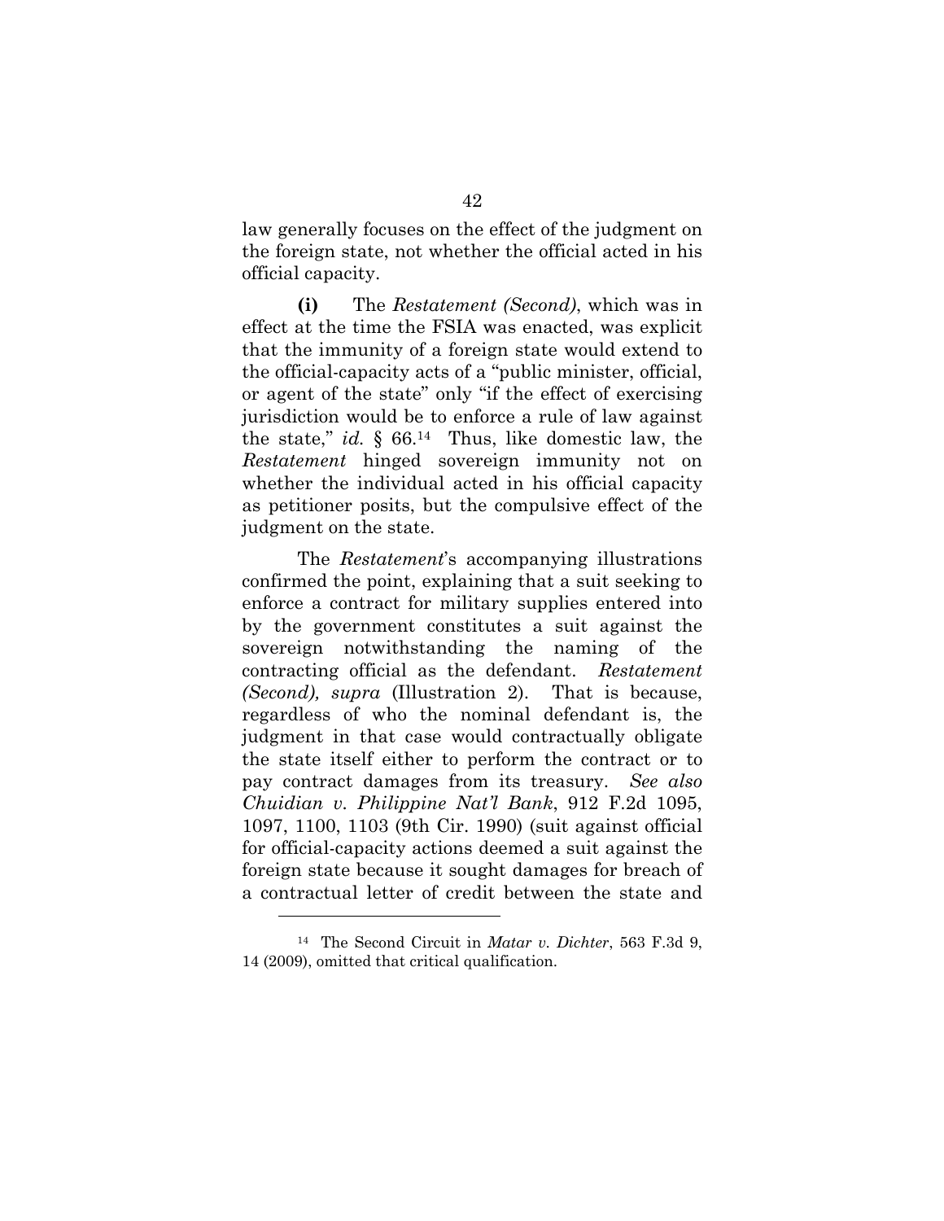law generally focuses on the effect of the judgment on the foreign state, not whether the official acted in his official capacity.

**(i)** The *Restatement (Second)*, which was in effect at the time the FSIA was enacted, was explicit that the immunity of a foreign state would extend to the official-capacity acts of a "public minister, official, or agent of the state" only "if the effect of exercising jurisdiction would be to enforce a rule of law against the state," *id.* § 66.[14] Thus, like domestic law, the *Restatement* hinged sovereign immunity not on whether the individual acted in his official capacity as petitioner posits, but the compulsive effect of the judgment on the state.

The *Restatement*'s accompanying illustrations confirmed the point, explaining that a suit seeking to enforce a contract for military supplies entered into by the government constitutes a suit against the sovereign notwithstanding the naming of the contracting official as the defendant. *Restatement (Second), supra* (Illustration 2). That is because, regardless of who the nominal defendant is, the judgment in that case would contractually obligate the state itself either to perform the contract or to pay contract damages from its treasury. *See also Chuidian v. Philippine Nat'l Bank*, 912 F.2d 1095, 1097, 1100, 1103 (9th Cir. 1990) (suit against official for official-capacity actions deemed a suit against the foreign state because it sought damages for breach of a contractual letter of credit between the state and

---

[14] The Second Circuit in *Matar v. Dichter*, 563 F.3d 9, 14 (2009), omitted that critical qualification.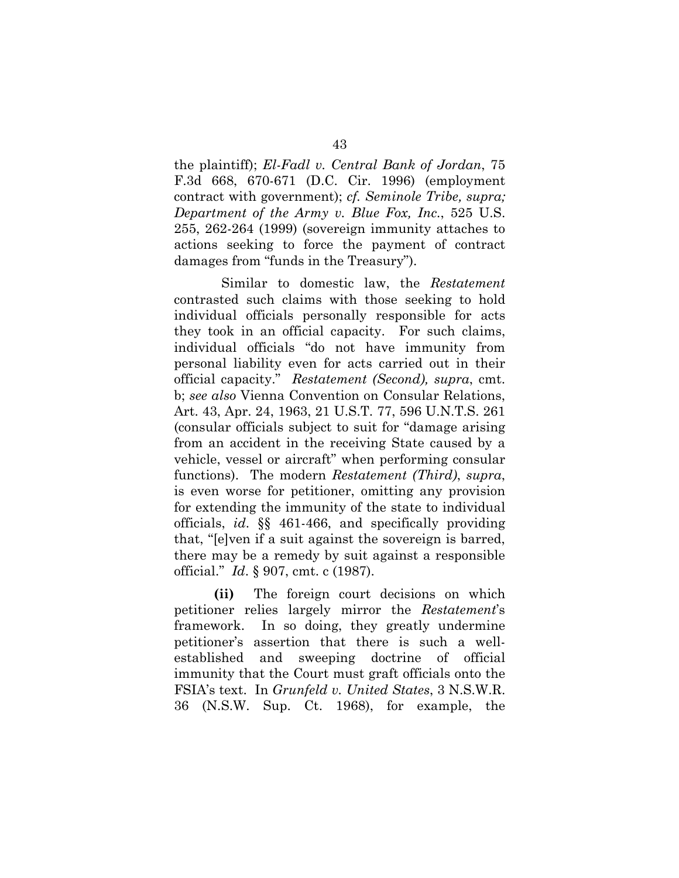the plaintiff); *El-Fadl v. Central Bank of Jordan*, 75 F.3d 668, 670-671 (D.C. Cir. 1996) (employment contract with government); *cf. Seminole Tribe, supra; Department of the Army v. Blue Fox, Inc.*, 525 U.S. 255, 262-264 (1999) (sovereign immunity attaches to actions seeking to force the payment of contract damages from "funds in the Treasury").

Similar to domestic law, the *Restatement* contrasted such claims with those seeking to hold individual officials personally responsible for acts they took in an official capacity. For such claims, individual officials "do not have immunity from personal liability even for acts carried out in their official capacity." *Restatement (Second), supra*, cmt. b; *see also* Vienna Convention on Consular Relations, Art. 43, Apr. 24, 1963, 21 U.S.T. 77, 596 U.N.T.S. 261 (consular officials subject to suit for "damage arising from an accident in the receiving State caused by a vehicle, vessel or aircraft" when performing consular functions). The modern *Restatement (Third)*, *supra*, is even worse for petitioner, omitting any provision for extending the immunity of the state to individual officials, *id*. §§ 461-466, and specifically providing that, "[e]ven if a suit against the sovereign is barred, there may be a remedy by suit against a responsible official." *Id*. § 907, cmt. c (1987).

**(ii)** The foreign court decisions on which petitioner relies largely mirror the *Restatement*'s framework. In so doing, they greatly undermine petitioner's assertion that there is such a well-established and sweeping doctrine of official immunity that the Court must graft officials onto the FSIA's text. In *Grunfeld v. United States*, 3 N.S.W.R. 36 (N.S.W. Sup. Ct. 1968), for example, the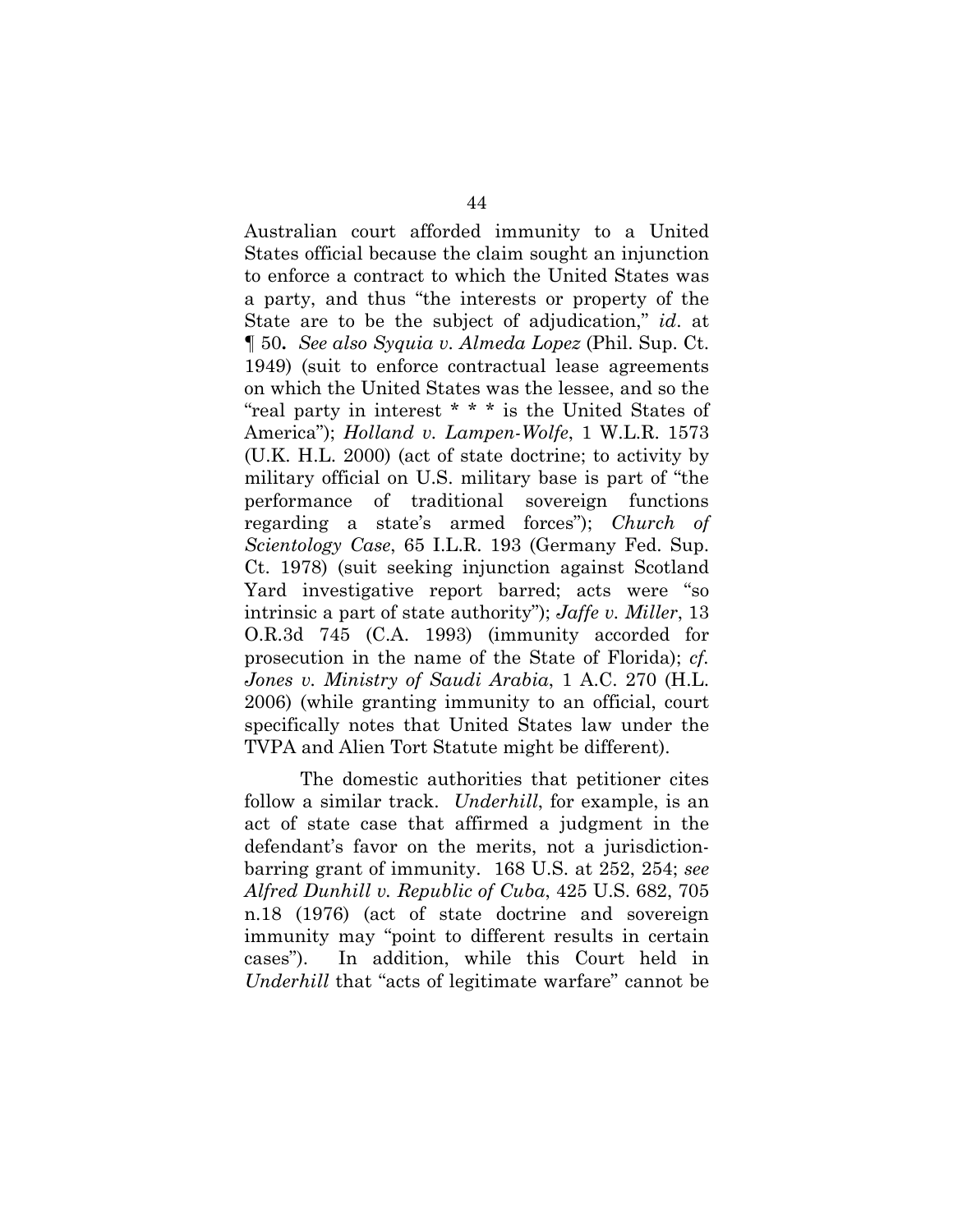Australian court afforded immunity to a United States official because the claim sought an injunction to enforce a contract to which the United States was a party, and thus "the interests or property of the State are to be the subject of adjudication," *id*. at ¶ 50**.** *See also Syquia v. Almeda Lopez* (Phil. Sup. Ct. 1949) (suit to enforce contractual lease agreements on which the United States was the lessee, and so the "real party in interest * * * is the United States of America"); *Holland v. Lampen-Wolfe*, 1 W.L.R. 1573 (U.K. H.L. 2000) (act of state doctrine; to activity by military official on U.S. military base is part of "the performance of traditional sovereign functions regarding a state's armed forces"); *Church of Scientology Case*, 65 I.L.R. 193 (Germany Fed. Sup. Ct. 1978) (suit seeking injunction against Scotland Yard investigative report barred; acts were "so intrinsic a part of state authority"); *Jaffe v. Miller*, 13 O.R.3d 745 (C.A. 1993) (immunity accorded for prosecution in the name of the State of Florida); *cf. Jones v. Ministry of Saudi Arabia*, 1 A.C. 270 (H.L. 2006) (while granting immunity to an official, court specifically notes that United States law under the TVPA and Alien Tort Statute might be different).

The domestic authorities that petitioner cites follow a similar track. *Underhill*, for example, is an act of state case that affirmed a judgment in the defendant's favor on the merits, not a jurisdiction-barring grant of immunity. 168 U.S. at 252, 254; *see Alfred Dunhill v. Republic of Cuba*, 425 U.S. 682, 705 n.18 (1976) (act of state doctrine and sovereign immunity may "point to different results in certain cases"). In addition, while this Court held in *Underhill* that "acts of legitimate warfare" cannot be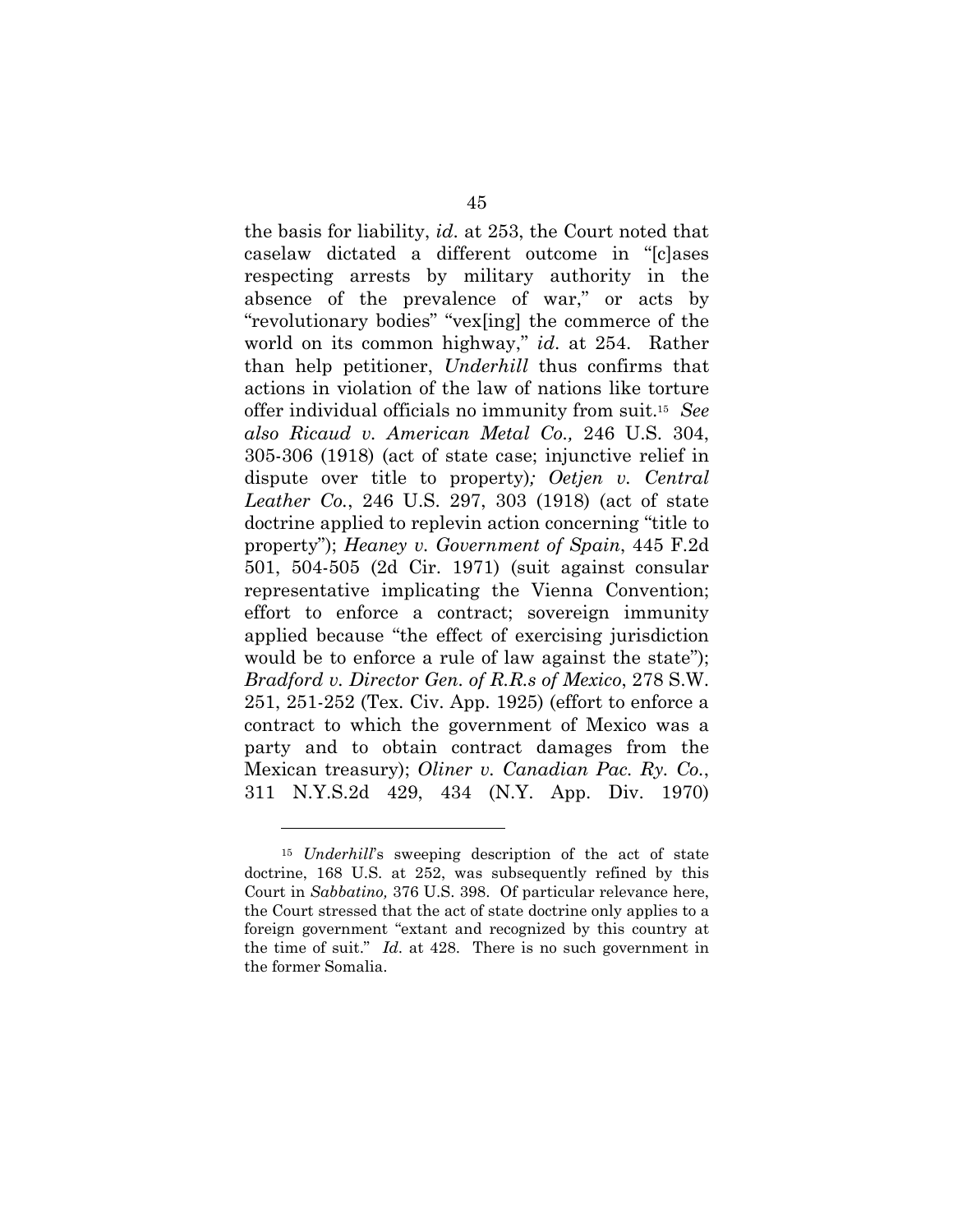the basis for liability, *id*. at 253, the Court noted that caselaw dictated a different outcome in "[c]ases respecting arrests by military authority in the absence of the prevalence of war," or acts by "revolutionary bodies" "vex[ing] the commerce of the world on its common highway," *id*. at 254. Rather than help petitioner, *Underhill* thus confirms that actions in violation of the law of nations like torture offer individual officials no immunity from suit.[15] *See also Ricaud v. American Metal Co.,* 246 U.S. 304, 305-306 (1918) (act of state case; injunctive relief in dispute over title to property)*; Oetjen v. Central Leather Co.*, 246 U.S. 297, 303 (1918) (act of state doctrine applied to replevin action concerning "title to property"); *Heaney v. Government of Spain*, 445 F.2d 501, 504-505 (2d Cir. 1971) (suit against consular representative implicating the Vienna Convention; effort to enforce a contract; sovereign immunity applied because "the effect of exercising jurisdiction would be to enforce a rule of law against the state"); *Bradford v. Director Gen. of R.R.s of Mexico*, 278 S.W. 251, 251-252 (Tex. Civ. App. 1925) (effort to enforce a contract to which the government of Mexico was a party and to obtain contract damages from the Mexican treasury); *Oliner v. Canadian Pac. Ry. Co.*, 311 N.Y.S.2d 429, 434 (N.Y. App. Div. 1970)

---

[15] *Underhill*'s sweeping description of the act of state doctrine, 168 U.S. at 252, was subsequently refined by this Court in *Sabbatino,* 376 U.S. 398. Of particular relevance here, the Court stressed that the act of state doctrine only applies to a foreign government "extant and recognized by this country at the time of suit." *Id*. at 428. There is no such government in the former Somalia.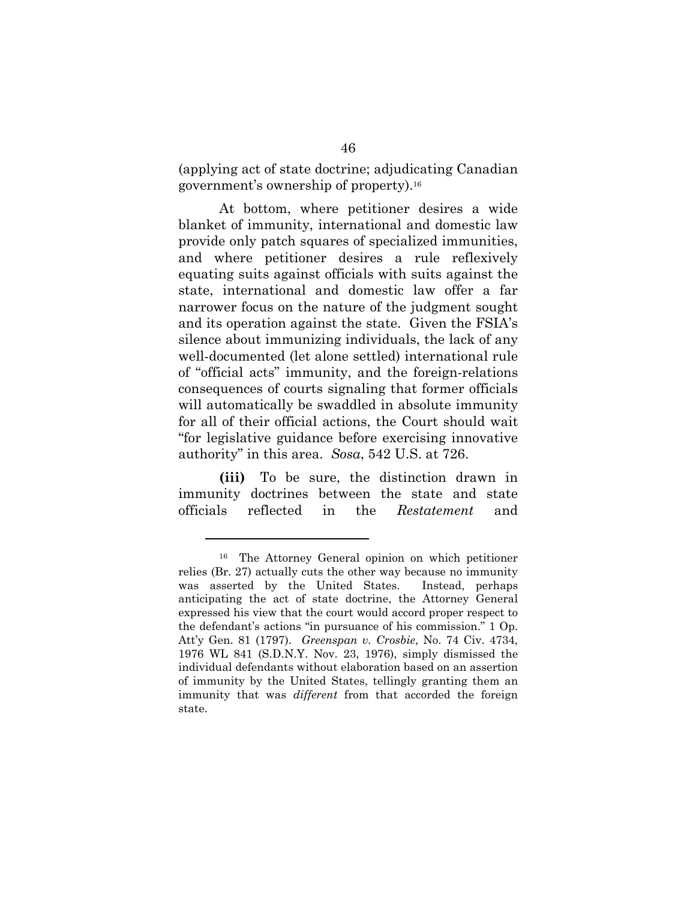(applying act of state doctrine; adjudicating Canadian government's ownership of property).[16]

At bottom, where petitioner desires a wide blanket of immunity, international and domestic law provide only patch squares of specialized immunities, and where petitioner desires a rule reflexively equating suits against officials with suits against the state, international and domestic law offer a far narrower focus on the nature of the judgment sought and its operation against the state. Given the FSIA's silence about immunizing individuals, the lack of any well-documented (let alone settled) international rule of "official acts" immunity, and the foreign-relations consequences of courts signaling that former officials will automatically be swaddled in absolute immunity for all of their official actions, the Court should wait "for legislative guidance before exercising innovative authority" in this area. *Sosa*, 542 U.S. at 726.

**(iii)** To be sure, the distinction drawn in immunity doctrines between the state and state officials reflected in the *Restatement* and

---

[16] The Attorney General opinion on which petitioner relies (Br. 27) actually cuts the other way because no immunity was asserted by the United States. Instead, perhaps anticipating the act of state doctrine, the Attorney General expressed his view that the court would accord proper respect to the defendant's actions "in pursuance of his commission." 1 Op. Att'y Gen. 81 (1797). *Greenspan v. Crosbie*, No. 74 Civ. 4734, 1976 WL 841 (S.D.N.Y. Nov. 23, 1976), simply dismissed the individual defendants without elaboration based on an assertion of immunity by the United States, tellingly granting them an immunity that was *different* from that accorded the foreign state.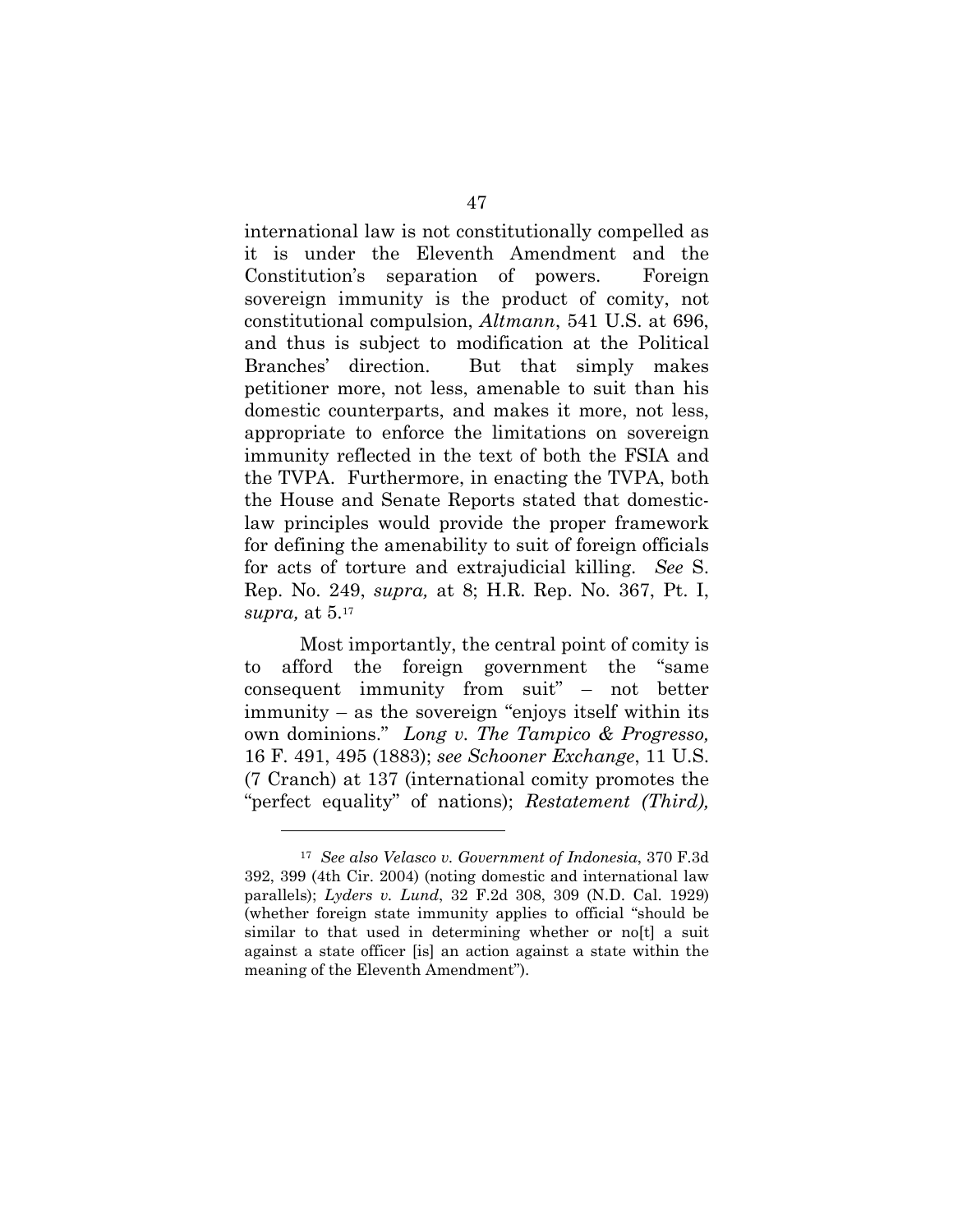international law is not constitutionally compelled as it is under the Eleventh Amendment and the Constitution's separation of powers. Foreign sovereign immunity is the product of comity, not constitutional compulsion, *Altmann*, 541 U.S. at 696, and thus is subject to modification at the Political Branches' direction. But that simply makes petitioner more, not less, amenable to suit than his domestic counterparts, and makes it more, not less, appropriate to enforce the limitations on sovereign immunity reflected in the text of both the FSIA and the TVPA. Furthermore, in enacting the TVPA, both the House and Senate Reports stated that domestic-law principles would provide the proper framework for defining the amenability to suit of foreign officials for acts of torture and extrajudicial killing. *See* S. Rep. No. 249, *supra,* at 8; H.R. Rep. No. 367, Pt. I, *supra,* at 5.[17]

Most importantly, the central point of comity is to afford the foreign government the "same consequent immunity from suit" – not better immunity – as the sovereign "enjoys itself within its own dominions." *Long v. The Tampico & Progresso,* 16 F. 491, 495 (1883); *see Schooner Exchange*, 11 U.S. (7 Cranch) at 137 (international comity promotes the "perfect equality" of nations); *Restatement (Third),*

---

[17] *See also Velasco v. Government of Indonesia*, 370 F.3d 392, 399 (4th Cir. 2004) (noting domestic and international law parallels); *Lyders v. Lund*, 32 F.2d 308, 309 (N.D. Cal. 1929) (whether foreign state immunity applies to official "should be similar to that used in determining whether or no[t] a suit against a state officer [is] an action against a state within the meaning of the Eleventh Amendment").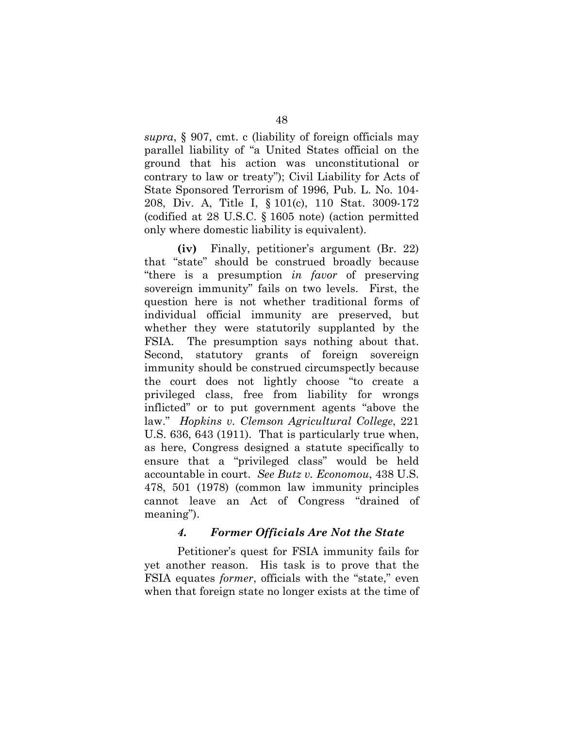*supra*, § 907, cmt. c (liability of foreign officials may parallel liability of "a United States official on the ground that his action was unconstitutional or contrary to law or treaty"); Civil Liability for Acts of State Sponsored Terrorism of 1996, Pub. L. No. 104-208, Div. A, Title I, § 101(c), 110 Stat. 3009-172 (codified at 28 U.S.C. § 1605 note) (action permitted only where domestic liability is equivalent).

**(iv)** Finally, petitioner's argument (Br. 22) that "state" should be construed broadly because "there is a presumption *in favor* of preserving sovereign immunity" fails on two levels. First, the question here is not whether traditional forms of individual official immunity are preserved, but whether they were statutorily supplanted by the FSIA. The presumption says nothing about that. Second, statutory grants of foreign sovereign immunity should be construed circumspectly because the court does not lightly choose "to create a privileged class, free from liability for wrongs inflicted" or to put government agents "above the law." *Hopkins v. Clemson Agricultural College*, 221 U.S. 636, 643 (1911). That is particularly true when, as here, Congress designed a statute specifically to ensure that a "privileged class" would be held accountable in court. *See Butz v. Economou*, 438 U.S. 478, 501 (1978) (common law immunity principles cannot leave an Act of Congress "drained of meaning").

#### *4. Former Officials Are Not the State*

Petitioner's quest for FSIA immunity fails for yet another reason. His task is to prove that the FSIA equates *former*, officials with the "state," even when that foreign state no longer exists at the time of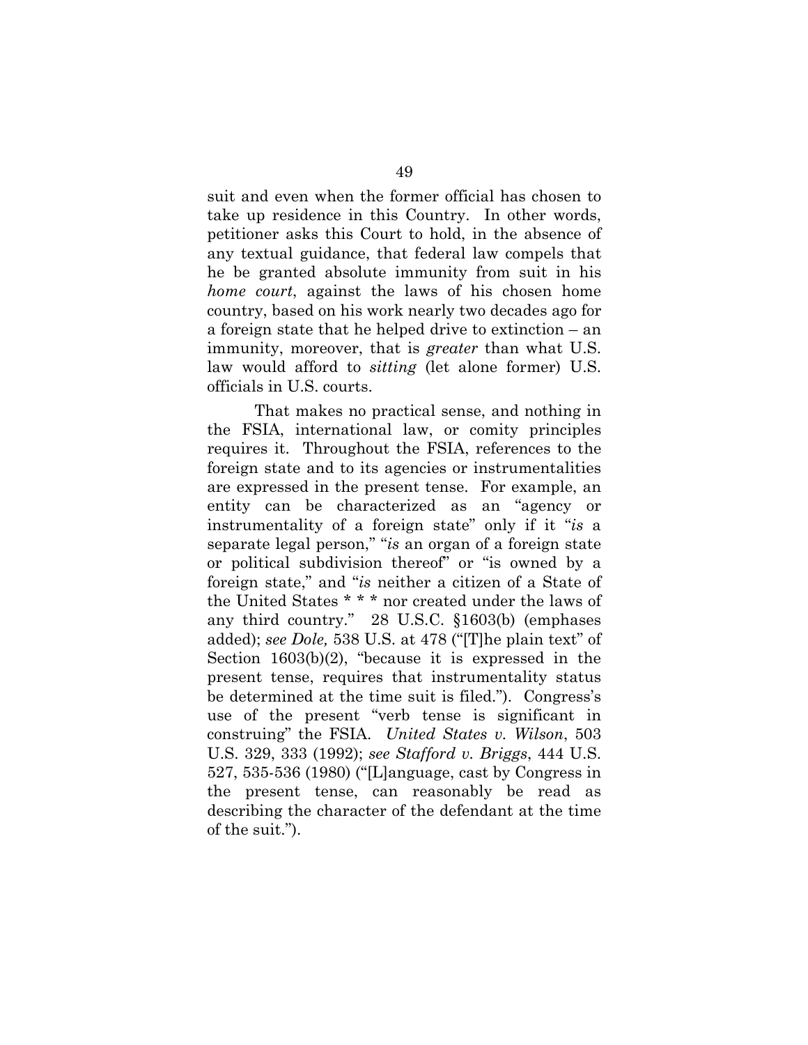suit and even when the former official has chosen to take up residence in this Country. In other words, petitioner asks this Court to hold, in the absence of any textual guidance, that federal law compels that he be granted absolute immunity from suit in his *home court*, against the laws of his chosen home country, based on his work nearly two decades ago for a foreign state that he helped drive to extinction – an immunity, moreover, that is *greater* than what U.S. law would afford to *sitting* (let alone former) U.S. officials in U.S. courts.

That makes no practical sense, and nothing in the FSIA, international law, or comity principles requires it. Throughout the FSIA, references to the foreign state and to its agencies or instrumentalities are expressed in the present tense. For example, an entity can be characterized as an "agency or instrumentality of a foreign state" only if it "*is* a separate legal person," "*is* an organ of a foreign state or political subdivision thereof" or "is owned by a foreign state," and "*is* neither a citizen of a State of the United States * * * nor created under the laws of any third country." 28 U.S.C. §1603(b) (emphases added); *see Dole,* 538 U.S. at 478 ("[T]he plain text" of Section 1603(b)(2), "because it is expressed in the present tense, requires that instrumentality status be determined at the time suit is filed."). Congress's use of the present "verb tense is significant in construing" the FSIA. *United States v. Wilson*, 503 U.S. 329, 333 (1992); *see Stafford v. Briggs*, 444 U.S. 527, 535-536 (1980) ("[L]anguage, cast by Congress in the present tense, can reasonably be read as describing the character of the defendant at the time of the suit.").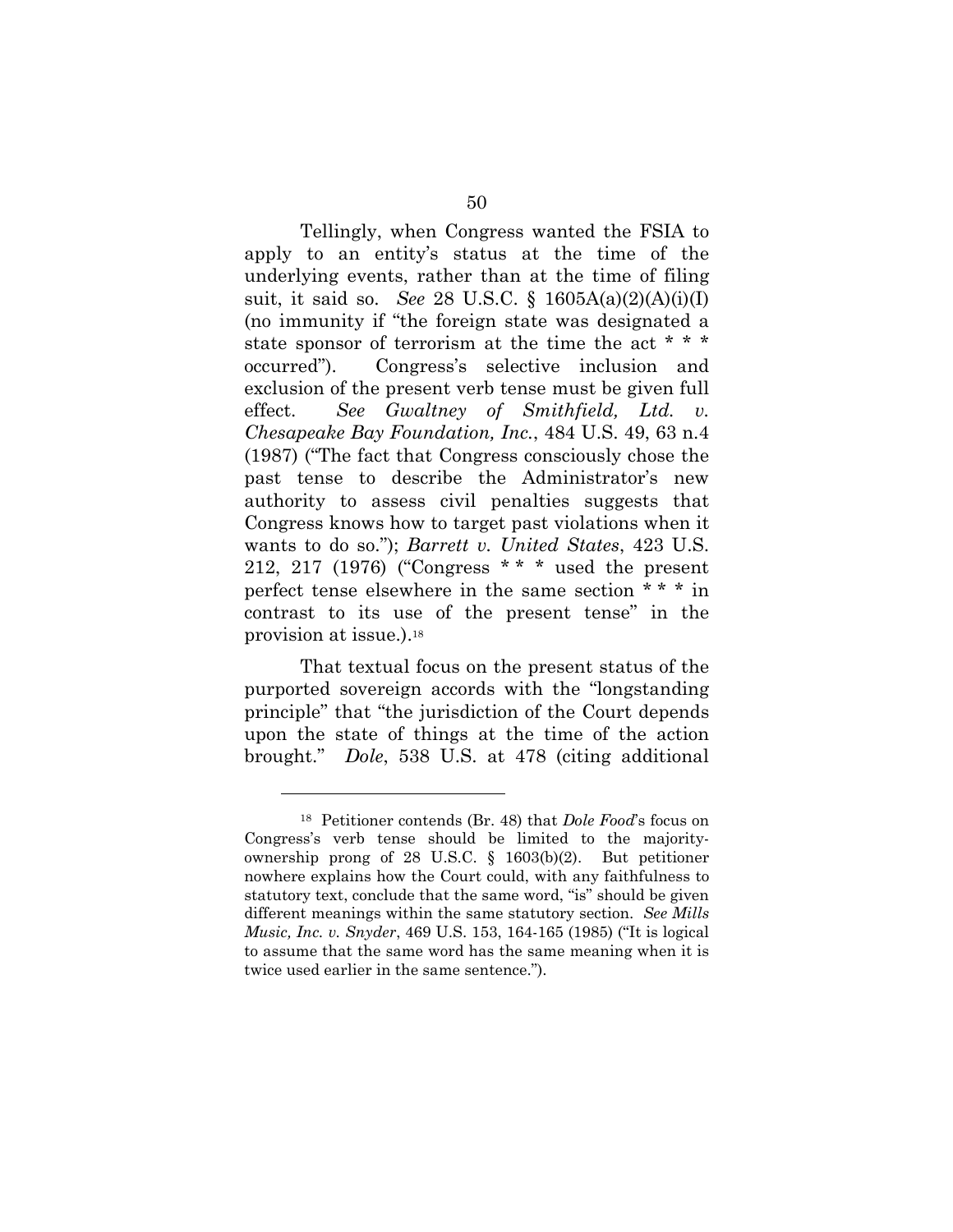Tellingly, when Congress wanted the FSIA to apply to an entity's status at the time of the underlying events, rather than at the time of filing suit, it said so. *See* 28 U.S.C. § 1605A(a)(2)(A)(i)(I) (no immunity if "the foreign state was designated a state sponsor of terrorism at the time the act * * * occurred"). Congress's selective inclusion and exclusion of the present verb tense must be given full effect. *See Gwaltney of Smithfield, Ltd. v. Chesapeake Bay Foundation, Inc.*, 484 U.S. 49, 63 n.4 (1987) ("The fact that Congress consciously chose the past tense to describe the Administrator's new authority to assess civil penalties suggests that Congress knows how to target past violations when it wants to do so."); *Barrett v. United States*, 423 U.S. 212, 217 (1976) ("Congress * * * used the present perfect tense elsewhere in the same section * * * in contrast to its use of the present tense" in the provision at issue.).[18]

That textual focus on the present status of the purported sovereign accords with the "longstanding principle" that "the jurisdiction of the Court depends upon the state of things at the time of the action brought." *Dole*, 538 U.S. at 478 (citing additional

---

[18] Petitioner contends (Br. 48) that *Dole Food*'s focus on Congress's verb tense should be limited to the majority-ownership prong of 28 U.S.C. § 1603(b)(2). But petitioner nowhere explains how the Court could, with any faithfulness to statutory text, conclude that the same word, "is" should be given different meanings within the same statutory section. *See Mills Music, Inc. v. Snyder*, 469 U.S. 153, 164-165 (1985) ("It is logical to assume that the same word has the same meaning when it is twice used earlier in the same sentence.").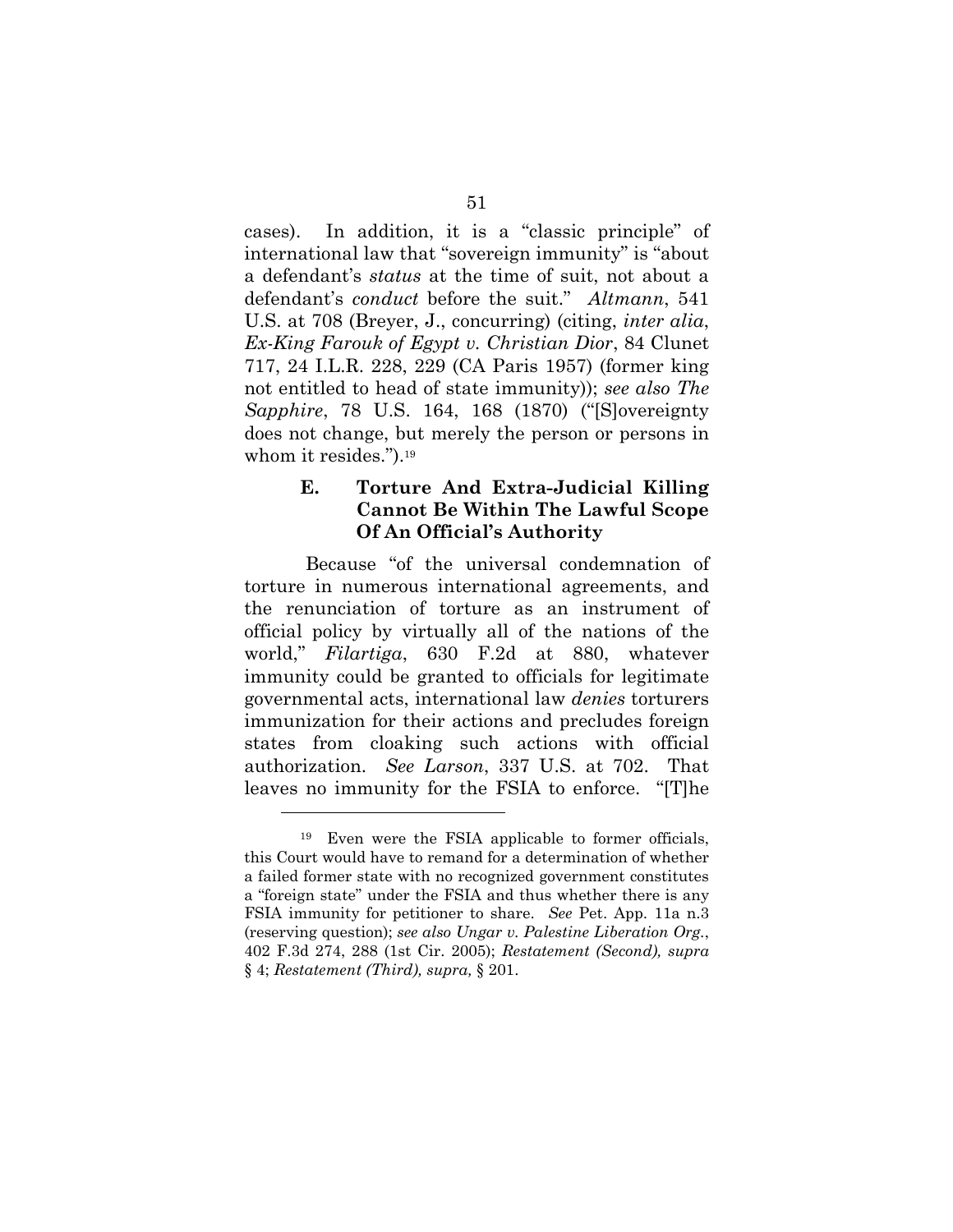cases). In addition, it is a "classic principle" of international law that "sovereign immunity" is "about a defendant's *status* at the time of suit, not about a defendant's *conduct* before the suit." *Altmann*, 541 U.S. at 708 (Breyer, J., concurring) (citing, *inter alia*, *Ex-King Farouk of Egypt v. Christian Dior*, 84 Clunet 717, 24 I.L.R. 228, 229 (CA Paris 1957) (former king not entitled to head of state immunity)); *see also The Sapphire*, 78 U.S. 164, 168 (1870) ("[S]overeignty does not change, but merely the person or persons in whom it resides.").[19]

### E. Torture And Extra-Judicial Killing Cannot Be Within The Lawful Scope Of An Official's Authority

Because "of the universal condemnation of torture in numerous international agreements, and the renunciation of torture as an instrument of official policy by virtually all of the nations of the world," *Filartiga*, 630 F.2d at 880, whatever immunity could be granted to officials for legitimate governmental acts, international law *denies* torturers immunization for their actions and precludes foreign states from cloaking such actions with official authorization. *See Larson*, 337 U.S. at 702. That leaves no immunity for the FSIA to enforce. "[T]he

---

[19] Even were the FSIA applicable to former officials, this Court would have to remand for a determination of whether a failed former state with no recognized government constitutes a "foreign state" under the FSIA and thus whether there is any FSIA immunity for petitioner to share. *See* Pet. App. 11a n.3 (reserving question); *see also Ungar v. Palestine Liberation Org.*, 402 F.3d 274, 288 (1st Cir. 2005); *Restatement (Second), supra* § 4; *Restatement (Third), supra,* § 201.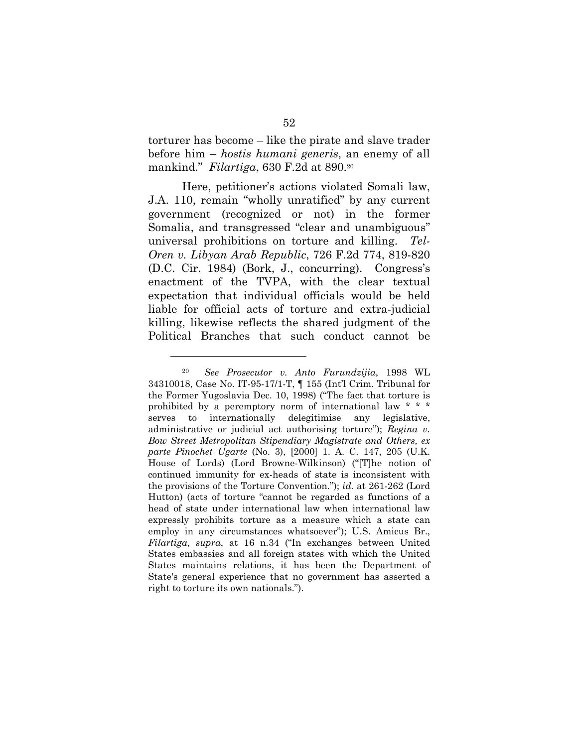torturer has become – like the pirate and slave trader before him – *hostis humani generis*, an enemy of all mankind." *Filartiga*, 630 F.2d at 890.[20]

Here, petitioner's actions violated Somali law, J.A. 110, remain "wholly unratified" by any current government (recognized or not) in the former Somalia, and transgressed "clear and unambiguous" universal prohibitions on torture and killing. *Tel-Oren v. Libyan Arab Republic*, 726 F.2d 774, 819-820 (D.C. Cir. 1984) (Bork, J., concurring). Congress's enactment of the TVPA, with the clear textual expectation that individual officials would be held liable for official acts of torture and extra-judicial killing, likewise reflects the shared judgment of the Political Branches that such conduct cannot be

---

[20] *See Prosecutor v. Anto Furundzijia*, 1998 WL 34310018, Case No. IT-95-17/1-T, ¶ 155 (Int'l Crim. Tribunal for the Former Yugoslavia Dec. 10, 1998) ("The fact that torture is prohibited by a peremptory norm of international law * * * serves to internationally delegitimise any legislative, administrative or judicial act authorising torture"); *Regina v. Bow Street Metropolitan Stipendiary Magistrate and Others, ex parte Pinochet Ugarte* (No. 3), [2000] 1. A. C. 147, 205 (U.K. House of Lords) (Lord Browne-Wilkinson) ("[T]he notion of continued immunity for ex-heads of state is inconsistent with the provisions of the Torture Convention."); *id.* at 261-262 (Lord Hutton) (acts of torture "cannot be regarded as functions of a head of state under international law when international law expressly prohibits torture as a measure which a state can employ in any circumstances whatsoever"); U.S. Amicus Br., *Filartiga*, *supra*, at 16 n.34 ("In exchanges between United States embassies and all foreign states with which the United States maintains relations, it has been the Department of State's general experience that no government has asserted a right to torture its own nationals.").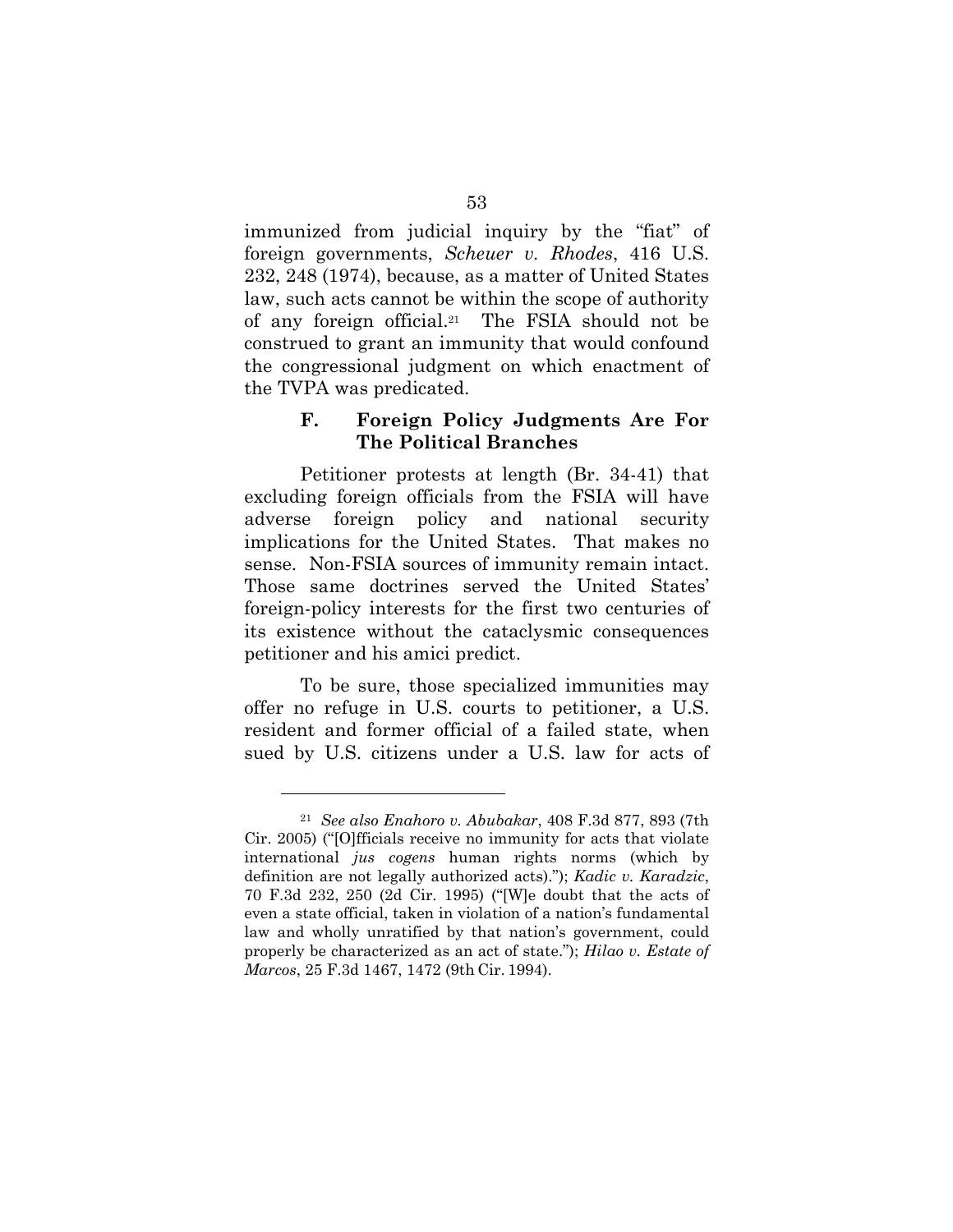immunized from judicial inquiry by the "fiat" of foreign governments, *Scheuer v. Rhodes*, 416 U.S. 232, 248 (1974), because, as a matter of United States law, such acts cannot be within the scope of authority of any foreign official.[21] The FSIA should not be construed to grant an immunity that would confound the congressional judgment on which enactment of the TVPA was predicated.

### F. Foreign Policy Judgments Are For The Political Branches

Petitioner protests at length (Br. 34-41) that excluding foreign officials from the FSIA will have adverse foreign policy and national security implications for the United States. That makes no sense. Non-FSIA sources of immunity remain intact. Those same doctrines served the United States' foreign-policy interests for the first two centuries of its existence without the cataclysmic consequences petitioner and his amici predict.

To be sure, those specialized immunities may offer no refuge in U.S. courts to petitioner, a U.S. resident and former official of a failed state, when sued by U.S. citizens under a U.S. law for acts of

---

[21] *See also Enahoro v. Abubakar*, 408 F.3d 877, 893 (7th Cir. 2005) ("[O]fficials receive no immunity for acts that violate international *jus cogens* human rights norms (which by definition are not legally authorized acts)."); *Kadic v. Karadzic*, 70 F.3d 232, 250 (2d Cir. 1995) ("[W]e doubt that the acts of even a state official, taken in violation of a nation's fundamental law and wholly unratified by that nation's government, could properly be characterized as an act of state."); *Hilao v. Estate of Marcos*, 25 F.3d 1467, 1472 (9th Cir. 1994).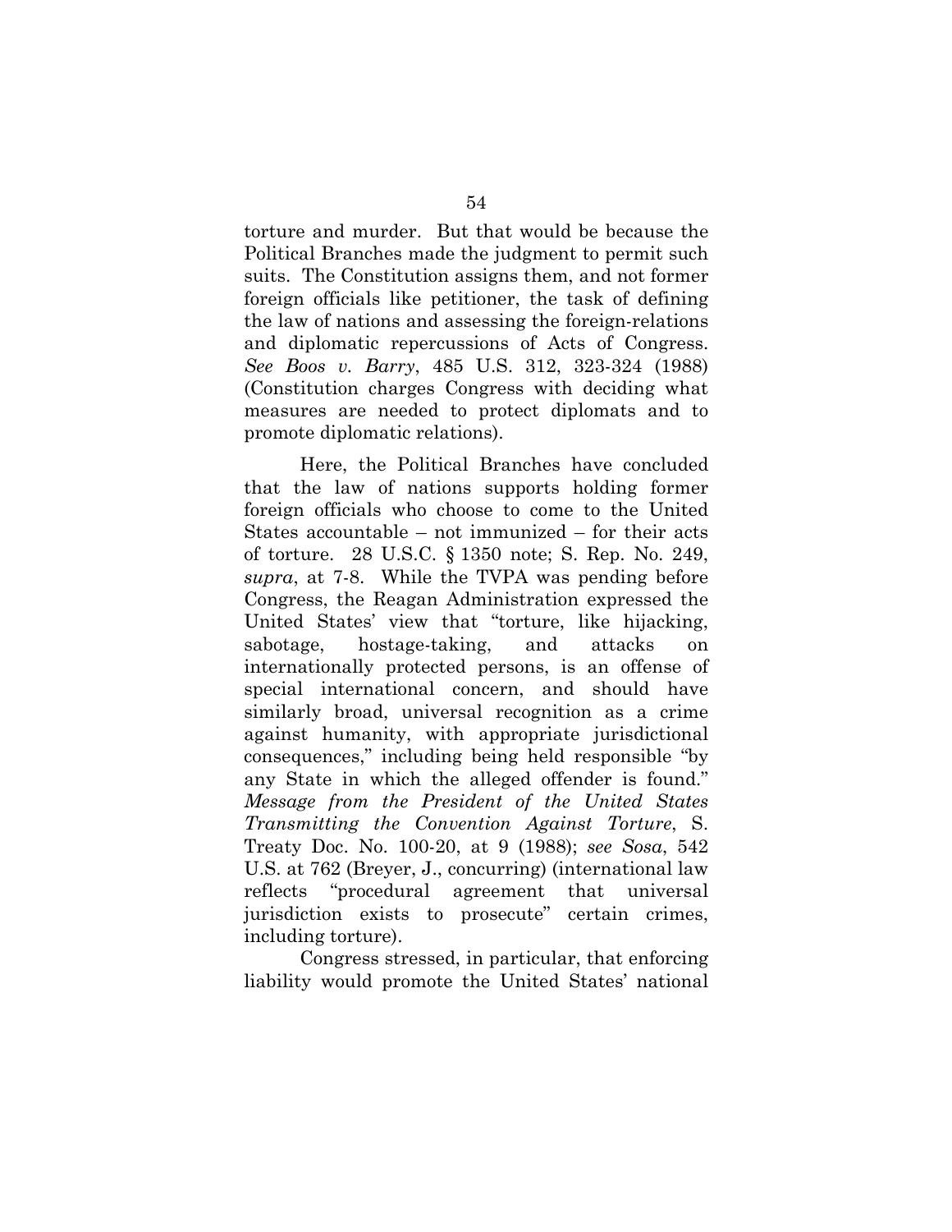torture and murder. But that would be because the Political Branches made the judgment to permit such suits. The Constitution assigns them, and not former foreign officials like petitioner, the task of defining the law of nations and assessing the foreign-relations and diplomatic repercussions of Acts of Congress. *See Boos v. Barry*, 485 U.S. 312, 323-324 (1988) (Constitution charges Congress with deciding what measures are needed to protect diplomats and to promote diplomatic relations).

Here, the Political Branches have concluded that the law of nations supports holding former foreign officials who choose to come to the United States accountable – not immunized – for their acts of torture. 28 U.S.C. § 1350 note; S. Rep. No. 249, *supra*, at 7-8. While the TVPA was pending before Congress, the Reagan Administration expressed the United States' view that "torture, like hijacking, sabotage, hostage-taking, and attacks on internationally protected persons, is an offense of special international concern, and should have similarly broad, universal recognition as a crime against humanity, with appropriate jurisdictional consequences," including being held responsible "by any State in which the alleged offender is found." *Message from the President of the United States Transmitting the Convention Against Torture*, S. Treaty Doc. No. 100-20, at 9 (1988); *see Sosa*, 542 U.S. at 762 (Breyer, J., concurring) (international law reflects "procedural agreement that universal jurisdiction exists to prosecute" certain crimes, including torture).

Congress stressed, in particular, that enforcing liability would promote the United States' national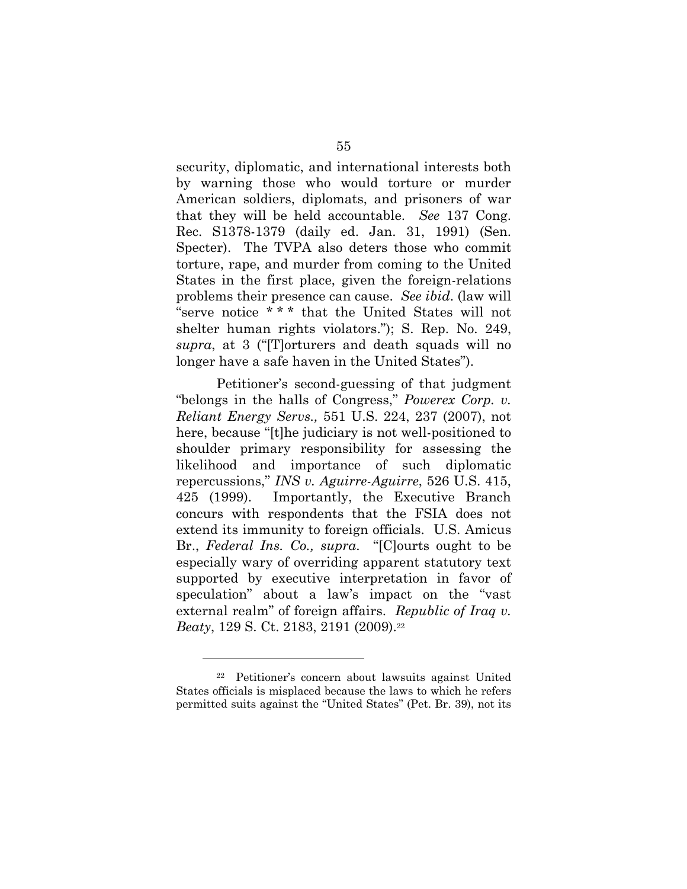security, diplomatic, and international interests both by warning those who would torture or murder American soldiers, diplomats, and prisoners of war that they will be held accountable. *See* 137 Cong. Rec. S1378-1379 (daily ed. Jan. 31, 1991) (Sen. Specter). The TVPA also deters those who commit torture, rape, and murder from coming to the United States in the first place, given the foreign-relations problems their presence can cause. *See ibid*. (law will "serve notice * * * that the United States will not shelter human rights violators."); S. Rep. No. 249, *supra*, at 3 ("[T]orturers and death squads will no longer have a safe haven in the United States").

Petitioner's second-guessing of that judgment "belongs in the halls of Congress," *Powerex Corp. v. Reliant Energy Servs.,* 551 U.S. 224, 237 (2007), not here, because "[t]he judiciary is not well-positioned to shoulder primary responsibility for assessing the likelihood and importance of such diplomatic repercussions," *INS v. Aguirre-Aguirre*, 526 U.S. 415, 425 (1999). Importantly, the Executive Branch concurs with respondents that the FSIA does not extend its immunity to foreign officials. U.S. Amicus Br., *Federal Ins. Co., supra*. "[C]ourts ought to be especially wary of overriding apparent statutory text supported by executive interpretation in favor of speculation" about a law's impact on the "vast external realm" of foreign affairs. *Republic of Iraq v. Beaty*, 129 S. Ct. 2183, 2191 (2009).[22]

---

[22] Petitioner's concern about lawsuits against United States officials is misplaced because the laws to which he refers permitted suits against the "United States" (Pet. Br. 39), not its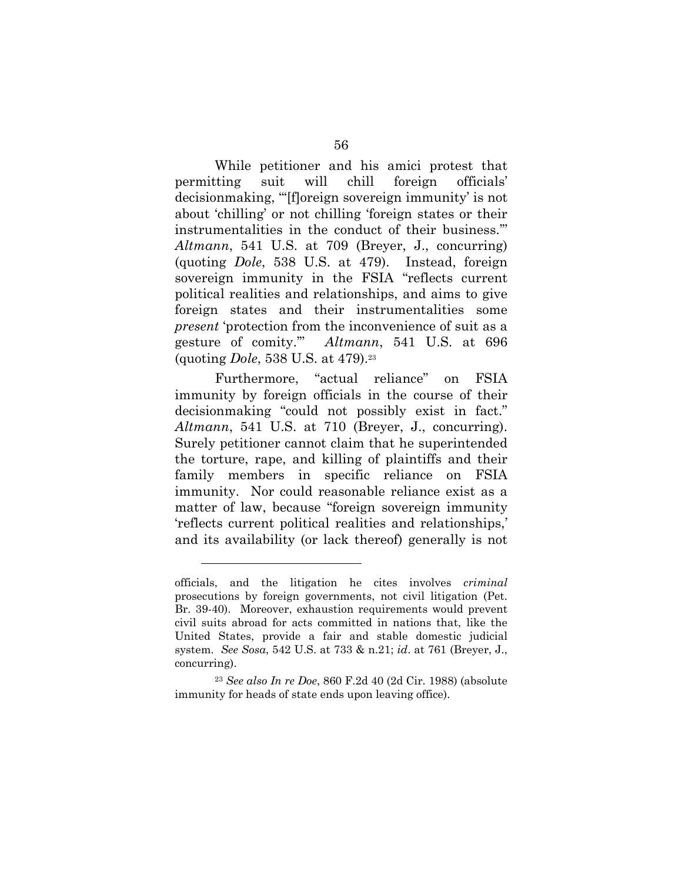While petitioner and his amici protest that permitting suit will chill foreign officials' decisionmaking, "'[f]oreign sovereign immunity' is not about 'chilling' or not chilling 'foreign states or their instrumentalities in the conduct of their business.'" *Altmann*, 541 U.S. at 709 (Breyer, J., concurring) (quoting *Dole*, 538 U.S. at 479). Instead, foreign sovereign immunity in the FSIA "reflects current political realities and relationships, and aims to give foreign states and their instrumentalities some *present* 'protection from the inconvenience of suit as a gesture of comity.'" *Altmann*, 541 U.S. at 696 (quoting *Dole*, 538 U.S. at 479).[23]

Furthermore, "actual reliance" on FSIA immunity by foreign officials in the course of their decisionmaking "could not possibly exist in fact." *Altmann*, 541 U.S. at 710 (Breyer, J., concurring). Surely petitioner cannot claim that he superintended the torture, rape, and killing of plaintiffs and their family members in specific reliance on FSIA immunity. Nor could reasonable reliance exist as a matter of law, because "foreign sovereign immunity 'reflects current political realities and relationships,' and its availability (or lack thereof) generally is not

---

officials, and the litigation he cites involves *criminal* prosecutions by foreign governments, not civil litigation (Pet. Br. 39-40). Moreover, exhaustion requirements would prevent civil suits abroad for acts committed in nations that, like the United States, provide a fair and stable domestic judicial system. *See Sosa*, 542 U.S. at 733 & n.21; *id*. at 761 (Breyer, J., concurring).

[23] *See also In re Doe*, 860 F.2d 40 (2d Cir. 1988) (absolute immunity for heads of state ends upon leaving office).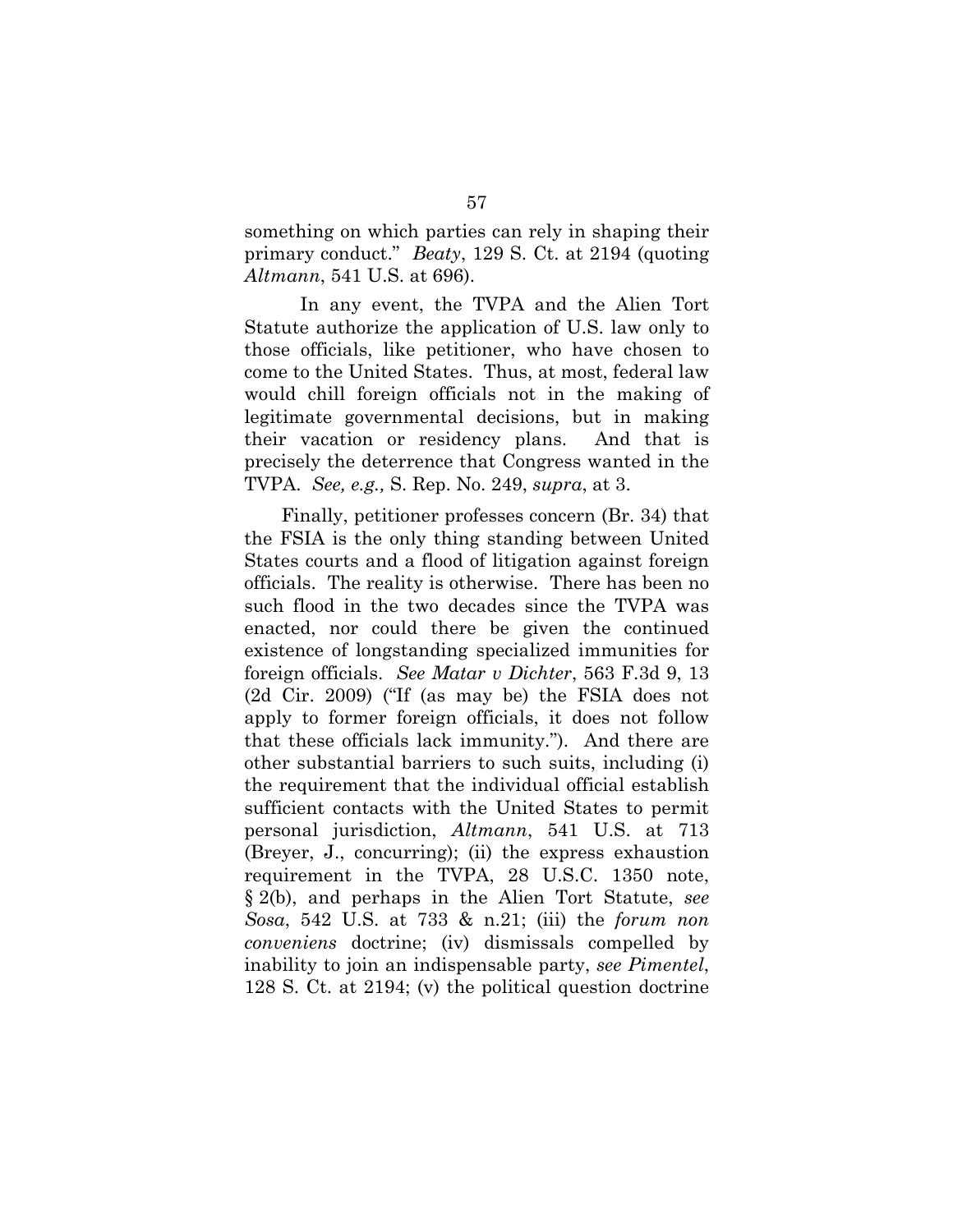something on which parties can rely in shaping their primary conduct." *Beaty*, 129 S. Ct. at 2194 (quoting *Altmann*, 541 U.S. at 696).

In any event, the TVPA and the Alien Tort Statute authorize the application of U.S. law only to those officials, like petitioner, who have chosen to come to the United States. Thus, at most, federal law would chill foreign officials not in the making of legitimate governmental decisions, but in making their vacation or residency plans. And that is precisely the deterrence that Congress wanted in the TVPA. *See, e.g.,* S. Rep. No. 249, *supra*, at 3.

Finally, petitioner professes concern (Br. 34) that the FSIA is the only thing standing between United States courts and a flood of litigation against foreign officials. The reality is otherwise. There has been no such flood in the two decades since the TVPA was enacted, nor could there be given the continued existence of longstanding specialized immunities for foreign officials. *See Matar v Dichter*, 563 F.3d 9, 13 (2d Cir. 2009) ("If (as may be) the FSIA does not apply to former foreign officials, it does not follow that these officials lack immunity."). And there are other substantial barriers to such suits, including (i) the requirement that the individual official establish sufficient contacts with the United States to permit personal jurisdiction, *Altmann*, 541 U.S. at 713 (Breyer, J., concurring); (ii) the express exhaustion requirement in the TVPA, 28 U.S.C. 1350 note, § 2(b), and perhaps in the Alien Tort Statute, *see Sosa*, 542 U.S. at 733 & n.21; (iii) the *forum non conveniens* doctrine; (iv) dismissals compelled by inability to join an indispensable party, *see Pimentel*, 128 S. Ct. at 2194; (v) the political question doctrine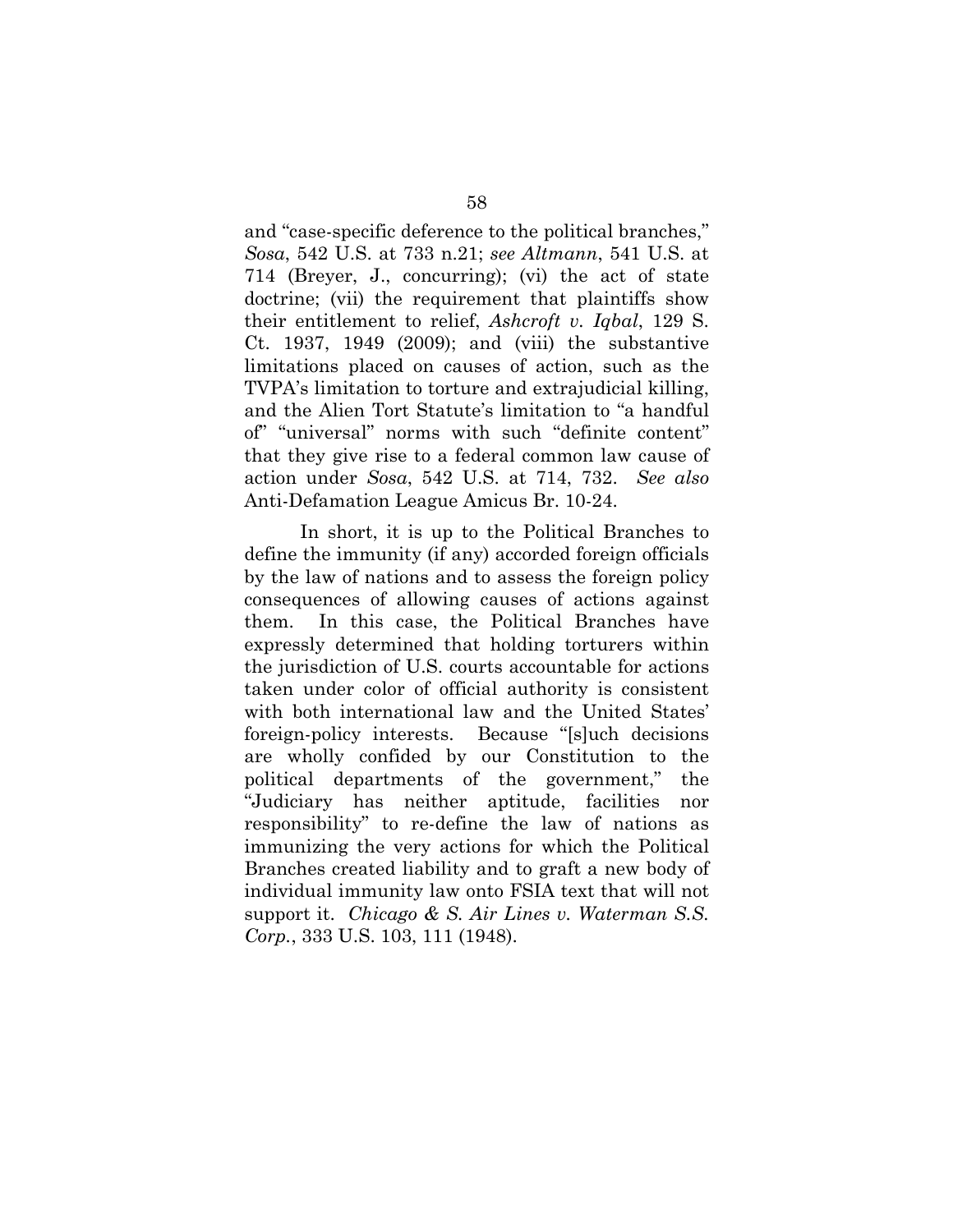and "case-specific deference to the political branches," *Sosa*, 542 U.S. at 733 n.21; *see Altmann*, 541 U.S. at 714 (Breyer, J., concurring); (vi) the act of state doctrine; (vii) the requirement that plaintiffs show their entitlement to relief, *Ashcroft v. Iqbal*, 129 S. Ct. 1937, 1949 (2009); and (viii) the substantive limitations placed on causes of action, such as the TVPA's limitation to torture and extrajudicial killing, and the Alien Tort Statute's limitation to "a handful of" "universal" norms with such "definite content" that they give rise to a federal common law cause of action under *Sosa*, 542 U.S. at 714, 732. *See also* Anti-Defamation League Amicus Br. 10-24.

In short, it is up to the Political Branches to define the immunity (if any) accorded foreign officials by the law of nations and to assess the foreign policy consequences of allowing causes of actions against them. In this case, the Political Branches have expressly determined that holding torturers within the jurisdiction of U.S. courts accountable for actions taken under color of official authority is consistent with both international law and the United States' foreign-policy interests. Because "[s]uch decisions are wholly confided by our Constitution to the political departments of the government," the "Judiciary has neither aptitude, facilities nor responsibility" to re-define the law of nations as immunizing the very actions for which the Political Branches created liability and to graft a new body of individual immunity law onto FSIA text that will not support it. *Chicago & S. Air Lines v. Waterman S.S. Corp.*, 333 U.S. 103, 111 (1948).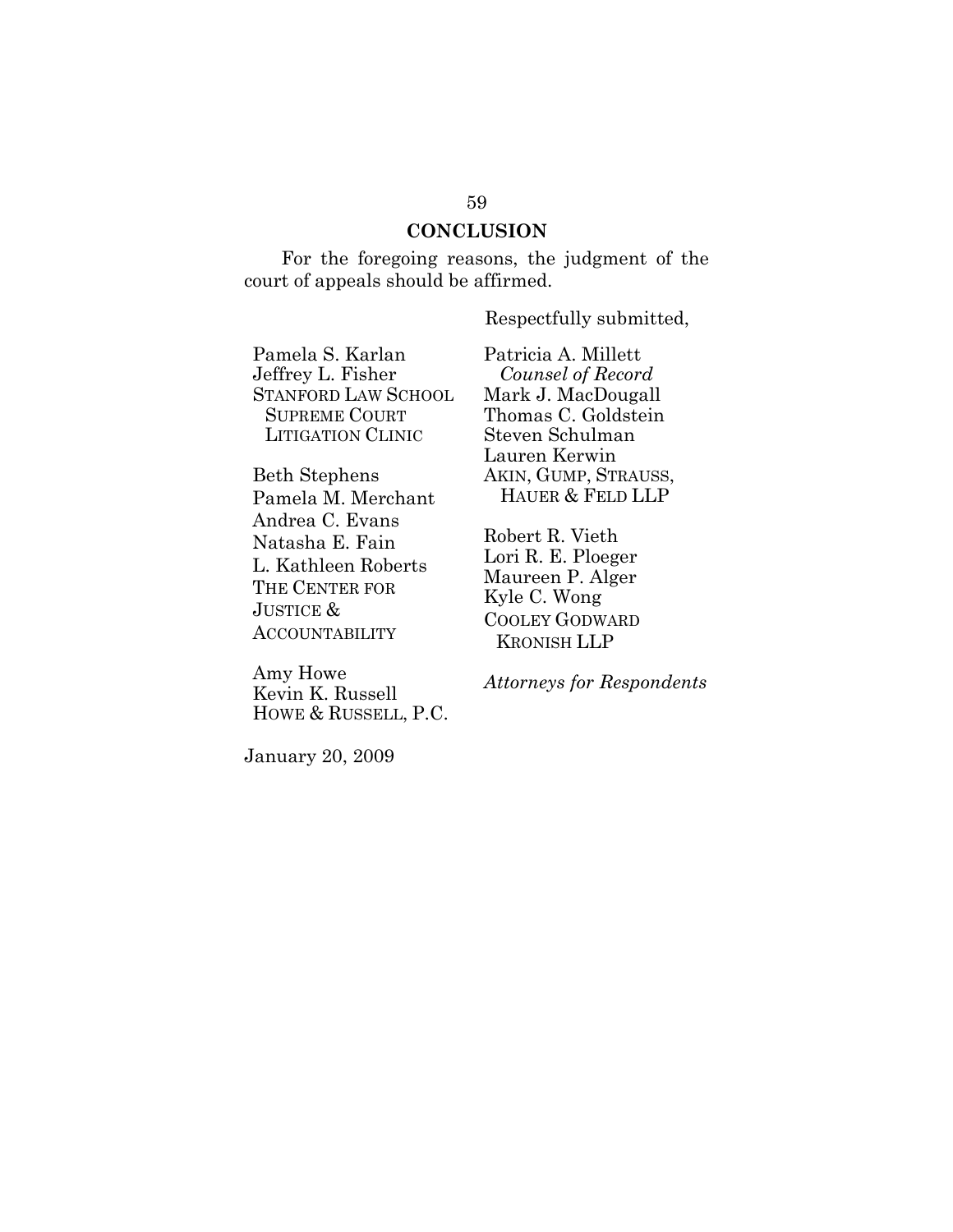## CONCLUSION

For the foregoing reasons, the judgment of the court of appeals should be affirmed.

Respectfully submitted,

Pamela S. Karlan
Jeffrey L. Fisher
STANFORD LAW SCHOOL SUPREME COURT LITIGATION CLINIC

Beth Stephens
Pamela M. Merchant
Andrea C. Evans
Natasha E. Fain
L. Kathleen Roberts
THE CENTER FOR JUSTICE & ACCOUNTABILITY

Amy Howe
Kevin K. Russell
HOWE & RUSSELL, P.C.

Patricia A. Millett
*Counsel of Record*
Mark J. MacDougall
Thomas C. Goldstein
Steven Schulman
Lauren Kerwin
AKIN, GUMP, STRAUSS, HAUER & FELD LLP

Robert R. Vieth
Lori R. E. Ploeger
Maureen P. Alger
Kyle C. Wong
COOLEY GODWARD KRONISH LLP

*Attorneys for Respondents*

January 20, 2009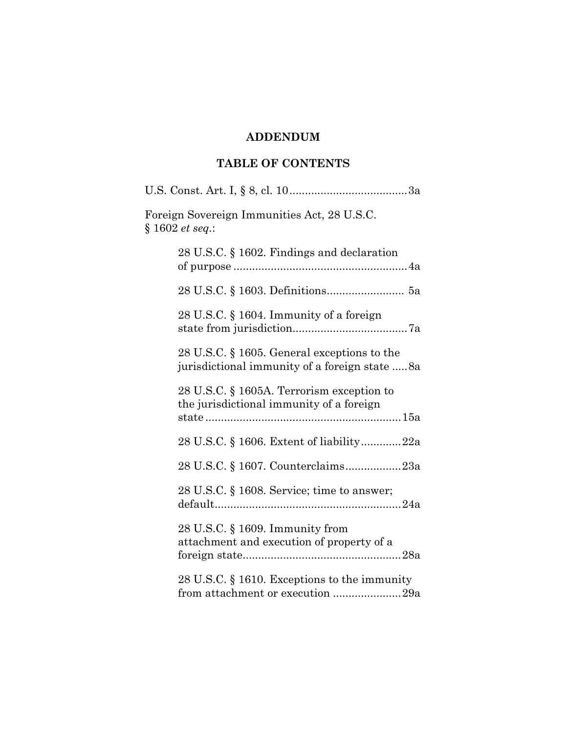**ADDENDUM**

**TABLE OF CONTENTS**

U.S. Const. Art. I, § 8, cl. 10 ..................................... 3a

Foreign Sovereign Immunities Act, 28 U.S.C. § 1602 *et seq.*:

- 28 U.S.C. § 1602. Findings and declaration of purpose ........................................................ 4a
- 28 U.S.C. § 1603. Definitions......................... 5a
- 28 U.S.C. § 1604. Immunity of a foreign state from jurisdiction..................................... 7a
- 28 U.S.C. § 1605. General exceptions to the jurisdictional immunity of a foreign state ..... 8a
- 28 U.S.C. § 1605A. Terrorism exception to the jurisdictional immunity of a foreign state .............................................................. 15a
- 28 U.S.C. § 1606. Extent of liability............. 22a
- 28 U.S.C. § 1607. Counterclaims.................. 23a
- 28 U.S.C. § 1608. Service; time to answer; default............................................................ 24a
- 28 U.S.C. § 1609. Immunity from attachment and execution of property of a foreign state................................................... 28a
- 28 U.S.C. § 1610. Exceptions to the immunity from attachment or execution ...................... 29a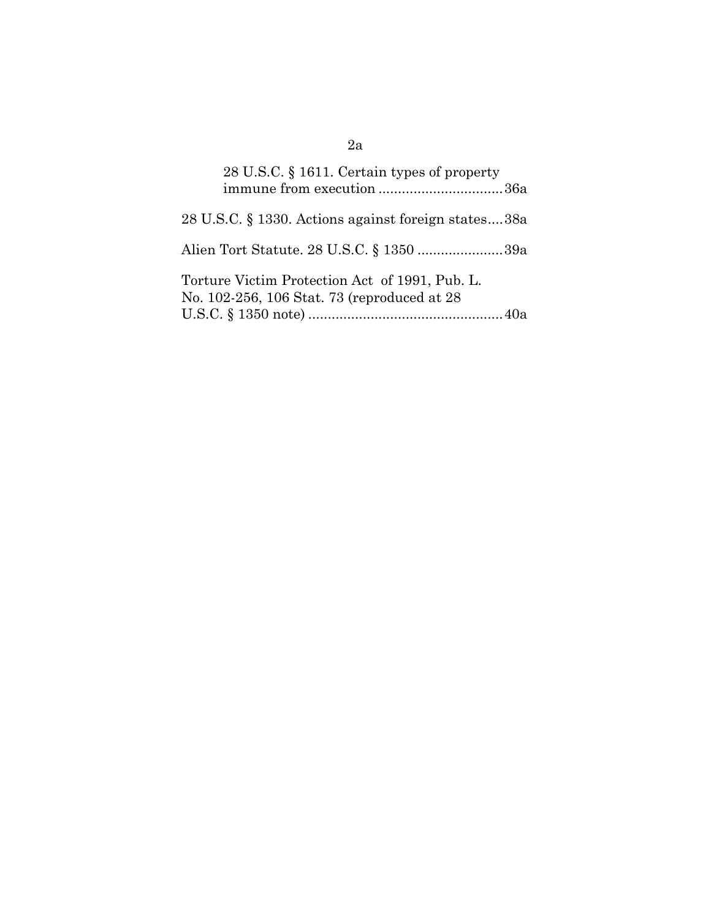28 U.S.C. § 1611. Certain types of property immune from execution ................................36a

28 U.S.C. § 1330. Actions against foreign states....38a

Alien Tort Statute. 28 U.S.C. § 1350 ......................39a

Torture Victim Protection Act of 1991, Pub. L. No. 102-256, 106 Stat. 73 (reproduced at 28 U.S.C. § 1350 note) ..................................................40a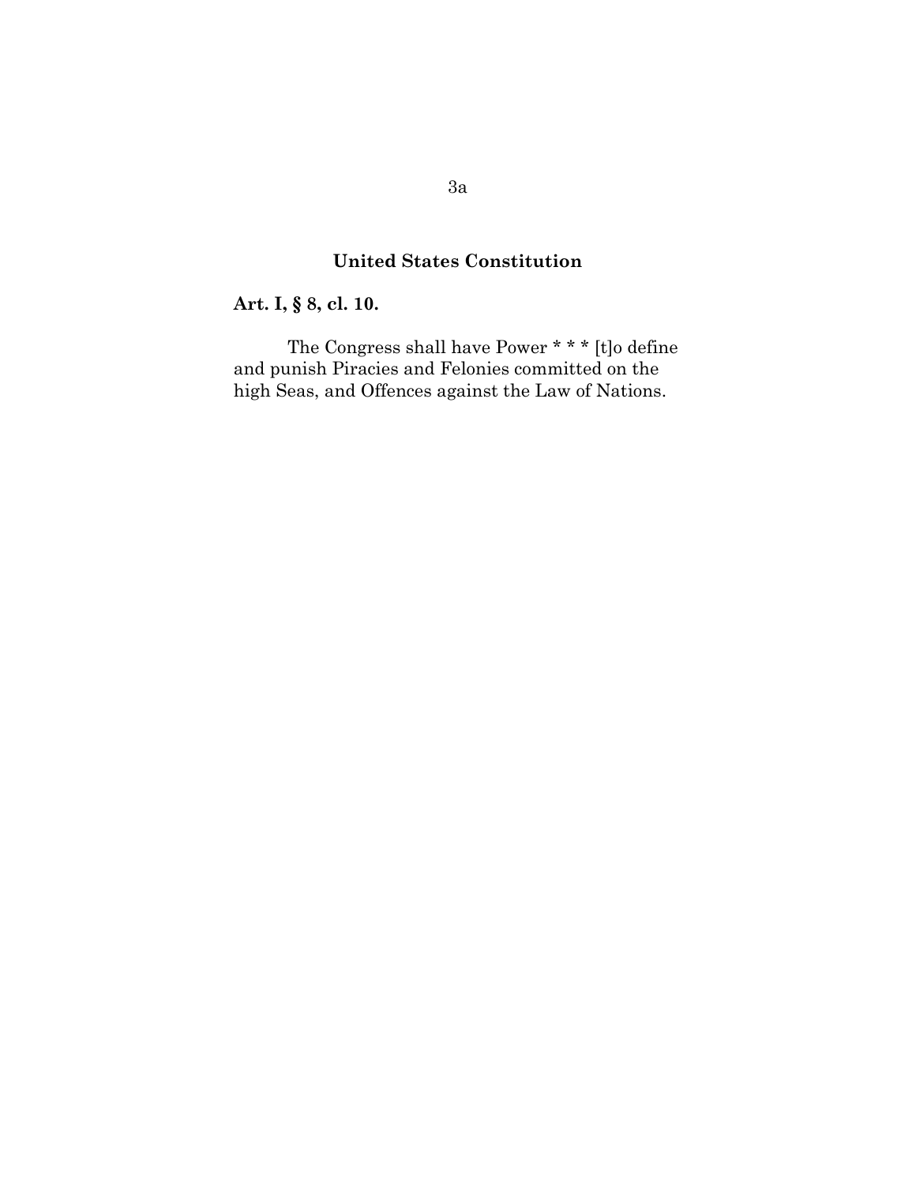## United States Constitution

**Art. I, § 8, cl. 10.**

The Congress shall have Power * * * [t]o define and punish Piracies and Felonies committed on the high Seas, and Offences against the Law of Nations.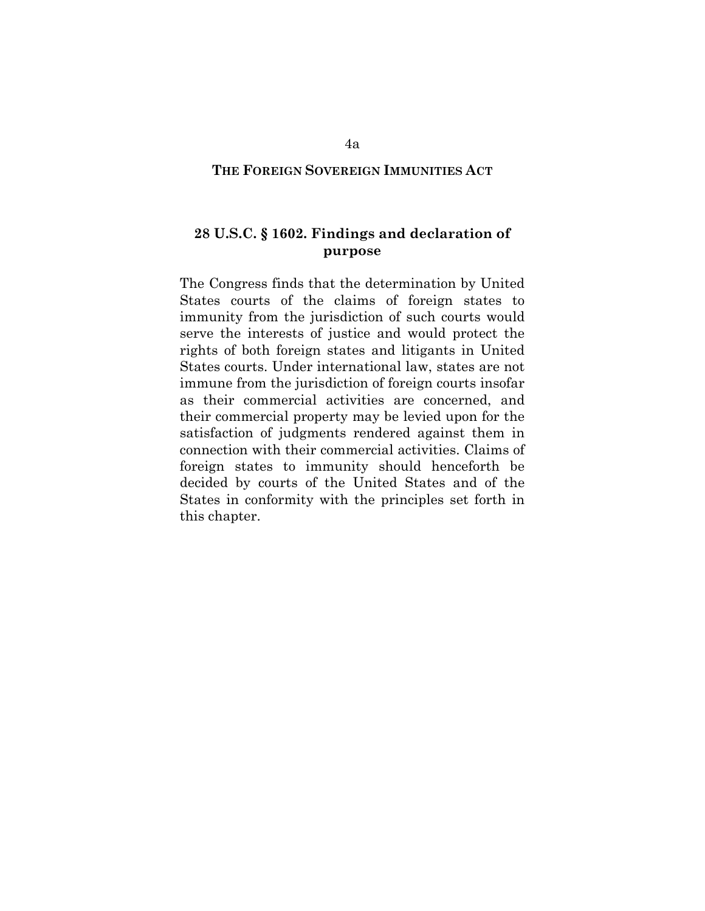## THE FOREIGN SOVEREIGN IMMUNITIES ACT

### 28 U.S.C. § 1602. Findings and declaration of purpose

The Congress finds that the determination by United States courts of the claims of foreign states to immunity from the jurisdiction of such courts would serve the interests of justice and would protect the rights of both foreign states and litigants in United States courts. Under international law, states are not immune from the jurisdiction of foreign courts insofar as their commercial activities are concerned, and their commercial property may be levied upon for the satisfaction of judgments rendered against them in connection with their commercial activities. Claims of foreign states to immunity should henceforth be decided by courts of the United States and of the States in conformity with the principles set forth in this chapter.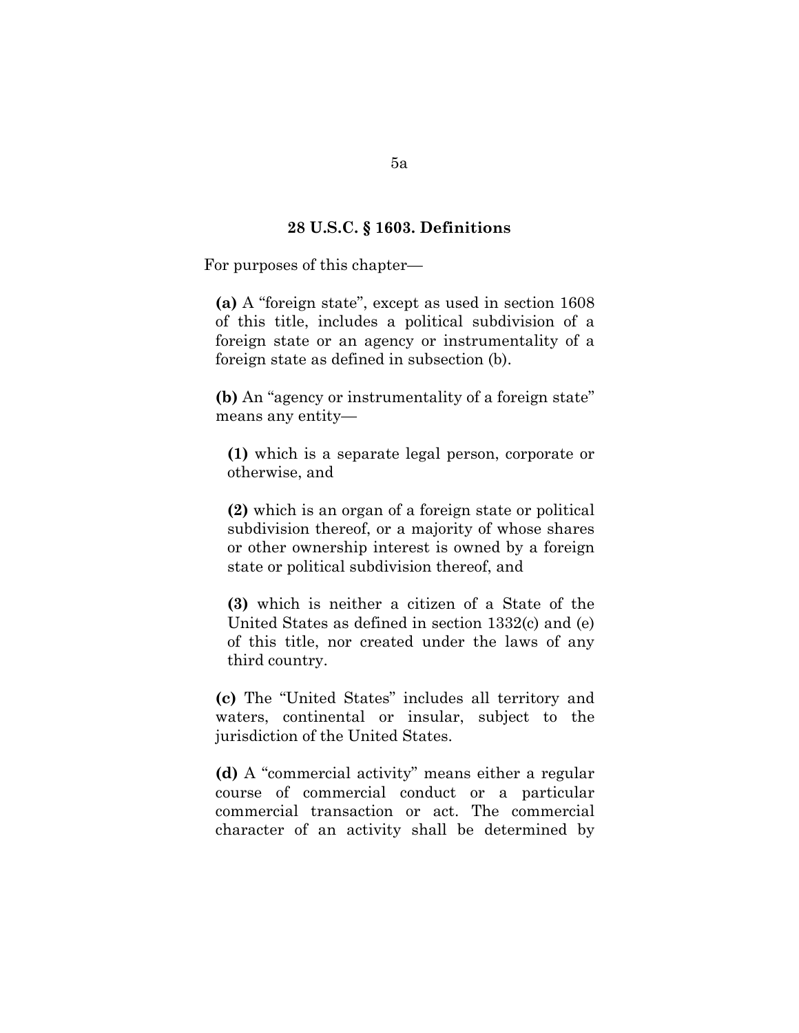## 28 U.S.C. § 1603. Definitions

For purposes of this chapter—

**(a)** A "foreign state", except as used in section 1608 of this title, includes a political subdivision of a foreign state or an agency or instrumentality of a foreign state as defined in subsection (b).

**(b)** An "agency or instrumentality of a foreign state" means any entity—

**(1)** which is a separate legal person, corporate or otherwise, and

**(2)** which is an organ of a foreign state or political subdivision thereof, or a majority of whose shares or other ownership interest is owned by a foreign state or political subdivision thereof, and

**(3)** which is neither a citizen of a State of the United States as defined in section 1332(c) and (e) of this title, nor created under the laws of any third country.

**(c)** The "United States" includes all territory and waters, continental or insular, subject to the jurisdiction of the United States.

**(d)** A "commercial activity" means either a regular course of commercial conduct or a particular commercial transaction or act. The commercial character of an activity shall be determined by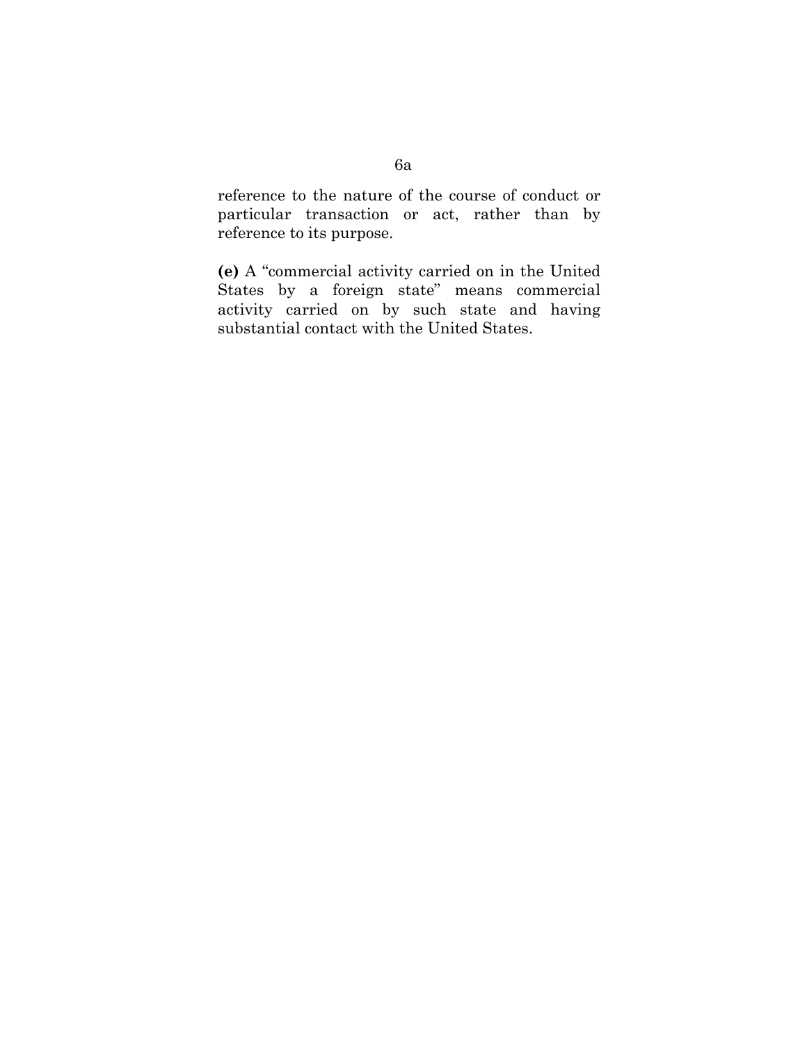reference to the nature of the course of conduct or particular transaction or act, rather than by reference to its purpose.

**(e)** A "commercial activity carried on in the United States by a foreign state" means commercial activity carried on by such state and having substantial contact with the United States.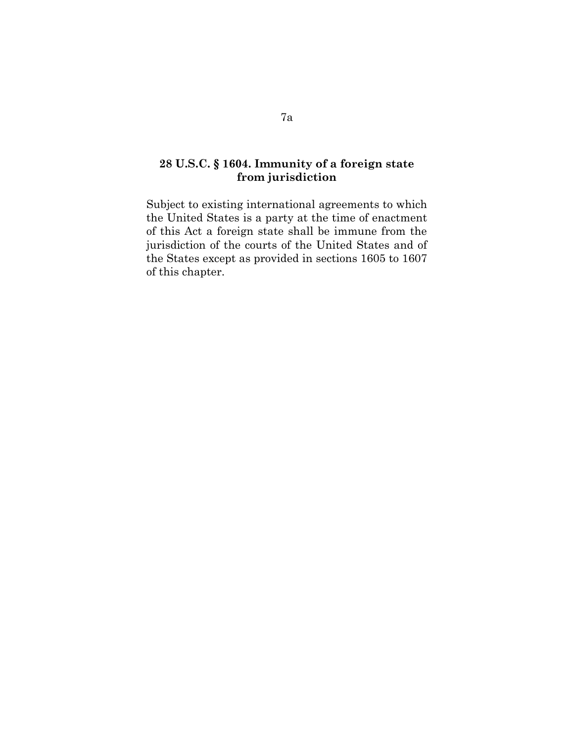**28 U.S.C. § 1604. Immunity of a foreign state from jurisdiction**

Subject to existing international agreements to which the United States is a party at the time of enactment of this Act a foreign state shall be immune from the jurisdiction of the courts of the United States and of the States except as provided in sections 1605 to 1607 of this chapter.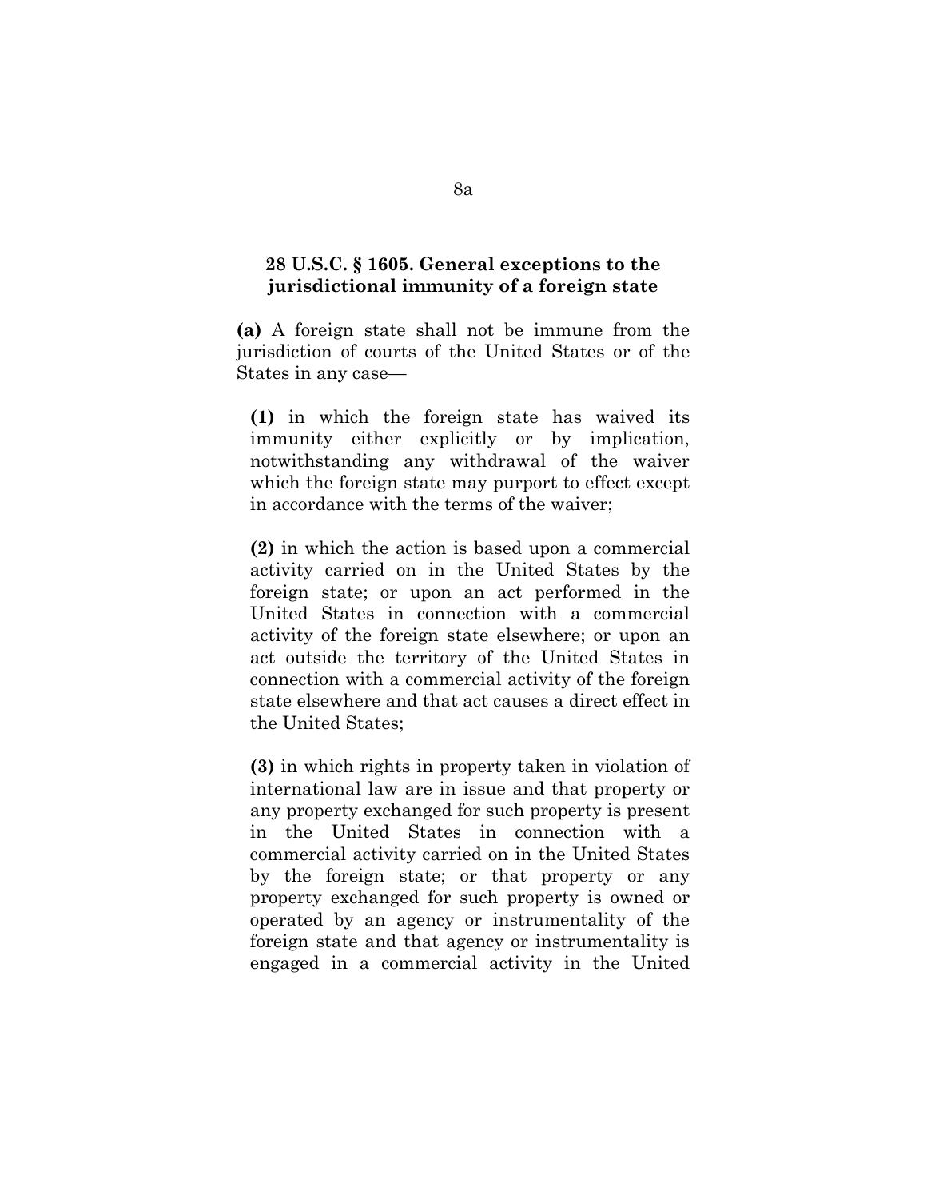**28 U.S.C. § 1605. General exceptions to the jurisdictional immunity of a foreign state**

**(a)** A foreign state shall not be immune from the jurisdiction of courts of the United States or of the States in any case—

**(1)** in which the foreign state has waived its immunity either explicitly or by implication, notwithstanding any withdrawal of the waiver which the foreign state may purport to effect except in accordance with the terms of the waiver;

**(2)** in which the action is based upon a commercial activity carried on in the United States by the foreign state; or upon an act performed in the United States in connection with a commercial activity of the foreign state elsewhere; or upon an act outside the territory of the United States in connection with a commercial activity of the foreign state elsewhere and that act causes a direct effect in the United States;

**(3)** in which rights in property taken in violation of international law are in issue and that property or any property exchanged for such property is present in the United States in connection with a commercial activity carried on in the United States by the foreign state; or that property or any property exchanged for such property is owned or operated by an agency or instrumentality of the foreign state and that agency or instrumentality is engaged in a commercial activity in the United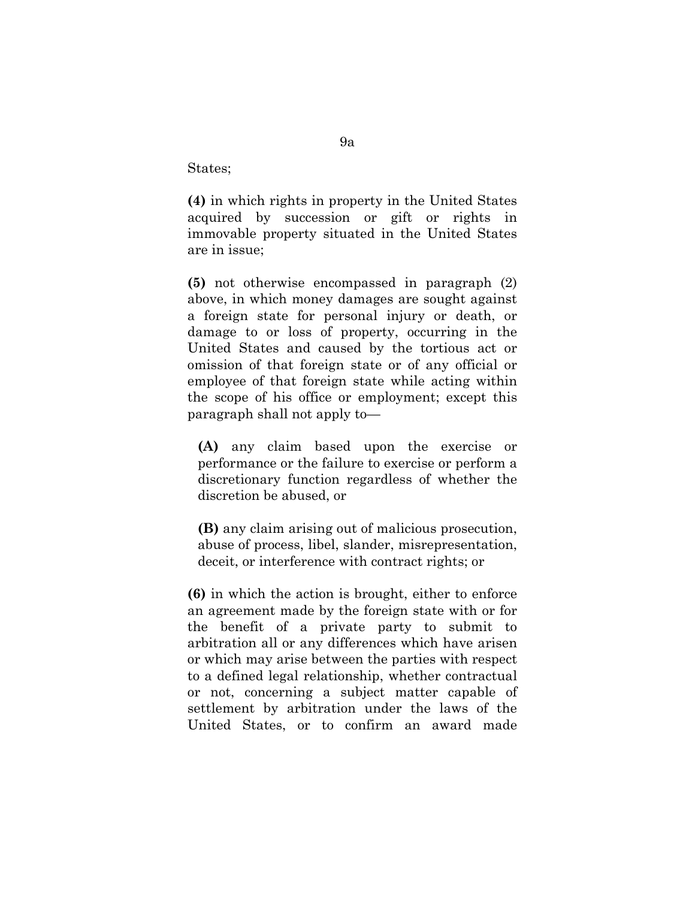States;

**(4)** in which rights in property in the United States acquired by succession or gift or rights in immovable property situated in the United States are in issue;

**(5)** not otherwise encompassed in paragraph (2) above, in which money damages are sought against a foreign state for personal injury or death, or damage to or loss of property, occurring in the United States and caused by the tortious act or omission of that foreign state or of any official or employee of that foreign state while acting within the scope of his office or employment; except this paragraph shall not apply to—

> **(A)** any claim based upon the exercise or performance or the failure to exercise or perform a discretionary function regardless of whether the discretion be abused, or
>
> **(B)** any claim arising out of malicious prosecution, abuse of process, libel, slander, misrepresentation, deceit, or interference with contract rights; or

**(6)** in which the action is brought, either to enforce an agreement made by the foreign state with or for the benefit of a private party to submit to arbitration all or any differences which have arisen or which may arise between the parties with respect to a defined legal relationship, whether contractual or not, concerning a subject matter capable of settlement by arbitration under the laws of the United States, or to confirm an award made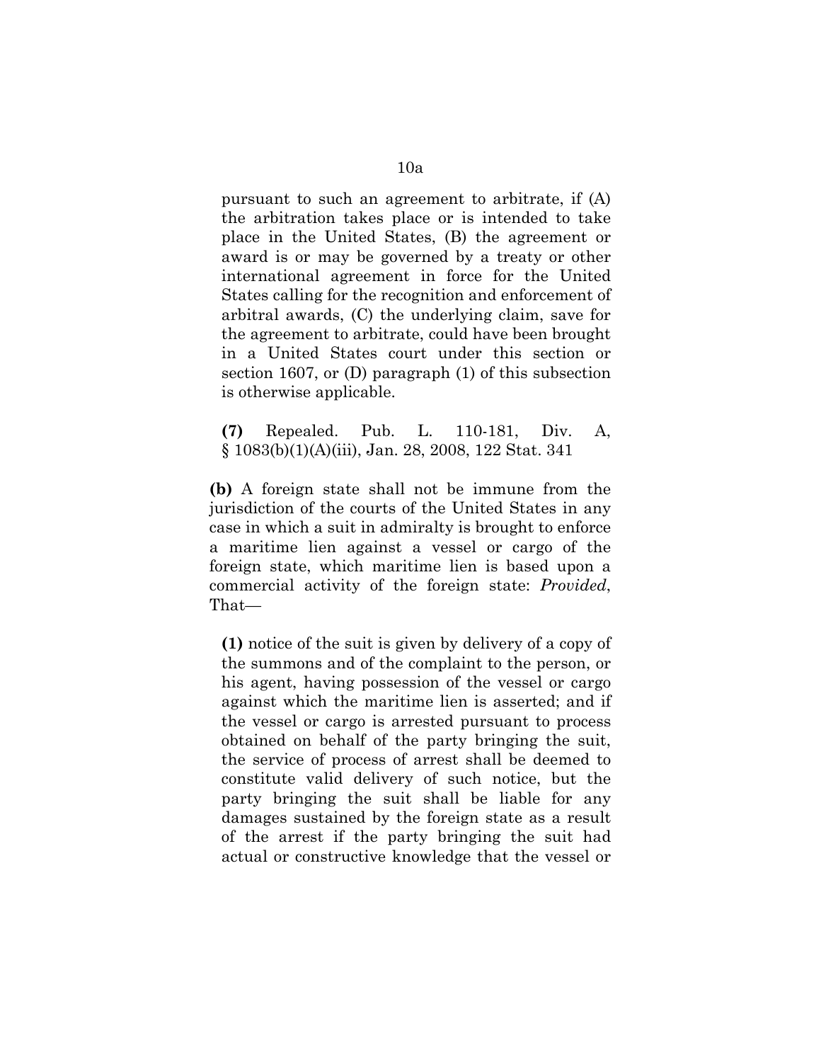pursuant to such an agreement to arbitrate, if (A) the arbitration takes place or is intended to take place in the United States, (B) the agreement or award is or may be governed by a treaty or other international agreement in force for the United States calling for the recognition and enforcement of arbitral awards, (C) the underlying claim, save for the agreement to arbitrate, could have been brought in a United States court under this section or section 1607, or (D) paragraph (1) of this subsection is otherwise applicable.

**(7)** Repealed. Pub. L. 110-181, Div. A, § 1083(b)(1)(A)(iii), Jan. 28, 2008, 122 Stat. 341

**(b)** A foreign state shall not be immune from the jurisdiction of the courts of the United States in any case in which a suit in admiralty is brought to enforce a maritime lien against a vessel or cargo of the foreign state, which maritime lien is based upon a commercial activity of the foreign state: *Provided*, That—

**(1)** notice of the suit is given by delivery of a copy of the summons and of the complaint to the person, or his agent, having possession of the vessel or cargo against which the maritime lien is asserted; and if the vessel or cargo is arrested pursuant to process obtained on behalf of the party bringing the suit, the service of process of arrest shall be deemed to constitute valid delivery of such notice, but the party bringing the suit shall be liable for any damages sustained by the foreign state as a result of the arrest if the party bringing the suit had actual or constructive knowledge that the vessel or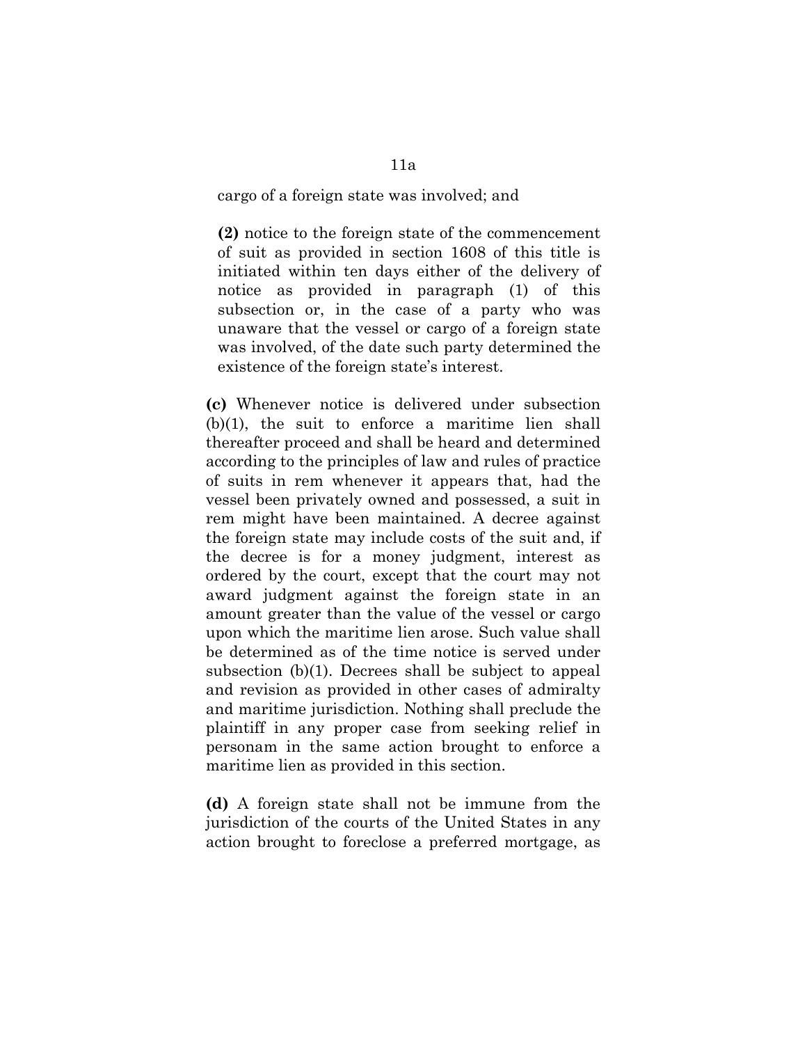cargo of a foreign state was involved; and

**(2)** notice to the foreign state of the commencement of suit as provided in section 1608 of this title is initiated within ten days either of the delivery of notice as provided in paragraph (1) of this subsection or, in the case of a party who was unaware that the vessel or cargo of a foreign state was involved, of the date such party determined the existence of the foreign state's interest.

**(c)** Whenever notice is delivered under subsection (b)(1), the suit to enforce a maritime lien shall thereafter proceed and shall be heard and determined according to the principles of law and rules of practice of suits in rem whenever it appears that, had the vessel been privately owned and possessed, a suit in rem might have been maintained. A decree against the foreign state may include costs of the suit and, if the decree is for a money judgment, interest as ordered by the court, except that the court may not award judgment against the foreign state in an amount greater than the value of the vessel or cargo upon which the maritime lien arose. Such value shall be determined as of the time notice is served under subsection (b)(1). Decrees shall be subject to appeal and revision as provided in other cases of admiralty and maritime jurisdiction. Nothing shall preclude the plaintiff in any proper case from seeking relief in personam in the same action brought to enforce a maritime lien as provided in this section.

**(d)** A foreign state shall not be immune from the jurisdiction of the courts of the United States in any action brought to foreclose a preferred mortgage, as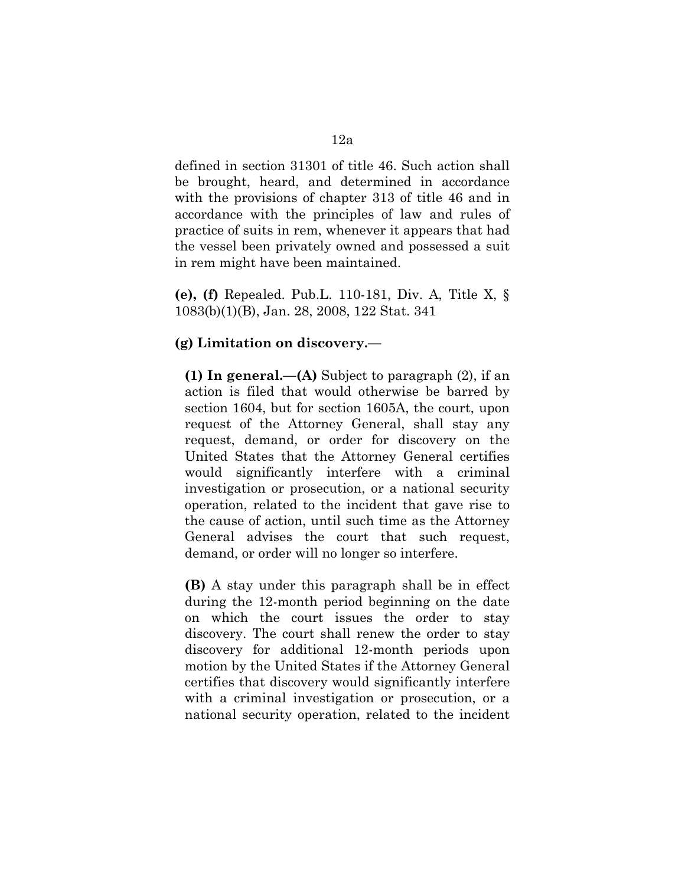defined in section 31301 of title 46. Such action shall be brought, heard, and determined in accordance with the provisions of chapter 313 of title 46 and in accordance with the principles of law and rules of practice of suits in rem, whenever it appears that had the vessel been privately owned and possessed a suit in rem might have been maintained.

**(e), (f)** Repealed. Pub.L. 110-181, Div. A, Title X, § 1083(b)(1)(B), Jan. 28, 2008, 122 Stat. 341

**(g) Limitation on discovery.—**

**(1) In general.—(A)** Subject to paragraph (2), if an action is filed that would otherwise be barred by section 1604, but for section 1605A, the court, upon request of the Attorney General, shall stay any request, demand, or order for discovery on the United States that the Attorney General certifies would significantly interfere with a criminal investigation or prosecution, or a national security operation, related to the incident that gave rise to the cause of action, until such time as the Attorney General advises the court that such request, demand, or order will no longer so interfere.

**(B)** A stay under this paragraph shall be in effect during the 12-month period beginning on the date on which the court issues the order to stay discovery. The court shall renew the order to stay discovery for additional 12-month periods upon motion by the United States if the Attorney General certifies that discovery would significantly interfere with a criminal investigation or prosecution, or a national security operation, related to the incident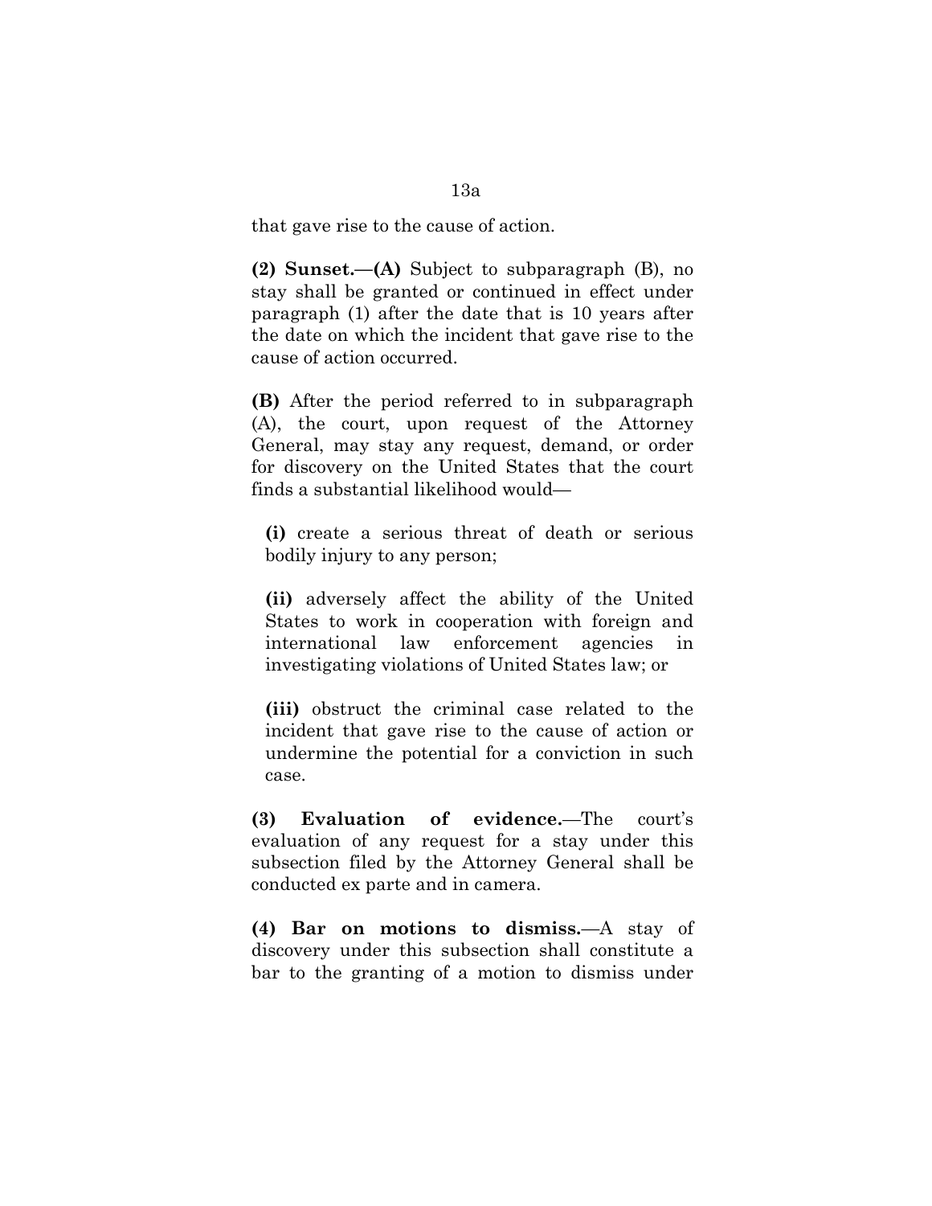that gave rise to the cause of action.

**(2) Sunset.—(A)** Subject to subparagraph (B), no stay shall be granted or continued in effect under paragraph (1) after the date that is 10 years after the date on which the incident that gave rise to the cause of action occurred.

**(B)** After the period referred to in subparagraph (A), the court, upon request of the Attorney General, may stay any request, demand, or order for discovery on the United States that the court finds a substantial likelihood would—

> **(i)** create a serious threat of death or serious bodily injury to any person;
>
> **(ii)** adversely affect the ability of the United States to work in cooperation with foreign and international law enforcement agencies in investigating violations of United States law; or
>
> **(iii)** obstruct the criminal case related to the incident that gave rise to the cause of action or undermine the potential for a conviction in such case.

**(3) Evaluation of evidence.**—The court's evaluation of any request for a stay under this subsection filed by the Attorney General shall be conducted ex parte and in camera.

**(4) Bar on motions to dismiss.**—A stay of discovery under this subsection shall constitute a bar to the granting of a motion to dismiss under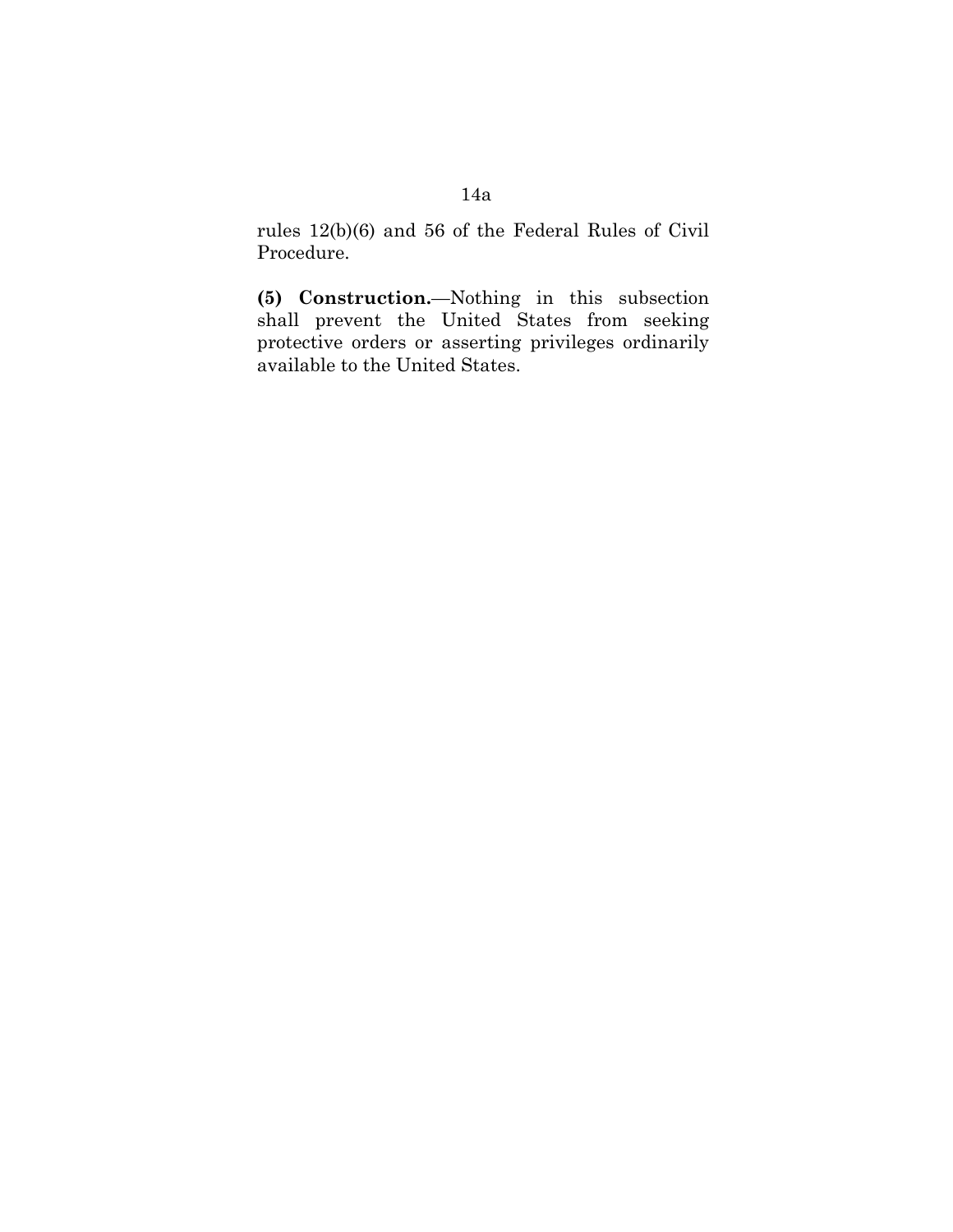rules 12(b)(6) and 56 of the Federal Rules of Civil Procedure.

**(5) Construction.**—Nothing in this subsection shall prevent the United States from seeking protective orders or asserting privileges ordinarily available to the United States.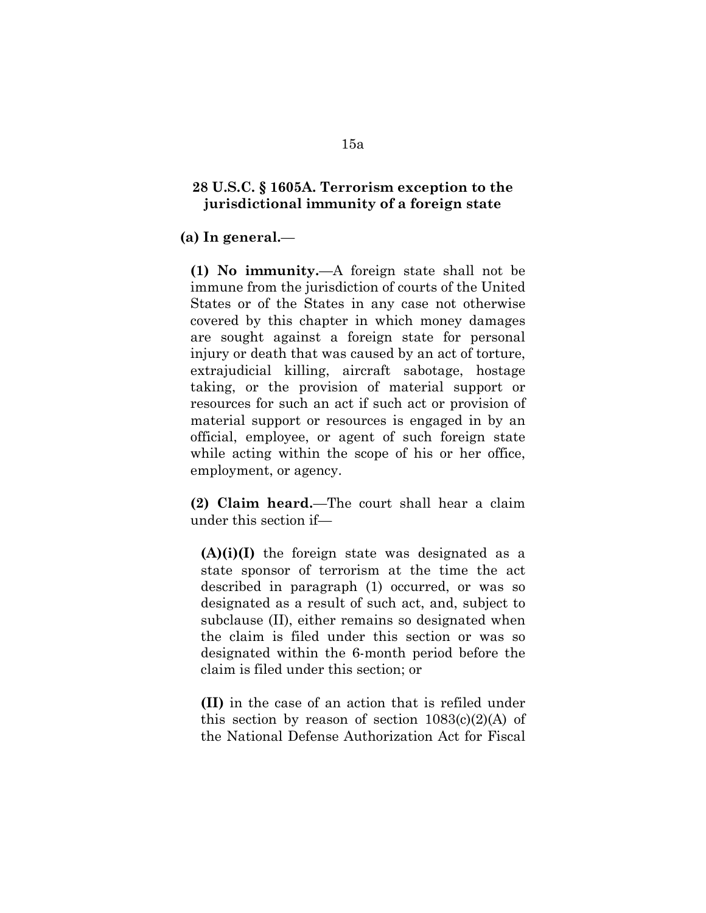### 28 U.S.C. § 1605A. Terrorism exception to the jurisdictional immunity of a foreign state

**(a) In general.**—

**(1) No immunity.**—A foreign state shall not be immune from the jurisdiction of courts of the United States or of the States in any case not otherwise covered by this chapter in which money damages are sought against a foreign state for personal injury or death that was caused by an act of torture, extrajudicial killing, aircraft sabotage, hostage taking, or the provision of material support or resources for such an act if such act or provision of material support or resources is engaged in by an official, employee, or agent of such foreign state while acting within the scope of his or her office, employment, or agency.

**(2) Claim heard.**—The court shall hear a claim under this section if—

**(A)(i)(I)** the foreign state was designated as a state sponsor of terrorism at the time the act described in paragraph (1) occurred, or was so designated as a result of such act, and, subject to subclause (II), either remains so designated when the claim is filed under this section or was so designated within the 6-month period before the claim is filed under this section; or

**(II)** in the case of an action that is refiled under this section by reason of section 1083(c)(2)(A) of the National Defense Authorization Act for Fiscal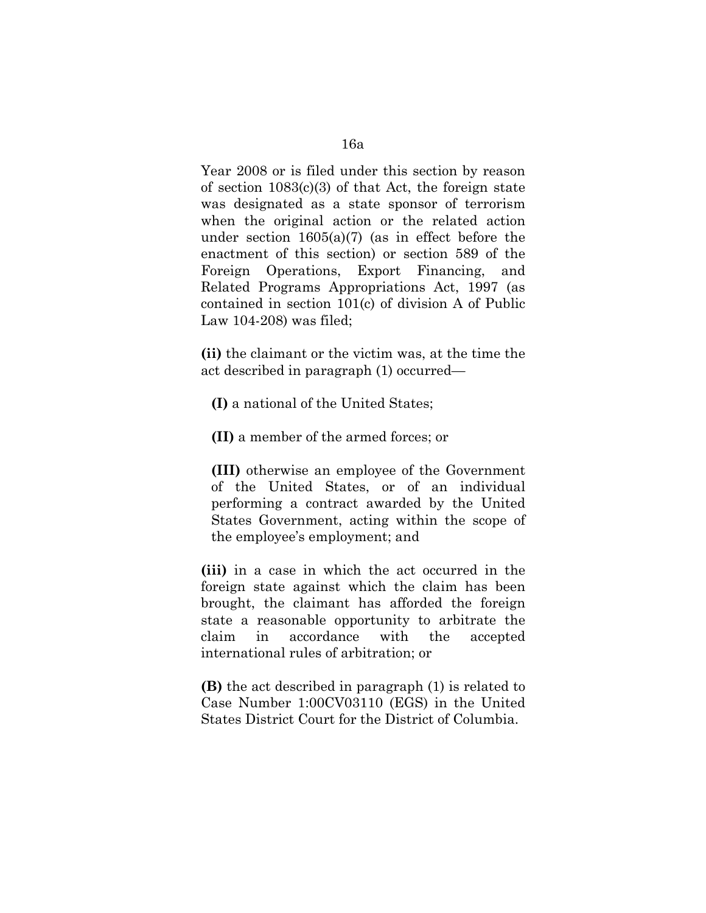Year 2008 or is filed under this section by reason of section 1083(c)(3) of that Act, the foreign state was designated as a state sponsor of terrorism when the original action or the related action under section 1605(a)(7) (as in effect before the enactment of this section) or section 589 of the Foreign Operations, Export Financing, and Related Programs Appropriations Act, 1997 (as contained in section 101(c) of division A of Public Law 104-208) was filed;

**(ii)** the claimant or the victim was, at the time the act described in paragraph (1) occurred—

**(I)** a national of the United States;

**(II)** a member of the armed forces; or

**(III)** otherwise an employee of the Government of the United States, or of an individual performing a contract awarded by the United States Government, acting within the scope of the employee's employment; and

**(iii)** in a case in which the act occurred in the foreign state against which the claim has been brought, the claimant has afforded the foreign state a reasonable opportunity to arbitrate the claim in accordance with the accepted international rules of arbitration; or

**(B)** the act described in paragraph (1) is related to Case Number 1:00CV03110 (EGS) in the United States District Court for the District of Columbia.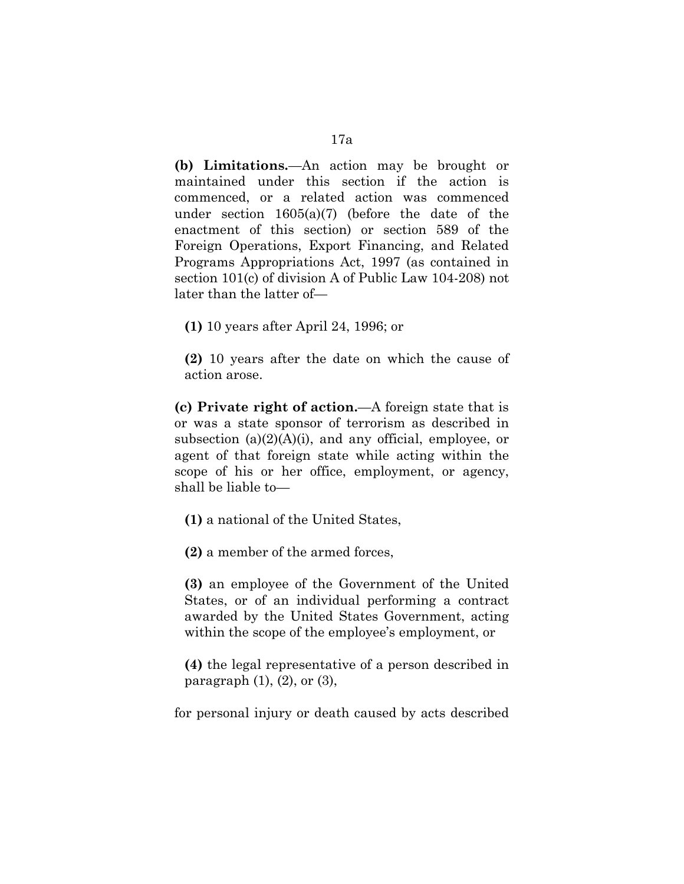**(b) Limitations.**—An action may be brought or maintained under this section if the action is commenced, or a related action was commenced under section 1605(a)(7) (before the date of the enactment of this section) or section 589 of the Foreign Operations, Export Financing, and Related Programs Appropriations Act, 1997 (as contained in section 101(c) of division A of Public Law 104-208) not later than the latter of—

**(1)** 10 years after April 24, 1996; or

**(2)** 10 years after the date on which the cause of action arose.

**(c) Private right of action.**—A foreign state that is or was a state sponsor of terrorism as described in subsection (a)(2)(A)(i), and any official, employee, or agent of that foreign state while acting within the scope of his or her office, employment, or agency, shall be liable to—

**(1)** a national of the United States,

**(2)** a member of the armed forces,

**(3)** an employee of the Government of the United States, or of an individual performing a contract awarded by the United States Government, acting within the scope of the employee's employment, or

**(4)** the legal representative of a person described in paragraph (1), (2), or (3),

for personal injury or death caused by acts described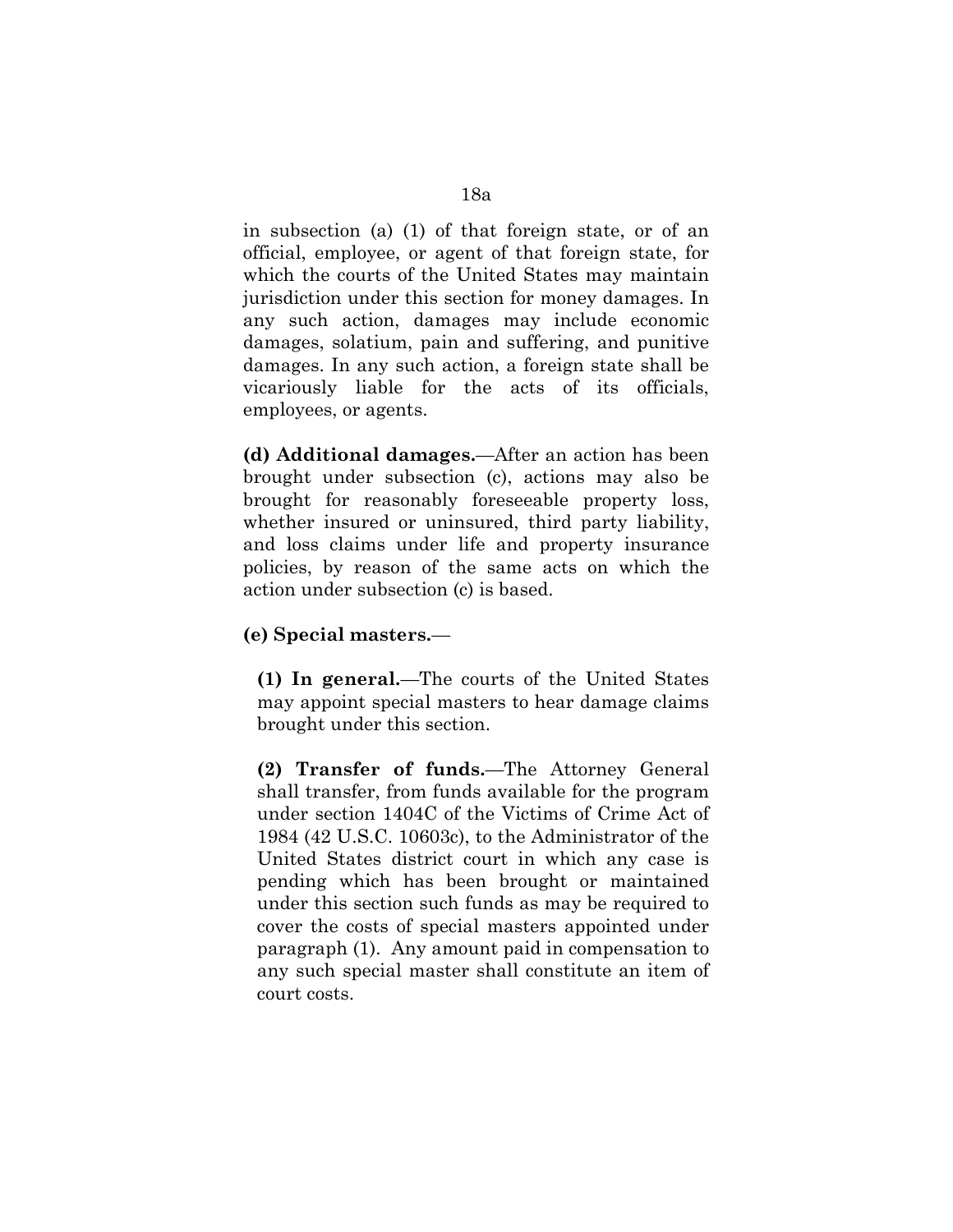in subsection (a) (1) of that foreign state, or of an official, employee, or agent of that foreign state, for which the courts of the United States may maintain jurisdiction under this section for money damages. In any such action, damages may include economic damages, solatium, pain and suffering, and punitive damages. In any such action, a foreign state shall be vicariously liable for the acts of its officials, employees, or agents.

**(d) Additional damages.**—After an action has been brought under subsection (c), actions may also be brought for reasonably foreseeable property loss, whether insured or uninsured, third party liability, and loss claims under life and property insurance policies, by reason of the same acts on which the action under subsection (c) is based.

**(e) Special masters.**—

> **(1) In general.**—The courts of the United States may appoint special masters to hear damage claims brought under this section.
>
> **(2) Transfer of funds.**—The Attorney General shall transfer, from funds available for the program under section 1404C of the Victims of Crime Act of 1984 (42 U.S.C. 10603c), to the Administrator of the United States district court in which any case is pending which has been brought or maintained under this section such funds as may be required to cover the costs of special masters appointed under paragraph (1). Any amount paid in compensation to any such special master shall constitute an item of court costs.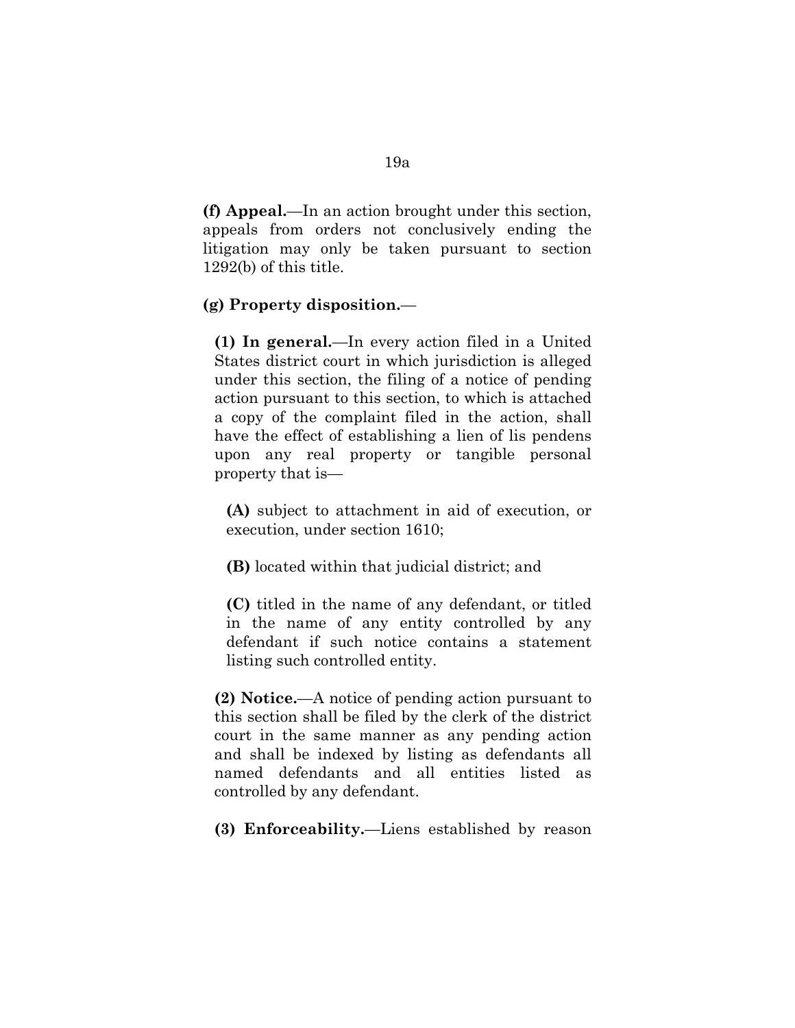**(f) Appeal.**—In an action brought under this section, appeals from orders not conclusively ending the litigation may only be taken pursuant to section 1292(b) of this title.

**(g) Property disposition.**—

**(1) In general.**—In every action filed in a United States district court in which jurisdiction is alleged under this section, the filing of a notice of pending action pursuant to this section, to which is attached a copy of the complaint filed in the action, shall have the effect of establishing a lien of lis pendens upon any real property or tangible personal property that is—

**(A)** subject to attachment in aid of execution, or execution, under section 1610;

**(B)** located within that judicial district; and

**(C)** titled in the name of any defendant, or titled in the name of any entity controlled by any defendant if such notice contains a statement listing such controlled entity.

**(2) Notice.**—A notice of pending action pursuant to this section shall be filed by the clerk of the district court in the same manner as any pending action and shall be indexed by listing as defendants all named defendants and all entities listed as controlled by any defendant.

**(3) Enforceability.**—Liens established by reason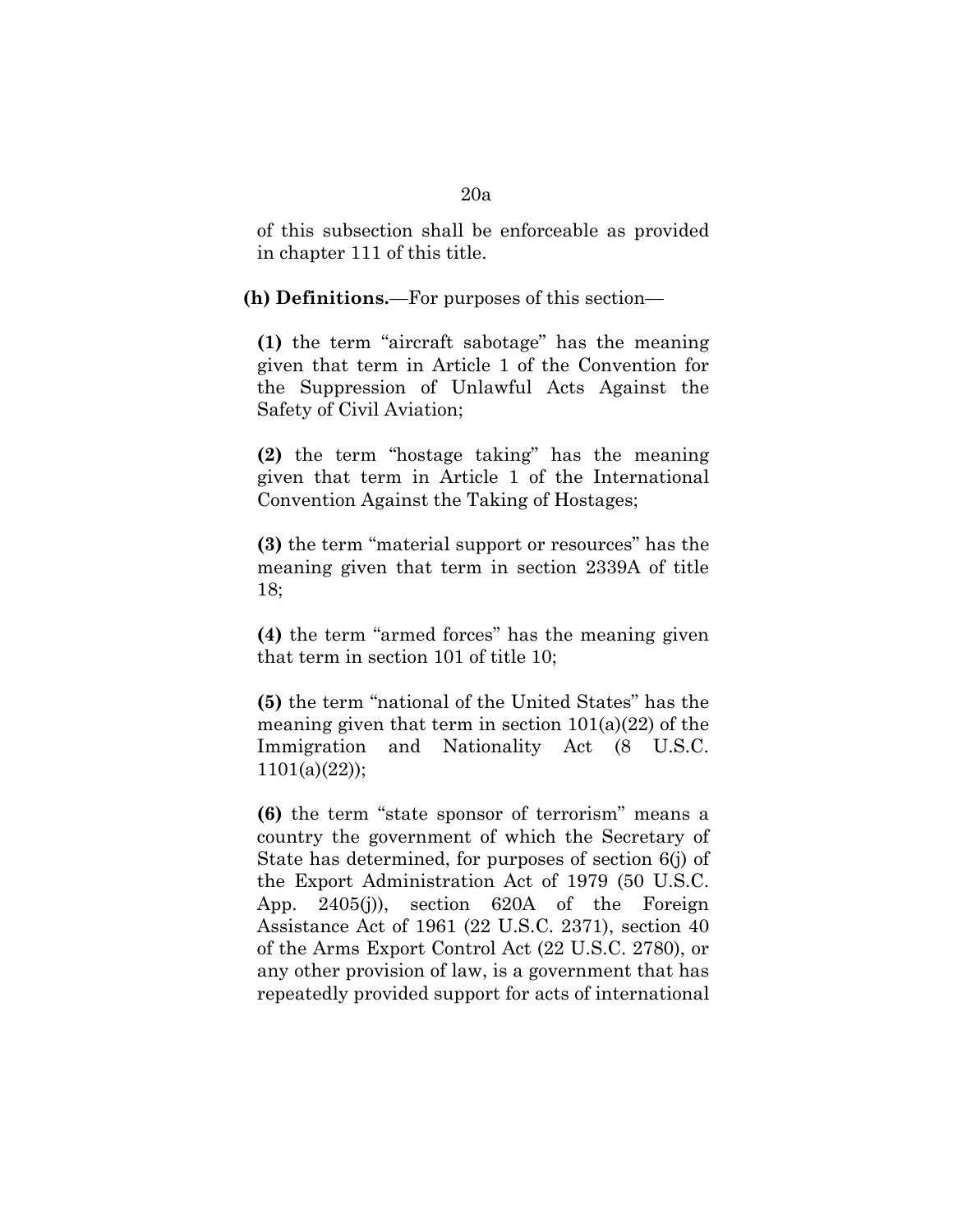of this subsection shall be enforceable as provided in chapter 111 of this title.

**(h) Definitions.**—For purposes of this section—

**(1)** the term "aircraft sabotage" has the meaning given that term in Article 1 of the Convention for the Suppression of Unlawful Acts Against the Safety of Civil Aviation;

**(2)** the term "hostage taking" has the meaning given that term in Article 1 of the International Convention Against the Taking of Hostages;

**(3)** the term "material support or resources" has the meaning given that term in section 2339A of title 18;

**(4)** the term "armed forces" has the meaning given that term in section 101 of title 10;

**(5)** the term "national of the United States" has the meaning given that term in section 101(a)(22) of the Immigration and Nationality Act (8 U.S.C. 1101(a)(22));

**(6)** the term "state sponsor of terrorism" means a country the government of which the Secretary of State has determined, for purposes of section 6(j) of the Export Administration Act of 1979 (50 U.S.C. App. 2405(j)), section 620A of the Foreign Assistance Act of 1961 (22 U.S.C. 2371), section 40 of the Arms Export Control Act (22 U.S.C. 2780), or any other provision of law, is a government that has repeatedly provided support for acts of international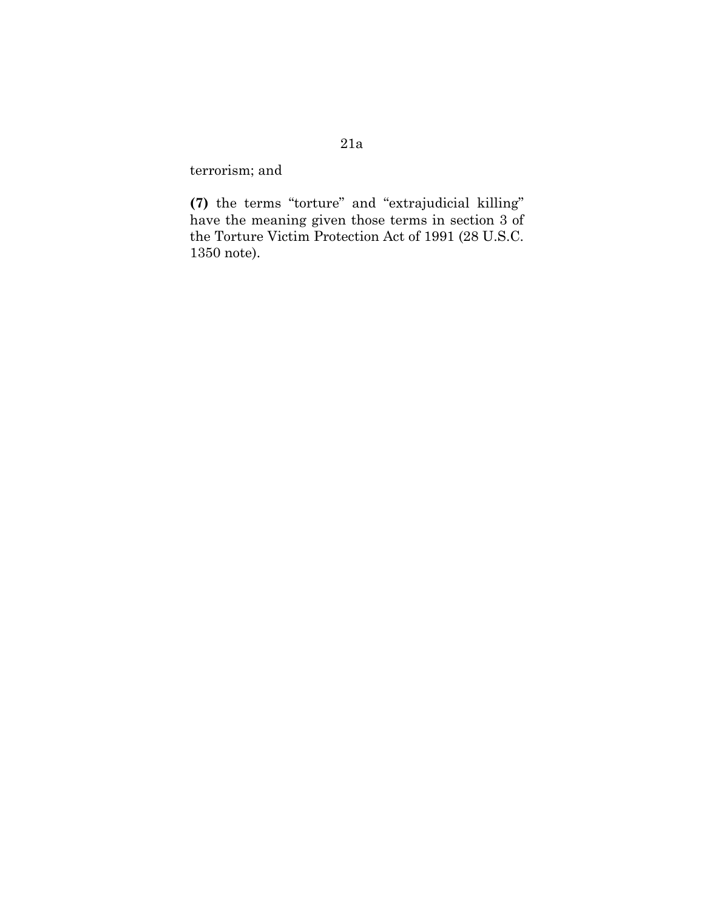terrorism; and

**(7)** the terms "torture" and "extrajudicial killing" have the meaning given those terms in section 3 of the Torture Victim Protection Act of 1991 (28 U.S.C. 1350 note).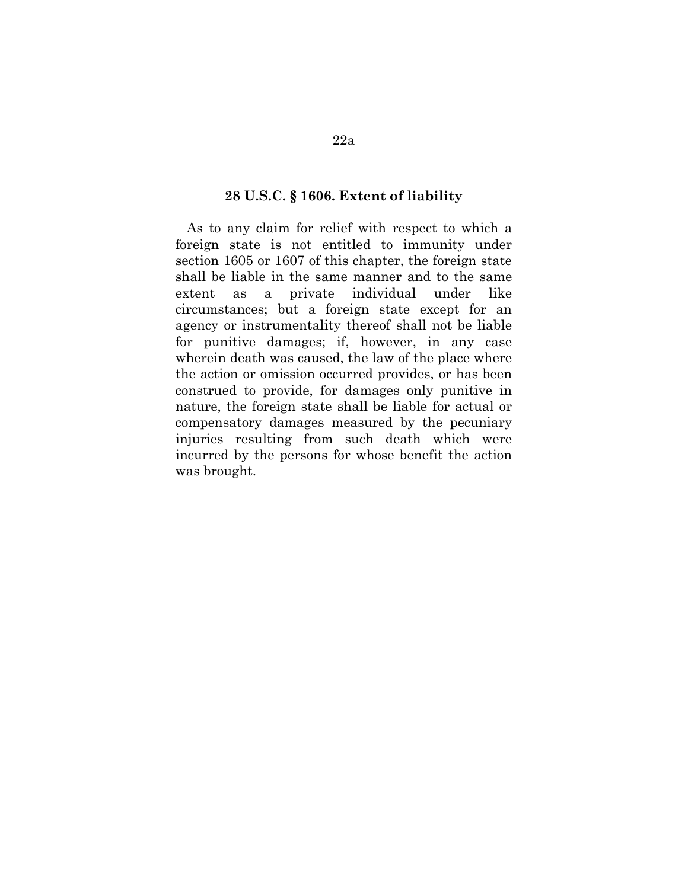**28 U.S.C. § 1606. Extent of liability**

As to any claim for relief with respect to which a foreign state is not entitled to immunity under section 1605 or 1607 of this chapter, the foreign state shall be liable in the same manner and to the same extent as a private individual under like circumstances; but a foreign state except for an agency or instrumentality thereof shall not be liable for punitive damages; if, however, in any case wherein death was caused, the law of the place where the action or omission occurred provides, or has been construed to provide, for damages only punitive in nature, the foreign state shall be liable for actual or compensatory damages measured by the pecuniary injuries resulting from such death which were incurred by the persons for whose benefit the action was brought.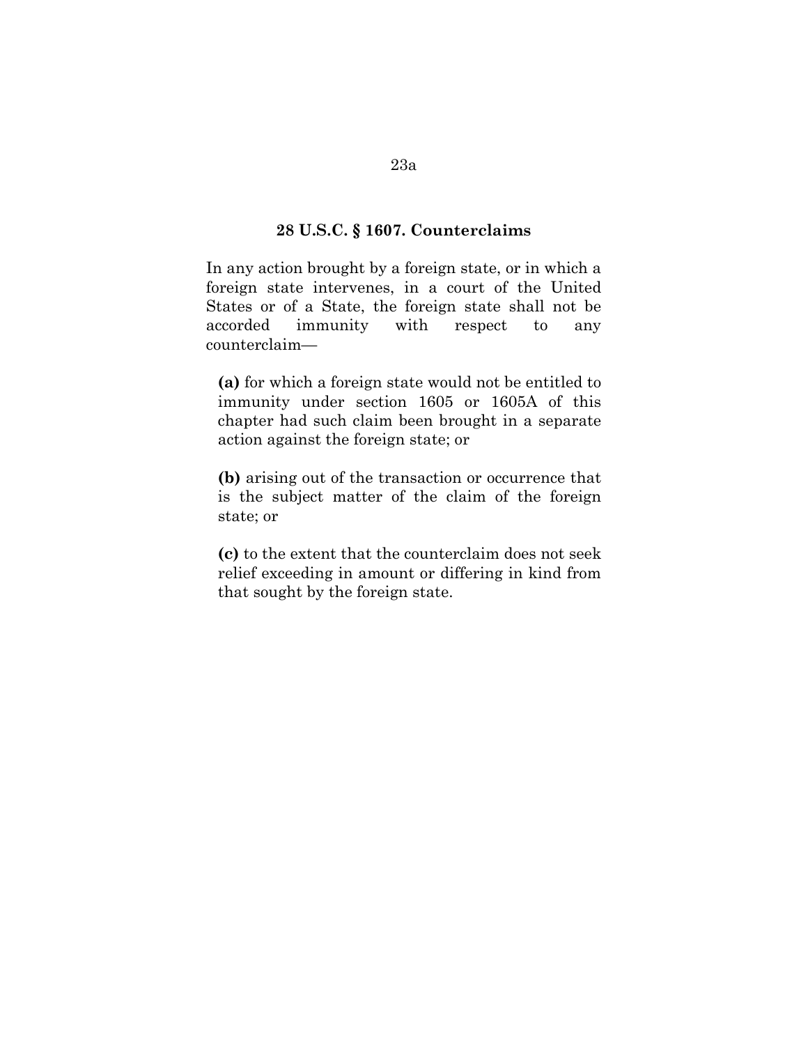## 28 U.S.C. § 1607. Counterclaims

In any action brought by a foreign state, or in which a foreign state intervenes, in a court of the United States or of a State, the foreign state shall not be accorded immunity with respect to any counterclaim—

**(a)** for which a foreign state would not be entitled to immunity under section 1605 or 1605A of this chapter had such claim been brought in a separate action against the foreign state; or

**(b)** arising out of the transaction or occurrence that is the subject matter of the claim of the foreign state; or

**(c)** to the extent that the counterclaim does not seek relief exceeding in amount or differing in kind from that sought by the foreign state.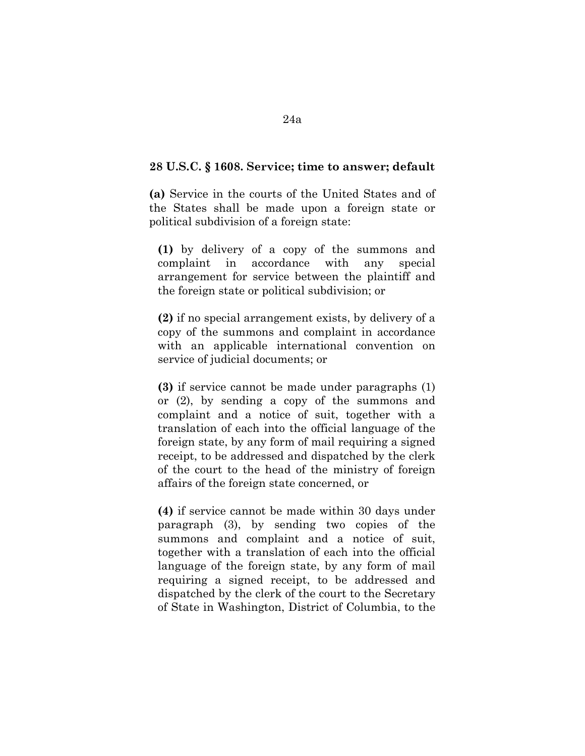**28 U.S.C. § 1608. Service; time to answer; default**

**(a)** Service in the courts of the United States and of the States shall be made upon a foreign state or political subdivision of a foreign state:

> **(1)** by delivery of a copy of the summons and complaint in accordance with any special arrangement for service between the plaintiff and the foreign state or political subdivision; or
>
> **(2)** if no special arrangement exists, by delivery of a copy of the summons and complaint in accordance with an applicable international convention on service of judicial documents; or
>
> **(3)** if service cannot be made under paragraphs (1) or (2), by sending a copy of the summons and complaint and a notice of suit, together with a translation of each into the official language of the foreign state, by any form of mail requiring a signed receipt, to be addressed and dispatched by the clerk of the court to the head of the ministry of foreign affairs of the foreign state concerned, or
>
> **(4)** if service cannot be made within 30 days under paragraph (3), by sending two copies of the summons and complaint and a notice of suit, together with a translation of each into the official language of the foreign state, by any form of mail requiring a signed receipt, to be addressed and dispatched by the clerk of the court to the Secretary of State in Washington, District of Columbia, to the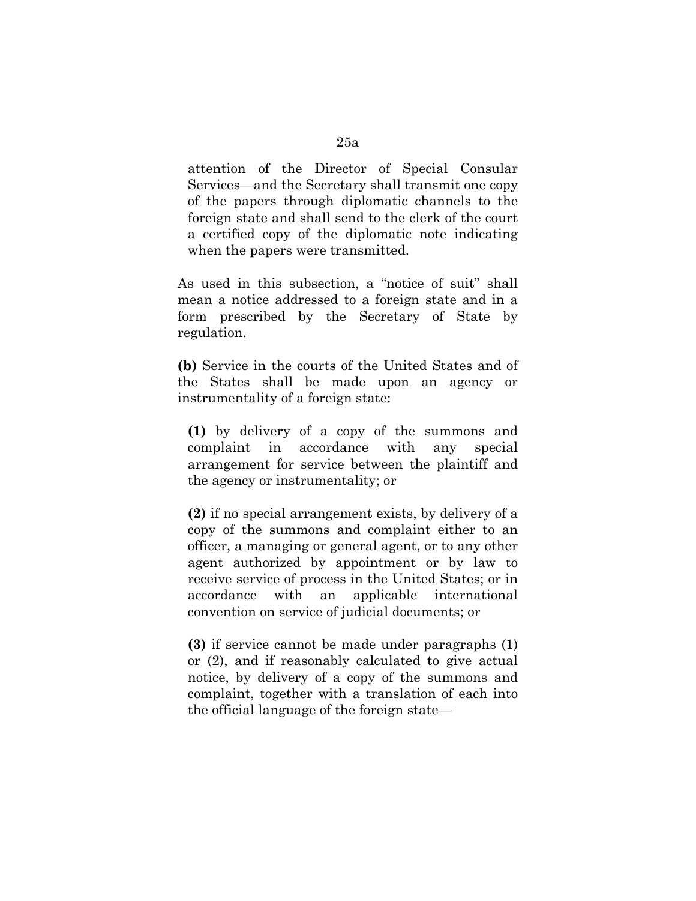attention of the Director of Special Consular Services—and the Secretary shall transmit one copy of the papers through diplomatic channels to the foreign state and shall send to the clerk of the court a certified copy of the diplomatic note indicating when the papers were transmitted.

As used in this subsection, a "notice of suit" shall mean a notice addressed to a foreign state and in a form prescribed by the Secretary of State by regulation.

**(b)** Service in the courts of the United States and of the States shall be made upon an agency or instrumentality of a foreign state:

> **(1)** by delivery of a copy of the summons and complaint in accordance with any special arrangement for service between the plaintiff and the agency or instrumentality; or
>
> **(2)** if no special arrangement exists, by delivery of a copy of the summons and complaint either to an officer, a managing or general agent, or to any other agent authorized by appointment or by law to receive service of process in the United States; or in accordance with an applicable international convention on service of judicial documents; or
>
> **(3)** if service cannot be made under paragraphs (1) or (2), and if reasonably calculated to give actual notice, by delivery of a copy of the summons and complaint, together with a translation of each into the official language of the foreign state—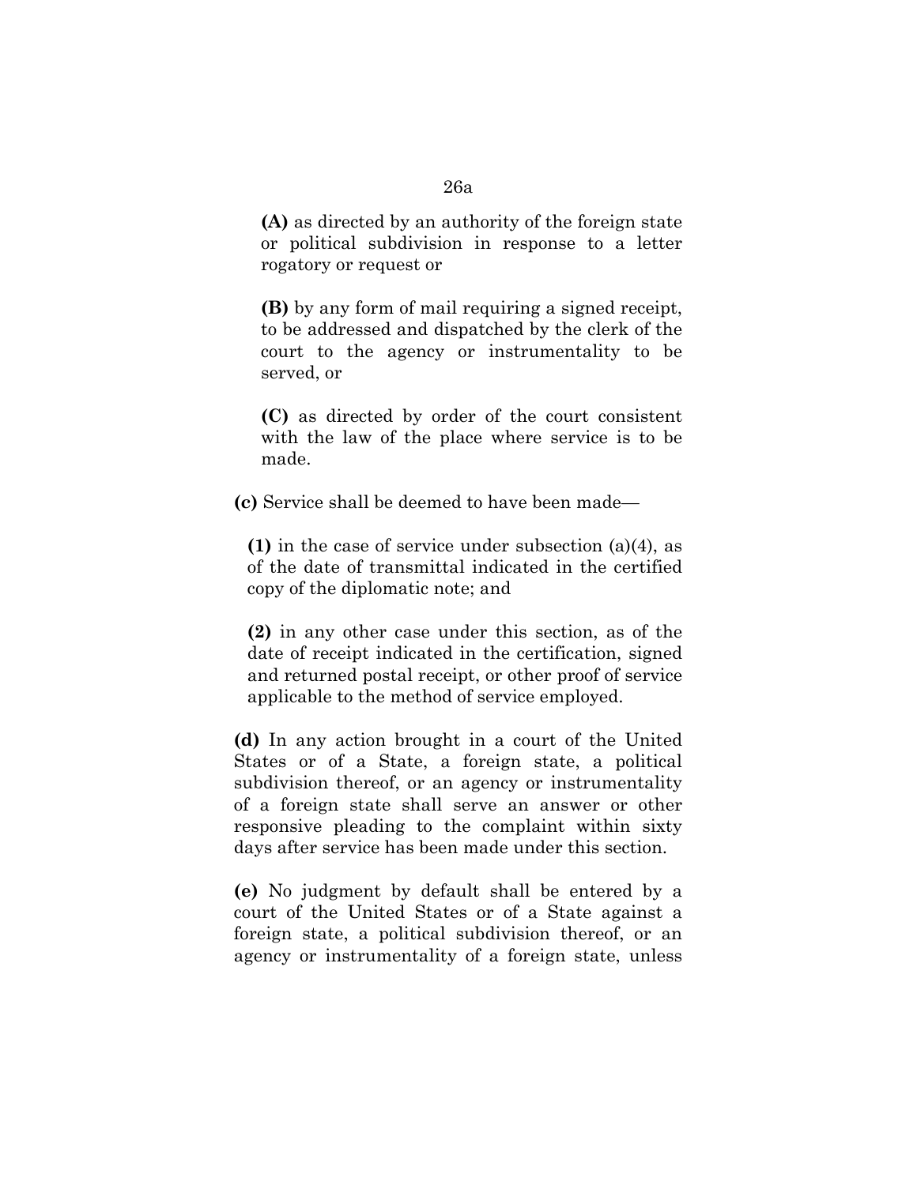**(A)** as directed by an authority of the foreign state or political subdivision in response to a letter rogatory or request or

**(B)** by any form of mail requiring a signed receipt, to be addressed and dispatched by the clerk of the court to the agency or instrumentality to be served, or

**(C)** as directed by order of the court consistent with the law of the place where service is to be made.

**(c)** Service shall be deemed to have been made—

**(1)** in the case of service under subsection (a)(4), as of the date of transmittal indicated in the certified copy of the diplomatic note; and

**(2)** in any other case under this section, as of the date of receipt indicated in the certification, signed and returned postal receipt, or other proof of service applicable to the method of service employed.

**(d)** In any action brought in a court of the United States or of a State, a foreign state, a political subdivision thereof, or an agency or instrumentality of a foreign state shall serve an answer or other responsive pleading to the complaint within sixty days after service has been made under this section.

**(e)** No judgment by default shall be entered by a court of the United States or of a State against a foreign state, a political subdivision thereof, or an agency or instrumentality of a foreign state, unless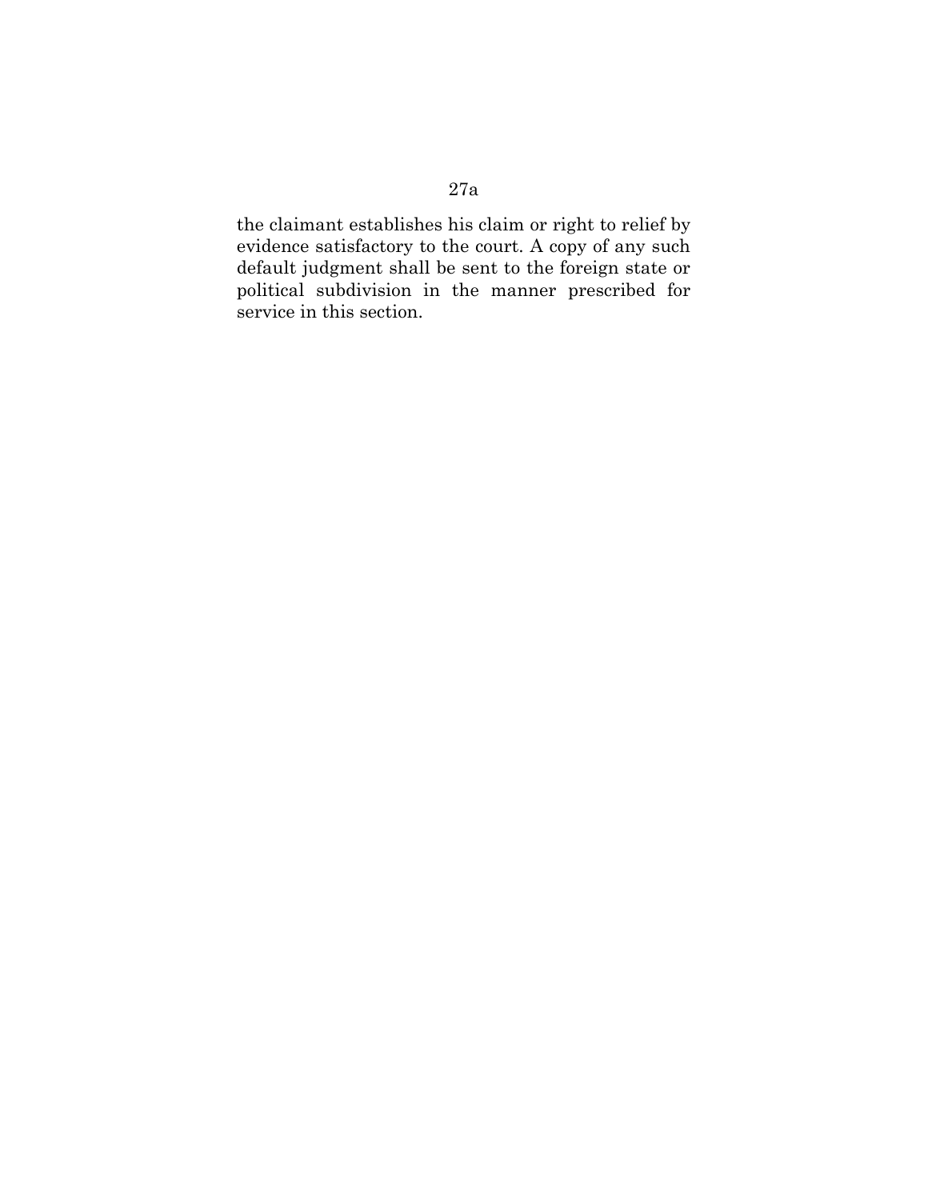the claimant establishes his claim or right to relief by evidence satisfactory to the court. A copy of any such default judgment shall be sent to the foreign state or political subdivision in the manner prescribed for service in this section.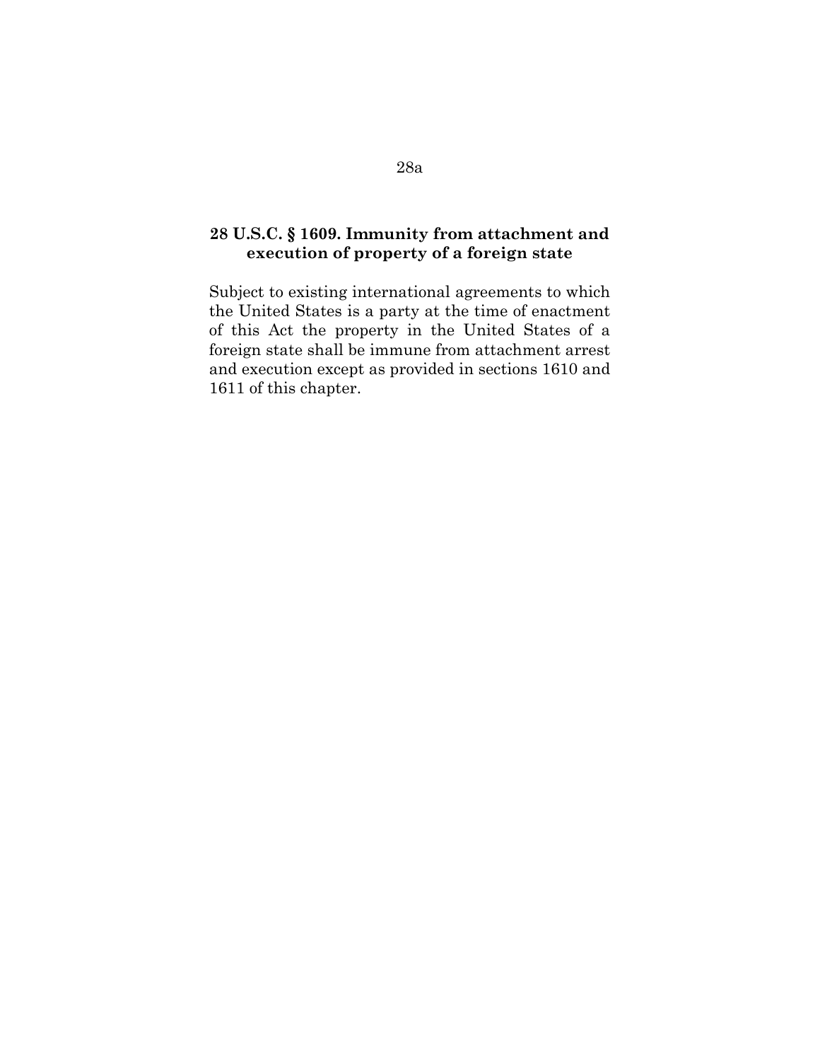**28 U.S.C. § 1609. Immunity from attachment and execution of property of a foreign state**

Subject to existing international agreements to which the United States is a party at the time of enactment of this Act the property in the United States of a foreign state shall be immune from attachment arrest and execution except as provided in sections 1610 and 1611 of this chapter.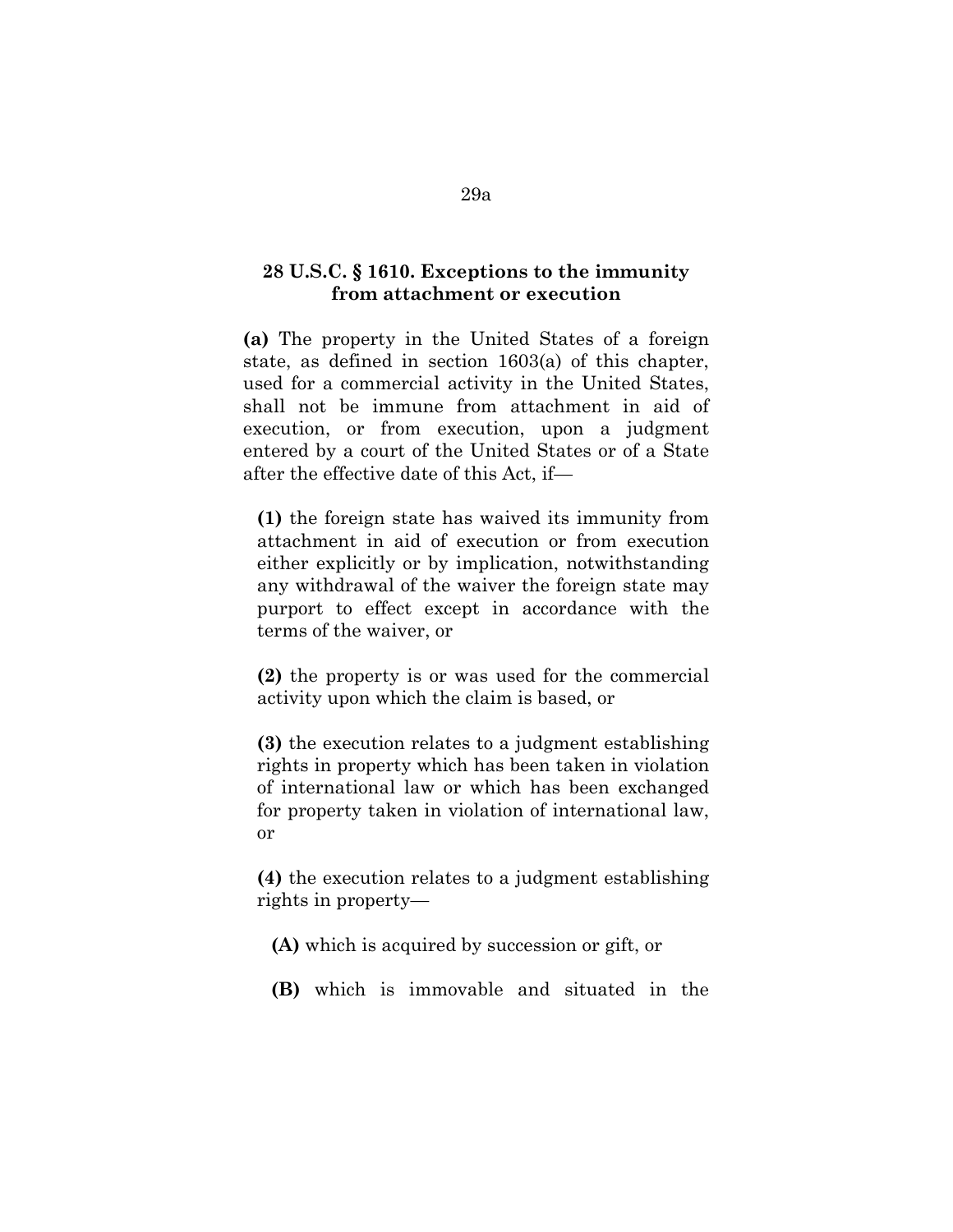## 28 U.S.C. § 1610. Exceptions to the immunity from attachment or execution

**(a)** The property in the United States of a foreign state, as defined in section 1603(a) of this chapter, used for a commercial activity in the United States, shall not be immune from attachment in aid of execution, or from execution, upon a judgment entered by a court of the United States or of a State after the effective date of this Act, if—

**(1)** the foreign state has waived its immunity from attachment in aid of execution or from execution either explicitly or by implication, notwithstanding any withdrawal of the waiver the foreign state may purport to effect except in accordance with the terms of the waiver, or

**(2)** the property is or was used for the commercial activity upon which the claim is based, or

**(3)** the execution relates to a judgment establishing rights in property which has been taken in violation of international law or which has been exchanged for property taken in violation of international law, or

**(4)** the execution relates to a judgment establishing rights in property—

**(A)** which is acquired by succession or gift, or

**(B)** which is immovable and situated in the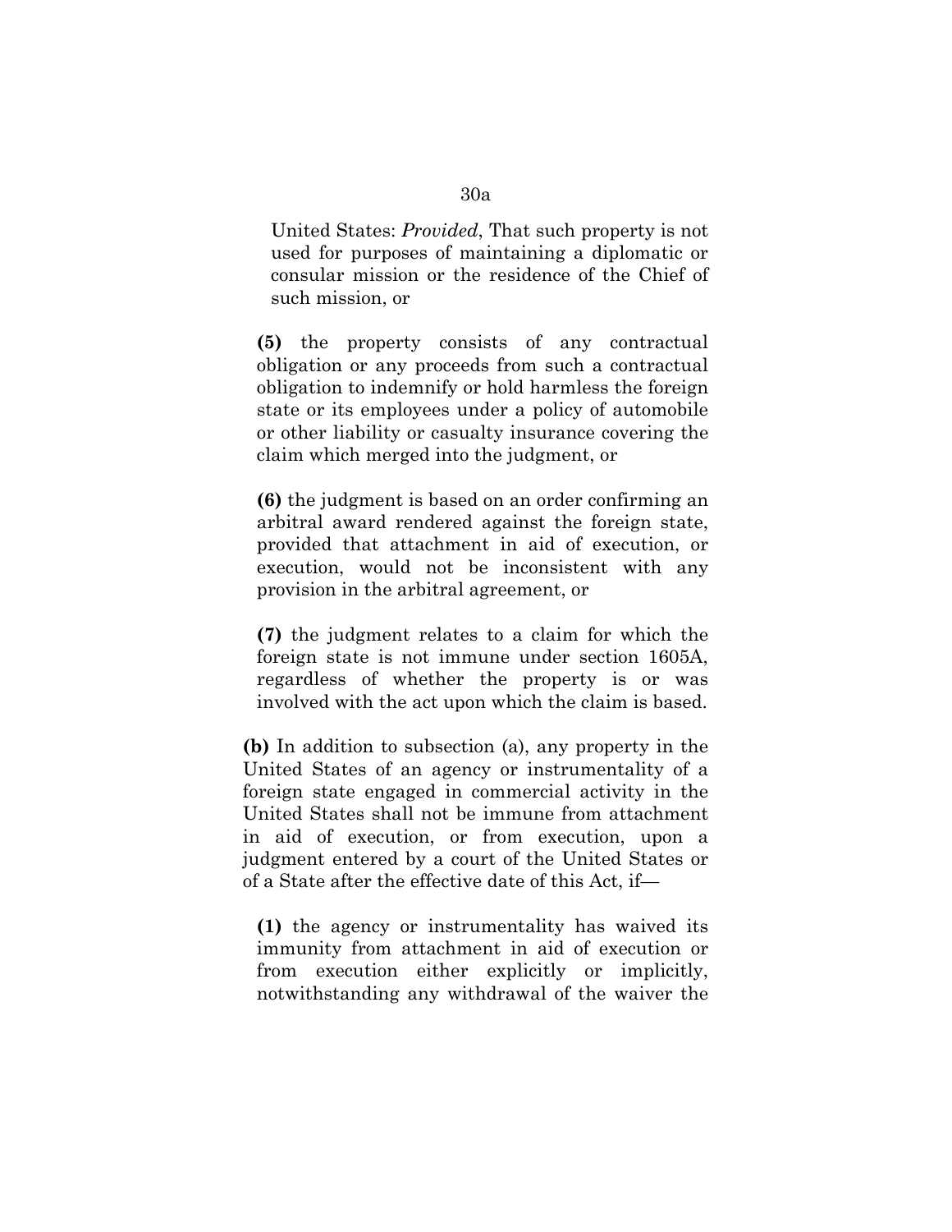United States: *Provided*, That such property is not used for purposes of maintaining a diplomatic or consular mission or the residence of the Chief of such mission, or

**(5)** the property consists of any contractual obligation or any proceeds from such a contractual obligation to indemnify or hold harmless the foreign state or its employees under a policy of automobile or other liability or casualty insurance covering the claim which merged into the judgment, or

**(6)** the judgment is based on an order confirming an arbitral award rendered against the foreign state, provided that attachment in aid of execution, or execution, would not be inconsistent with any provision in the arbitral agreement, or

**(7)** the judgment relates to a claim for which the foreign state is not immune under section 1605A, regardless of whether the property is or was involved with the act upon which the claim is based.

**(b)** In addition to subsection (a), any property in the United States of an agency or instrumentality of a foreign state engaged in commercial activity in the United States shall not be immune from attachment in aid of execution, or from execution, upon a judgment entered by a court of the United States or of a State after the effective date of this Act, if—

**(1)** the agency or instrumentality has waived its immunity from attachment in aid of execution or from execution either explicitly or implicitly, notwithstanding any withdrawal of the waiver the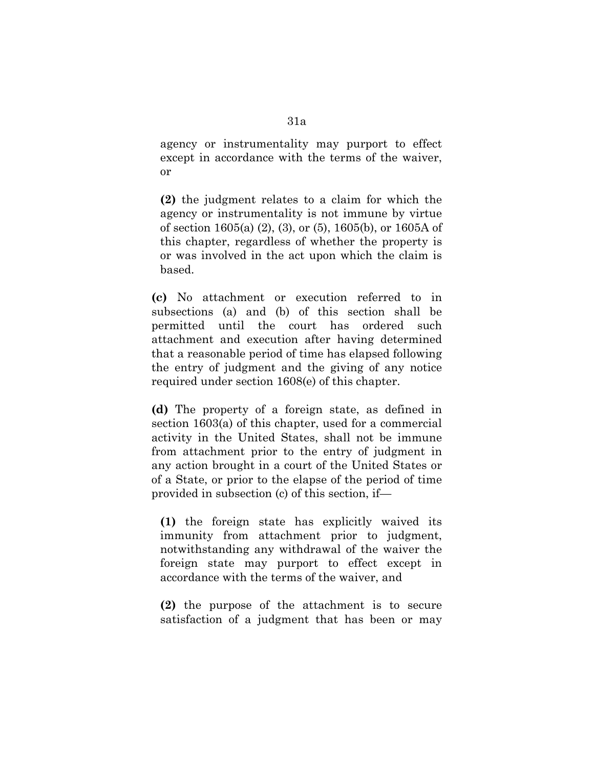agency or instrumentality may purport to effect except in accordance with the terms of the waiver, or

**(2)** the judgment relates to a claim for which the agency or instrumentality is not immune by virtue of section 1605(a) (2), (3), or (5), 1605(b), or 1605A of this chapter, regardless of whether the property is or was involved in the act upon which the claim is based.

**(c)** No attachment or execution referred to in subsections (a) and (b) of this section shall be permitted until the court has ordered such attachment and execution after having determined that a reasonable period of time has elapsed following the entry of judgment and the giving of any notice required under section 1608(e) of this chapter.

**(d)** The property of a foreign state, as defined in section 1603(a) of this chapter, used for a commercial activity in the United States, shall not be immune from attachment prior to the entry of judgment in any action brought in a court of the United States or of a State, or prior to the elapse of the period of time provided in subsection (c) of this section, if—

**(1)** the foreign state has explicitly waived its immunity from attachment prior to judgment, notwithstanding any withdrawal of the waiver the foreign state may purport to effect except in accordance with the terms of the waiver, and

**(2)** the purpose of the attachment is to secure satisfaction of a judgment that has been or may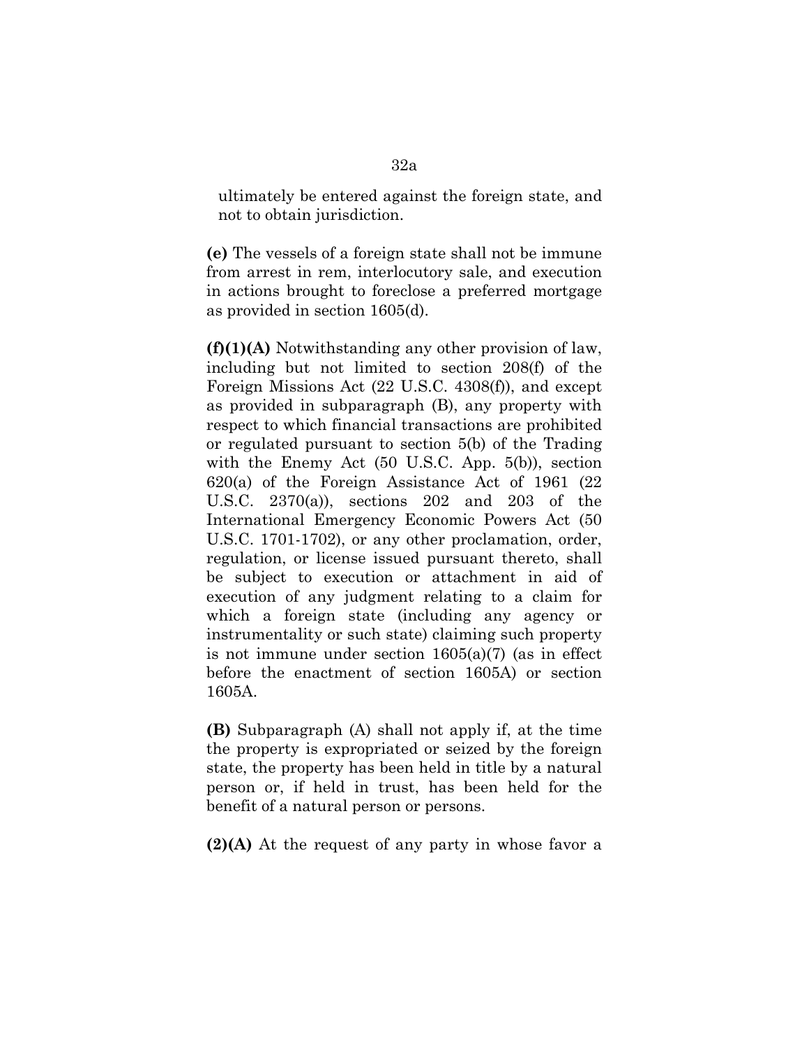ultimately be entered against the foreign state, and not to obtain jurisdiction.

**(e)** The vessels of a foreign state shall not be immune from arrest in rem, interlocutory sale, and execution in actions brought to foreclose a preferred mortgage as provided in section 1605(d).

**(f)(1)(A)** Notwithstanding any other provision of law, including but not limited to section 208(f) of the Foreign Missions Act (22 U.S.C. 4308(f)), and except as provided in subparagraph (B), any property with respect to which financial transactions are prohibited or regulated pursuant to section 5(b) of the Trading with the Enemy Act (50 U.S.C. App. 5(b)), section 620(a) of the Foreign Assistance Act of 1961 (22 U.S.C. 2370(a)), sections 202 and 203 of the International Emergency Economic Powers Act (50 U.S.C. 1701-1702), or any other proclamation, order, regulation, or license issued pursuant thereto, shall be subject to execution or attachment in aid of execution of any judgment relating to a claim for which a foreign state (including any agency or instrumentality or such state) claiming such property is not immune under section 1605(a)(7) (as in effect before the enactment of section 1605A) or section 1605A.

**(B)** Subparagraph (A) shall not apply if, at the time the property is expropriated or seized by the foreign state, the property has been held in title by a natural person or, if held in trust, has been held for the benefit of a natural person or persons.

**(2)(A)** At the request of any party in whose favor a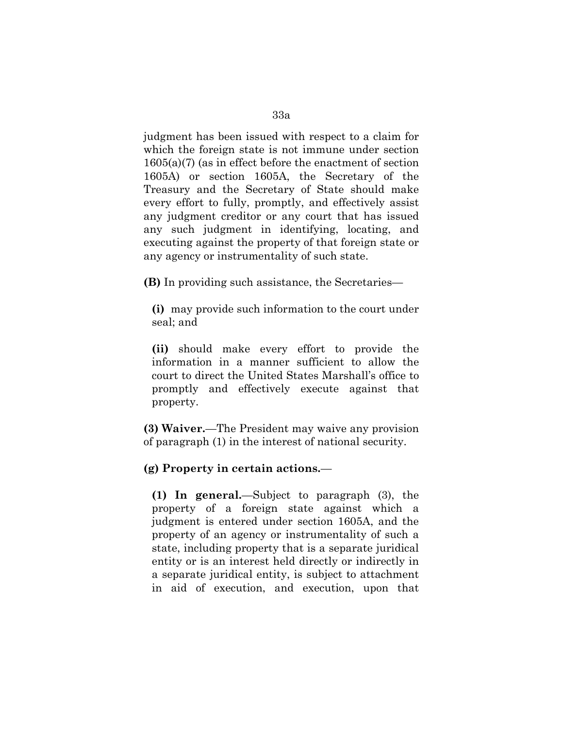judgment has been issued with respect to a claim for which the foreign state is not immune under section 1605(a)(7) (as in effect before the enactment of section 1605A) or section 1605A, the Secretary of the Treasury and the Secretary of State should make every effort to fully, promptly, and effectively assist any judgment creditor or any court that has issued any such judgment in identifying, locating, and executing against the property of that foreign state or any agency or instrumentality of such state.

**(B)** In providing such assistance, the Secretaries—

**(i)** may provide such information to the court under seal; and

**(ii)** should make every effort to provide the information in a manner sufficient to allow the court to direct the United States Marshall's office to promptly and effectively execute against that property.

**(3) Waiver.**—The President may waive any provision of paragraph (1) in the interest of national security.

**(g) Property in certain actions.**—

**(1) In general.**—Subject to paragraph (3), the property of a foreign state against which a judgment is entered under section 1605A, and the property of an agency or instrumentality of such a state, including property that is a separate juridical entity or is an interest held directly or indirectly in a separate juridical entity, is subject to attachment in aid of execution, and execution, upon that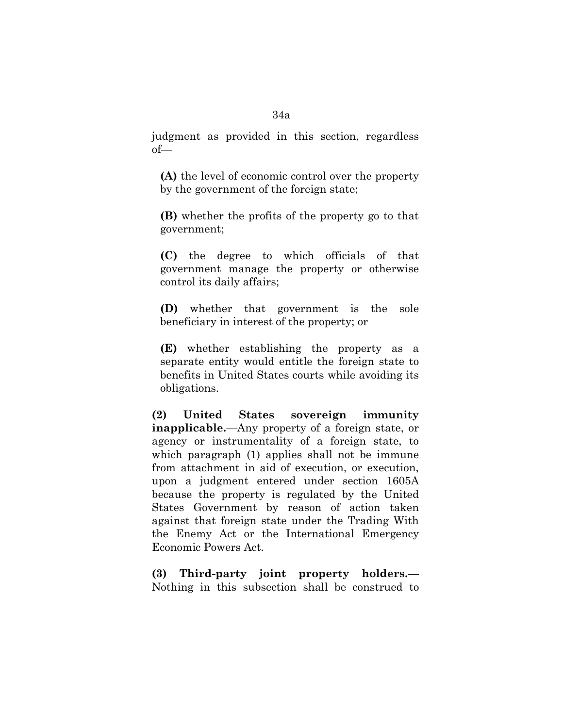judgment as provided in this section, regardless of—

**(A)** the level of economic control over the property by the government of the foreign state;

**(B)** whether the profits of the property go to that government;

**(C)** the degree to which officials of that government manage the property or otherwise control its daily affairs;

**(D)** whether that government is the sole beneficiary in interest of the property; or

**(E)** whether establishing the property as a separate entity would entitle the foreign state to benefits in United States courts while avoiding its obligations.

**(2) United States sovereign immunity inapplicable.**—Any property of a foreign state, or agency or instrumentality of a foreign state, to which paragraph (1) applies shall not be immune from attachment in aid of execution, or execution, upon a judgment entered under section 1605A because the property is regulated by the United States Government by reason of action taken against that foreign state under the Trading With the Enemy Act or the International Emergency Economic Powers Act.

**(3) Third-party joint property holders.**—Nothing in this subsection shall be construed to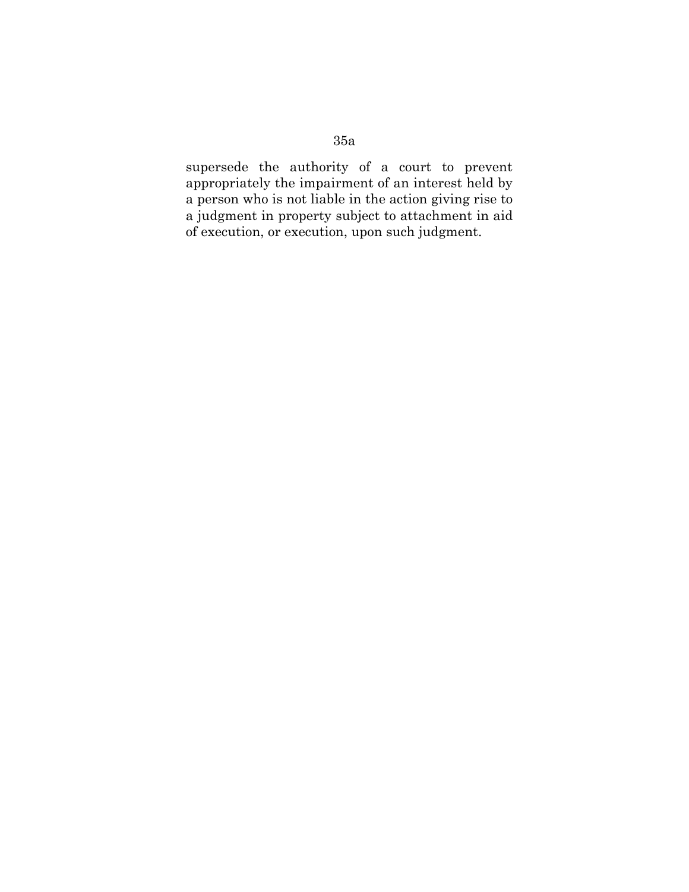supersede the authority of a court to prevent appropriately the impairment of an interest held by a person who is not liable in the action giving rise to a judgment in property subject to attachment in aid of execution, or execution, upon such judgment.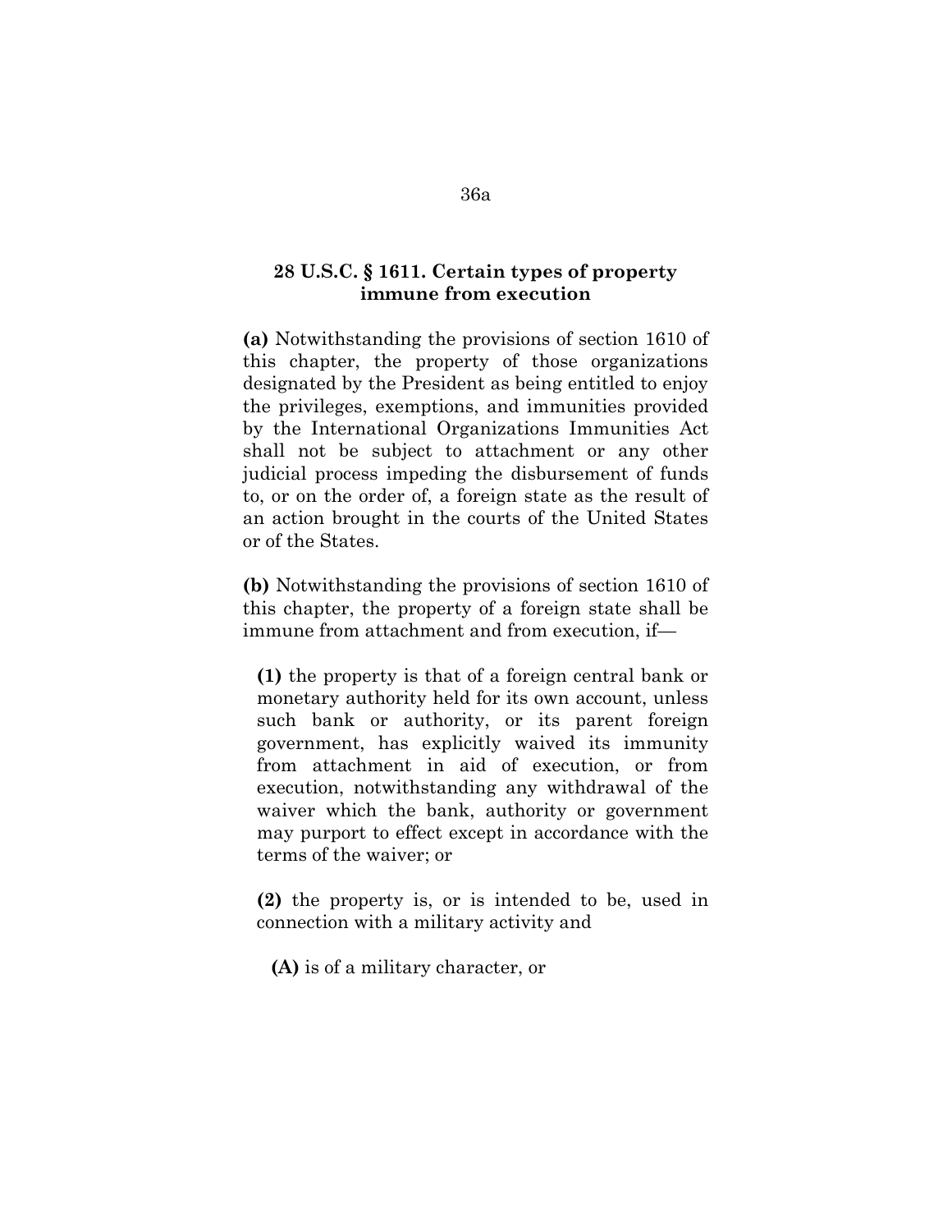## 28 U.S.C. § 1611. Certain types of property immune from execution

**(a)** Notwithstanding the provisions of section 1610 of this chapter, the property of those organizations designated by the President as being entitled to enjoy the privileges, exemptions, and immunities provided by the International Organizations Immunities Act shall not be subject to attachment or any other judicial process impeding the disbursement of funds to, or on the order of, a foreign state as the result of an action brought in the courts of the United States or of the States.

**(b)** Notwithstanding the provisions of section 1610 of this chapter, the property of a foreign state shall be immune from attachment and from execution, if—

> **(1)** the property is that of a foreign central bank or monetary authority held for its own account, unless such bank or authority, or its parent foreign government, has explicitly waived its immunity from attachment in aid of execution, or from execution, notwithstanding any withdrawal of the waiver which the bank, authority or government may purport to effect except in accordance with the terms of the waiver; or
>
> **(2)** the property is, or is intended to be, used in connection with a military activity and
>
> > **(A)** is of a military character, or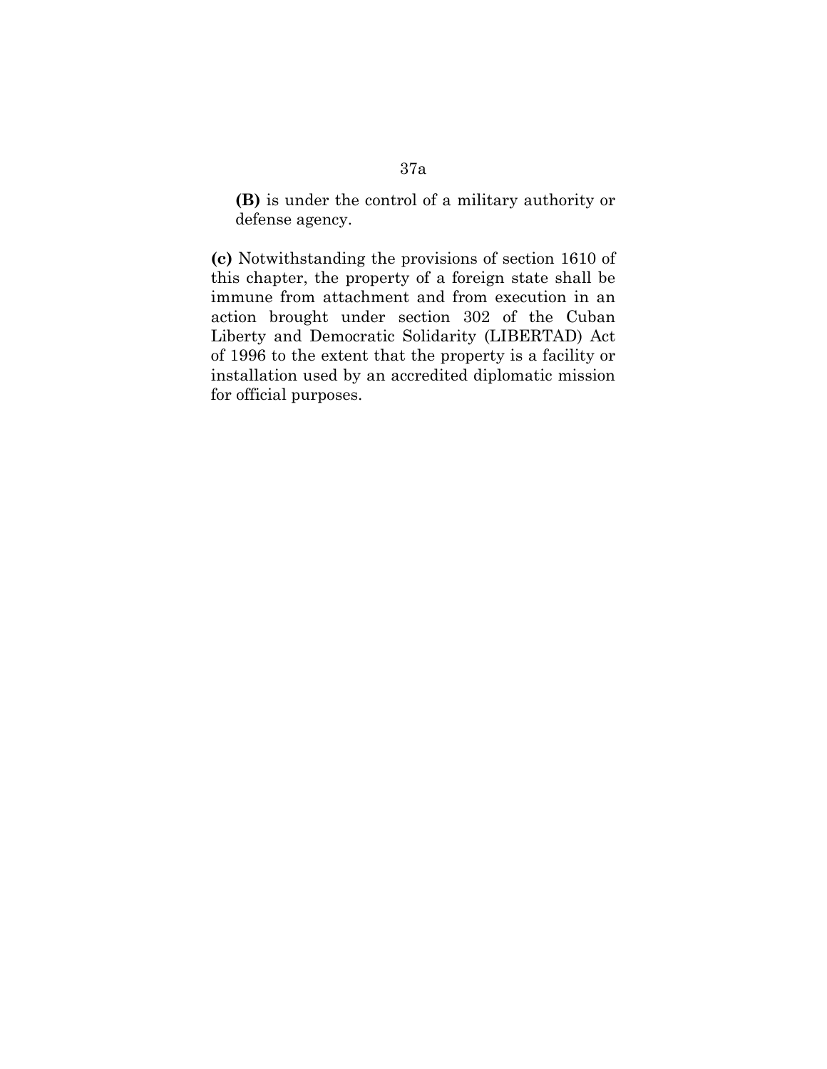**(B)** is under the control of a military authority or defense agency.

**(c)** Notwithstanding the provisions of section 1610 of this chapter, the property of a foreign state shall be immune from attachment and from execution in an action brought under section 302 of the Cuban Liberty and Democratic Solidarity (LIBERTAD) Act of 1996 to the extent that the property is a facility or installation used by an accredited diplomatic mission for official purposes.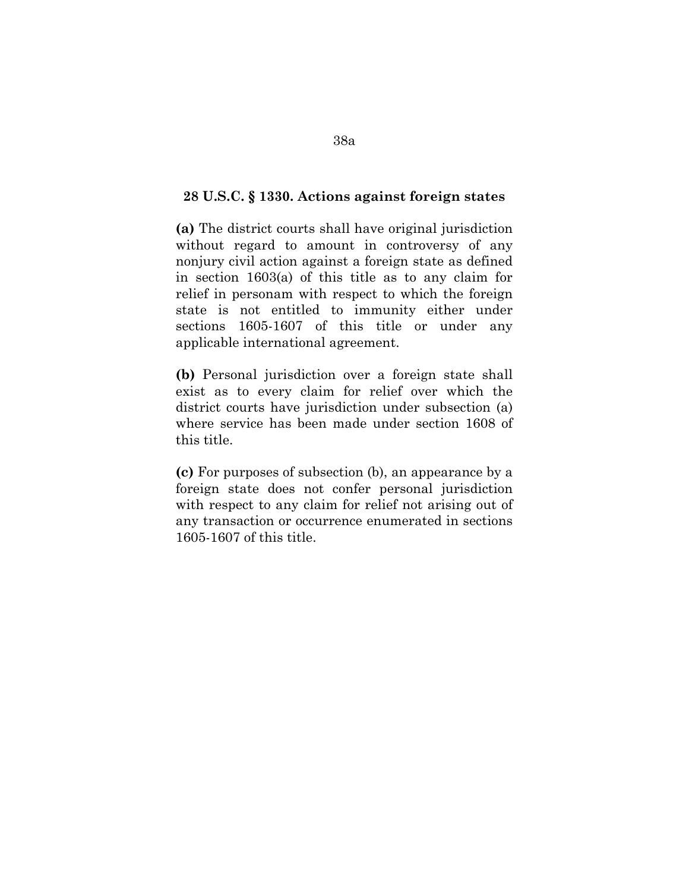**28 U.S.C. § 1330. Actions against foreign states**

**(a)** The district courts shall have original jurisdiction without regard to amount in controversy of any nonjury civil action against a foreign state as defined in section 1603(a) of this title as to any claim for relief in personam with respect to which the foreign state is not entitled to immunity either under sections 1605-1607 of this title or under any applicable international agreement.

**(b)** Personal jurisdiction over a foreign state shall exist as to every claim for relief over which the district courts have jurisdiction under subsection (a) where service has been made under section 1608 of this title.

**(c)** For purposes of subsection (b), an appearance by a foreign state does not confer personal jurisdiction with respect to any claim for relief not arising out of any transaction or occurrence enumerated in sections 1605-1607 of this title.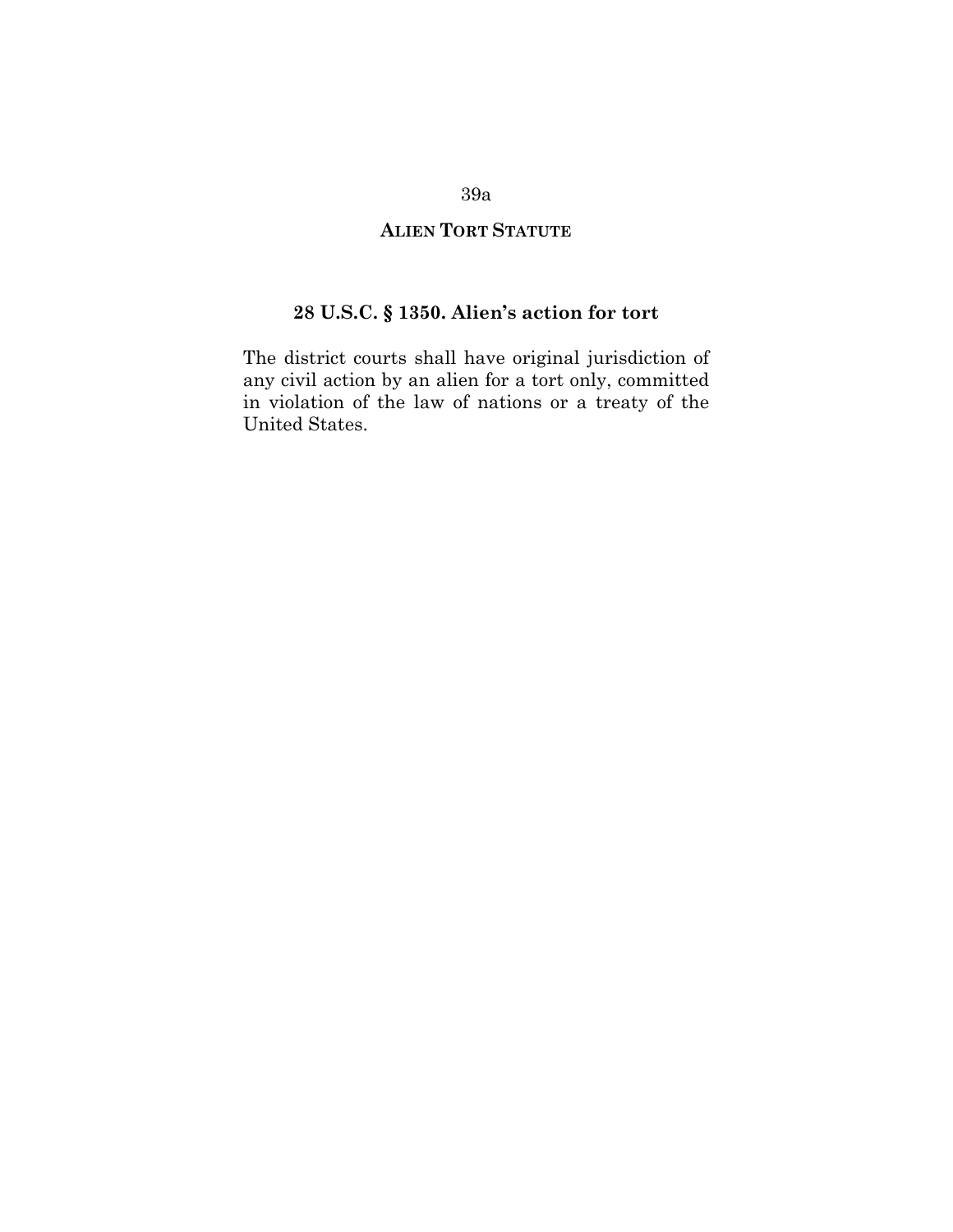## ALIEN TORT STATUTE

### 28 U.S.C. § 1350. Alien's action for tort

The district courts shall have original jurisdiction of any civil action by an alien for a tort only, committed in violation of the law of nations or a treaty of the United States.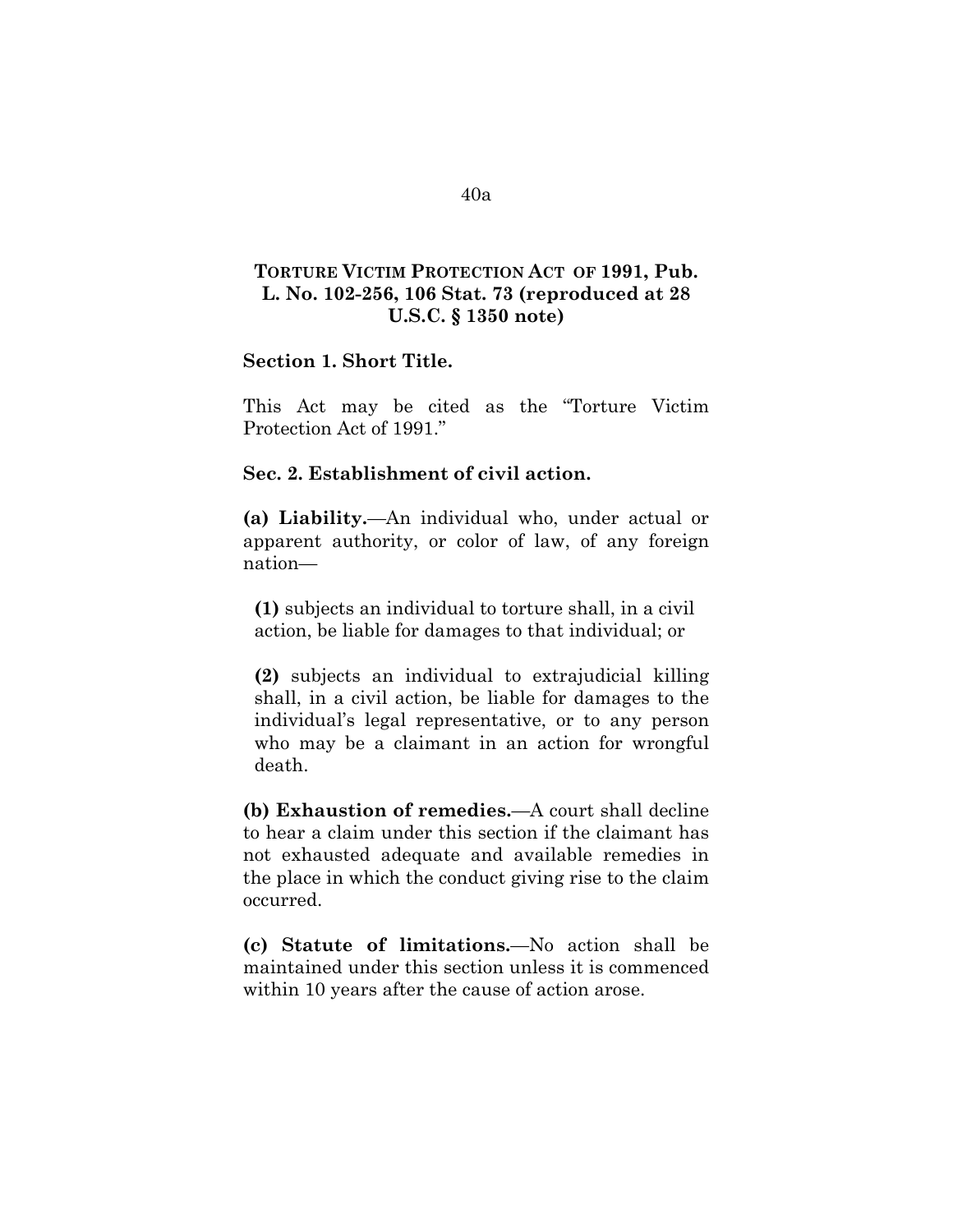## TORTURE VICTIM PROTECTION ACT OF 1991, Pub. L. No. 102-256, 106 Stat. 73 (reproduced at 28 U.S.C. § 1350 note)

**Section 1. Short Title.**

This Act may be cited as the "Torture Victim Protection Act of 1991."

**Sec. 2. Establishment of civil action.**

**(a) Liability.**—An individual who, under actual or apparent authority, or color of law, of any foreign nation—

> **(1)** subjects an individual to torture shall, in a civil action, be liable for damages to that individual; or
>
> **(2)** subjects an individual to extrajudicial killing shall, in a civil action, be liable for damages to the individual's legal representative, or to any person who may be a claimant in an action for wrongful death.

**(b) Exhaustion of remedies.**—A court shall decline to hear a claim under this section if the claimant has not exhausted adequate and available remedies in the place in which the conduct giving rise to the claim occurred.

**(c) Statute of limitations.**—No action shall be maintained under this section unless it is commenced within 10 years after the cause of action arose.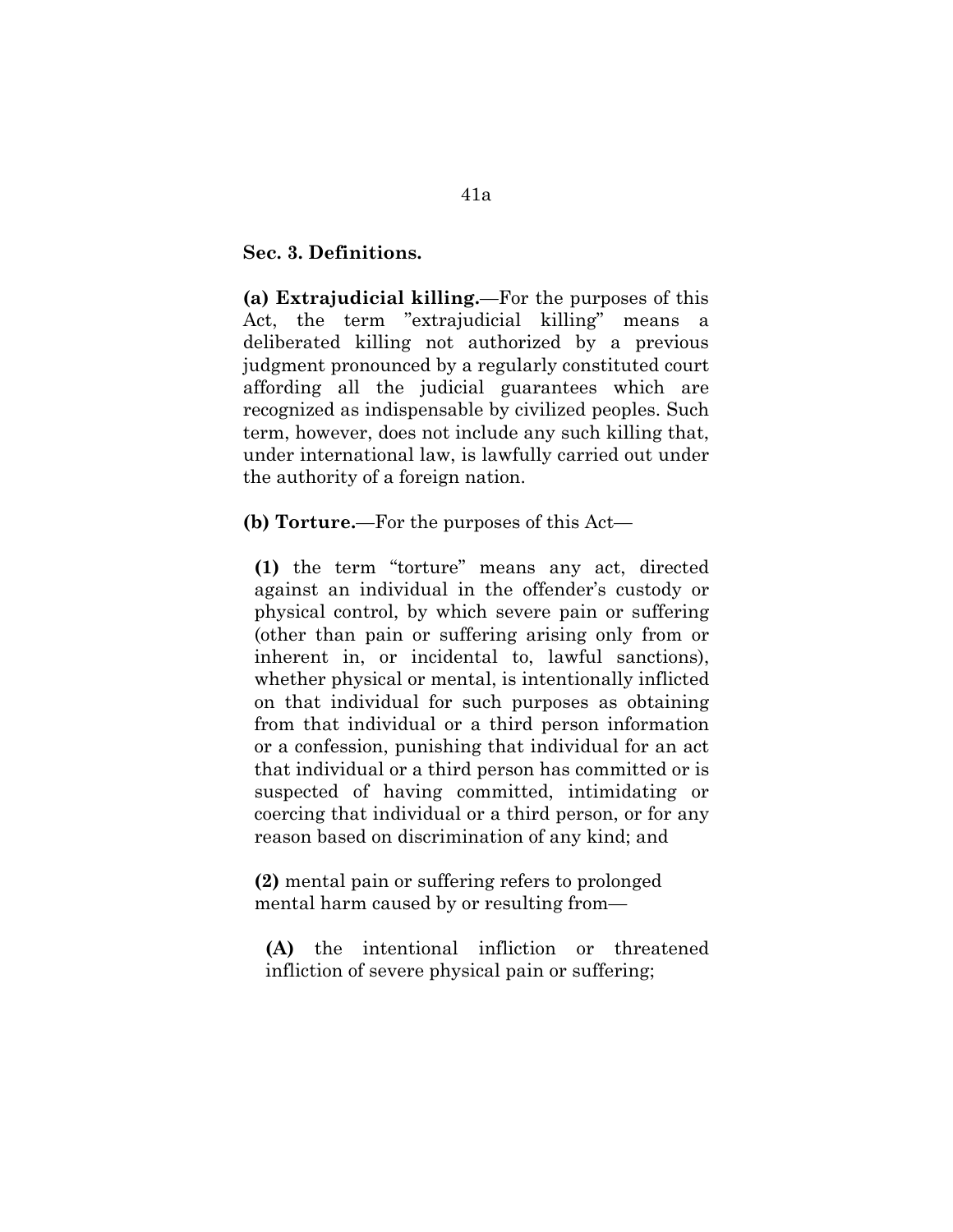**Sec. 3. Definitions.**

**(a) Extrajudicial killing.**—For the purposes of this Act, the term "extrajudicial killing" means a deliberated killing not authorized by a previous judgment pronounced by a regularly constituted court affording all the judicial guarantees which are recognized as indispensable by civilized peoples. Such term, however, does not include any such killing that, under international law, is lawfully carried out under the authority of a foreign nation.

**(b) Torture.**—For the purposes of this Act—

**(1)** the term "torture" means any act, directed against an individual in the offender's custody or physical control, by which severe pain or suffering (other than pain or suffering arising only from or inherent in, or incidental to, lawful sanctions), whether physical or mental, is intentionally inflicted on that individual for such purposes as obtaining from that individual or a third person information or a confession, punishing that individual for an act that individual or a third person has committed or is suspected of having committed, intimidating or coercing that individual or a third person, or for any reason based on discrimination of any kind; and

**(2)** mental pain or suffering refers to prolonged mental harm caused by or resulting from—

**(A)** the intentional infliction or threatened infliction of severe physical pain or suffering;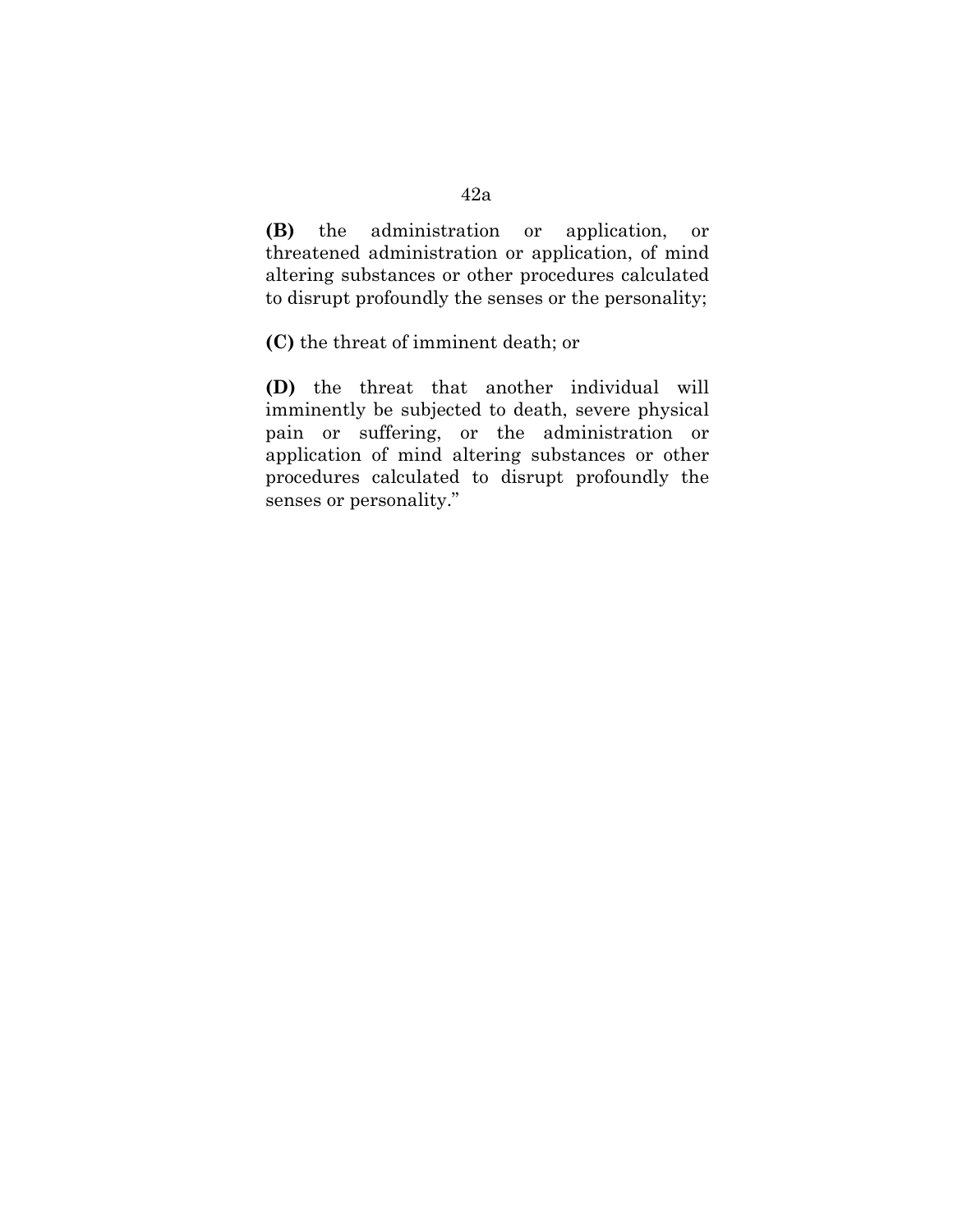**(B)** the administration or application, or threatened administration or application, of mind altering substances or other procedures calculated to disrupt profoundly the senses or the personality;

**(C)** the threat of imminent death; or

**(D)** the threat that another individual will imminently be subjected to death, severe physical pain or suffering, or the administration or application of mind altering substances or other procedures calculated to disrupt profoundly the senses or personality."